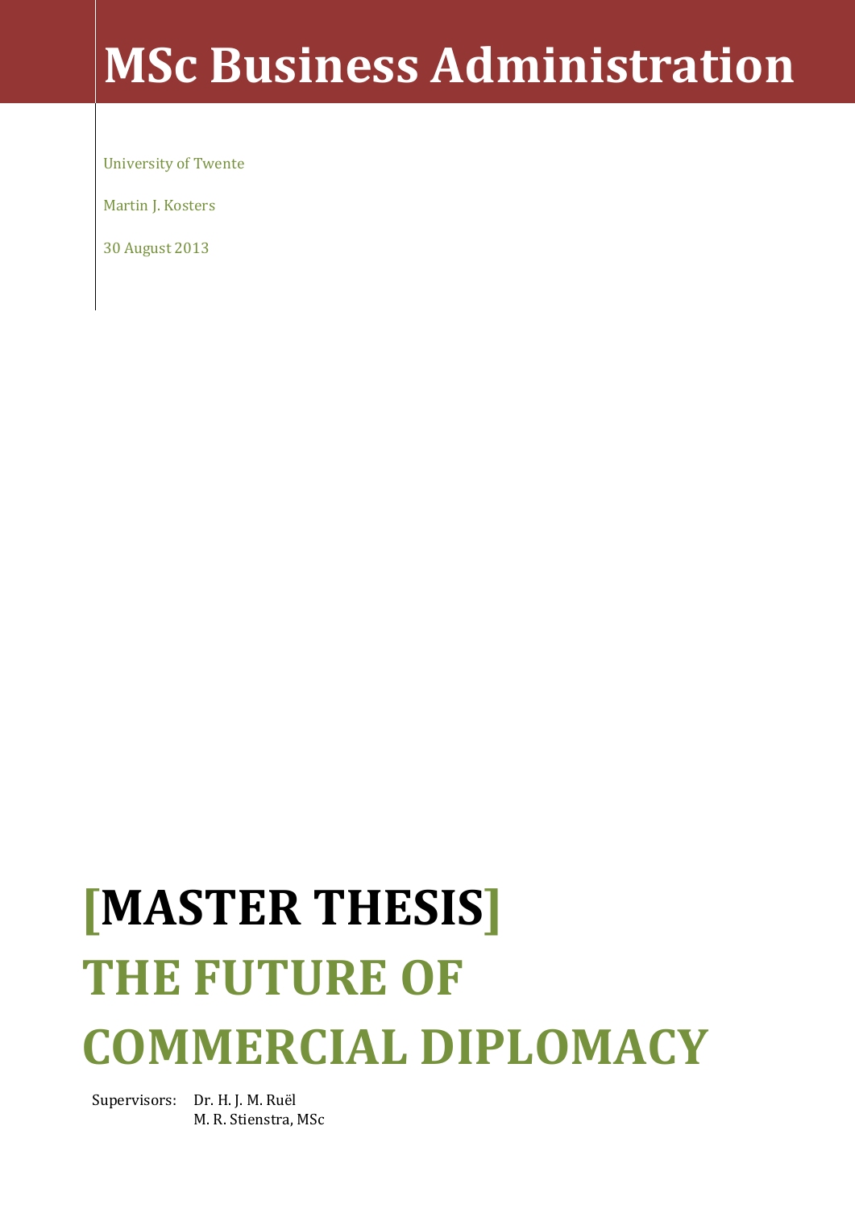# MSc Business Administration

University of Twente

Martin J. Kosters

30 August 2013

# [MASTER THESIS]

# THE FUTURE OF COMMERCIAL DIPLOMACY

Supervisors: Dr. H. J. M. Ruël
M. R. Stienstra, MSc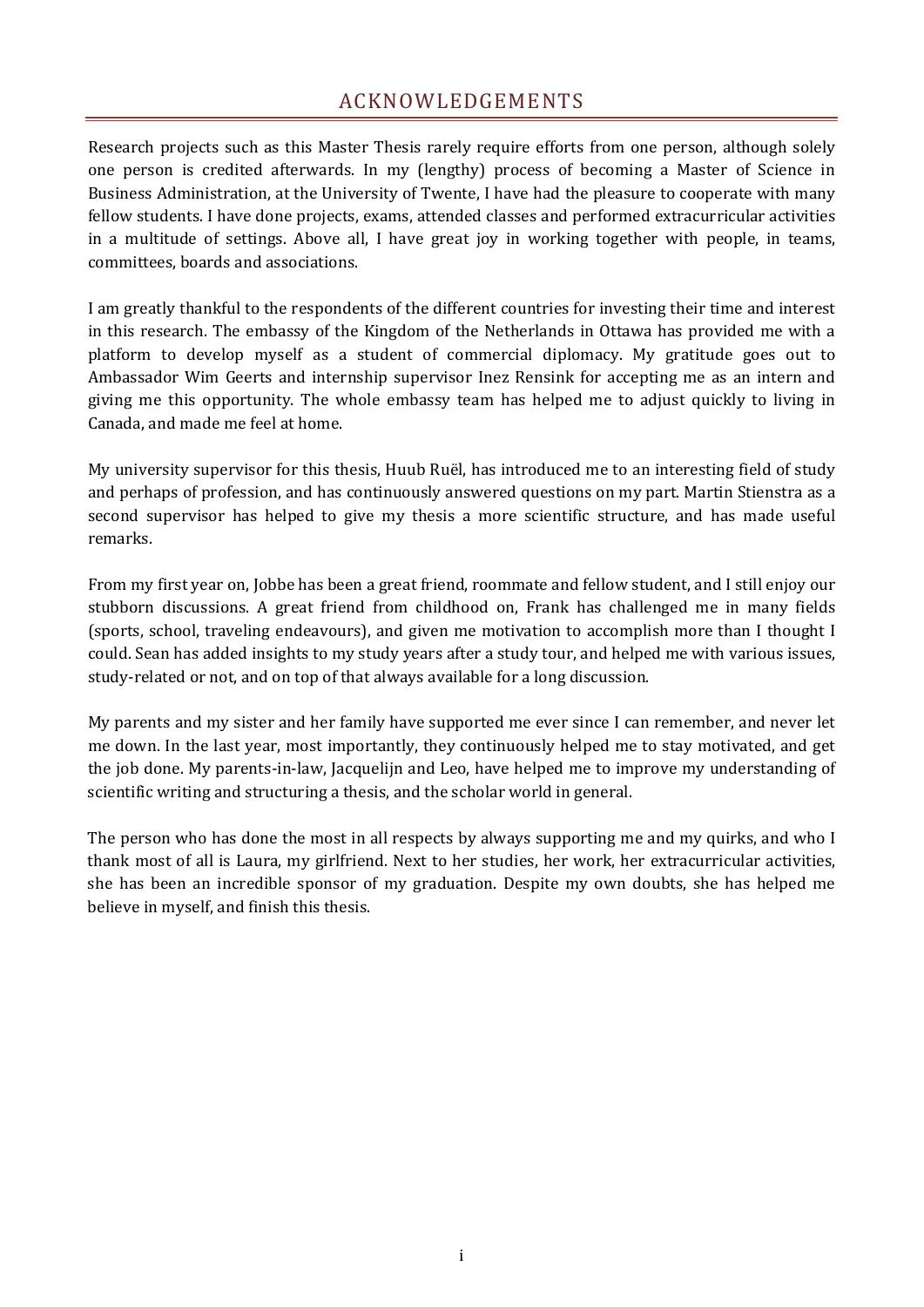# ACKNOWLEDGEMENTS

Research projects such as this Master Thesis rarely require efforts from one person, although solely one person is credited afterwards. In my (lengthy) process of becoming a Master of Science in Business Administration, at the University of Twente, I have had the pleasure to cooperate with many fellow students. I have done projects, exams, attended classes and performed extracurricular activities in a multitude of settings. Above all, I have great joy in working together with people, in teams, committees, boards and associations.

I am greatly thankful to the respondents of the different countries for investing their time and interest in this research. The embassy of the Kingdom of the Netherlands in Ottawa has provided me with a platform to develop myself as a student of commercial diplomacy. My gratitude goes out to Ambassador Wim Geerts and internship supervisor Inez Rensink for accepting me as an intern and giving me this opportunity. The whole embassy team has helped me to adjust quickly to living in Canada, and made me feel at home.

My university supervisor for this thesis, Huub Ruël, has introduced me to an interesting field of study and perhaps of profession, and has continuously answered questions on my part. Martin Stienstra as a second supervisor has helped to give my thesis a more scientific structure, and has made useful remarks.

From my first year on, Jobbe has been a great friend, roommate and fellow student, and I still enjoy our stubborn discussions. A great friend from childhood on, Frank has challenged me in many fields (sports, school, traveling endeavours), and given me motivation to accomplish more than I thought I could. Sean has added insights to my study years after a study tour, and helped me with various issues, study-related or not, and on top of that always available for a long discussion.

My parents and my sister and her family have supported me ever since I can remember, and never let me down. In the last year, most importantly, they continuously helped me to stay motivated, and get the job done. My parents-in-law, Jacquelijn and Leo, have helped me to improve my understanding of scientific writing and structuring a thesis, and the scholar world in general.

The person who has done the most in all respects by always supporting me and my quirks, and who I thank most of all is Laura, my girlfriend. Next to her studies, her work, her extracurricular activities, she has been an incredible sponsor of my graduation. Despite my own doubts, she has helped me believe in myself, and finish this thesis.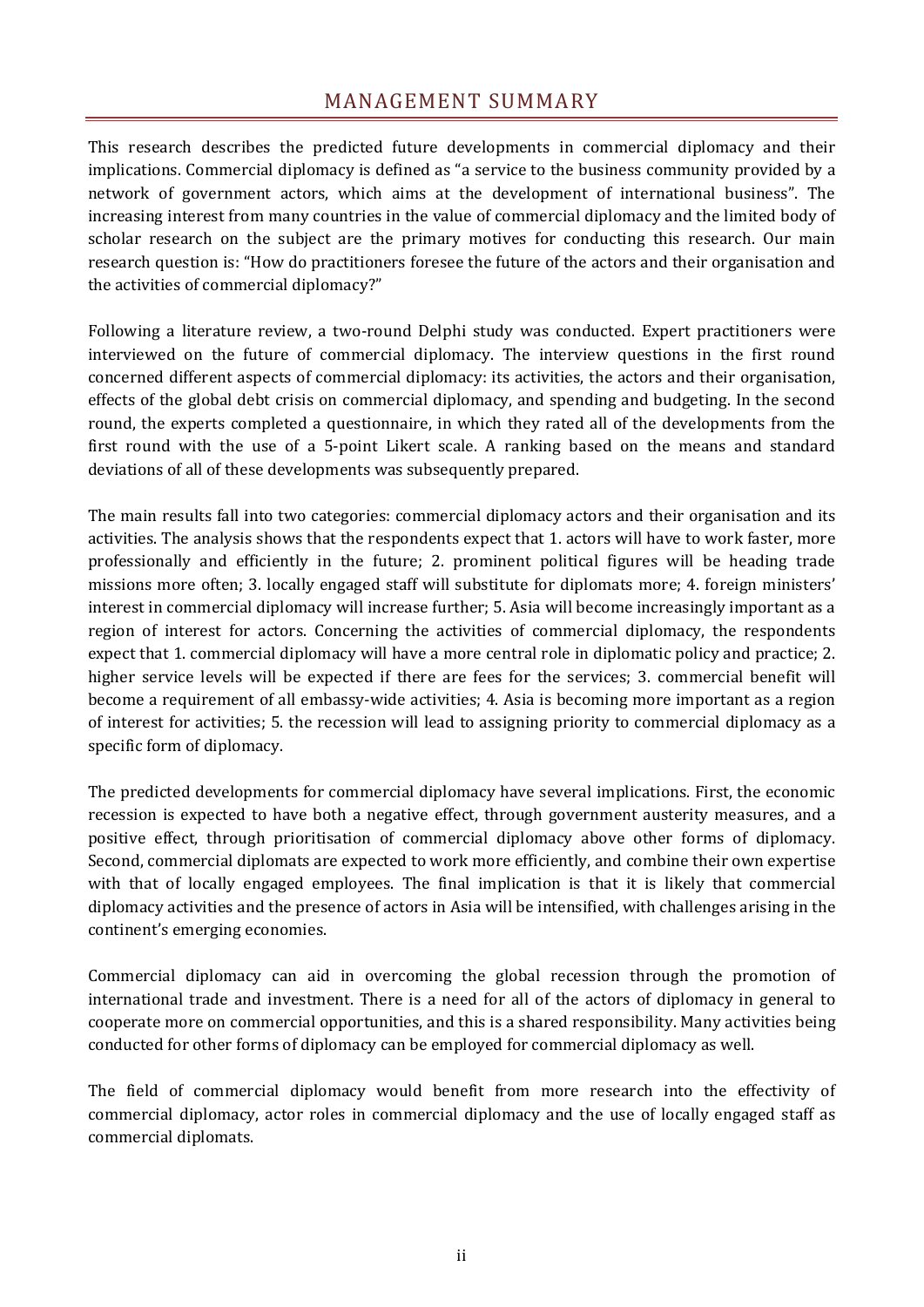## MANAGEMENT SUMMARY

This research describes the predicted future developments in commercial diplomacy and their implications. Commercial diplomacy is defined as "a service to the business community provided by a network of government actors, which aims at the development of international business". The increasing interest from many countries in the value of commercial diplomacy and the limited body of scholar research on the subject are the primary motives for conducting this research. Our main research question is: "How do practitioners foresee the future of the actors and their organisation and the activities of commercial diplomacy?"

Following a literature review, a two-round Delphi study was conducted. Expert practitioners were interviewed on the future of commercial diplomacy. The interview questions in the first round concerned different aspects of commercial diplomacy: its activities, the actors and their organisation, effects of the global debt crisis on commercial diplomacy, and spending and budgeting. In the second round, the experts completed a questionnaire, in which they rated all of the developments from the first round with the use of a 5-point Likert scale. A ranking based on the means and standard deviations of all of these developments was subsequently prepared.

The main results fall into two categories: commercial diplomacy actors and their organisation and its activities. The analysis shows that the respondents expect that 1. actors will have to work faster, more professionally and efficiently in the future; 2. prominent political figures will be heading trade missions more often; 3. locally engaged staff will substitute for diplomats more; 4. foreign ministers' interest in commercial diplomacy will increase further; 5. Asia will become increasingly important as a region of interest for actors. Concerning the activities of commercial diplomacy, the respondents expect that 1. commercial diplomacy will have a more central role in diplomatic policy and practice; 2. higher service levels will be expected if there are fees for the services; 3. commercial benefit will become a requirement of all embassy-wide activities; 4. Asia is becoming more important as a region of interest for activities; 5. the recession will lead to assigning priority to commercial diplomacy as a specific form of diplomacy.

The predicted developments for commercial diplomacy have several implications. First, the economic recession is expected to have both a negative effect, through government austerity measures, and a positive effect, through prioritisation of commercial diplomacy above other forms of diplomacy. Second, commercial diplomats are expected to work more efficiently, and combine their own expertise with that of locally engaged employees. The final implication is that it is likely that commercial diplomacy activities and the presence of actors in Asia will be intensified, with challenges arising in the continent's emerging economies.

Commercial diplomacy can aid in overcoming the global recession through the promotion of international trade and investment. There is a need for all of the actors of diplomacy in general to cooperate more on commercial opportunities, and this is a shared responsibility. Many activities being conducted for other forms of diplomacy can be employed for commercial diplomacy as well.

The field of commercial diplomacy would benefit from more research into the effectivity of commercial diplomacy, actor roles in commercial diplomacy and the use of locally engaged staff as commercial diplomats.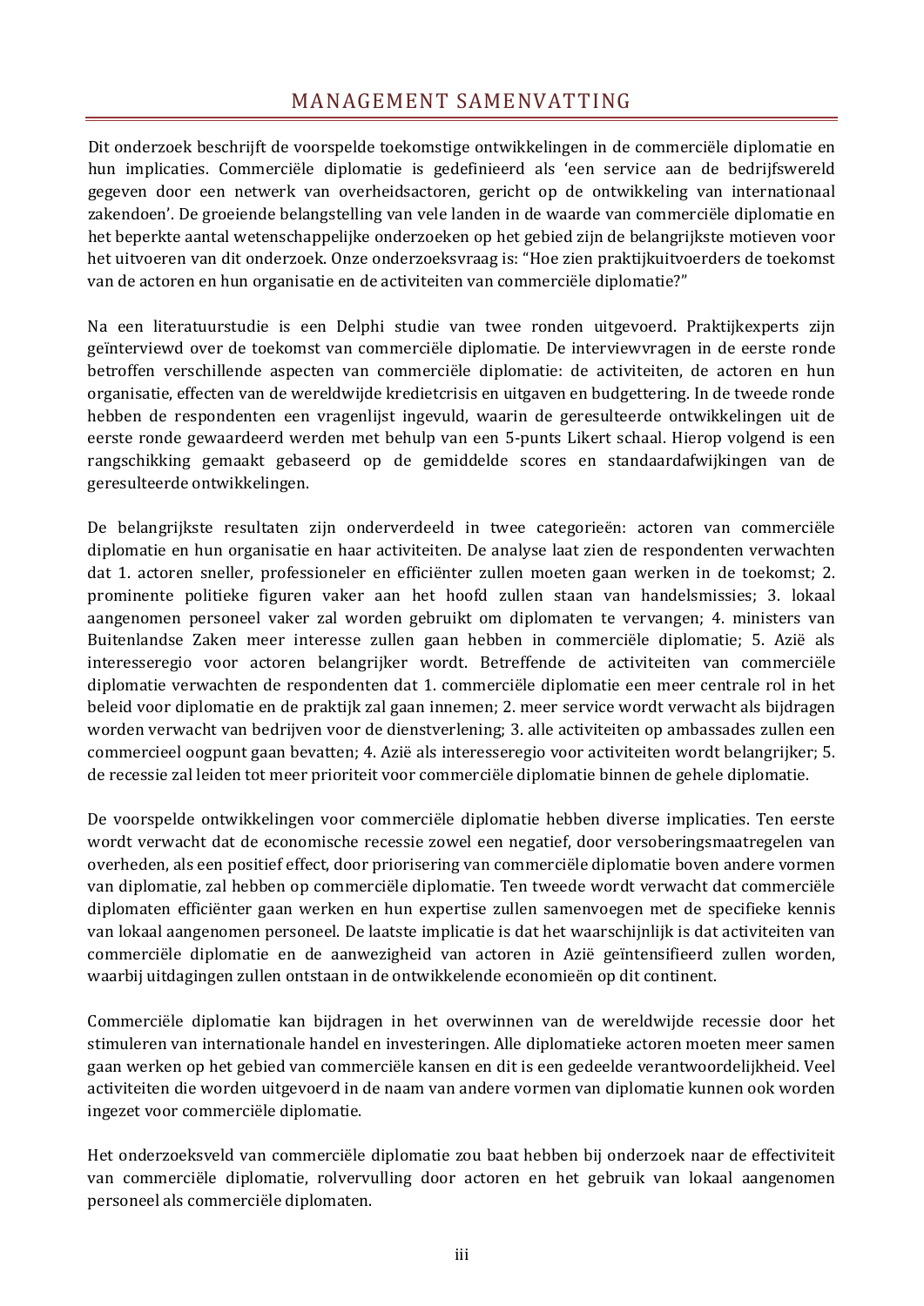# MANAGEMENT SAMENVATTING

Dit onderzoek beschrijft de voorspelde toekomstige ontwikkelingen in de commerciële diplomatie en hun implicaties. Commerciële diplomatie is gedefinieerd als 'een service aan de bedrijfswereld gegeven door een netwerk van overheidsactoren, gericht op de ontwikkeling van internationaal zakendoen'. De groeiende belangstelling van vele landen in de waarde van commerciële diplomatie en het beperkte aantal wetenschappelijke onderzoeken op het gebied zijn de belangrijkste motieven voor het uitvoeren van dit onderzoek. Onze onderzoeksvraag is: "Hoe zien praktijkuitvoerders de toekomst van de actoren en hun organisatie en de activiteiten van commerciële diplomatie?"

Na een literatuurstudie is een Delphi studie van twee ronden uitgevoerd. Praktijkexperts zijn geïnterviewd over de toekomst van commerciële diplomatie. De interviewvragen in de eerste ronde betroffen verschillende aspecten van commerciële diplomatie: de activiteiten, de actoren en hun organisatie, effecten van de wereldwijde kredietcrisis en uitgaven en budgettering. In de tweede ronde hebben de respondenten een vragenlijst ingevuld, waarin de geresulteerde ontwikkelingen uit de eerste ronde gewaardeerd werden met behulp van een 5-punts Likert schaal. Hierop volgend is een rangschikking gemaakt gebaseerd op de gemiddelde scores en standaardafwijkingen van de geresulteerde ontwikkelingen.

De belangrijkste resultaten zijn onderverdeeld in twee categorieën: actoren van commerciële diplomatie en hun organisatie en haar activiteiten. De analyse laat zien de respondenten verwachten dat 1. actoren sneller, professioneler en efficiënter zullen moeten gaan werken in de toekomst; 2. prominente politieke figuren vaker aan het hoofd zullen staan van handelsmissies; 3. lokaal aangenomen personeel vaker zal worden gebruikt om diplomaten te vervangen; 4. ministers van Buitenlandse Zaken meer interesse zullen gaan hebben in commerciële diplomatie; 5. Azië als interesseregio voor actoren belangrijker wordt. Betreffende de activiteiten van commerciële diplomatie verwachten de respondenten dat 1. commerciële diplomatie een meer centrale rol in het beleid voor diplomatie en de praktijk zal gaan innemen; 2. meer service wordt verwacht als bijdragen worden verwacht van bedrijven voor de dienstverlening; 3. alle activiteiten op ambassades zullen een commercieel oogpunt gaan bevatten; 4. Azië als interesseregio voor activiteiten wordt belangrijker; 5. de recessie zal leiden tot meer prioriteit voor commerciële diplomatie binnen de gehele diplomatie.

De voorspelde ontwikkelingen voor commerciële diplomatie hebben diverse implicaties. Ten eerste wordt verwacht dat de economische recessie zowel een negatief, door versoberingsmaatregelen van overheden, als een positief effect, door priorisering van commerciële diplomatie boven andere vormen van diplomatie, zal hebben op commerciële diplomatie. Ten tweede wordt verwacht dat commerciële diplomaten efficiënter gaan werken en hun expertise zullen samenvoegen met de specifieke kennis van lokaal aangenomen personeel. De laatste implicatie is dat het waarschijnlijk is dat activiteiten van commerciële diplomatie en de aanwezigheid van actoren in Azië geïntensifieerd zullen worden, waarbij uitdagingen zullen ontstaan in de ontwikkelende economieën op dit continent.

Commerciële diplomatie kan bijdragen in het overwinnen van de wereldwijde recessie door het stimuleren van internationale handel en investeringen. Alle diplomatieke actoren moeten meer samen gaan werken op het gebied van commerciële kansen en dit is een gedeelde verantwoordelijkheid. Veel activiteiten die worden uitgevoerd in de naam van andere vormen van diplomatie kunnen ook worden ingezet voor commerciële diplomatie.

Het onderzoeksveld van commerciële diplomatie zou baat hebben bij onderzoek naar de effectiviteit van commerciële diplomatie, rolvervulling door actoren en het gebruik van lokaal aangenomen personeel als commerciële diplomaten.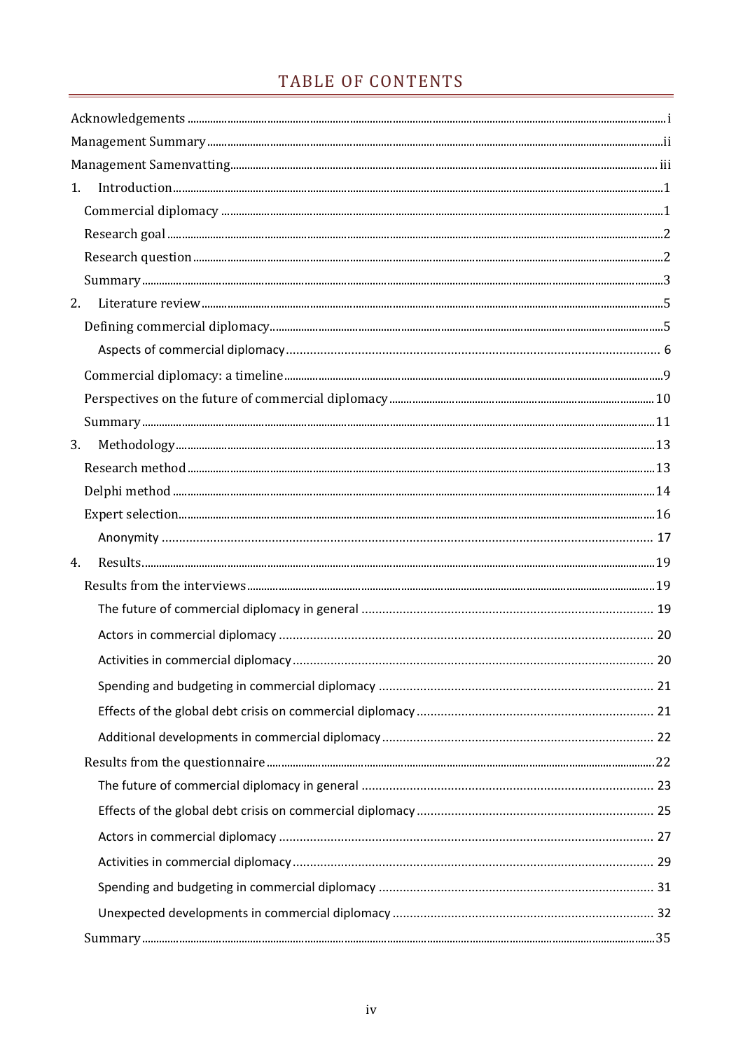# TABLE OF CONTENTS

Acknowledgements ..... i
Management Summary ..... ii
Management Samenvatting ..... iii
1. Introduction ..... 1
   Commercial diplomacy ..... 1
   Research goal ..... 2
   Research question ..... 2
   Summary ..... 3
2. Literature review ..... 5
   Defining commercial diplomacy ..... 5
      Aspects of commercial diplomacy ..... 6
   Commercial diplomacy: a timeline ..... 9
   Perspectives on the future of commercial diplomacy ..... 10
   Summary ..... 11
3. Methodology ..... 13
   Research method ..... 13
   Delphi method ..... 14
   Expert selection ..... 16
      Anonymity ..... 17
4. Results ..... 19
   Results from the interviews ..... 19
      The future of commercial diplomacy in general ..... 19
      Actors in commercial diplomacy ..... 20
      Activities in commercial diplomacy ..... 20
      Spending and budgeting in commercial diplomacy ..... 21
      Effects of the global debt crisis on commercial diplomacy ..... 21
      Additional developments in commercial diplomacy ..... 22
   Results from the questionnaire ..... 22
      The future of commercial diplomacy in general ..... 23
      Effects of the global debt crisis on commercial diplomacy ..... 25
      Actors in commercial diplomacy ..... 27
      Activities in commercial diplomacy ..... 29
      Spending and budgeting in commercial diplomacy ..... 31
      Unexpected developments in commercial diplomacy ..... 32
   Summary ..... 35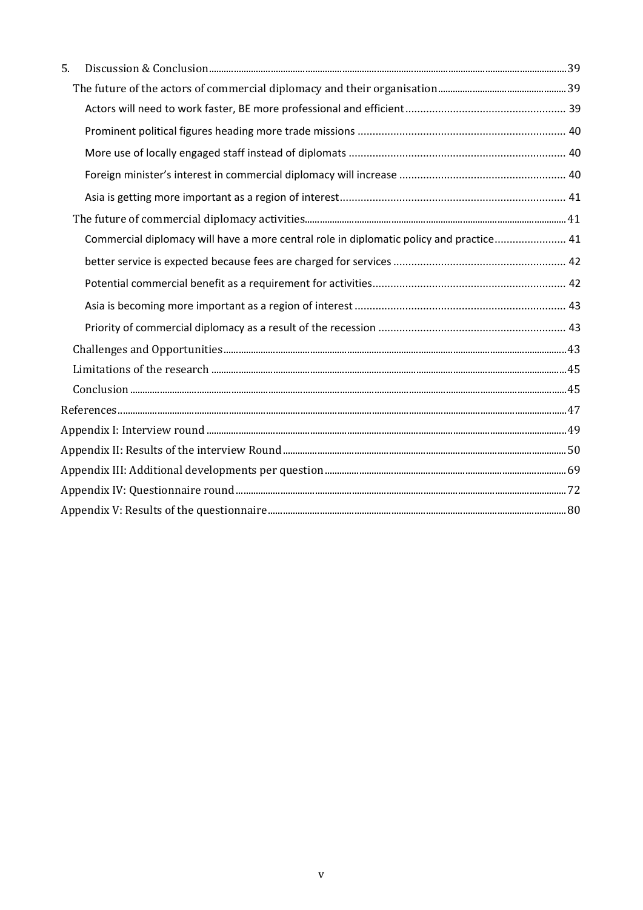5. Discussion & Conclusion ........ 39
   - The future of the actors of commercial diplomacy and their organisation ........ 39
     - Actors will need to work faster, BE more professional and efficient ........ 39
     - Prominent political figures heading more trade missions ........ 40
     - More use of locally engaged staff instead of diplomats ........ 40
     - Foreign minister's interest in commercial diplomacy will increase ........ 40
     - Asia is getting more important as a region of interest ........ 41
   - The future of commercial diplomacy activities ........ 41
     - Commercial diplomacy will have a more central role in diplomatic policy and practice ........ 41
     - better service is expected because fees are charged for services ........ 42
     - Potential commercial benefit as a requirement for activities ........ 42
     - Asia is becoming more important as a region of interest ........ 43
     - Priority of commercial diplomacy as a result of the recession ........ 43
   - Challenges and Opportunities ........ 43
   - Limitations of the research ........ 45
   - Conclusion ........ 45

References ........ 47

Appendix I: Interview round ........ 49

Appendix II: Results of the interview Round ........ 50

Appendix III: Additional developments per question ........ 69

Appendix IV: Questionnaire round ........ 72

Appendix V: Results of the questionnaire ........ 80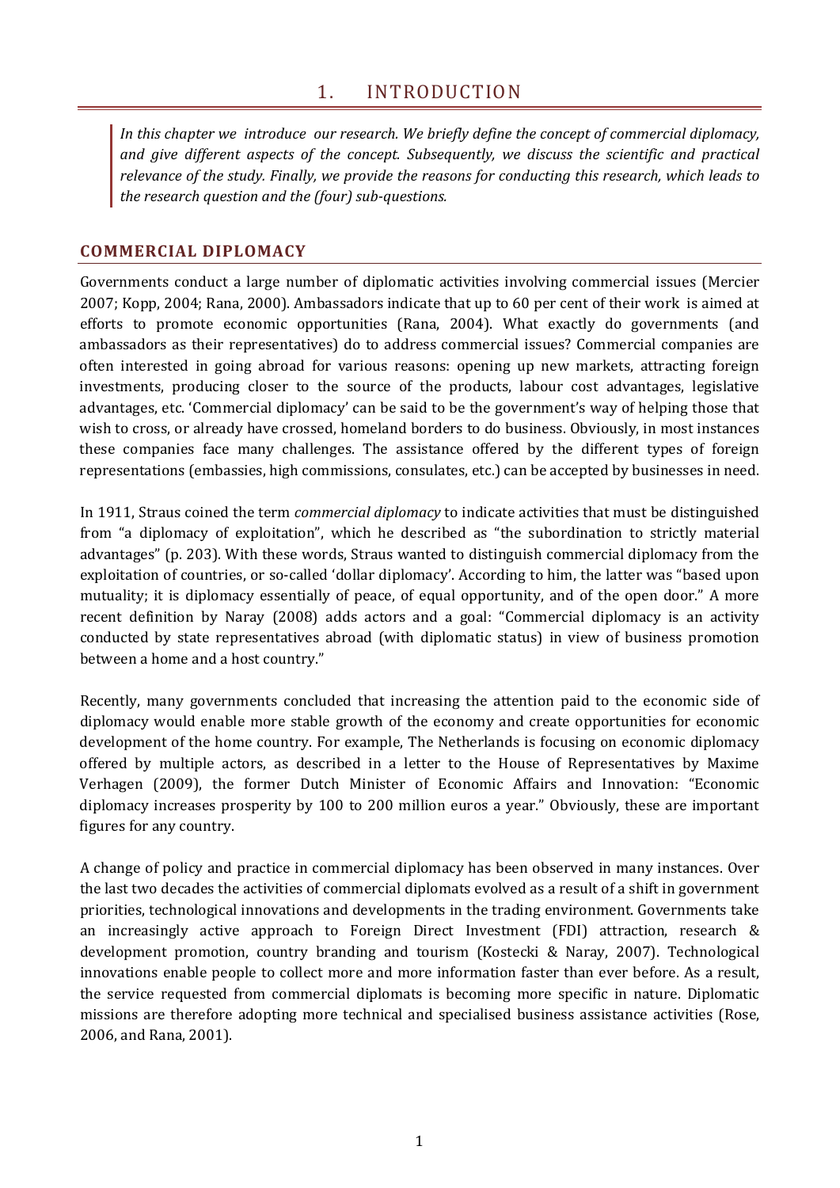# 1. INTRODUCTION

*In this chapter we introduce our research. We briefly define the concept of commercial diplomacy, and give different aspects of the concept. Subsequently, we discuss the scientific and practical relevance of the study. Finally, we provide the reasons for conducting this research, which leads to the research question and the (four) sub-questions.*

## COMMERCIAL DIPLOMACY

Governments conduct a large number of diplomatic activities involving commercial issues (Mercier 2007; Kopp, 2004; Rana, 2000). Ambassadors indicate that up to 60 per cent of their work is aimed at efforts to promote economic opportunities (Rana, 2004). What exactly do governments (and ambassadors as their representatives) do to address commercial issues? Commercial companies are often interested in going abroad for various reasons: opening up new markets, attracting foreign investments, producing closer to the source of the products, labour cost advantages, legislative advantages, etc. 'Commercial diplomacy' can be said to be the government's way of helping those that wish to cross, or already have crossed, homeland borders to do business. Obviously, in most instances these companies face many challenges. The assistance offered by the different types of foreign representations (embassies, high commissions, consulates, etc.) can be accepted by businesses in need.

In 1911, Straus coined the term *commercial diplomacy* to indicate activities that must be distinguished from "a diplomacy of exploitation", which he described as "the subordination to strictly material advantages" (p. 203). With these words, Straus wanted to distinguish commercial diplomacy from the exploitation of countries, or so-called 'dollar diplomacy'. According to him, the latter was "based upon mutuality; it is diplomacy essentially of peace, of equal opportunity, and of the open door." A more recent definition by Naray (2008) adds actors and a goal: "Commercial diplomacy is an activity conducted by state representatives abroad (with diplomatic status) in view of business promotion between a home and a host country."

Recently, many governments concluded that increasing the attention paid to the economic side of diplomacy would enable more stable growth of the economy and create opportunities for economic development of the home country. For example, The Netherlands is focusing on economic diplomacy offered by multiple actors, as described in a letter to the House of Representatives by Maxime Verhagen (2009), the former Dutch Minister of Economic Affairs and Innovation: "Economic diplomacy increases prosperity by 100 to 200 million euros a year." Obviously, these are important figures for any country.

A change of policy and practice in commercial diplomacy has been observed in many instances. Over the last two decades the activities of commercial diplomats evolved as a result of a shift in government priorities, technological innovations and developments in the trading environment. Governments take an increasingly active approach to Foreign Direct Investment (FDI) attraction, research & development promotion, country branding and tourism (Kostecki & Naray, 2007). Technological innovations enable people to collect more and more information faster than ever before. As a result, the service requested from commercial diplomats is becoming more specific in nature. Diplomatic missions are therefore adopting more technical and specialised business assistance activities (Rose, 2006, and Rana, 2001).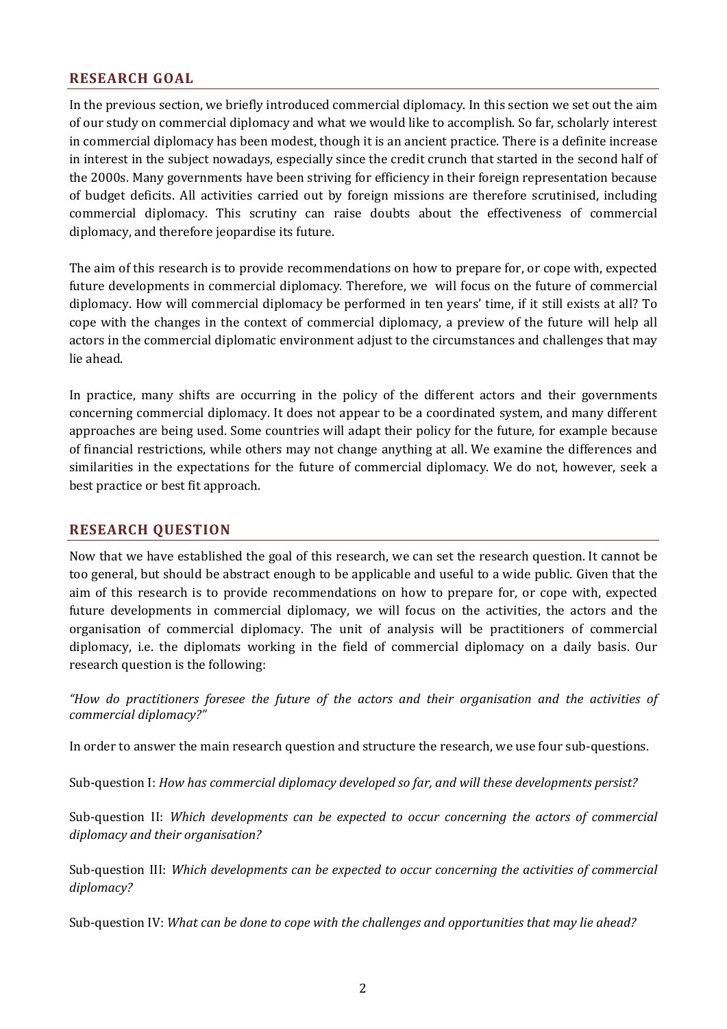## RESEARCH GOAL

In the previous section, we briefly introduced commercial diplomacy. In this section we set out the aim of our study on commercial diplomacy and what we would like to accomplish. So far, scholarly interest in commercial diplomacy has been modest, though it is an ancient practice. There is a definite increase in interest in the subject nowadays, especially since the credit crunch that started in the second half of the 2000s. Many governments have been striving for efficiency in their foreign representation because of budget deficits. All activities carried out by foreign missions are therefore scrutinised, including commercial diplomacy. This scrutiny can raise doubts about the effectiveness of commercial diplomacy, and therefore jeopardise its future.

The aim of this research is to provide recommendations on how to prepare for, or cope with, expected future developments in commercial diplomacy. Therefore, we will focus on the future of commercial diplomacy. How will commercial diplomacy be performed in ten years' time, if it still exists at all? To cope with the changes in the context of commercial diplomacy, a preview of the future will help all actors in the commercial diplomatic environment adjust to the circumstances and challenges that may lie ahead.

In practice, many shifts are occurring in the policy of the different actors and their governments concerning commercial diplomacy. It does not appear to be a coordinated system, and many different approaches are being used. Some countries will adapt their policy for the future, for example because of financial restrictions, while others may not change anything at all. We examine the differences and similarities in the expectations for the future of commercial diplomacy. We do not, however, seek a best practice or best fit approach.

## RESEARCH QUESTION

Now that we have established the goal of this research, we can set the research question. It cannot be too general, but should be abstract enough to be applicable and useful to a wide public. Given that the aim of this research is to provide recommendations on how to prepare for, or cope with, expected future developments in commercial diplomacy, we will focus on the activities, the actors and the organisation of commercial diplomacy. The unit of analysis will be practitioners of commercial diplomacy, i.e. the diplomats working in the field of commercial diplomacy on a daily basis. Our research question is the following:

*"How do practitioners foresee the future of the actors and their organisation and the activities of commercial diplomacy?"*

In order to answer the main research question and structure the research, we use four sub-questions.

Sub-question I: *How has commercial diplomacy developed so far, and will these developments persist?*

Sub-question II: *Which developments can be expected to occur concerning the actors of commercial diplomacy and their organisation?*

Sub-question III: *Which developments can be expected to occur concerning the activities of commercial diplomacy?*

Sub-question IV: *What can be done to cope with the challenges and opportunities that may lie ahead?*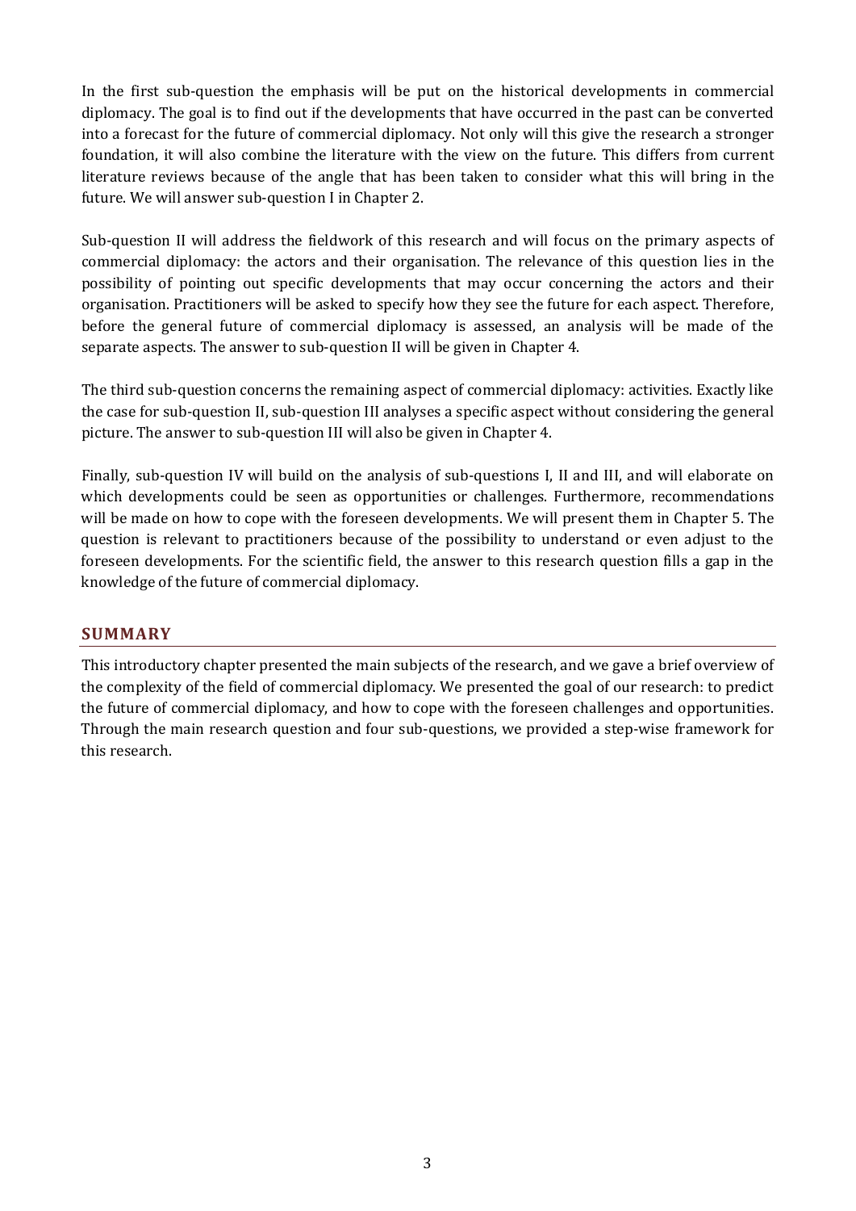In the first sub-question the emphasis will be put on the historical developments in commercial diplomacy. The goal is to find out if the developments that have occurred in the past can be converted into a forecast for the future of commercial diplomacy. Not only will this give the research a stronger foundation, it will also combine the literature with the view on the future. This differs from current literature reviews because of the angle that has been taken to consider what this will bring in the future. We will answer sub-question I in Chapter 2.

Sub-question II will address the fieldwork of this research and will focus on the primary aspects of commercial diplomacy: the actors and their organisation. The relevance of this question lies in the possibility of pointing out specific developments that may occur concerning the actors and their organisation. Practitioners will be asked to specify how they see the future for each aspect. Therefore, before the general future of commercial diplomacy is assessed, an analysis will be made of the separate aspects. The answer to sub-question II will be given in Chapter 4.

The third sub-question concerns the remaining aspect of commercial diplomacy: activities. Exactly like the case for sub-question II, sub-question III analyses a specific aspect without considering the general picture. The answer to sub-question III will also be given in Chapter 4.

Finally, sub-question IV will build on the analysis of sub-questions I, II and III, and will elaborate on which developments could be seen as opportunities or challenges. Furthermore, recommendations will be made on how to cope with the foreseen developments. We will present them in Chapter 5. The question is relevant to practitioners because of the possibility to understand or even adjust to the foreseen developments. For the scientific field, the answer to this research question fills a gap in the knowledge of the future of commercial diplomacy.

## SUMMARY

This introductory chapter presented the main subjects of the research, and we gave a brief overview of the complexity of the field of commercial diplomacy. We presented the goal of our research: to predict the future of commercial diplomacy, and how to cope with the foreseen challenges and opportunities. Through the main research question and four sub-questions, we provided a step-wise framework for this research.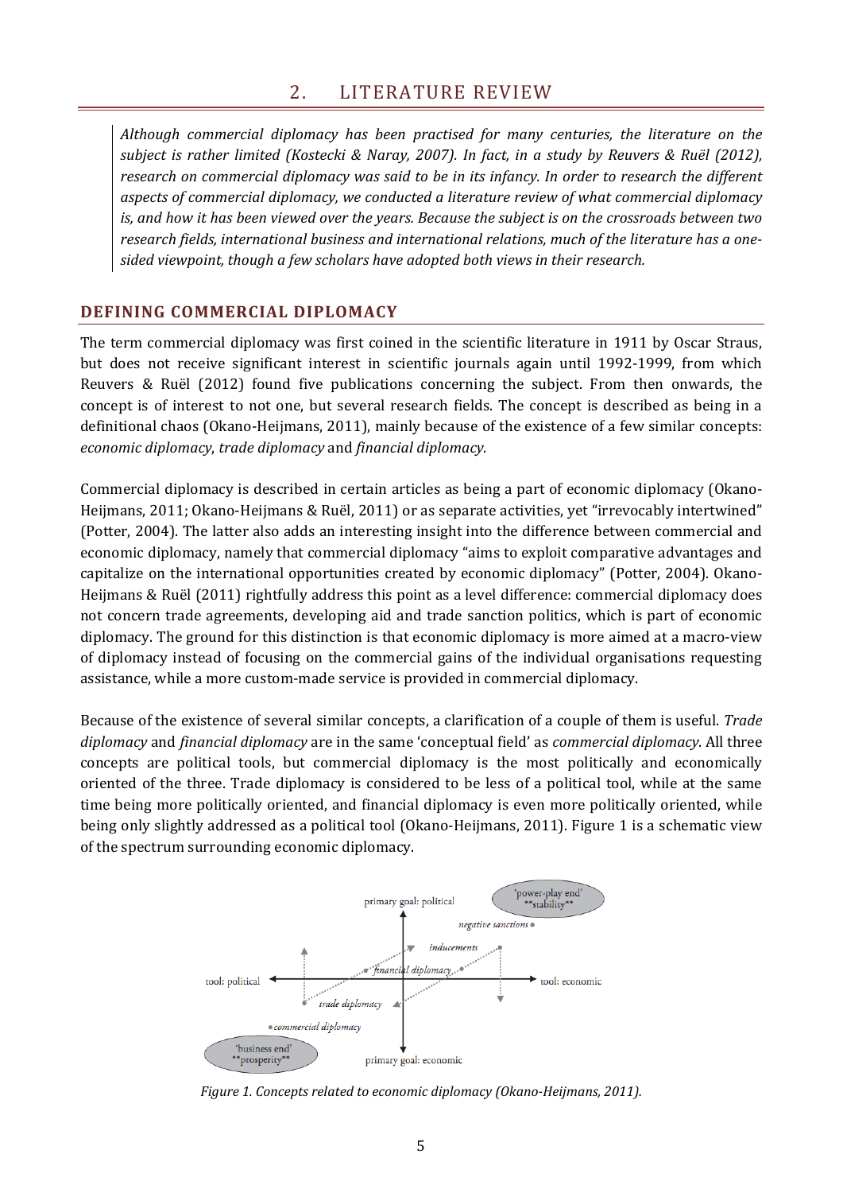## 2. LITERATURE REVIEW

*Although commercial diplomacy has been practised for many centuries, the literature on the subject is rather limited (Kostecki & Naray, 2007). In fact, in a study by Reuvers & Ruël (2012), research on commercial diplomacy was said to be in its infancy. In order to research the different aspects of commercial diplomacy, we conducted a literature review of what commercial diplomacy is, and how it has been viewed over the years. Because the subject is on the crossroads between two research fields, international business and international relations, much of the literature has a one-sided viewpoint, though a few scholars have adopted both views in their research.*

### DEFINING COMMERCIAL DIPLOMACY

The term commercial diplomacy was first coined in the scientific literature in 1911 by Oscar Straus, but does not receive significant interest in scientific journals again until 1992-1999, from which Reuvers & Ruël (2012) found five publications concerning the subject. From then onwards, the concept is of interest to not one, but several research fields. The concept is described as being in a definitional chaos (Okano-Heijmans, 2011), mainly because of the existence of a few similar concepts: *economic diplomacy*, *trade diplomacy* and *financial diplomacy*.

Commercial diplomacy is described in certain articles as being a part of economic diplomacy (Okano-Heijmans, 2011; Okano-Heijmans & Ruël, 2011) or as separate activities, yet "irrevocably intertwined" (Potter, 2004). The latter also adds an interesting insight into the difference between commercial and economic diplomacy, namely that commercial diplomacy "aims to exploit comparative advantages and capitalize on the international opportunities created by economic diplomacy" (Potter, 2004). Okano-Heijmans & Ruël (2011) rightfully address this point as a level difference: commercial diplomacy does not concern trade agreements, developing aid and trade sanction politics, which is part of economic diplomacy. The ground for this distinction is that economic diplomacy is more aimed at a macro-view of diplomacy instead of focusing on the commercial gains of the individual organisations requesting assistance, while a more custom-made service is provided in commercial diplomacy.

Because of the existence of several similar concepts, a clarification of a couple of them is useful. *Trade diplomacy* and *financial diplomacy* are in the same 'conceptual field' as *commercial diplomacy*. All three concepts are political tools, but commercial diplomacy is the most politically and economically oriented of the three. Trade diplomacy is considered to be less of a political tool, while at the same time being more politically oriented, and financial diplomacy is even more politically oriented, while being only slightly addressed as a political tool (Okano-Heijmans, 2011). Figure 1 is a schematic view of the spectrum surrounding economic diplomacy.

*Figure 1. Concepts related to economic diplomacy (Okano-Heijmans, 2011).*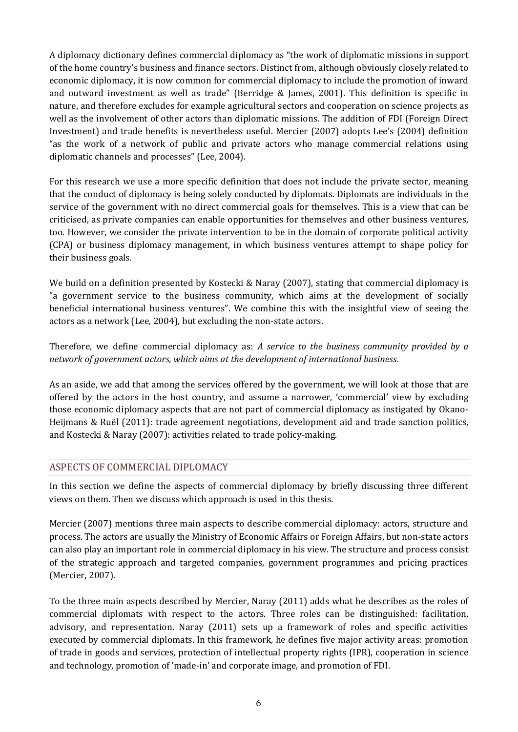A diplomacy dictionary defines commercial diplomacy as "the work of diplomatic missions in support of the home country's business and finance sectors. Distinct from, although obviously closely related to economic diplomacy, it is now common for commercial diplomacy to include the promotion of inward and outward investment as well as trade" (Berridge & James, 2001). This definition is specific in nature, and therefore excludes for example agricultural sectors and cooperation on science projects as well as the involvement of other actors than diplomatic missions. The addition of FDI (Foreign Direct Investment) and trade benefits is nevertheless useful. Mercier (2007) adopts Lee's (2004) definition "as the work of a network of public and private actors who manage commercial relations using diplomatic channels and processes" (Lee, 2004).

For this research we use a more specific definition that does not include the private sector, meaning that the conduct of diplomacy is being solely conducted by diplomats. Diplomats are individuals in the service of the government with no direct commercial goals for themselves. This is a view that can be criticised, as private companies can enable opportunities for themselves and other business ventures, too. However, we consider the private intervention to be in the domain of corporate political activity (CPA) or business diplomacy management, in which business ventures attempt to shape policy for their business goals.

We build on a definition presented by Kostecki & Naray (2007), stating that commercial diplomacy is "a government service to the business community, which aims at the development of socially beneficial international business ventures". We combine this with the insightful view of seeing the actors as a network (Lee, 2004), but excluding the non-state actors.

Therefore, we define commercial diplomacy as: *A service to the business community provided by a network of government actors, which aims at the development of international business.*

As an aside, we add that among the services offered by the government, we will look at those that are offered by the actors in the host country, and assume a narrower, 'commercial' view by excluding those economic diplomacy aspects that are not part of commercial diplomacy as instigated by Okano-Heijmans & Ruël (2011): trade agreement negotiations, development aid and trade sanction politics, and Kostecki & Naray (2007): activities related to trade policy-making.

## ASPECTS OF COMMERCIAL DIPLOMACY

In this section we define the aspects of commercial diplomacy by briefly discussing three different views on them. Then we discuss which approach is used in this thesis.

Mercier (2007) mentions three main aspects to describe commercial diplomacy: actors, structure and process. The actors are usually the Ministry of Economic Affairs or Foreign Affairs, but non-state actors can also play an important role in commercial diplomacy in his view. The structure and process consist of the strategic approach and targeted companies, government programmes and pricing practices (Mercier, 2007).

To the three main aspects described by Mercier, Naray (2011) adds what he describes as the roles of commercial diplomats with respect to the actors. Three roles can be distinguished: facilitation, advisory, and representation. Naray (2011) sets up a framework of roles and specific activities executed by commercial diplomats. In this framework, he defines five major activity areas: promotion of trade in goods and services, protection of intellectual property rights (IPR), cooperation in science and technology, promotion of 'made-in' and corporate image, and promotion of FDI.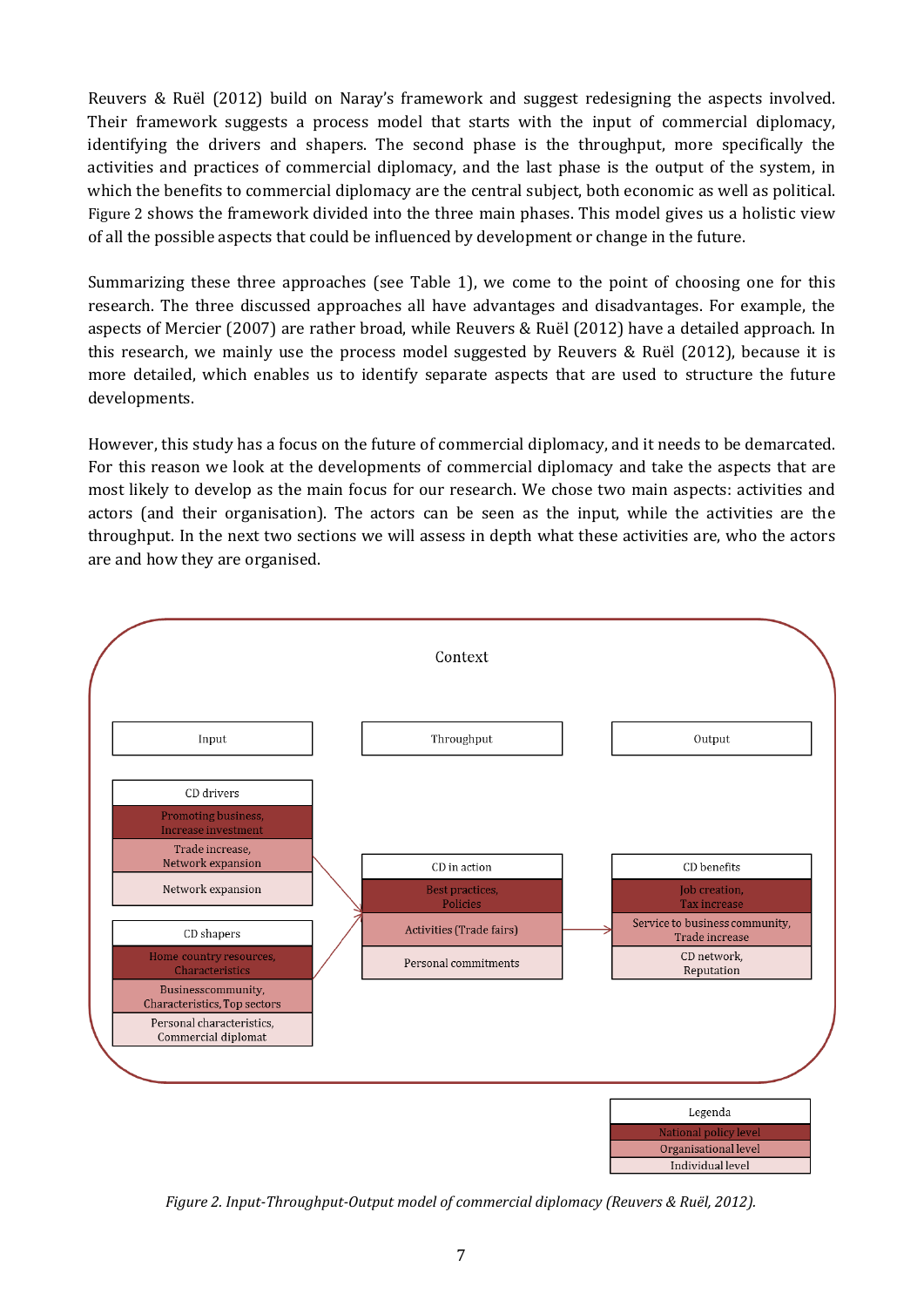Reuvers & Ruël (2012) build on Naray's framework and suggest redesigning the aspects involved. Their framework suggests a process model that starts with the input of commercial diplomacy, identifying the drivers and shapers. The second phase is the throughput, more specifically the activities and practices of commercial diplomacy, and the last phase is the output of the system, in which the benefits to commercial diplomacy are the central subject, both economic as well as political. Figure 2 shows the framework divided into the three main phases. This model gives us a holistic view of all the possible aspects that could be influenced by development or change in the future.

Summarizing these three approaches (see Table 1), we come to the point of choosing one for this research. The three discussed approaches all have advantages and disadvantages. For example, the aspects of Mercier (2007) are rather broad, while Reuvers & Ruël (2012) have a detailed approach. In this research, we mainly use the process model suggested by Reuvers & Ruël (2012), because it is more detailed, which enables us to identify separate aspects that are used to structure the future developments.

However, this study has a focus on the future of commercial diplomacy, and it needs to be demarcated. For this reason we look at the developments of commercial diplomacy and take the aspects that are most likely to develop as the main focus for our research. We chose two main aspects: activities and actors (and their organisation). The actors can be seen as the input, while the activities are the throughput. In the next two sections we will assess in depth what these activities are, who the actors are and how they are organised.

Context

| Input | Throughput | Output |
|---|---|---|
| **CD drivers** | | |
| Promoting business, Increase investment | | |
| Trade increase, Network expansion | **CD in action** | **CD benefits** |
| Network expansion | Best practices, Policies | Job creation, Tax increase |
| **CD shapers** | Activities (Trade fairs) | Service to business community, Trade increase |
| Home country resources, Characteristics | Personal commitments | CD network, Reputation |
| Businesscommunity, Characteristics, Top sectors | | |
| Personal characteristics, Commercial diplomat | | |

| Legenda |
|---|
| National policy level |
| Organisational level |
| Individual level |

*Figure 2. Input-Throughput-Output model of commercial diplomacy (Reuvers & Ruël, 2012).*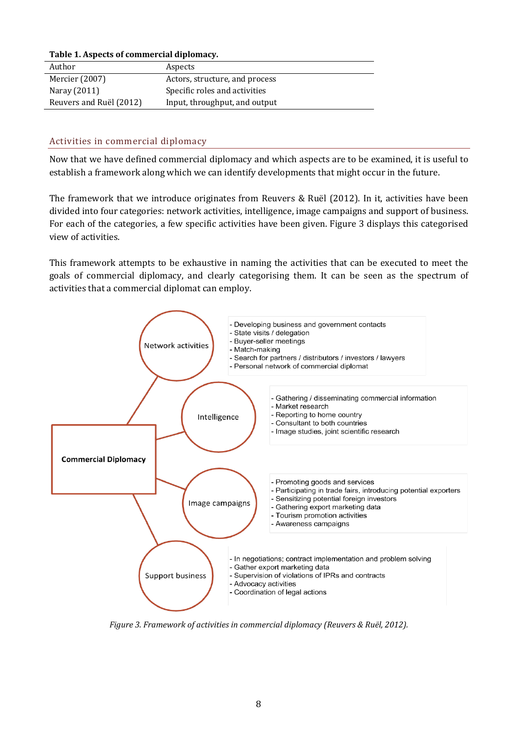**Table 1. Aspects of commercial diplomacy.**

| Author | Aspects |
| --- | --- |
| Mercier (2007) | Actors, structure, and process |
| Naray (2011) | Specific roles and activities |
| Reuvers and Ruël (2012) | Input, throughput, and output |

## Activities in commercial diplomacy

Now that we have defined commercial diplomacy and which aspects are to be examined, it is useful to establish a framework along which we can identify developments that might occur in the future.

The framework that we introduce originates from Reuvers & Ruël (2012). In it, activities have been divided into four categories: network activities, intelligence, image campaigns and support of business. For each of the categories, a few specific activities have been given. Figure 3 displays this categorised view of activities.

This framework attempts to be exhaustive in naming the activities that can be executed to meet the goals of commercial diplomacy, and clearly categorising them. It can be seen as the spectrum of activities that a commercial diplomat can employ.

**Commercial Diplomacy**

Network activities
- Developing business and government contacts
- State visits / delegation
- Buyer-seller meetings
- Match-making
- Search for partners / distributors / investors / lawyers
- Personal network of commercial diplomat

Intelligence
- Gathering / disseminating commercial information
- Market research
- Reporting to home country
- Consultant to both countries
- Image studies, joint scientific research

Image campaigns
- Promoting goods and services
- Participating in trade fairs, introducing potential exporters
- Sensitizing potential foreign investors
- Gathering export marketing data
- Tourism promotion activities
- Awareness campaigns

Support business
- In negotiations; contract implementation and problem solving
- Gather export marketing data
- Supervision of violations of IPRs and contracts
- Advocacy activities
- Coordination of legal actions

*Figure 3. Framework of activities in commercial diplomacy (Reuvers & Ruël, 2012).*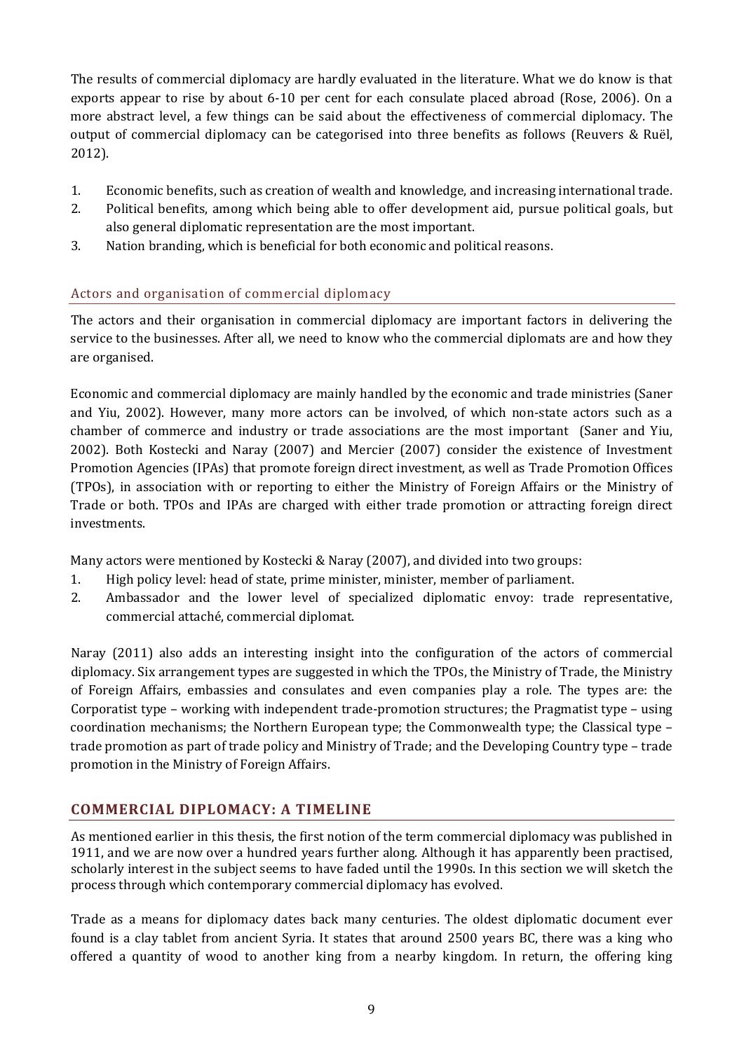The results of commercial diplomacy are hardly evaluated in the literature. What we do know is that exports appear to rise by about 6-10 per cent for each consulate placed abroad (Rose, 2006). On a more abstract level, a few things can be said about the effectiveness of commercial diplomacy. The output of commercial diplomacy can be categorised into three benefits as follows (Reuvers & Ruël, 2012).

1. Economic benefits, such as creation of wealth and knowledge, and increasing international trade.
2. Political benefits, among which being able to offer development aid, pursue political goals, but also general diplomatic representation are the most important.
3. Nation branding, which is beneficial for both economic and political reasons.

### Actors and organisation of commercial diplomacy

The actors and their organisation in commercial diplomacy are important factors in delivering the service to the businesses. After all, we need to know who the commercial diplomats are and how they are organised.

Economic and commercial diplomacy are mainly handled by the economic and trade ministries (Saner and Yiu, 2002). However, many more actors can be involved, of which non-state actors such as a chamber of commerce and industry or trade associations are the most important (Saner and Yiu, 2002). Both Kostecki and Naray (2007) and Mercier (2007) consider the existence of Investment Promotion Agencies (IPAs) that promote foreign direct investment, as well as Trade Promotion Offices (TPOs), in association with or reporting to either the Ministry of Foreign Affairs or the Ministry of Trade or both. TPOs and IPAs are charged with either trade promotion or attracting foreign direct investments.

Many actors were mentioned by Kostecki & Naray (2007), and divided into two groups:

1. High policy level: head of state, prime minister, minister, member of parliament.
2. Ambassador and the lower level of specialized diplomatic envoy: trade representative, commercial attaché, commercial diplomat.

Naray (2011) also adds an interesting insight into the configuration of the actors of commercial diplomacy. Six arrangement types are suggested in which the TPOs, the Ministry of Trade, the Ministry of Foreign Affairs, embassies and consulates and even companies play a role. The types are: the Corporatist type – working with independent trade-promotion structures; the Pragmatist type – using coordination mechanisms; the Northern European type; the Commonwealth type; the Classical type – trade promotion as part of trade policy and Ministry of Trade; and the Developing Country type – trade promotion in the Ministry of Foreign Affairs.

## COMMERCIAL DIPLOMACY: A TIMELINE

As mentioned earlier in this thesis, the first notion of the term commercial diplomacy was published in 1911, and we are now over a hundred years further along. Although it has apparently been practised, scholarly interest in the subject seems to have faded until the 1990s. In this section we will sketch the process through which contemporary commercial diplomacy has evolved.

Trade as a means for diplomacy dates back many centuries. The oldest diplomatic document ever found is a clay tablet from ancient Syria. It states that around 2500 years BC, there was a king who offered a quantity of wood to another king from a nearby kingdom. In return, the offering king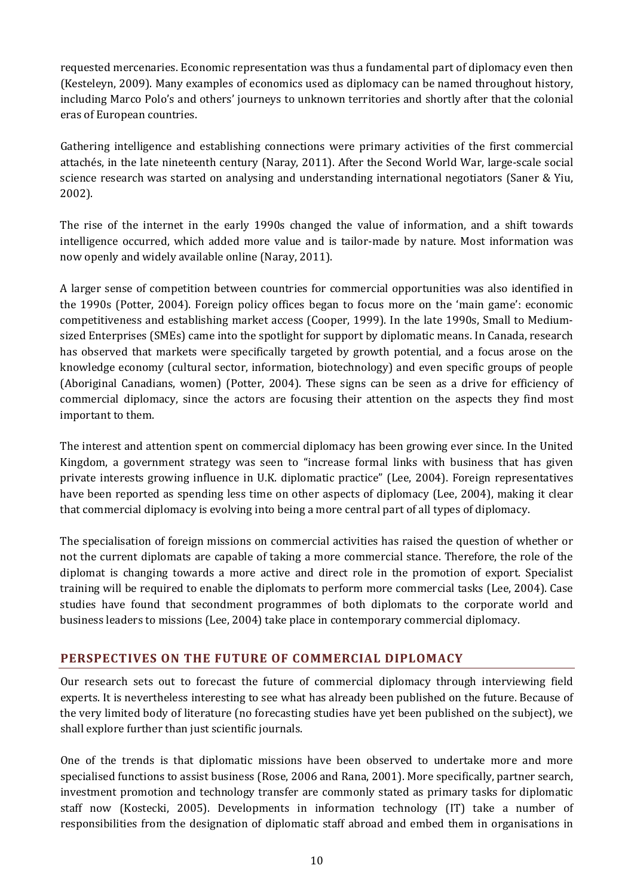requested mercenaries. Economic representation was thus a fundamental part of diplomacy even then (Kesteleyn, 2009). Many examples of economics used as diplomacy can be named throughout history, including Marco Polo's and others' journeys to unknown territories and shortly after that the colonial eras of European countries.

Gathering intelligence and establishing connections were primary activities of the first commercial attachés, in the late nineteenth century (Naray, 2011). After the Second World War, large-scale social science research was started on analysing and understanding international negotiators (Saner & Yiu, 2002).

The rise of the internet in the early 1990s changed the value of information, and a shift towards intelligence occurred, which added more value and is tailor-made by nature. Most information was now openly and widely available online (Naray, 2011).

A larger sense of competition between countries for commercial opportunities was also identified in the 1990s (Potter, 2004). Foreign policy offices began to focus more on the 'main game': economic competitiveness and establishing market access (Cooper, 1999). In the late 1990s, Small to Medium-sized Enterprises (SMEs) came into the spotlight for support by diplomatic means. In Canada, research has observed that markets were specifically targeted by growth potential, and a focus arose on the knowledge economy (cultural sector, information, biotechnology) and even specific groups of people (Aboriginal Canadians, women) (Potter, 2004). These signs can be seen as a drive for efficiency of commercial diplomacy, since the actors are focusing their attention on the aspects they find most important to them.

The interest and attention spent on commercial diplomacy has been growing ever since. In the United Kingdom, a government strategy was seen to "increase formal links with business that has given private interests growing influence in U.K. diplomatic practice" (Lee, 2004). Foreign representatives have been reported as spending less time on other aspects of diplomacy (Lee, 2004), making it clear that commercial diplomacy is evolving into being a more central part of all types of diplomacy.

The specialisation of foreign missions on commercial activities has raised the question of whether or not the current diplomats are capable of taking a more commercial stance. Therefore, the role of the diplomat is changing towards a more active and direct role in the promotion of export. Specialist training will be required to enable the diplomats to perform more commercial tasks (Lee, 2004). Case studies have found that secondment programmes of both diplomats to the corporate world and business leaders to missions (Lee, 2004) take place in contemporary commercial diplomacy.

## PERSPECTIVES ON THE FUTURE OF COMMERCIAL DIPLOMACY

Our research sets out to forecast the future of commercial diplomacy through interviewing field experts. It is nevertheless interesting to see what has already been published on the future. Because of the very limited body of literature (no forecasting studies have yet been published on the subject), we shall explore further than just scientific journals.

One of the trends is that diplomatic missions have been observed to undertake more and more specialised functions to assist business (Rose, 2006 and Rana, 2001). More specifically, partner search, investment promotion and technology transfer are commonly stated as primary tasks for diplomatic staff now (Kostecki, 2005). Developments in information technology (IT) take a number of responsibilities from the designation of diplomatic staff abroad and embed them in organisations in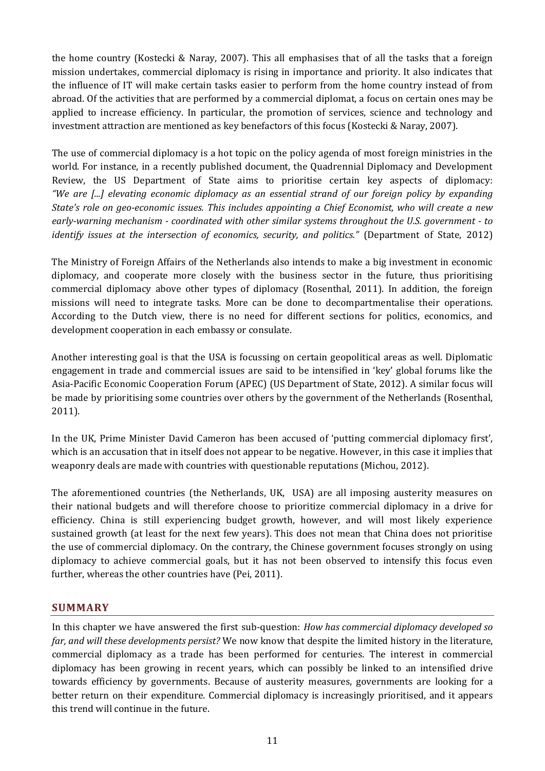the home country (Kostecki & Naray, 2007). This all emphasises that of all the tasks that a foreign mission undertakes, commercial diplomacy is rising in importance and priority. It also indicates that the influence of IT will make certain tasks easier to perform from the home country instead of from abroad. Of the activities that are performed by a commercial diplomat, a focus on certain ones may be applied to increase efficiency. In particular, the promotion of services, science and technology and investment attraction are mentioned as key benefactors of this focus (Kostecki & Naray, 2007).

The use of commercial diplomacy is a hot topic on the policy agenda of most foreign ministries in the world. For instance, in a recently published document, the Quadrennial Diplomacy and Development Review, the US Department of State aims to prioritise certain key aspects of diplomacy: *"We are [...] elevating economic diplomacy as an essential strand of our foreign policy by expanding State's role on geo-economic issues. This includes appointing a Chief Economist, who will create a new early-warning mechanism - coordinated with other similar systems throughout the U.S. government - to identify issues at the intersection of economics, security, and politics."* (Department of State, 2012)

The Ministry of Foreign Affairs of the Netherlands also intends to make a big investment in economic diplomacy, and cooperate more closely with the business sector in the future, thus prioritising commercial diplomacy above other types of diplomacy (Rosenthal, 2011). In addition, the foreign missions will need to integrate tasks. More can be done to decompartmentalise their operations. According to the Dutch view, there is no need for different sections for politics, economics, and development cooperation in each embassy or consulate.

Another interesting goal is that the USA is focussing on certain geopolitical areas as well. Diplomatic engagement in trade and commercial issues are said to be intensified in 'key' global forums like the Asia-Pacific Economic Cooperation Forum (APEC) (US Department of State, 2012). A similar focus will be made by prioritising some countries over others by the government of the Netherlands (Rosenthal, 2011).

In the UK, Prime Minister David Cameron has been accused of 'putting commercial diplomacy first', which is an accusation that in itself does not appear to be negative. However, in this case it implies that weaponry deals are made with countries with questionable reputations (Michou, 2012).

The aforementioned countries (the Netherlands, UK, USA) are all imposing austerity measures on their national budgets and will therefore choose to prioritize commercial diplomacy in a drive for efficiency. China is still experiencing budget growth, however, and will most likely experience sustained growth (at least for the next few years). This does not mean that China does not prioritise the use of commercial diplomacy. On the contrary, the Chinese government focuses strongly on using diplomacy to achieve commercial goals, but it has not been observed to intensify this focus even further, whereas the other countries have (Pei, 2011).

## SUMMARY

In this chapter we have answered the first sub-question: *How has commercial diplomacy developed so far, and will these developments persist?* We now know that despite the limited history in the literature, commercial diplomacy as a trade has been performed for centuries. The interest in commercial diplomacy has been growing in recent years, which can possibly be linked to an intensified drive towards efficiency by governments. Because of austerity measures, governments are looking for a better return on their expenditure. Commercial diplomacy is increasingly prioritised, and it appears this trend will continue in the future.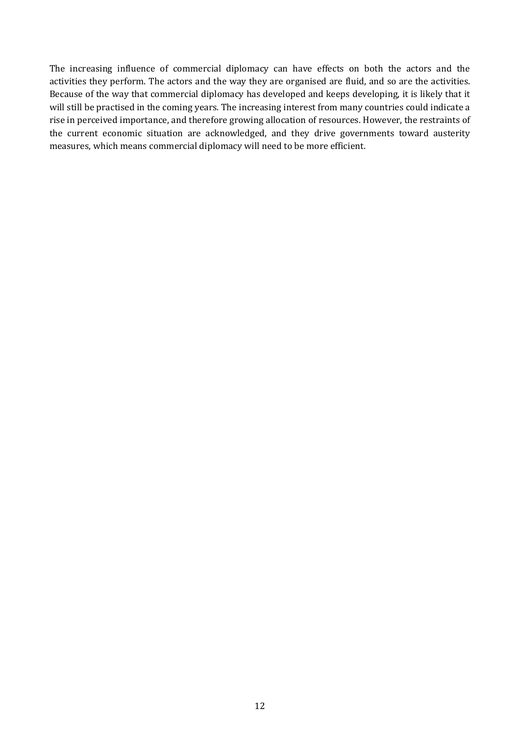The increasing influence of commercial diplomacy can have effects on both the actors and the activities they perform. The actors and the way they are organised are fluid, and so are the activities. Because of the way that commercial diplomacy has developed and keeps developing, it is likely that it will still be practised in the coming years. The increasing interest from many countries could indicate a rise in perceived importance, and therefore growing allocation of resources. However, the restraints of the current economic situation are acknowledged, and they drive governments toward austerity measures, which means commercial diplomacy will need to be more efficient.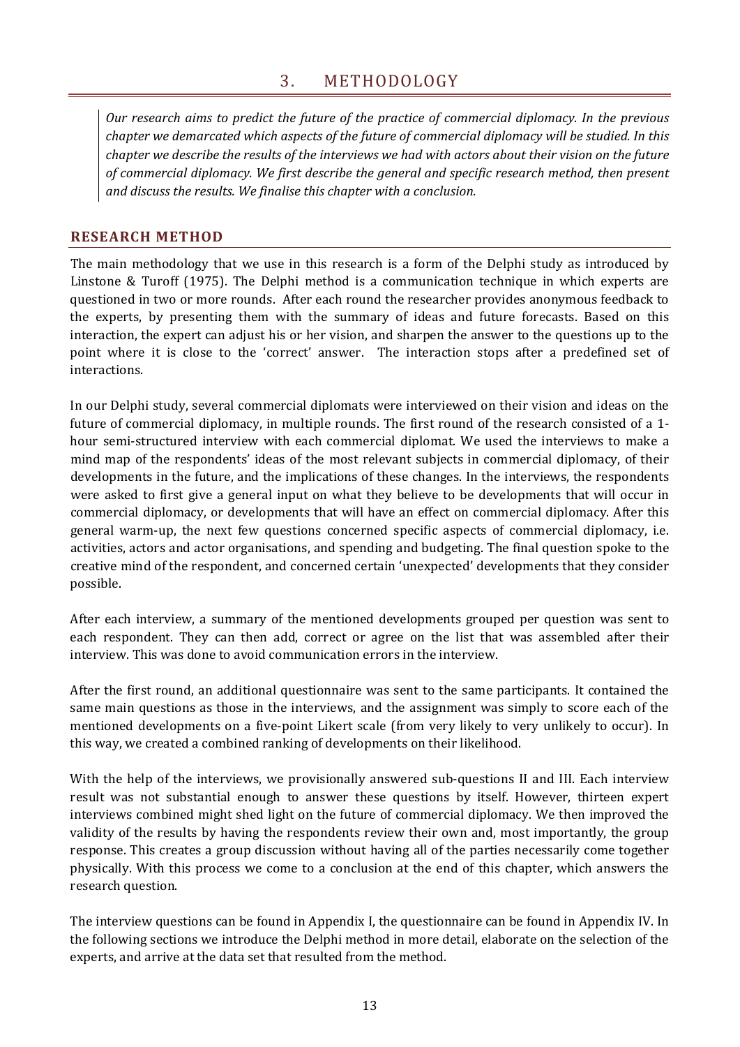# 3. METHODOLOGY

*Our research aims to predict the future of the practice of commercial diplomacy. In the previous chapter we demarcated which aspects of the future of commercial diplomacy will be studied. In this chapter we describe the results of the interviews we had with actors about their vision on the future of commercial diplomacy. We first describe the general and specific research method, then present and discuss the results. We finalise this chapter with a conclusion.*

## RESEARCH METHOD

The main methodology that we use in this research is a form of the Delphi study as introduced by Linstone & Turoff (1975). The Delphi method is a communication technique in which experts are questioned in two or more rounds. After each round the researcher provides anonymous feedback to the experts, by presenting them with the summary of ideas and future forecasts. Based on this interaction, the expert can adjust his or her vision, and sharpen the answer to the questions up to the point where it is close to the 'correct' answer. The interaction stops after a predefined set of interactions.

In our Delphi study, several commercial diplomats were interviewed on their vision and ideas on the future of commercial diplomacy, in multiple rounds. The first round of the research consisted of a 1-hour semi-structured interview with each commercial diplomat. We used the interviews to make a mind map of the respondents' ideas of the most relevant subjects in commercial diplomacy, of their developments in the future, and the implications of these changes. In the interviews, the respondents were asked to first give a general input on what they believe to be developments that will occur in commercial diplomacy, or developments that will have an effect on commercial diplomacy. After this general warm-up, the next few questions concerned specific aspects of commercial diplomacy, i.e. activities, actors and actor organisations, and spending and budgeting. The final question spoke to the creative mind of the respondent, and concerned certain 'unexpected' developments that they consider possible.

After each interview, a summary of the mentioned developments grouped per question was sent to each respondent. They can then add, correct or agree on the list that was assembled after their interview. This was done to avoid communication errors in the interview.

After the first round, an additional questionnaire was sent to the same participants. It contained the same main questions as those in the interviews, and the assignment was simply to score each of the mentioned developments on a five-point Likert scale (from very likely to very unlikely to occur). In this way, we created a combined ranking of developments on their likelihood.

With the help of the interviews, we provisionally answered sub-questions II and III. Each interview result was not substantial enough to answer these questions by itself. However, thirteen expert interviews combined might shed light on the future of commercial diplomacy. We then improved the validity of the results by having the respondents review their own and, most importantly, the group response. This creates a group discussion without having all of the parties necessarily come together physically. With this process we come to a conclusion at the end of this chapter, which answers the research question.

The interview questions can be found in Appendix I, the questionnaire can be found in Appendix IV. In the following sections we introduce the Delphi method in more detail, elaborate on the selection of the experts, and arrive at the data set that resulted from the method.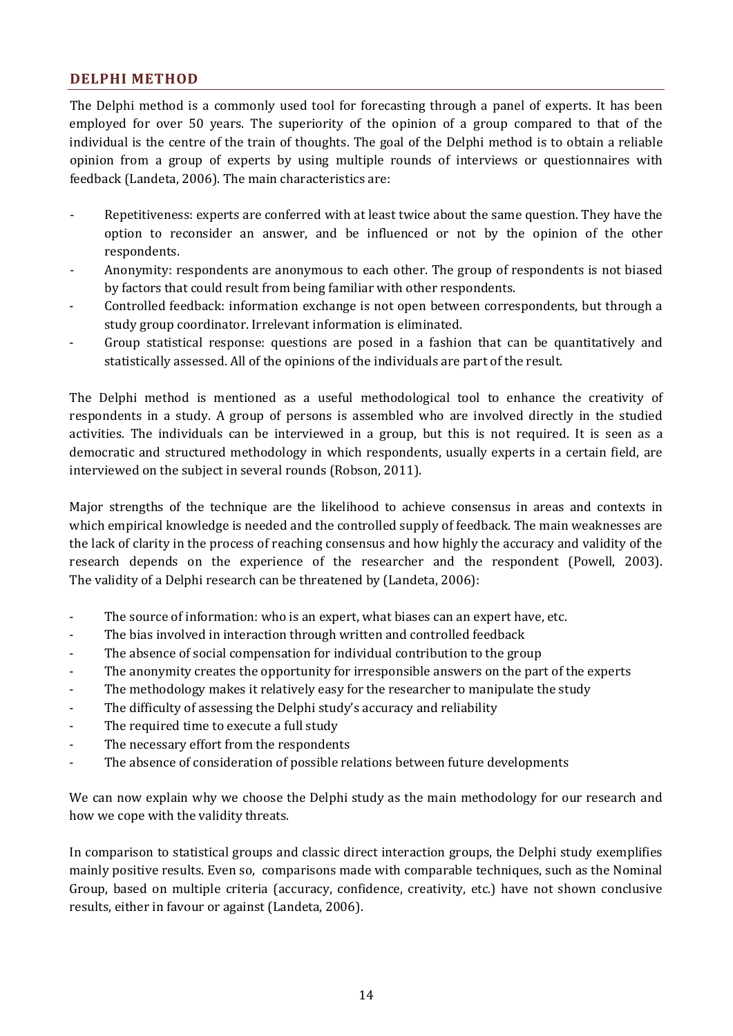## DELPHI METHOD

The Delphi method is a commonly used tool for forecasting through a panel of experts. It has been employed for over 50 years. The superiority of the opinion of a group compared to that of the individual is the centre of the train of thoughts. The goal of the Delphi method is to obtain a reliable opinion from a group of experts by using multiple rounds of interviews or questionnaires with feedback (Landeta, 2006). The main characteristics are:

- Repetitiveness: experts are conferred with at least twice about the same question. They have the option to reconsider an answer, and be influenced or not by the opinion of the other respondents.
- Anonymity: respondents are anonymous to each other. The group of respondents is not biased by factors that could result from being familiar with other respondents.
- Controlled feedback: information exchange is not open between correspondents, but through a study group coordinator. Irrelevant information is eliminated.
- Group statistical response: questions are posed in a fashion that can be quantitatively and statistically assessed. All of the opinions of the individuals are part of the result.

The Delphi method is mentioned as a useful methodological tool to enhance the creativity of respondents in a study. A group of persons is assembled who are involved directly in the studied activities. The individuals can be interviewed in a group, but this is not required. It is seen as a democratic and structured methodology in which respondents, usually experts in a certain field, are interviewed on the subject in several rounds (Robson, 2011).

Major strengths of the technique are the likelihood to achieve consensus in areas and contexts in which empirical knowledge is needed and the controlled supply of feedback. The main weaknesses are the lack of clarity in the process of reaching consensus and how highly the accuracy and validity of the research depends on the experience of the researcher and the respondent (Powell, 2003). The validity of a Delphi research can be threatened by (Landeta, 2006):

- The source of information: who is an expert, what biases can an expert have, etc.
- The bias involved in interaction through written and controlled feedback
- The absence of social compensation for individual contribution to the group
- The anonymity creates the opportunity for irresponsible answers on the part of the experts
- The methodology makes it relatively easy for the researcher to manipulate the study
- The difficulty of assessing the Delphi study's accuracy and reliability
- The required time to execute a full study
- The necessary effort from the respondents
- The absence of consideration of possible relations between future developments

We can now explain why we choose the Delphi study as the main methodology for our research and how we cope with the validity threats.

In comparison to statistical groups and classic direct interaction groups, the Delphi study exemplifies mainly positive results. Even so, comparisons made with comparable techniques, such as the Nominal Group, based on multiple criteria (accuracy, confidence, creativity, etc.) have not shown conclusive results, either in favour or against (Landeta, 2006).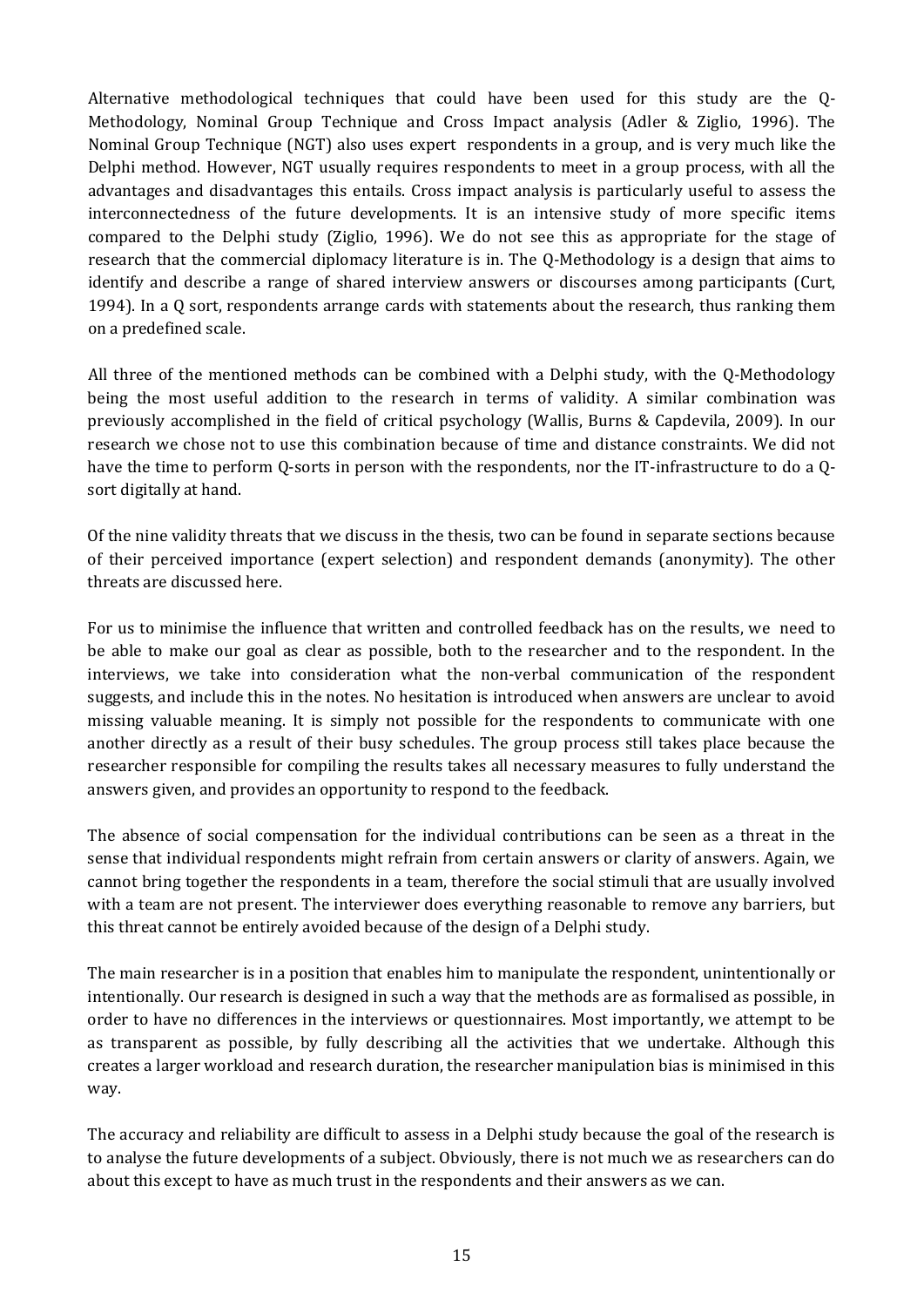Alternative methodological techniques that could have been used for this study are the Q-Methodology, Nominal Group Technique and Cross Impact analysis (Adler & Ziglio, 1996). The Nominal Group Technique (NGT) also uses expert respondents in a group, and is very much like the Delphi method. However, NGT usually requires respondents to meet in a group process, with all the advantages and disadvantages this entails. Cross impact analysis is particularly useful to assess the interconnectedness of the future developments. It is an intensive study of more specific items compared to the Delphi study (Ziglio, 1996). We do not see this as appropriate for the stage of research that the commercial diplomacy literature is in. The Q-Methodology is a design that aims to identify and describe a range of shared interview answers or discourses among participants (Curt, 1994). In a Q sort, respondents arrange cards with statements about the research, thus ranking them on a predefined scale.

All three of the mentioned methods can be combined with a Delphi study, with the Q-Methodology being the most useful addition to the research in terms of validity. A similar combination was previously accomplished in the field of critical psychology (Wallis, Burns & Capdevila, 2009). In our research we chose not to use this combination because of time and distance constraints. We did not have the time to perform Q-sorts in person with the respondents, nor the IT-infrastructure to do a Q-sort digitally at hand.

Of the nine validity threats that we discuss in the thesis, two can be found in separate sections because of their perceived importance (expert selection) and respondent demands (anonymity). The other threats are discussed here.

For us to minimise the influence that written and controlled feedback has on the results, we need to be able to make our goal as clear as possible, both to the researcher and to the respondent. In the interviews, we take into consideration what the non-verbal communication of the respondent suggests, and include this in the notes. No hesitation is introduced when answers are unclear to avoid missing valuable meaning. It is simply not possible for the respondents to communicate with one another directly as a result of their busy schedules. The group process still takes place because the researcher responsible for compiling the results takes all necessary measures to fully understand the answers given, and provides an opportunity to respond to the feedback.

The absence of social compensation for the individual contributions can be seen as a threat in the sense that individual respondents might refrain from certain answers or clarity of answers. Again, we cannot bring together the respondents in a team, therefore the social stimuli that are usually involved with a team are not present. The interviewer does everything reasonable to remove any barriers, but this threat cannot be entirely avoided because of the design of a Delphi study.

The main researcher is in a position that enables him to manipulate the respondent, unintentionally or intentionally. Our research is designed in such a way that the methods are as formalised as possible, in order to have no differences in the interviews or questionnaires. Most importantly, we attempt to be as transparent as possible, by fully describing all the activities that we undertake. Although this creates a larger workload and research duration, the researcher manipulation bias is minimised in this way.

The accuracy and reliability are difficult to assess in a Delphi study because the goal of the research is to analyse the future developments of a subject. Obviously, there is not much we as researchers can do about this except to have as much trust in the respondents and their answers as we can.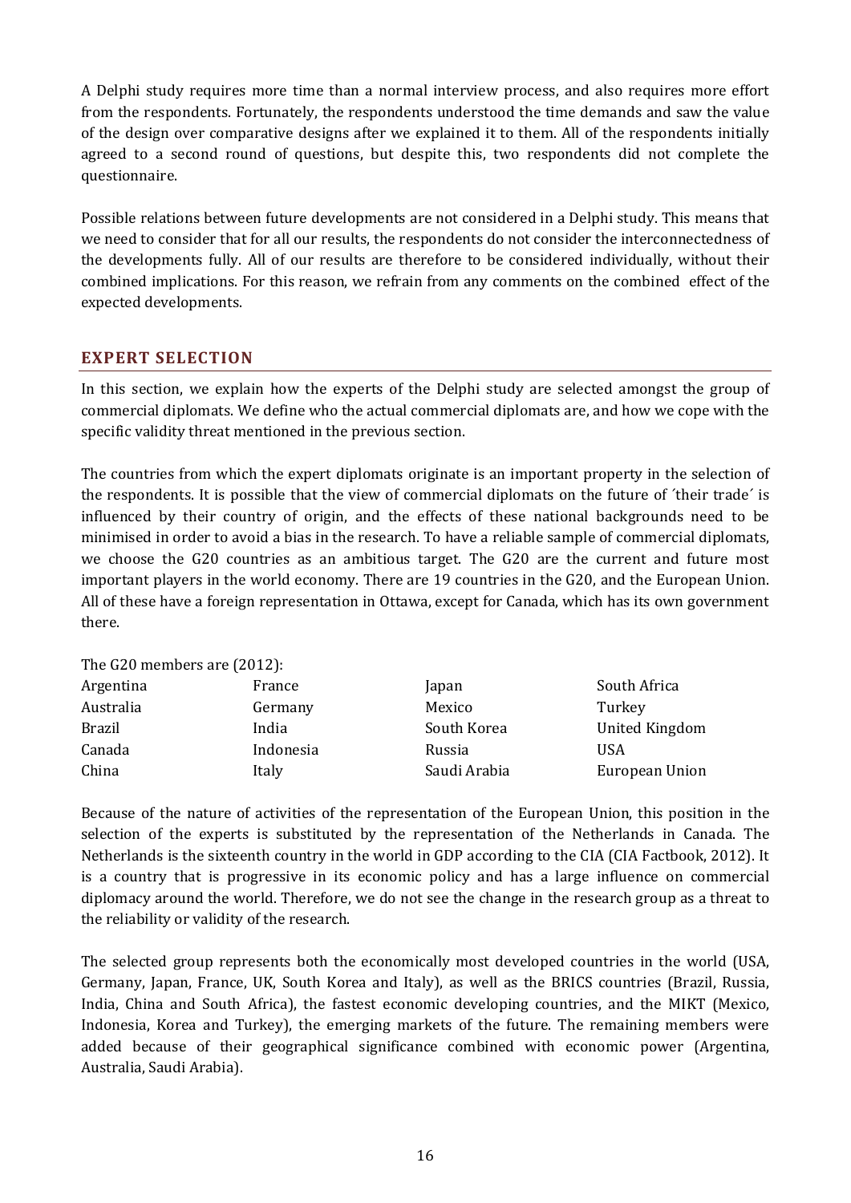A Delphi study requires more time than a normal interview process, and also requires more effort from the respondents. Fortunately, the respondents understood the time demands and saw the value of the design over comparative designs after we explained it to them. All of the respondents initially agreed to a second round of questions, but despite this, two respondents did not complete the questionnaire.

Possible relations between future developments are not considered in a Delphi study. This means that we need to consider that for all our results, the respondents do not consider the interconnectedness of the developments fully. All of our results are therefore to be considered individually, without their combined implications. For this reason, we refrain from any comments on the combined effect of the expected developments.

## EXPERT SELECTION

In this section, we explain how the experts of the Delphi study are selected amongst the group of commercial diplomats. We define who the actual commercial diplomats are, and how we cope with the specific validity threat mentioned in the previous section.

The countries from which the expert diplomats originate is an important property in the selection of the respondents. It is possible that the view of commercial diplomats on the future of ´their trade´ is influenced by their country of origin, and the effects of these national backgrounds need to be minimised in order to avoid a bias in the research. To have a reliable sample of commercial diplomats, we choose the G20 countries as an ambitious target. The G20 are the current and future most important players in the world economy. There are 19 countries in the G20, and the European Union. All of these have a foreign representation in Ottawa, except for Canada, which has its own government there.

The G20 members are (2012):

| | | | |
|---|---|---|---|
| Argentina | France | Japan | South Africa |
| Australia | Germany | Mexico | Turkey |
| Brazil | India | South Korea | United Kingdom |
| Canada | Indonesia | Russia | USA |
| China | Italy | Saudi Arabia | European Union |

Because of the nature of activities of the representation of the European Union, this position in the selection of the experts is substituted by the representation of the Netherlands in Canada. The Netherlands is the sixteenth country in the world in GDP according to the CIA (CIA Factbook, 2012). It is a country that is progressive in its economic policy and has a large influence on commercial diplomacy around the world. Therefore, we do not see the change in the research group as a threat to the reliability or validity of the research.

The selected group represents both the economically most developed countries in the world (USA, Germany, Japan, France, UK, South Korea and Italy), as well as the BRICS countries (Brazil, Russia, India, China and South Africa), the fastest economic developing countries, and the MIKT (Mexico, Indonesia, Korea and Turkey), the emerging markets of the future. The remaining members were added because of their geographical significance combined with economic power (Argentina, Australia, Saudi Arabia).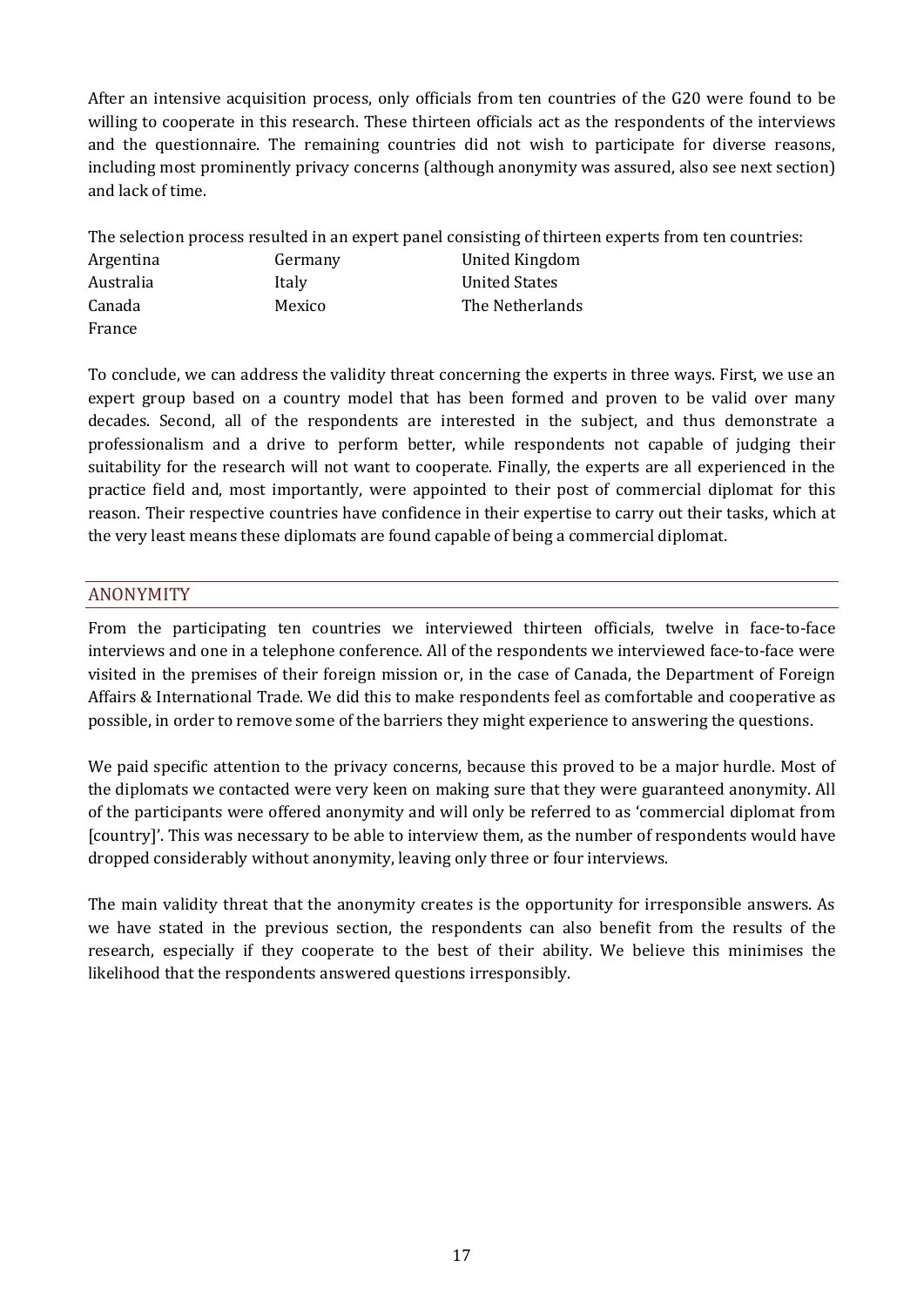After an intensive acquisition process, only officials from ten countries of the G20 were found to be willing to cooperate in this research. These thirteen officials act as the respondents of the interviews and the questionnaire. The remaining countries did not wish to participate for diverse reasons, including most prominently privacy concerns (although anonymity was assured, also see next section) and lack of time.

The selection process resulted in an expert panel consisting of thirteen experts from ten countries:

| | | |
|---|---|---|
| Argentina | Germany | United Kingdom |
| Australia | Italy | United States |
| Canada | Mexico | The Netherlands |
| France | | |

To conclude, we can address the validity threat concerning the experts in three ways. First, we use an expert group based on a country model that has been formed and proven to be valid over many decades. Second, all of the respondents are interested in the subject, and thus demonstrate a professionalism and a drive to perform better, while respondents not capable of judging their suitability for the research will not want to cooperate. Finally, the experts are all experienced in the practice field and, most importantly, were appointed to their post of commercial diplomat for this reason. Their respective countries have confidence in their expertise to carry out their tasks, which at the very least means these diplomats are found capable of being a commercial diplomat.

## ANONYMITY

From the participating ten countries we interviewed thirteen officials, twelve in face-to-face interviews and one in a telephone conference. All of the respondents we interviewed face-to-face were visited in the premises of their foreign mission or, in the case of Canada, the Department of Foreign Affairs & International Trade. We did this to make respondents feel as comfortable and cooperative as possible, in order to remove some of the barriers they might experience to answering the questions.

We paid specific attention to the privacy concerns, because this proved to be a major hurdle. Most of the diplomats we contacted were very keen on making sure that they were guaranteed anonymity. All of the participants were offered anonymity and will only be referred to as 'commercial diplomat from [country]'. This was necessary to be able to interview them, as the number of respondents would have dropped considerably without anonymity, leaving only three or four interviews.

The main validity threat that the anonymity creates is the opportunity for irresponsible answers. As we have stated in the previous section, the respondents can also benefit from the results of the research, especially if they cooperate to the best of their ability. We believe this minimises the likelihood that the respondents answered questions irresponsibly.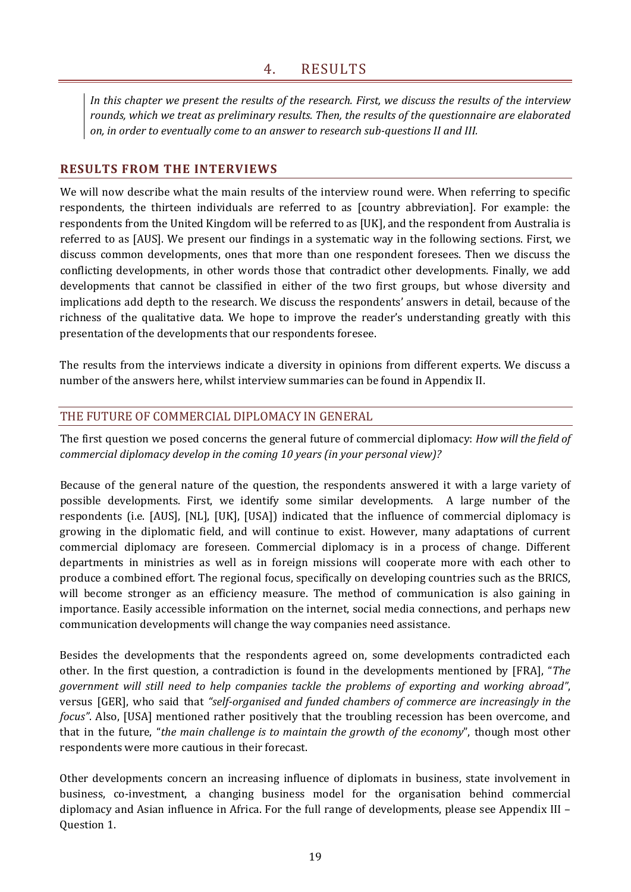# 4. RESULTS

> *In this chapter we present the results of the research. First, we discuss the results of the interview rounds, which we treat as preliminary results. Then, the results of the questionnaire are elaborated on, in order to eventually come to an answer to research sub-questions II and III.*

## RESULTS FROM THE INTERVIEWS

We will now describe what the main results of the interview round were. When referring to specific respondents, the thirteen individuals are referred to as [country abbreviation]. For example: the respondents from the United Kingdom will be referred to as [UK], and the respondent from Australia is referred to as [AUS]. We present our findings in a systematic way in the following sections. First, we discuss common developments, ones that more than one respondent foresees. Then we discuss the conflicting developments, in other words those that contradict other developments. Finally, we add developments that cannot be classified in either of the two first groups, but whose diversity and implications add depth to the research. We discuss the respondents' answers in detail, because of the richness of the qualitative data. We hope to improve the reader's understanding greatly with this presentation of the developments that our respondents foresee.

The results from the interviews indicate a diversity in opinions from different experts. We discuss a number of the answers here, whilst interview summaries can be found in Appendix II.

### THE FUTURE OF COMMERCIAL DIPLOMACY IN GENERAL

The first question we posed concerns the general future of commercial diplomacy: *How will the field of commercial diplomacy develop in the coming 10 years (in your personal view)?*

Because of the general nature of the question, the respondents answered it with a large variety of possible developments. First, we identify some similar developments. A large number of the respondents (i.e. [AUS], [NL], [UK], [USA]) indicated that the influence of commercial diplomacy is growing in the diplomatic field, and will continue to exist. However, many adaptations of current commercial diplomacy are foreseen. Commercial diplomacy is in a process of change. Different departments in ministries as well as in foreign missions will cooperate more with each other to produce a combined effort. The regional focus, specifically on developing countries such as the BRICS, will become stronger as an efficiency measure. The method of communication is also gaining in importance. Easily accessible information on the internet, social media connections, and perhaps new communication developments will change the way companies need assistance.

Besides the developments that the respondents agreed on, some developments contradicted each other. In the first question, a contradiction is found in the developments mentioned by [FRA], "*The government will still need to help companies tackle the problems of exporting and working abroad"*, versus [GER], who said that *"self-organised and funded chambers of commerce are increasingly in the focus"*. Also, [USA] mentioned rather positively that the troubling recession has been overcome, and that in the future, "*the main challenge is to maintain the growth of the economy*", though most other respondents were more cautious in their forecast.

Other developments concern an increasing influence of diplomats in business, state involvement in business, co-investment, a changing business model for the organisation behind commercial diplomacy and Asian influence in Africa. For the full range of developments, please see Appendix III – Question 1.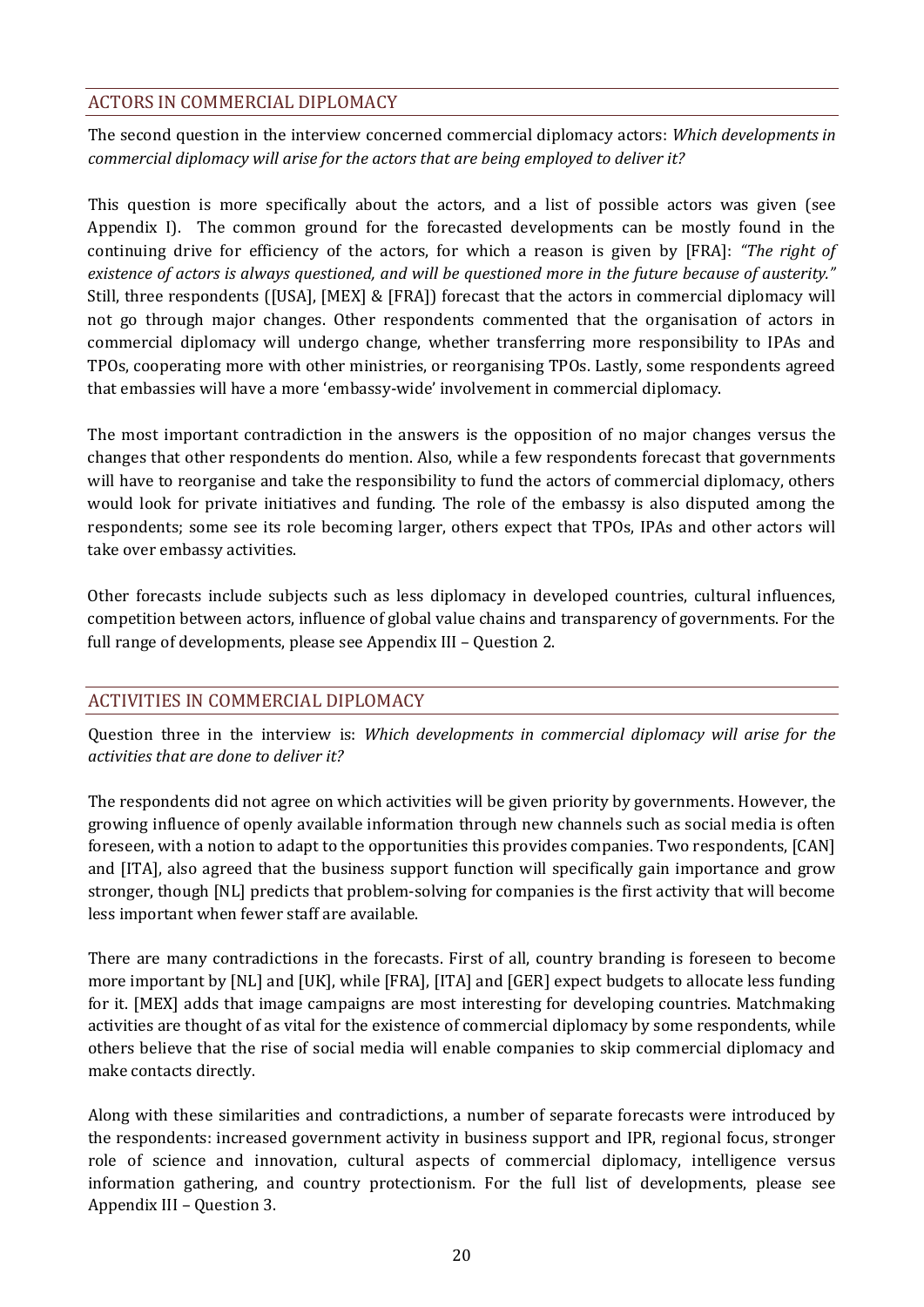## ACTORS IN COMMERCIAL DIPLOMACY

The second question in the interview concerned commercial diplomacy actors: *Which developments in commercial diplomacy will arise for the actors that are being employed to deliver it?*

This question is more specifically about the actors, and a list of possible actors was given (see Appendix I). The common ground for the forecasted developments can be mostly found in the continuing drive for efficiency of the actors, for which a reason is given by [FRA]: *"The right of existence of actors is always questioned, and will be questioned more in the future because of austerity."* Still, three respondents ([USA], [MEX] & [FRA]) forecast that the actors in commercial diplomacy will not go through major changes. Other respondents commented that the organisation of actors in commercial diplomacy will undergo change, whether transferring more responsibility to IPAs and TPOs, cooperating more with other ministries, or reorganising TPOs. Lastly, some respondents agreed that embassies will have a more 'embassy-wide' involvement in commercial diplomacy.

The most important contradiction in the answers is the opposition of no major changes versus the changes that other respondents do mention. Also, while a few respondents forecast that governments will have to reorganise and take the responsibility to fund the actors of commercial diplomacy, others would look for private initiatives and funding. The role of the embassy is also disputed among the respondents; some see its role becoming larger, others expect that TPOs, IPAs and other actors will take over embassy activities.

Other forecasts include subjects such as less diplomacy in developed countries, cultural influences, competition between actors, influence of global value chains and transparency of governments. For the full range of developments, please see Appendix III – Question 2.

## ACTIVITIES IN COMMERCIAL DIPLOMACY

Question three in the interview is: *Which developments in commercial diplomacy will arise for the activities that are done to deliver it?*

The respondents did not agree on which activities will be given priority by governments. However, the growing influence of openly available information through new channels such as social media is often foreseen, with a notion to adapt to the opportunities this provides companies. Two respondents, [CAN] and [ITA], also agreed that the business support function will specifically gain importance and grow stronger, though [NL] predicts that problem-solving for companies is the first activity that will become less important when fewer staff are available.

There are many contradictions in the forecasts. First of all, country branding is foreseen to become more important by [NL] and [UK], while [FRA], [ITA] and [GER] expect budgets to allocate less funding for it. [MEX] adds that image campaigns are most interesting for developing countries. Matchmaking activities are thought of as vital for the existence of commercial diplomacy by some respondents, while others believe that the rise of social media will enable companies to skip commercial diplomacy and make contacts directly.

Along with these similarities and contradictions, a number of separate forecasts were introduced by the respondents: increased government activity in business support and IPR, regional focus, stronger role of science and innovation, cultural aspects of commercial diplomacy, intelligence versus information gathering, and country protectionism. For the full list of developments, please see Appendix III – Question 3.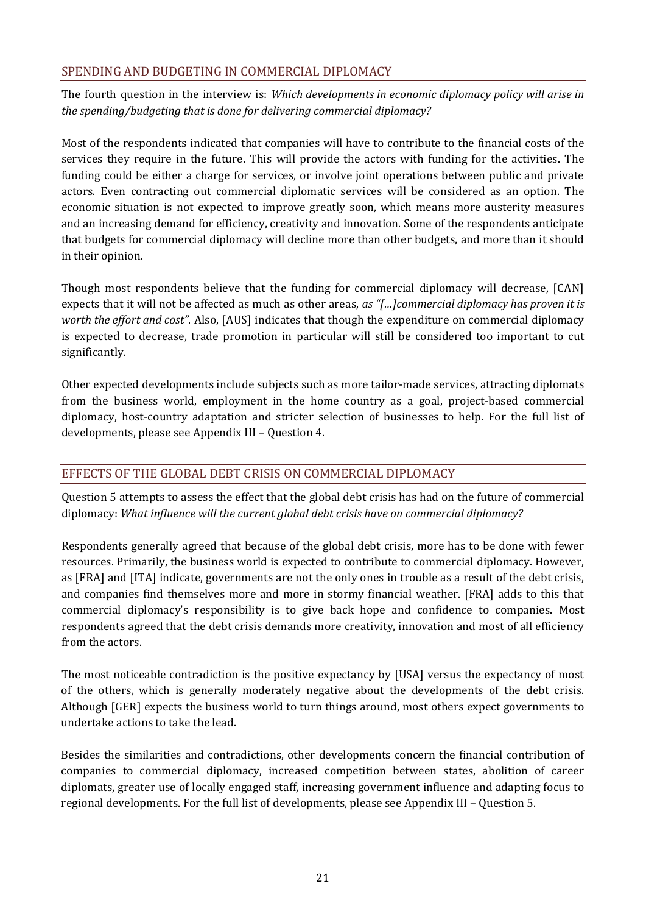## SPENDING AND BUDGETING IN COMMERCIAL DIPLOMACY

The fourth question in the interview is: *Which developments in economic diplomacy policy will arise in the spending/budgeting that is done for delivering commercial diplomacy?*

Most of the respondents indicated that companies will have to contribute to the financial costs of the services they require in the future. This will provide the actors with funding for the activities. The funding could be either a charge for services, or involve joint operations between public and private actors. Even contracting out commercial diplomatic services will be considered as an option. The economic situation is not expected to improve greatly soon, which means more austerity measures and an increasing demand for efficiency, creativity and innovation. Some of the respondents anticipate that budgets for commercial diplomacy will decline more than other budgets, and more than it should in their opinion.

Though most respondents believe that the funding for commercial diplomacy will decrease, [CAN] expects that it will not be affected as much as other areas, *as "[…]commercial diplomacy has proven it is worth the effort and cost".* Also, [AUS] indicates that though the expenditure on commercial diplomacy is expected to decrease, trade promotion in particular will still be considered too important to cut significantly.

Other expected developments include subjects such as more tailor-made services, attracting diplomats from the business world, employment in the home country as a goal, project-based commercial diplomacy, host-country adaptation and stricter selection of businesses to help. For the full list of developments, please see Appendix III – Question 4.

## EFFECTS OF THE GLOBAL DEBT CRISIS ON COMMERCIAL DIPLOMACY

Question 5 attempts to assess the effect that the global debt crisis has had on the future of commercial diplomacy: *What influence will the current global debt crisis have on commercial diplomacy?*

Respondents generally agreed that because of the global debt crisis, more has to be done with fewer resources. Primarily, the business world is expected to contribute to commercial diplomacy. However, as [FRA] and [ITA] indicate, governments are not the only ones in trouble as a result of the debt crisis, and companies find themselves more and more in stormy financial weather. [FRA] adds to this that commercial diplomacy's responsibility is to give back hope and confidence to companies. Most respondents agreed that the debt crisis demands more creativity, innovation and most of all efficiency from the actors.

The most noticeable contradiction is the positive expectancy by [USA] versus the expectancy of most of the others, which is generally moderately negative about the developments of the debt crisis. Although [GER] expects the business world to turn things around, most others expect governments to undertake actions to take the lead.

Besides the similarities and contradictions, other developments concern the financial contribution of companies to commercial diplomacy, increased competition between states, abolition of career diplomats, greater use of locally engaged staff, increasing government influence and adapting focus to regional developments. For the full list of developments, please see Appendix III – Question 5.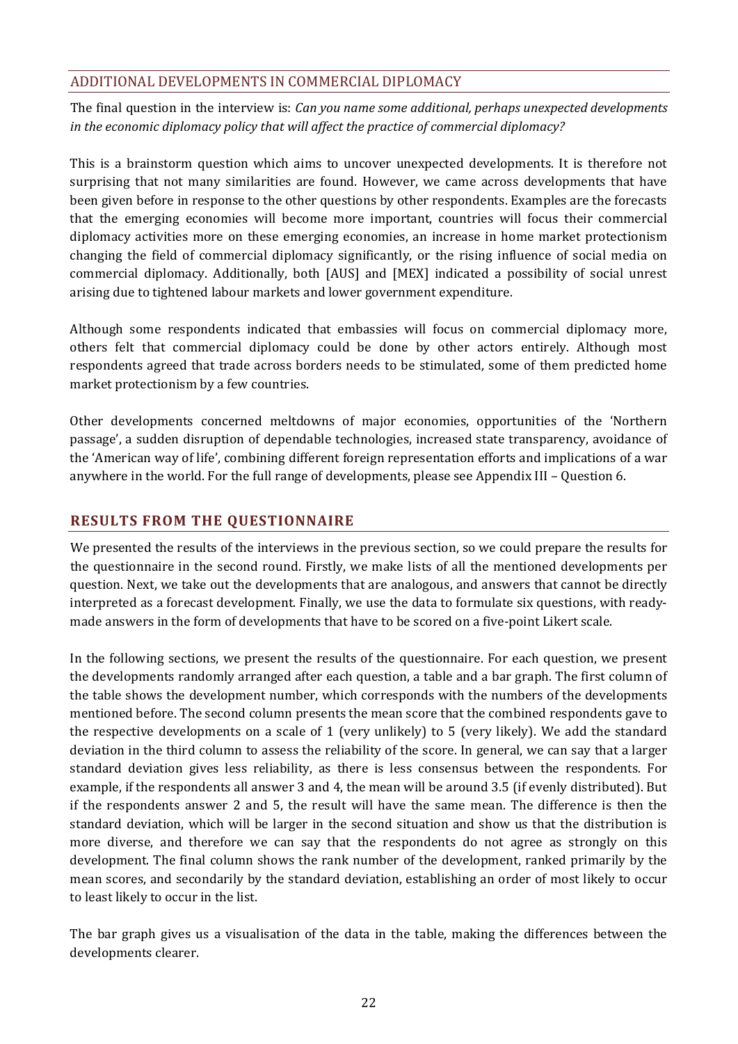## ADDITIONAL DEVELOPMENTS IN COMMERCIAL DIPLOMACY

The final question in the interview is: *Can you name some additional, perhaps unexpected developments in the economic diplomacy policy that will affect the practice of commercial diplomacy?*

This is a brainstorm question which aims to uncover unexpected developments. It is therefore not surprising that not many similarities are found. However, we came across developments that have been given before in response to the other questions by other respondents. Examples are the forecasts that the emerging economies will become more important, countries will focus their commercial diplomacy activities more on these emerging economies, an increase in home market protectionism changing the field of commercial diplomacy significantly, or the rising influence of social media on commercial diplomacy. Additionally, both [AUS] and [MEX] indicated a possibility of social unrest arising due to tightened labour markets and lower government expenditure.

Although some respondents indicated that embassies will focus on commercial diplomacy more, others felt that commercial diplomacy could be done by other actors entirely. Although most respondents agreed that trade across borders needs to be stimulated, some of them predicted home market protectionism by a few countries.

Other developments concerned meltdowns of major economies, opportunities of the 'Northern passage', a sudden disruption of dependable technologies, increased state transparency, avoidance of the 'American way of life', combining different foreign representation efforts and implications of a war anywhere in the world. For the full range of developments, please see Appendix III – Question 6.

## RESULTS FROM THE QUESTIONNAIRE

We presented the results of the interviews in the previous section, so we could prepare the results for the questionnaire in the second round. Firstly, we make lists of all the mentioned developments per question. Next, we take out the developments that are analogous, and answers that cannot be directly interpreted as a forecast development. Finally, we use the data to formulate six questions, with ready-made answers in the form of developments that have to be scored on a five-point Likert scale.

In the following sections, we present the results of the questionnaire. For each question, we present the developments randomly arranged after each question, a table and a bar graph. The first column of the table shows the development number, which corresponds with the numbers of the developments mentioned before. The second column presents the mean score that the combined respondents gave to the respective developments on a scale of 1 (very unlikely) to 5 (very likely). We add the standard deviation in the third column to assess the reliability of the score. In general, we can say that a larger standard deviation gives less reliability, as there is less consensus between the respondents. For example, if the respondents all answer 3 and 4, the mean will be around 3.5 (if evenly distributed). But if the respondents answer 2 and 5, the result will have the same mean. The difference is then the standard deviation, which will be larger in the second situation and show us that the distribution is more diverse, and therefore we can say that the respondents do not agree as strongly on this development. The final column shows the rank number of the development, ranked primarily by the mean scores, and secondarily by the standard deviation, establishing an order of most likely to occur to least likely to occur in the list.

The bar graph gives us a visualisation of the data in the table, making the differences between the developments clearer.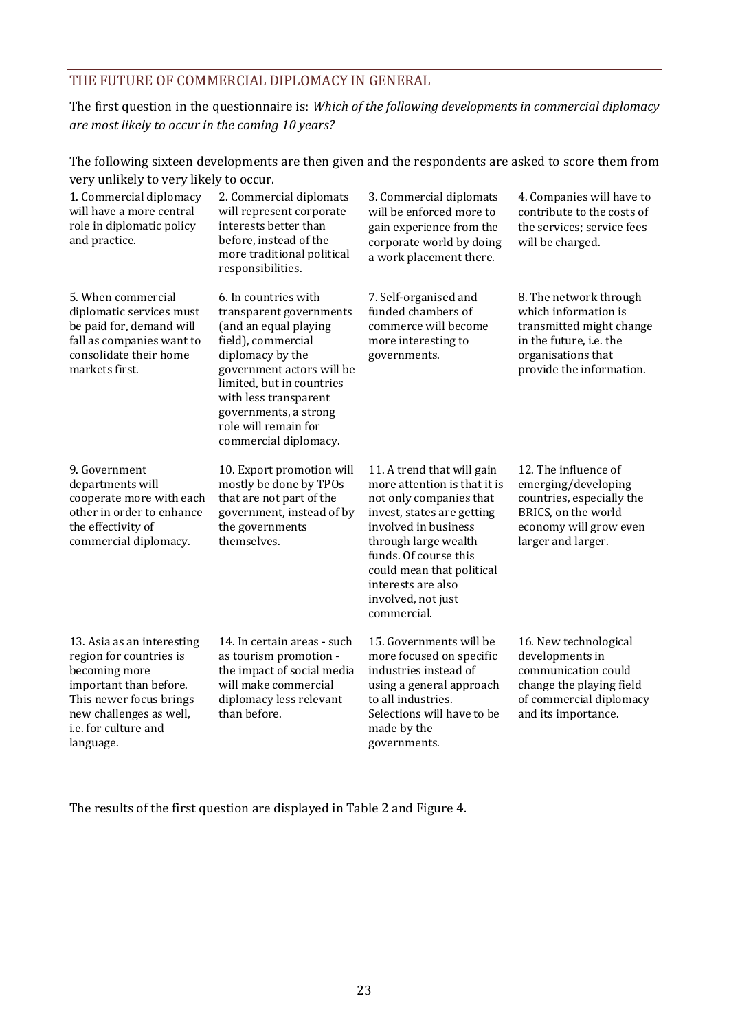## THE FUTURE OF COMMERCIAL DIPLOMACY IN GENERAL

The first question in the questionnaire is: *Which of the following developments in commercial diplomacy are most likely to occur in the coming 10 years?*

The following sixteen developments are then given and the respondents are asked to score them from very unlikely to very likely to occur.

1. Commercial diplomacy will have a more central role in diplomatic policy and practice.
2. Commercial diplomats will represent corporate interests better than before, instead of the more traditional political responsibilities.
3. Commercial diplomats will be enforced more to gain experience from the corporate world by doing a work placement there.
4. Companies will have to contribute to the costs of the services; service fees will be charged.
5. When commercial diplomatic services must be paid for, demand will fall as companies want to consolidate their home markets first.
6. In countries with transparent governments (and an equal playing field), commercial diplomacy by the government actors will be limited, but in countries with less transparent governments, a strong role will remain for commercial diplomacy.
7. Self-organised and funded chambers of commerce will become more interesting to governments.
8. The network through which information is transmitted might change in the future, i.e. the organisations that provide the information.
9. Government departments will cooperate more with each other in order to enhance the effectivity of commercial diplomacy.
10. Export promotion will mostly be done by TPOs that are not part of the government, instead of by the governments themselves.
11. A trend that will gain more attention is that it is not only companies that invest, states are getting involved in business through large wealth funds. Of course this could mean that political interests are also involved, not just commercial.
12. The influence of emerging/developing countries, especially the BRICS, on the world economy will grow even larger and larger.
13. Asia as an interesting region for countries is becoming more important than before. This newer focus brings new challenges as well, i.e. for culture and language.
14. In certain areas - such as tourism promotion - the impact of social media will make commercial diplomacy less relevant than before.
15. Governments will be more focused on specific industries instead of using a general approach to all industries. Selections will have to be made by the governments.
16. New technological developments in communication could change the playing field of commercial diplomacy and its importance.

The results of the first question are displayed in Table 2 and Figure 4.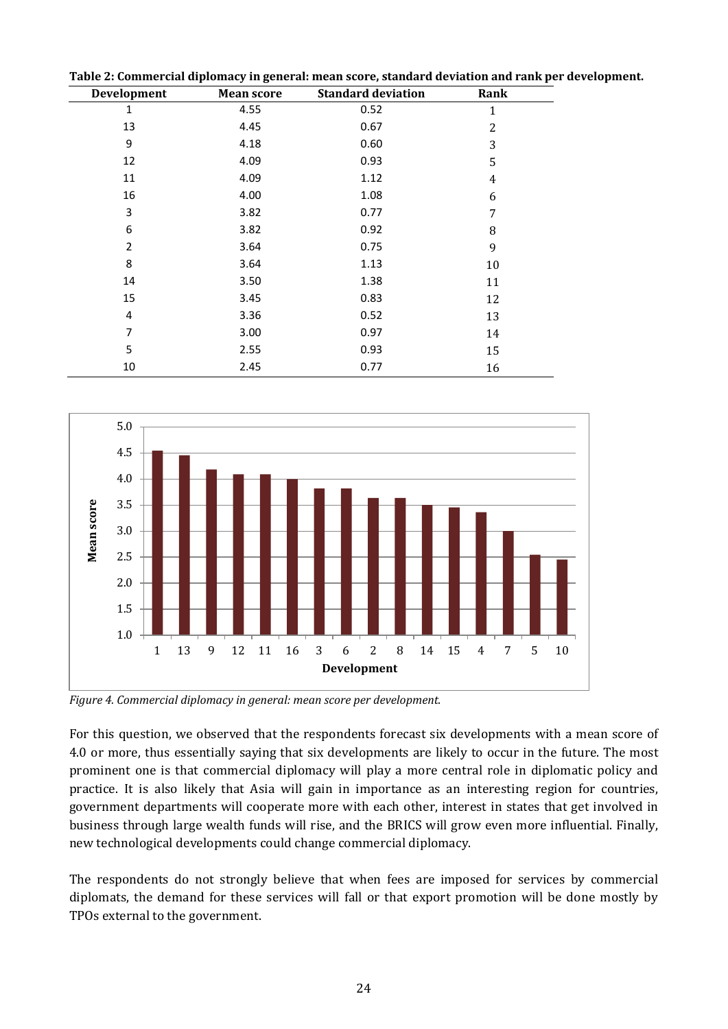**Table 2: Commercial diplomacy in general: mean score, standard deviation and rank per development.**

| Development | Mean score | Standard deviation | Rank |
|---|---|---|---|
| 1 | 4.55 | 0.52 | 1 |
| 13 | 4.45 | 0.67 | 2 |
| 9 | 4.18 | 0.60 | 3 |
| 12 | 4.09 | 0.93 | 5 |
| 11 | 4.09 | 1.12 | 4 |
| 16 | 4.00 | 1.08 | 6 |
| 3 | 3.82 | 0.77 | 7 |
| 6 | 3.82 | 0.92 | 8 |
| 2 | 3.64 | 0.75 | 9 |
| 8 | 3.64 | 1.13 | 10 |
| 14 | 3.50 | 1.38 | 11 |
| 15 | 3.45 | 0.83 | 12 |
| 4 | 3.36 | 0.52 | 13 |
| 7 | 3.00 | 0.97 | 14 |
| 5 | 2.55 | 0.93 | 15 |
| 10 | 2.45 | 0.77 | 16 |

*Figure 4. Commercial diplomacy in general: mean score per development.*

For this question, we observed that the respondents forecast six developments with a mean score of 4.0 or more, thus essentially saying that six developments are likely to occur in the future. The most prominent one is that commercial diplomacy will play a more central role in diplomatic policy and practice. It is also likely that Asia will gain in importance as an interesting region for countries, government departments will cooperate more with each other, interest in states that get involved in business through large wealth funds will rise, and the BRICS will grow even more influential. Finally, new technological developments could change commercial diplomacy.

The respondents do not strongly believe that when fees are imposed for services by commercial diplomats, the demand for these services will fall or that export promotion will be done mostly by TPOs external to the government.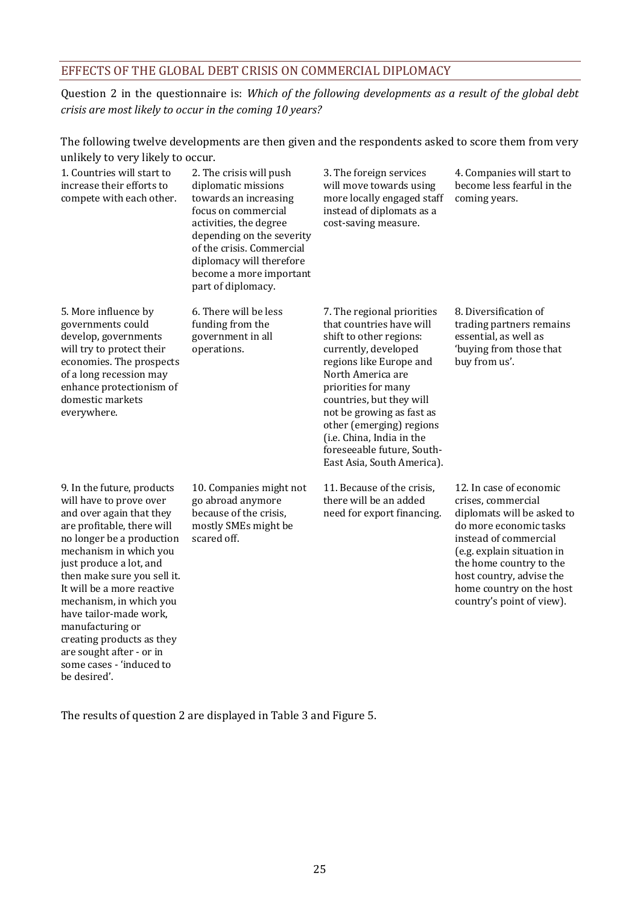## EFFECTS OF THE GLOBAL DEBT CRISIS ON COMMERCIAL DIPLOMACY

Question 2 in the questionnaire is: *Which of the following developments as a result of the global debt crisis are most likely to occur in the coming 10 years?*

The following twelve developments are then given and the respondents asked to score them from very unlikely to very likely to occur.

1. Countries will start to increase their efforts to compete with each other.
2. The crisis will push diplomatic missions towards an increasing focus on commercial activities, the degree depending on the severity of the crisis. Commercial diplomacy will therefore become a more important part of diplomacy.
3. The foreign services will move towards using more locally engaged staff instead of diplomats as a cost-saving measure.
4. Companies will start to become less fearful in the coming years.
5. More influence by governments could develop, governments will try to protect their economies. The prospects of a long recession may enhance protectionism of domestic markets everywhere.
6. There will be less funding from the government in all operations.
7. The regional priorities that countries have will shift to other regions: currently, developed regions like Europe and North America are priorities for many countries, but they will not be growing as fast as other (emerging) regions (i.e. China, India in the foreseeable future, South-East Asia, South America).
8. Diversification of trading partners remains essential, as well as 'buying from those that buy from us'.
9. In the future, products will have to prove over and over again that they are profitable, there will no longer be a production mechanism in which you just produce a lot, and then make sure you sell it. It will be a more reactive mechanism, in which you have tailor-made work, manufacturing or creating products as they are sought after - or in some cases - 'induced to be desired'.
10. Companies might not go abroad anymore because of the crisis, mostly SMEs might be scared off.
11. Because of the crisis, there will be an added need for export financing.
12. In case of economic crises, commercial diplomats will be asked to do more economic tasks instead of commercial (e.g. explain situation in the home country to the host country, advise the home country on the host country's point of view).

The results of question 2 are displayed in Table 3 and Figure 5.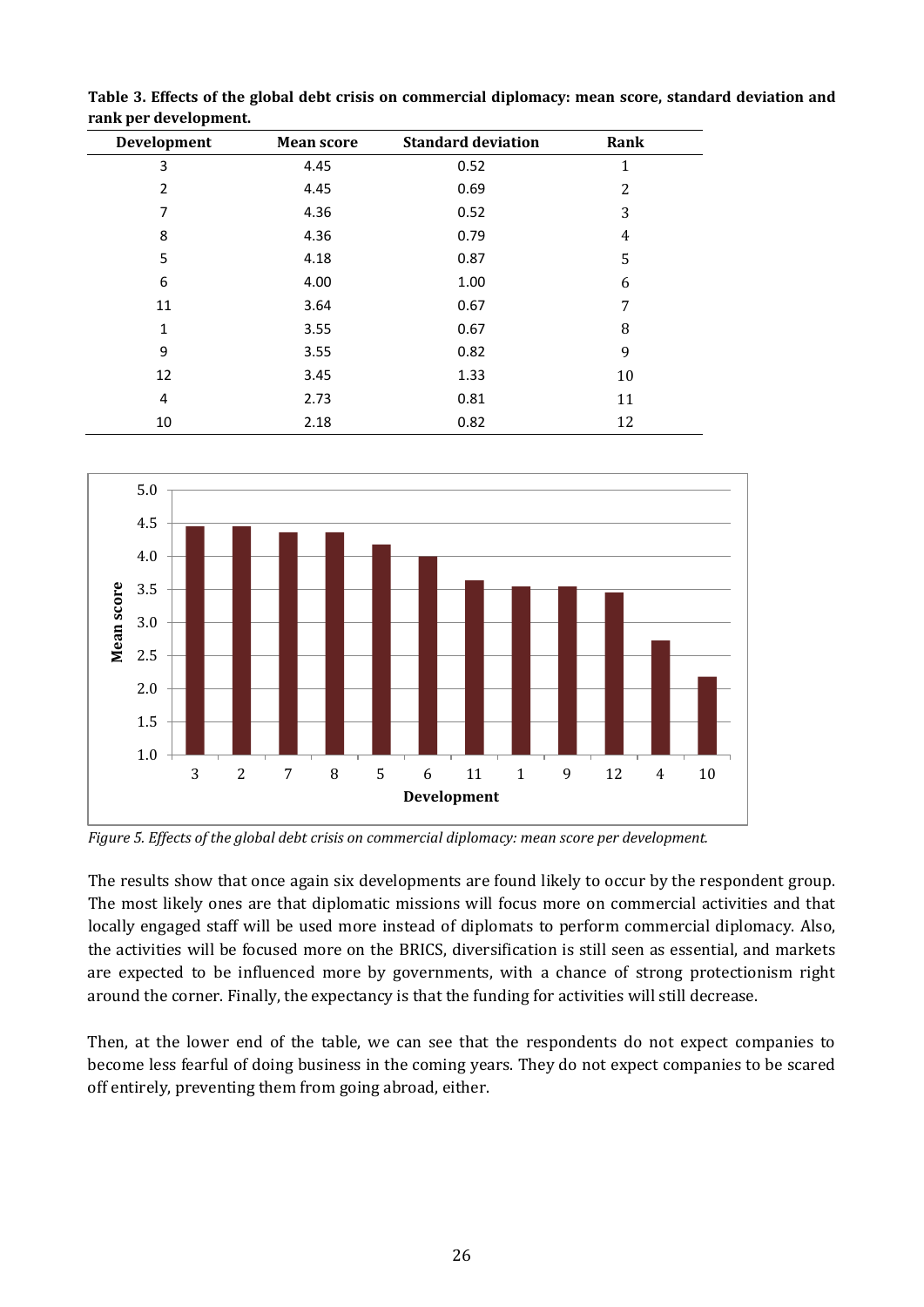**Table 3. Effects of the global debt crisis on commercial diplomacy: mean score, standard deviation and rank per development.**

| Development | Mean score | Standard deviation | Rank |
|---|---|---|---|
| 3 | 4.45 | 0.52 | 1 |
| 2 | 4.45 | 0.69 | 2 |
| 7 | 4.36 | 0.52 | 3 |
| 8 | 4.36 | 0.79 | 4 |
| 5 | 4.18 | 0.87 | 5 |
| 6 | 4.00 | 1.00 | 6 |
| 11 | 3.64 | 0.67 | 7 |
| 1 | 3.55 | 0.67 | 8 |
| 9 | 3.55 | 0.82 | 9 |
| 12 | 3.45 | 1.33 | 10 |
| 4 | 2.73 | 0.81 | 11 |
| 10 | 2.18 | 0.82 | 12 |

*Figure 5. Effects of the global debt crisis on commercial diplomacy: mean score per development.*

The results show that once again six developments are found likely to occur by the respondent group. The most likely ones are that diplomatic missions will focus more on commercial activities and that locally engaged staff will be used more instead of diplomats to perform commercial diplomacy. Also, the activities will be focused more on the BRICS, diversification is still seen as essential, and markets are expected to be influenced more by governments, with a chance of strong protectionism right around the corner. Finally, the expectancy is that the funding for activities will still decrease.

Then, at the lower end of the table, we can see that the respondents do not expect companies to become less fearful of doing business in the coming years. They do not expect companies to be scared off entirely, preventing them from going abroad, either.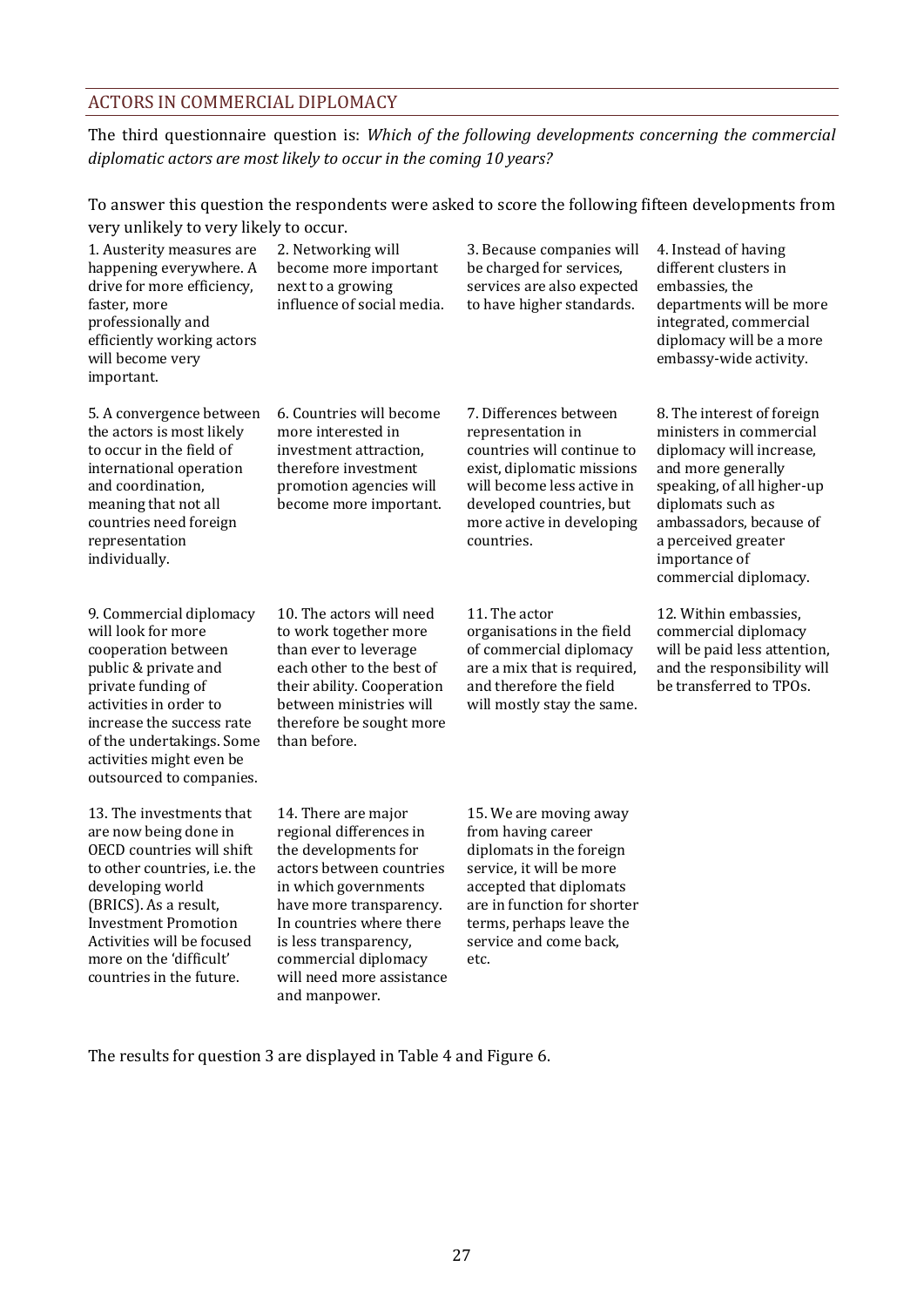## ACTORS IN COMMERCIAL DIPLOMACY

The third questionnaire question is: *Which of the following developments concerning the commercial diplomatic actors are most likely to occur in the coming 10 years?*

To answer this question the respondents were asked to score the following fifteen developments from very unlikely to very likely to occur.

1. Austerity measures are happening everywhere. A drive for more efficiency, faster, more professionally and efficiently working actors will become very important.
2. Networking will become more important next to a growing influence of social media.
3. Because companies will be charged for services, services are also expected to have higher standards.
4. Instead of having different clusters in embassies, the departments will be more integrated, commercial diplomacy will be a more embassy-wide activity.
5. A convergence between the actors is most likely to occur in the field of international operation and coordination, meaning that not all countries need foreign representation individually.
6. Countries will become more interested in investment attraction, therefore investment promotion agencies will become more important.
7. Differences between representation in countries will continue to exist, diplomatic missions will become less active in developed countries, but more active in developing countries.
8. The interest of foreign ministers in commercial diplomacy will increase, and more generally speaking, of all higher-up diplomats such as ambassadors, because of a perceived greater importance of commercial diplomacy.
9. Commercial diplomacy will look for more cooperation between public & private and private funding of activities in order to increase the success rate of the undertakings. Some activities might even be outsourced to companies.
10. The actors will need to work together more than ever to leverage each other to the best of their ability. Cooperation between ministries will therefore be sought more than before.
11. The actor organisations in the field of commercial diplomacy are a mix that is required, and therefore the field will mostly stay the same.
12. Within embassies, commercial diplomacy will be paid less attention, and the responsibility will be transferred to TPOs.
13. The investments that are now being done in OECD countries will shift to other countries, i.e. the developing world (BRICS). As a result, Investment Promotion Activities will be focused more on the 'difficult' countries in the future.
14. There are major regional differences in the developments for actors between countries in which governments have more transparency. In countries where there is less transparency, commercial diplomacy will need more assistance and manpower.
15. We are moving away from having career diplomats in the foreign service, it will be more accepted that diplomats are in function for shorter terms, perhaps leave the service and come back, etc.

The results for question 3 are displayed in Table 4 and Figure 6.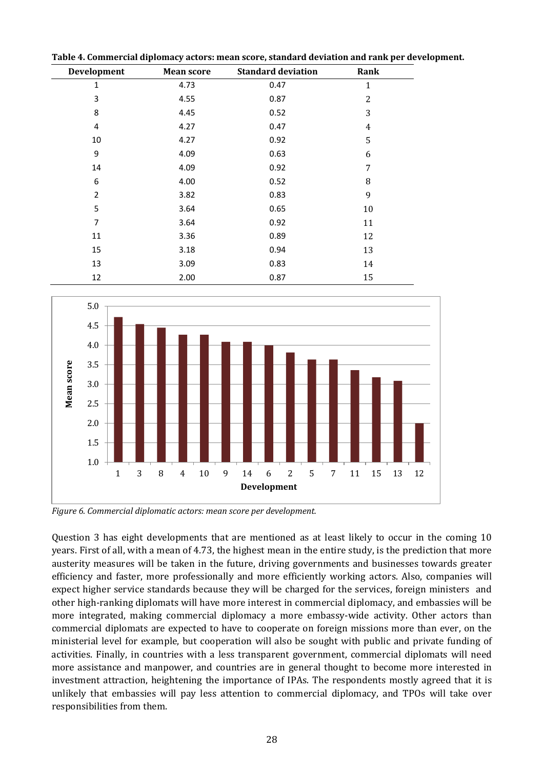**Table 4. Commercial diplomacy actors: mean score, standard deviation and rank per development.**

| Development | Mean score | Standard deviation | Rank |
|---|---|---|---|
| 1 | 4.73 | 0.47 | 1 |
| 3 | 4.55 | 0.87 | 2 |
| 8 | 4.45 | 0.52 | 3 |
| 4 | 4.27 | 0.47 | 4 |
| 10 | 4.27 | 0.92 | 5 |
| 9 | 4.09 | 0.63 | 6 |
| 14 | 4.09 | 0.92 | 7 |
| 6 | 4.00 | 0.52 | 8 |
| 2 | 3.82 | 0.83 | 9 |
| 5 | 3.64 | 0.65 | 10 |
| 7 | 3.64 | 0.92 | 11 |
| 11 | 3.36 | 0.89 | 12 |
| 15 | 3.18 | 0.94 | 13 |
| 13 | 3.09 | 0.83 | 14 |
| 12 | 2.00 | 0.87 | 15 |

*Figure 6. Commercial diplomatic actors: mean score per development.*

Question 3 has eight developments that are mentioned as at least likely to occur in the coming 10 years. First of all, with a mean of 4.73, the highest mean in the entire study, is the prediction that more austerity measures will be taken in the future, driving governments and businesses towards greater efficiency and faster, more professionally and more efficiently working actors. Also, companies will expect higher service standards because they will be charged for the services, foreign ministers and other high-ranking diplomats will have more interest in commercial diplomacy, and embassies will be more integrated, making commercial diplomacy a more embassy-wide activity. Other actors than commercial diplomats are expected to have to cooperate on foreign missions more than ever, on the ministerial level for example, but cooperation will also be sought with public and private funding of activities. Finally, in countries with a less transparent government, commercial diplomats will need more assistance and manpower, and countries are in general thought to become more interested in investment attraction, heightening the importance of IPAs. The respondents mostly agreed that it is unlikely that embassies will pay less attention to commercial diplomacy, and TPOs will take over responsibilities from them.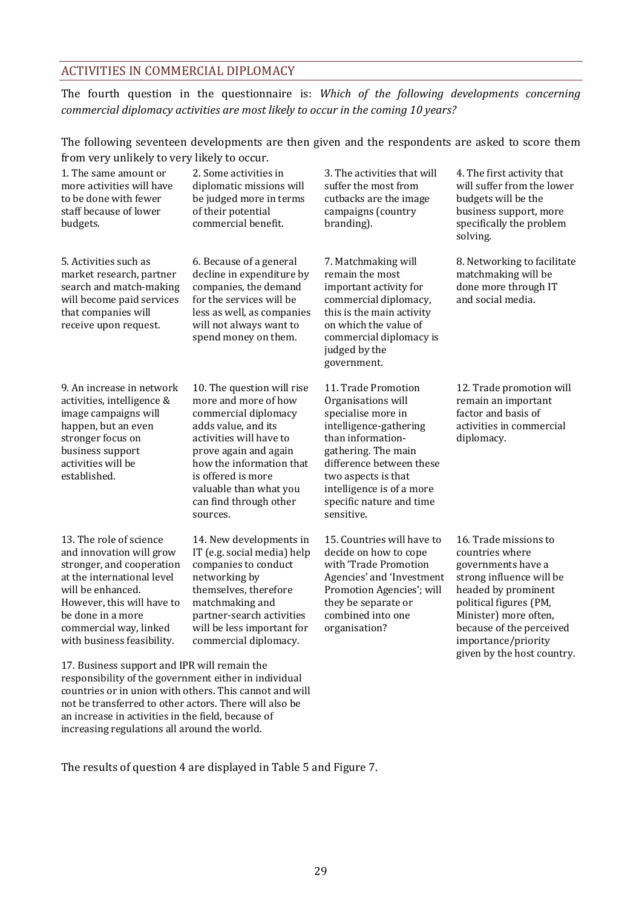## ACTIVITIES IN COMMERCIAL DIPLOMACY

The fourth question in the questionnaire is: *Which of the following developments concerning commercial diplomacy activities are most likely to occur in the coming 10 years?*

The following seventeen developments are then given and the respondents are asked to score them from very unlikely to very likely to occur.

1. The same amount or more activities will have to be done with fewer staff because of lower budgets.

2. Some activities in diplomatic missions will be judged more in terms of their potential commercial benefit.

3. The activities that will suffer the most from cutbacks are the image campaigns (country branding).

4. The first activity that will suffer from the lower budgets will be the business support, more specifically the problem solving.

5. Activities such as market research, partner search and match-making will become paid services that companies will receive upon request.

6. Because of a general decline in expenditure by companies, the demand for the services will be less as well, as companies will not always want to spend money on them.

7. Matchmaking will remain the most important activity for commercial diplomacy, this is the main activity on which the value of commercial diplomacy is judged by the government.

8. Networking to facilitate matchmaking will be done more through IT and social media.

9. An increase in network activities, intelligence & image campaigns will happen, but an even stronger focus on business support activities will be established.

10. The question will rise more and more of how commercial diplomacy adds value, and its activities will have to prove again and again how the information that is offered is more valuable than what you can find through other sources.

11. Trade Promotion Organisations will specialise more in intelligence-gathering than information-gathering. The main difference between these two aspects is that intelligence is of a more specific nature and time sensitive.

12. Trade promotion will remain an important factor and basis of activities in commercial diplomacy.

13. The role of science and innovation will grow stronger, and cooperation at the international level will be enhanced. However, this will have to be done in a more commercial way, linked with business feasibility.

14. New developments in IT (e.g. social media) help companies to conduct networking by themselves, therefore matchmaking and partner-search activities will be less important for commercial diplomacy.

15. Countries will have to decide on how to cope with 'Trade Promotion Agencies' and 'Investment Promotion Agencies'; will they be separate or combined into one organisation?

16. Trade missions to countries where governments have a strong influence will be headed by prominent political figures (PM, Minister) more often, because of the perceived importance/priority given by the host country.

17. Business support and IPR will remain the responsibility of the government either in individual countries or in union with others. This cannot and will not be transferred to other actors. There will also be an increase in activities in the field, because of increasing regulations all around the world.

The results of question 4 are displayed in Table 5 and Figure 7.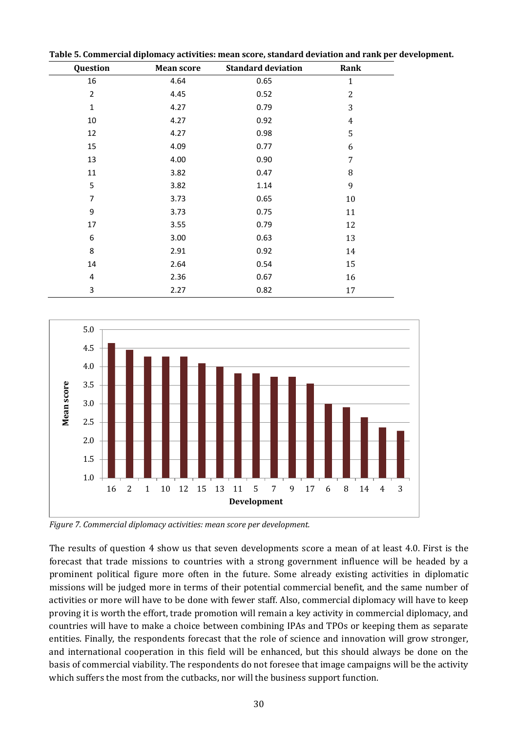**Table 5. Commercial diplomacy activities: mean score, standard deviation and rank per development.**

| Question | Mean score | Standard deviation | Rank |
|---|---|---|---|
| 16 | 4.64 | 0.65 | 1 |
| 2 | 4.45 | 0.52 | 2 |
| 1 | 4.27 | 0.79 | 3 |
| 10 | 4.27 | 0.92 | 4 |
| 12 | 4.27 | 0.98 | 5 |
| 15 | 4.09 | 0.77 | 6 |
| 13 | 4.00 | 0.90 | 7 |
| 11 | 3.82 | 0.47 | 8 |
| 5 | 3.82 | 1.14 | 9 |
| 7 | 3.73 | 0.65 | 10 |
| 9 | 3.73 | 0.75 | 11 |
| 17 | 3.55 | 0.79 | 12 |
| 6 | 3.00 | 0.63 | 13 |
| 8 | 2.91 | 0.92 | 14 |
| 14 | 2.64 | 0.54 | 15 |
| 4 | 2.36 | 0.67 | 16 |
| 3 | 2.27 | 0.82 | 17 |

*Figure 7. Commercial diplomacy activities: mean score per development.*

The results of question 4 show us that seven developments score a mean of at least 4.0. First is the forecast that trade missions to countries with a strong government influence will be headed by a prominent political figure more often in the future. Some already existing activities in diplomatic missions will be judged more in terms of their potential commercial benefit, and the same number of activities or more will have to be done with fewer staff. Also, commercial diplomacy will have to keep proving it is worth the effort, trade promotion will remain a key activity in commercial diplomacy, and countries will have to make a choice between combining IPAs and TPOs or keeping them as separate entities. Finally, the respondents forecast that the role of science and innovation will grow stronger, and international cooperation in this field will be enhanced, but this should always be done on the basis of commercial viability. The respondents do not foresee that image campaigns will be the activity which suffers the most from the cutbacks, nor will the business support function.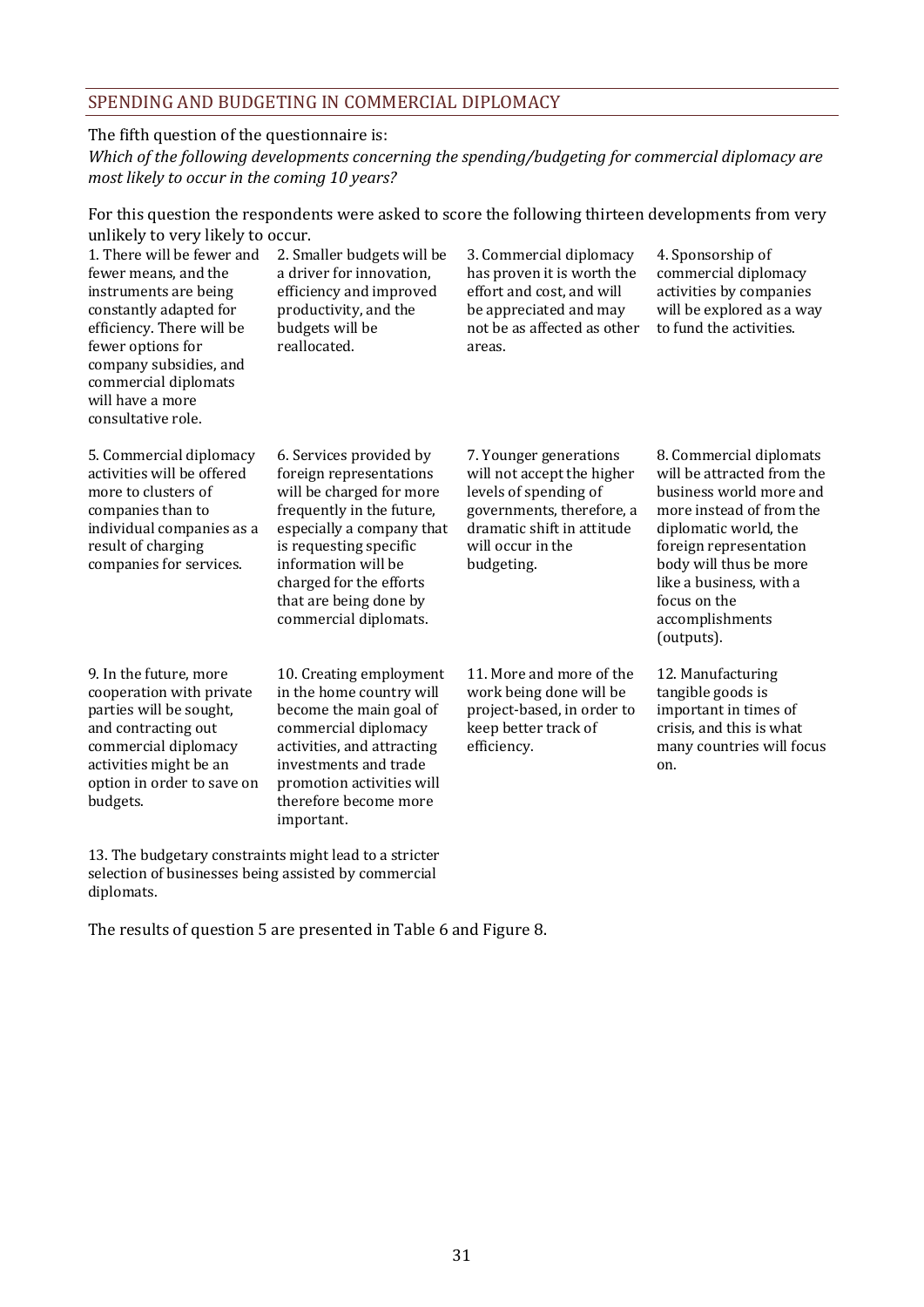## SPENDING AND BUDGETING IN COMMERCIAL DIPLOMACY

The fifth question of the questionnaire is:
*Which of the following developments concerning the spending/budgeting for commercial diplomacy are most likely to occur in the coming 10 years?*

For this question the respondents were asked to score the following thirteen developments from very unlikely to very likely to occur.

1. There will be fewer and fewer means, and the instruments are being constantly adapted for efficiency. There will be fewer options for company subsidies, and commercial diplomats will have a more consultative role.
2. Smaller budgets will be a driver for innovation, efficiency and improved productivity, and the budgets will be reallocated.
3. Commercial diplomacy has proven it is worth the effort and cost, and will be appreciated and may not be as affected as other areas.
4. Sponsorship of commercial diplomacy activities by companies will be explored as a way to fund the activities.
5. Commercial diplomacy activities will be offered more to clusters of companies than to individual companies as a result of charging companies for services.
6. Services provided by foreign representations will be charged for more frequently in the future, especially a company that is requesting specific information will be charged for the efforts that are being done by commercial diplomats.
7. Younger generations will not accept the higher levels of spending of governments, therefore, a dramatic shift in attitude will occur in the budgeting.
8. Commercial diplomats will be attracted from the business world more and more instead of from the diplomatic world, the foreign representation body will thus be more like a business, with a focus on the accomplishments (outputs).
9. In the future, more cooperation with private parties will be sought, and contracting out commercial diplomacy activities might be an option in order to save on budgets.
10. Creating employment in the home country will become the main goal of commercial diplomacy activities, and attracting investments and trade promotion activities will therefore become more important.
11. More and more of the work being done will be project-based, in order to keep better track of efficiency.
12. Manufacturing tangible goods is important in times of crisis, and this is what many countries will focus on.
13. The budgetary constraints might lead to a stricter selection of businesses being assisted by commercial diplomats.

The results of question 5 are presented in Table 6 and Figure 8.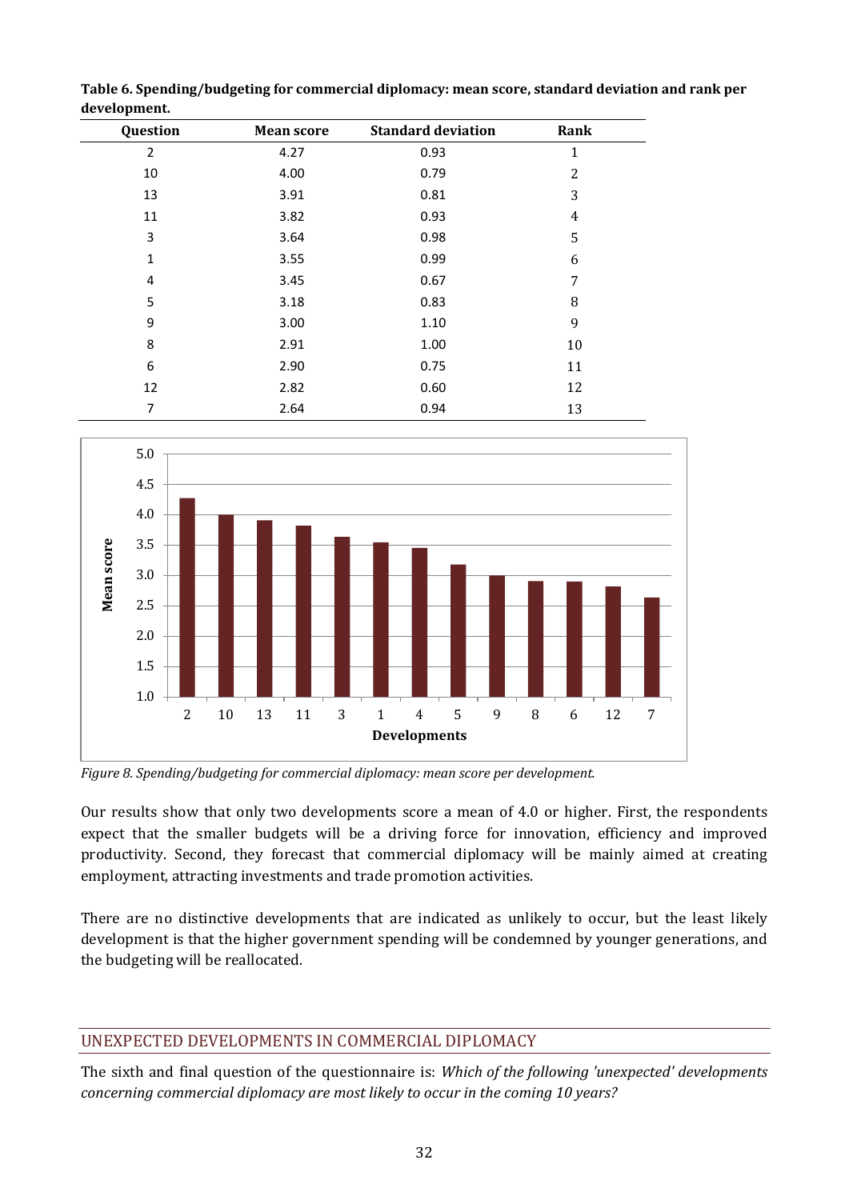**Table 6. Spending/budgeting for commercial diplomacy: mean score, standard deviation and rank per development.**

| Question | Mean score | Standard deviation | Rank |
|---|---|---|---|
| 2 | 4.27 | 0.93 | 1 |
| 10 | 4.00 | 0.79 | 2 |
| 13 | 3.91 | 0.81 | 3 |
| 11 | 3.82 | 0.93 | 4 |
| 3 | 3.64 | 0.98 | 5 |
| 1 | 3.55 | 0.99 | 6 |
| 4 | 3.45 | 0.67 | 7 |
| 5 | 3.18 | 0.83 | 8 |
| 9 | 3.00 | 1.10 | 9 |
| 8 | 2.91 | 1.00 | 10 |
| 6 | 2.90 | 0.75 | 11 |
| 12 | 2.82 | 0.60 | 12 |
| 7 | 2.64 | 0.94 | 13 |

*Figure 8. Spending/budgeting for commercial diplomacy: mean score per development.*

Our results show that only two developments score a mean of 4.0 or higher. First, the respondents expect that the smaller budgets will be a driving force for innovation, efficiency and improved productivity. Second, they forecast that commercial diplomacy will be mainly aimed at creating employment, attracting investments and trade promotion activities.

There are no distinctive developments that are indicated as unlikely to occur, but the least likely development is that the higher government spending will be condemned by younger generations, and the budgeting will be reallocated.

## UNEXPECTED DEVELOPMENTS IN COMMERCIAL DIPLOMACY

The sixth and final question of the questionnaire is: *Which of the following 'unexpected' developments concerning commercial diplomacy are most likely to occur in the coming 10 years?*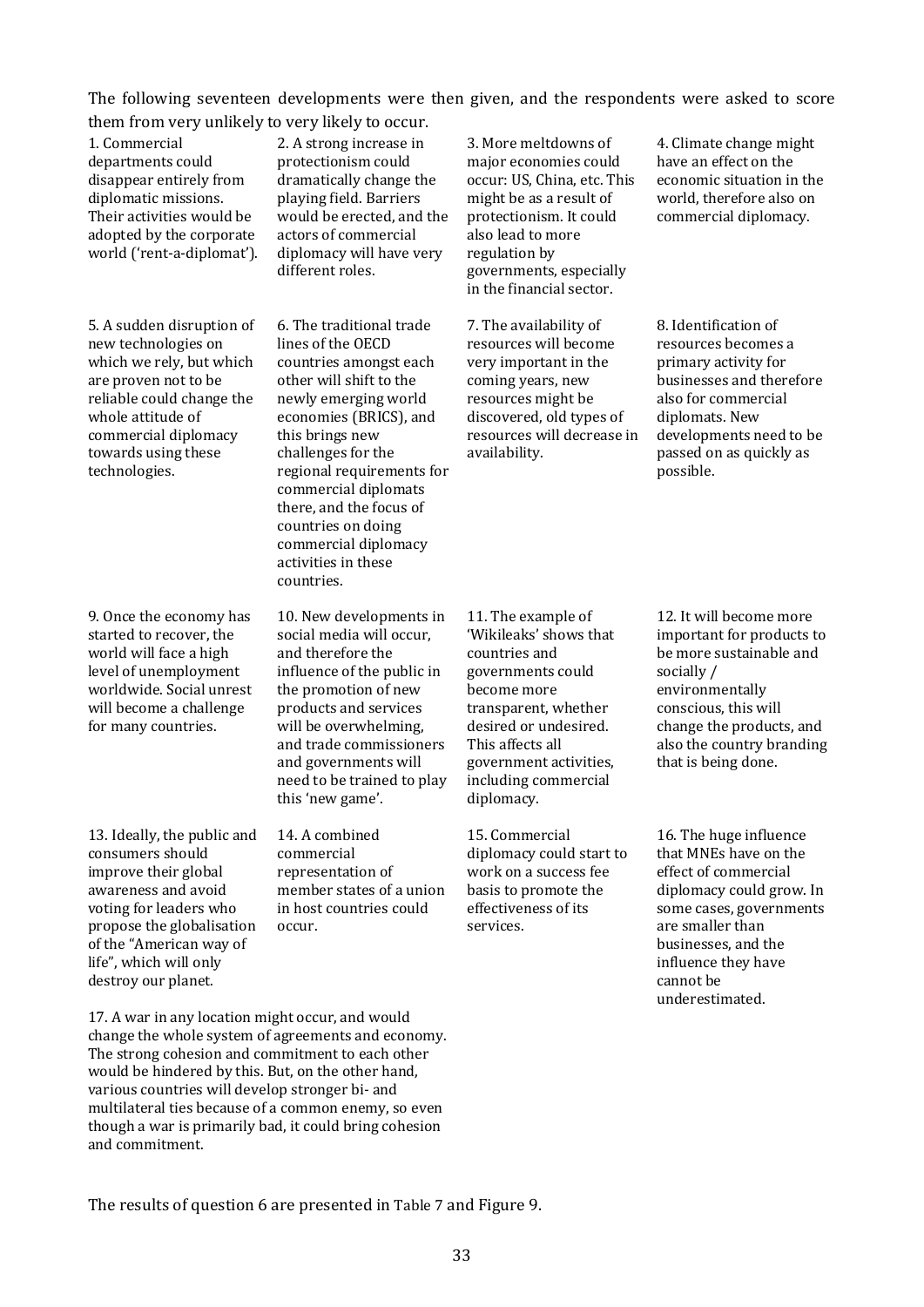The following seventeen developments were then given, and the respondents were asked to score them from very unlikely to very likely to occur.

1. Commercial departments could disappear entirely from diplomatic missions. Their activities would be adopted by the corporate world ('rent-a-diplomat').

2. A strong increase in protectionism could dramatically change the playing field. Barriers would be erected, and the actors of commercial diplomacy will have very different roles.

3. More meltdowns of major economies could occur: US, China, etc. This might be as a result of protectionism. It could also lead to more regulation by governments, especially in the financial sector.

4. Climate change might have an effect on the economic situation in the world, therefore also on commercial diplomacy.

5. A sudden disruption of new technologies on which we rely, but which are proven not to be reliable could change the whole attitude of commercial diplomacy towards using these technologies.

6. The traditional trade lines of the OECD countries amongst each other will shift to the newly emerging world economies (BRICS), and this brings new challenges for the regional requirements for commercial diplomats there, and the focus of countries on doing commercial diplomacy activities in these countries.

7. The availability of resources will become very important in the coming years, new resources might be discovered, old types of resources will decrease in availability.

8. Identification of resources becomes a primary activity for businesses and therefore also for commercial diplomats. New developments need to be passed on as quickly as possible.

9. Once the economy has started to recover, the world will face a high level of unemployment worldwide. Social unrest will become a challenge for many countries.

10. New developments in social media will occur, and therefore the influence of the public in the promotion of new products and services will be overwhelming, and trade commissioners and governments will need to be trained to play this 'new game'.

11. The example of 'Wikileaks' shows that countries and governments could become more transparent, whether desired or undesired. This affects all government activities, including commercial diplomacy.

12. It will become more important for products to be more sustainable and socially / environmentally conscious, this will change the products, and also the country branding that is being done.

13. Ideally, the public and consumers should improve their global awareness and avoid voting for leaders who propose the globalisation of the "American way of life", which will only destroy our planet.

14. A combined commercial representation of member states of a union in host countries could occur.

15. Commercial diplomacy could start to work on a success fee basis to promote the effectiveness of its services.

16. The huge influence that MNEs have on the effect of commercial diplomacy could grow. In some cases, governments are smaller than businesses, and the influence they have cannot be underestimated.

17. A war in any location might occur, and would change the whole system of agreements and economy. The strong cohesion and commitment to each other would be hindered by this. But, on the other hand, various countries will develop stronger bi- and multilateral ties because of a common enemy, so even though a war is primarily bad, it could bring cohesion and commitment.

The results of question 6 are presented in Table 7 and Figure 9.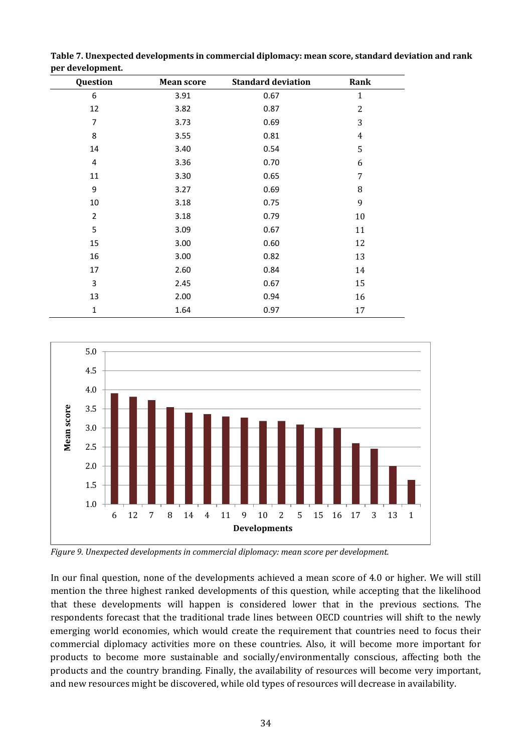**Table 7. Unexpected developments in commercial diplomacy: mean score, standard deviation and rank per development.**

| Question | Mean score | Standard deviation | Rank |
|---|---|---|---|
| 6 | 3.91 | 0.67 | 1 |
| 12 | 3.82 | 0.87 | 2 |
| 7 | 3.73 | 0.69 | 3 |
| 8 | 3.55 | 0.81 | 4 |
| 14 | 3.40 | 0.54 | 5 |
| 4 | 3.36 | 0.70 | 6 |
| 11 | 3.30 | 0.65 | 7 |
| 9 | 3.27 | 0.69 | 8 |
| 10 | 3.18 | 0.75 | 9 |
| 2 | 3.18 | 0.79 | 10 |
| 5 | 3.09 | 0.67 | 11 |
| 15 | 3.00 | 0.60 | 12 |
| 16 | 3.00 | 0.82 | 13 |
| 17 | 2.60 | 0.84 | 14 |
| 3 | 2.45 | 0.67 | 15 |
| 13 | 2.00 | 0.94 | 16 |
| 1 | 1.64 | 0.97 | 17 |

*Figure 9. Unexpected developments in commercial diplomacy: mean score per development.*

In our final question, none of the developments achieved a mean score of 4.0 or higher. We will still mention the three highest ranked developments of this question, while accepting that the likelihood that these developments will happen is considered lower that in the previous sections. The respondents forecast that the traditional trade lines between OECD countries will shift to the newly emerging world economies, which would create the requirement that countries need to focus their commercial diplomacy activities more on these countries. Also, it will become more important for products to become more sustainable and socially/environmentally conscious, affecting both the products and the country branding. Finally, the availability of resources will become very important, and new resources might be discovered, while old types of resources will decrease in availability.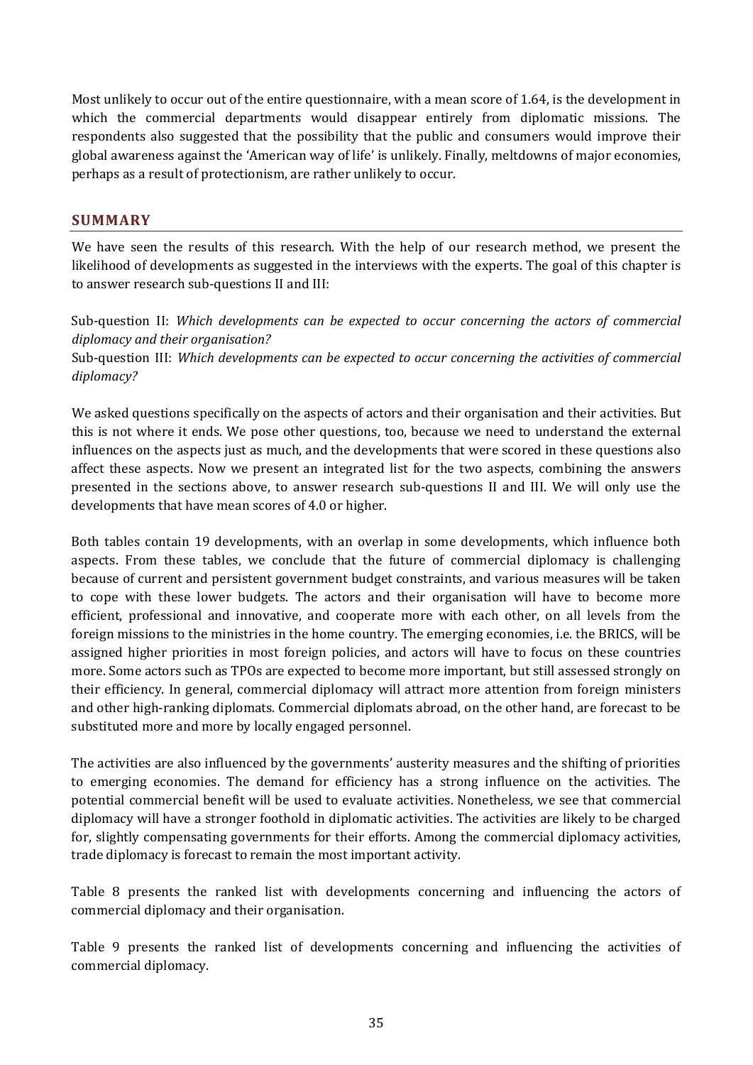Most unlikely to occur out of the entire questionnaire, with a mean score of 1.64, is the development in which the commercial departments would disappear entirely from diplomatic missions. The respondents also suggested that the possibility that the public and consumers would improve their global awareness against the 'American way of life' is unlikely. Finally, meltdowns of major economies, perhaps as a result of protectionism, are rather unlikely to occur.

## SUMMARY

We have seen the results of this research. With the help of our research method, we present the likelihood of developments as suggested in the interviews with the experts. The goal of this chapter is to answer research sub-questions II and III:

Sub-question II: *Which developments can be expected to occur concerning the actors of commercial diplomacy and their organisation?*
Sub-question III: *Which developments can be expected to occur concerning the activities of commercial diplomacy?*

We asked questions specifically on the aspects of actors and their organisation and their activities. But this is not where it ends. We pose other questions, too, because we need to understand the external influences on the aspects just as much, and the developments that were scored in these questions also affect these aspects. Now we present an integrated list for the two aspects, combining the answers presented in the sections above, to answer research sub-questions II and III. We will only use the developments that have mean scores of 4.0 or higher.

Both tables contain 19 developments, with an overlap in some developments, which influence both aspects. From these tables, we conclude that the future of commercial diplomacy is challenging because of current and persistent government budget constraints, and various measures will be taken to cope with these lower budgets. The actors and their organisation will have to become more efficient, professional and innovative, and cooperate more with each other, on all levels from the foreign missions to the ministries in the home country. The emerging economies, i.e. the BRICS, will be assigned higher priorities in most foreign policies, and actors will have to focus on these countries more. Some actors such as TPOs are expected to become more important, but still assessed strongly on their efficiency. In general, commercial diplomacy will attract more attention from foreign ministers and other high-ranking diplomats. Commercial diplomats abroad, on the other hand, are forecast to be substituted more and more by locally engaged personnel.

The activities are also influenced by the governments' austerity measures and the shifting of priorities to emerging economies. The demand for efficiency has a strong influence on the activities. The potential commercial benefit will be used to evaluate activities. Nonetheless, we see that commercial diplomacy will have a stronger foothold in diplomatic activities. The activities are likely to be charged for, slightly compensating governments for their efforts. Among the commercial diplomacy activities, trade diplomacy is forecast to remain the most important activity.

Table 8 presents the ranked list with developments concerning and influencing the actors of commercial diplomacy and their organisation.

Table 9 presents the ranked list of developments concerning and influencing the activities of commercial diplomacy.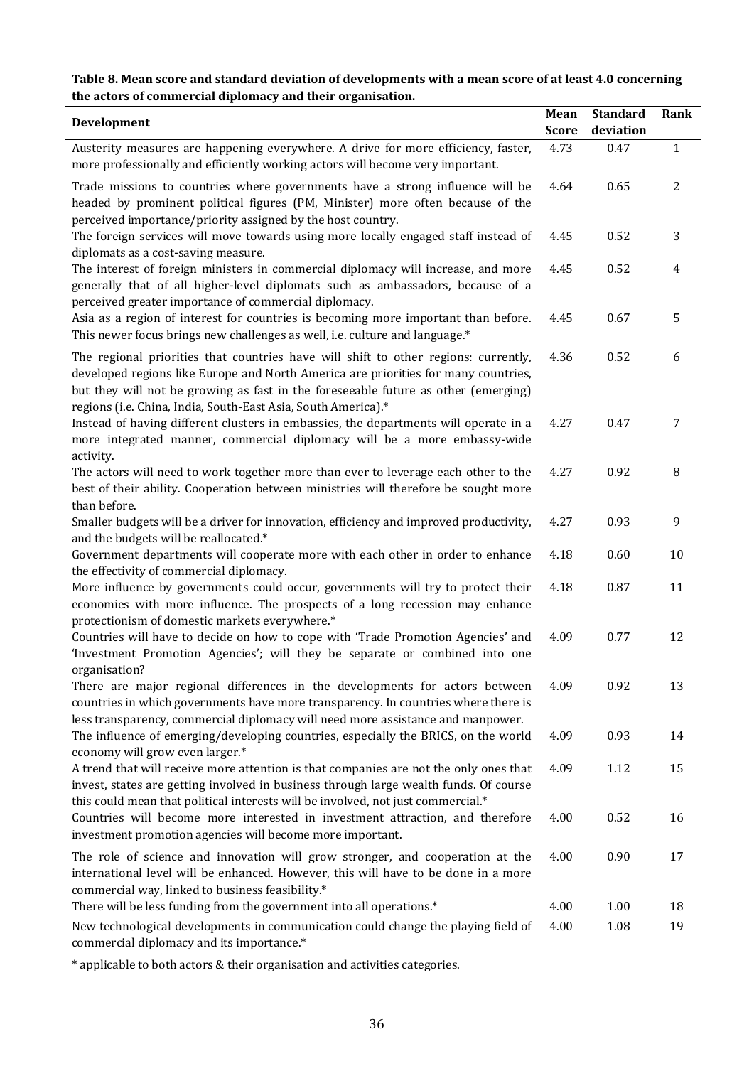**Table 8. Mean score and standard deviation of developments with a mean score of at least 4.0 concerning the actors of commercial diplomacy and their organisation.**

| Development | Mean Score | Standard deviation | Rank |
|---|---|---|---|
| Austerity measures are happening everywhere. A drive for more efficiency, faster, more professionally and efficiently working actors will become very important. | 4.73 | 0.47 | 1 |
| Trade missions to countries where governments have a strong influence will be headed by prominent political figures (PM, Minister) more often because of the perceived importance/priority assigned by the host country. | 4.64 | 0.65 | 2 |
| The foreign services will move towards using more locally engaged staff instead of diplomats as a cost-saving measure. | 4.45 | 0.52 | 3 |
| The interest of foreign ministers in commercial diplomacy will increase, and more generally that of all higher-level diplomats such as ambassadors, because of a perceived greater importance of commercial diplomacy. | 4.45 | 0.52 | 4 |
| Asia as a region of interest for countries is becoming more important than before. This newer focus brings new challenges as well, i.e. culture and language.* | 4.45 | 0.67 | 5 |
| The regional priorities that countries have will shift to other regions: currently, developed regions like Europe and North America are priorities for many countries, but they will not be growing as fast in the foreseeable future as other (emerging) regions (i.e. China, India, South-East Asia, South America).* | 4.36 | 0.52 | 6 |
| Instead of having different clusters in embassies, the departments will operate in a more integrated manner, commercial diplomacy will be a more embassy-wide activity. | 4.27 | 0.47 | 7 |
| The actors will need to work together more than ever to leverage each other to the best of their ability. Cooperation between ministries will therefore be sought more than before. | 4.27 | 0.92 | 8 |
| Smaller budgets will be a driver for innovation, efficiency and improved productivity, and the budgets will be reallocated.* | 4.27 | 0.93 | 9 |
| Government departments will cooperate more with each other in order to enhance the effectivity of commercial diplomacy. | 4.18 | 0.60 | 10 |
| More influence by governments could occur, governments will try to protect their economies with more influence. The prospects of a long recession may enhance protectionism of domestic markets everywhere.* | 4.18 | 0.87 | 11 |
| Countries will have to decide on how to cope with 'Trade Promotion Agencies' and 'Investment Promotion Agencies'; will they be separate or combined into one organisation? | 4.09 | 0.77 | 12 |
| There are major regional differences in the developments for actors between countries in which governments have more transparency. In countries where there is less transparency, commercial diplomacy will need more assistance and manpower. | 4.09 | 0.92 | 13 |
| The influence of emerging/developing countries, especially the BRICS, on the world economy will grow even larger.* | 4.09 | 0.93 | 14 |
| A trend that will receive more attention is that companies are not the only ones that invest, states are getting involved in business through large wealth funds. Of course this could mean that political interests will be involved, not just commercial.* | 4.09 | 1.12 | 15 |
| Countries will become more interested in investment attraction, and therefore investment promotion agencies will become more important. | 4.00 | 0.52 | 16 |
| The role of science and innovation will grow stronger, and cooperation at the international level will be enhanced. However, this will have to be done in a more commercial way, linked to business feasibility.* | 4.00 | 0.90 | 17 |
| There will be less funding from the government into all operations.* | 4.00 | 1.00 | 18 |
| New technological developments in communication could change the playing field of commercial diplomacy and its importance.* | 4.00 | 1.08 | 19 |

\* applicable to both actors & their organisation and activities categories.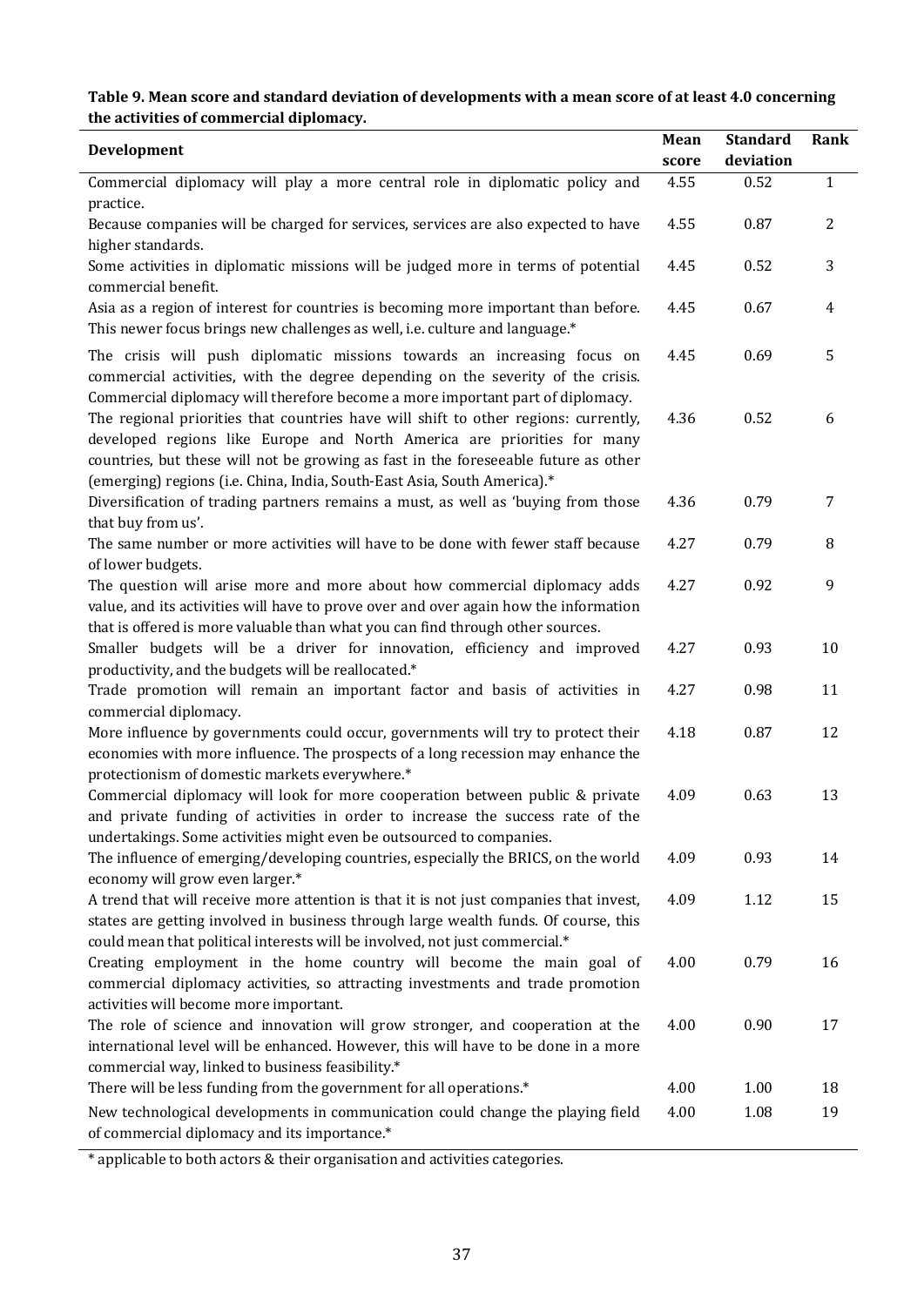**Table 9. Mean score and standard deviation of developments with a mean score of at least 4.0 concerning the activities of commercial diplomacy.**

| Development | Mean score | Standard deviation | Rank |
|---|---|---|---|
| Commercial diplomacy will play a more central role in diplomatic policy and practice. | 4.55 | 0.52 | 1 |
| Because companies will be charged for services, services are also expected to have higher standards. | 4.55 | 0.87 | 2 |
| Some activities in diplomatic missions will be judged more in terms of potential commercial benefit. | 4.45 | 0.52 | 3 |
| Asia as a region of interest for countries is becoming more important than before. This newer focus brings new challenges as well, i.e. culture and language.* | 4.45 | 0.67 | 4 |
| The crisis will push diplomatic missions towards an increasing focus on commercial activities, with the degree depending on the severity of the crisis. Commercial diplomacy will therefore become a more important part of diplomacy. | 4.45 | 0.69 | 5 |
| The regional priorities that countries have will shift to other regions: currently, developed regions like Europe and North America are priorities for many countries, but these will not be growing as fast in the foreseeable future as other (emerging) regions (i.e. China, India, South-East Asia, South America).* | 4.36 | 0.52 | 6 |
| Diversification of trading partners remains a must, as well as 'buying from those that buy from us'. | 4.36 | 0.79 | 7 |
| The same number or more activities will have to be done with fewer staff because of lower budgets. | 4.27 | 0.79 | 8 |
| The question will arise more and more about how commercial diplomacy adds value, and its activities will have to prove over and over again how the information that is offered is more valuable than what you can find through other sources. | 4.27 | 0.92 | 9 |
| Smaller budgets will be a driver for innovation, efficiency and improved productivity, and the budgets will be reallocated.* | 4.27 | 0.93 | 10 |
| Trade promotion will remain an important factor and basis of activities in commercial diplomacy. | 4.27 | 0.98 | 11 |
| More influence by governments could occur, governments will try to protect their economies with more influence. The prospects of a long recession may enhance the protectionism of domestic markets everywhere.* | 4.18 | 0.87 | 12 |
| Commercial diplomacy will look for more cooperation between public & private and private funding of activities in order to increase the success rate of the undertakings. Some activities might even be outsourced to companies. | 4.09 | 0.63 | 13 |
| The influence of emerging/developing countries, especially the BRICS, on the world economy will grow even larger.* | 4.09 | 0.93 | 14 |
| A trend that will receive more attention is that it is not just companies that invest, states are getting involved in business through large wealth funds. Of course, this could mean that political interests will be involved, not just commercial.* | 4.09 | 1.12 | 15 |
| Creating employment in the home country will become the main goal of commercial diplomacy activities, so attracting investments and trade promotion activities will become more important. | 4.00 | 0.79 | 16 |
| The role of science and innovation will grow stronger, and cooperation at the international level will be enhanced. However, this will have to be done in a more commercial way, linked to business feasibility.* | 4.00 | 0.90 | 17 |
| There will be less funding from the government for all operations.* | 4.00 | 1.00 | 18 |
| New technological developments in communication could change the playing field of commercial diplomacy and its importance.* | 4.00 | 1.08 | 19 |

* applicable to both actors & their organisation and activities categories.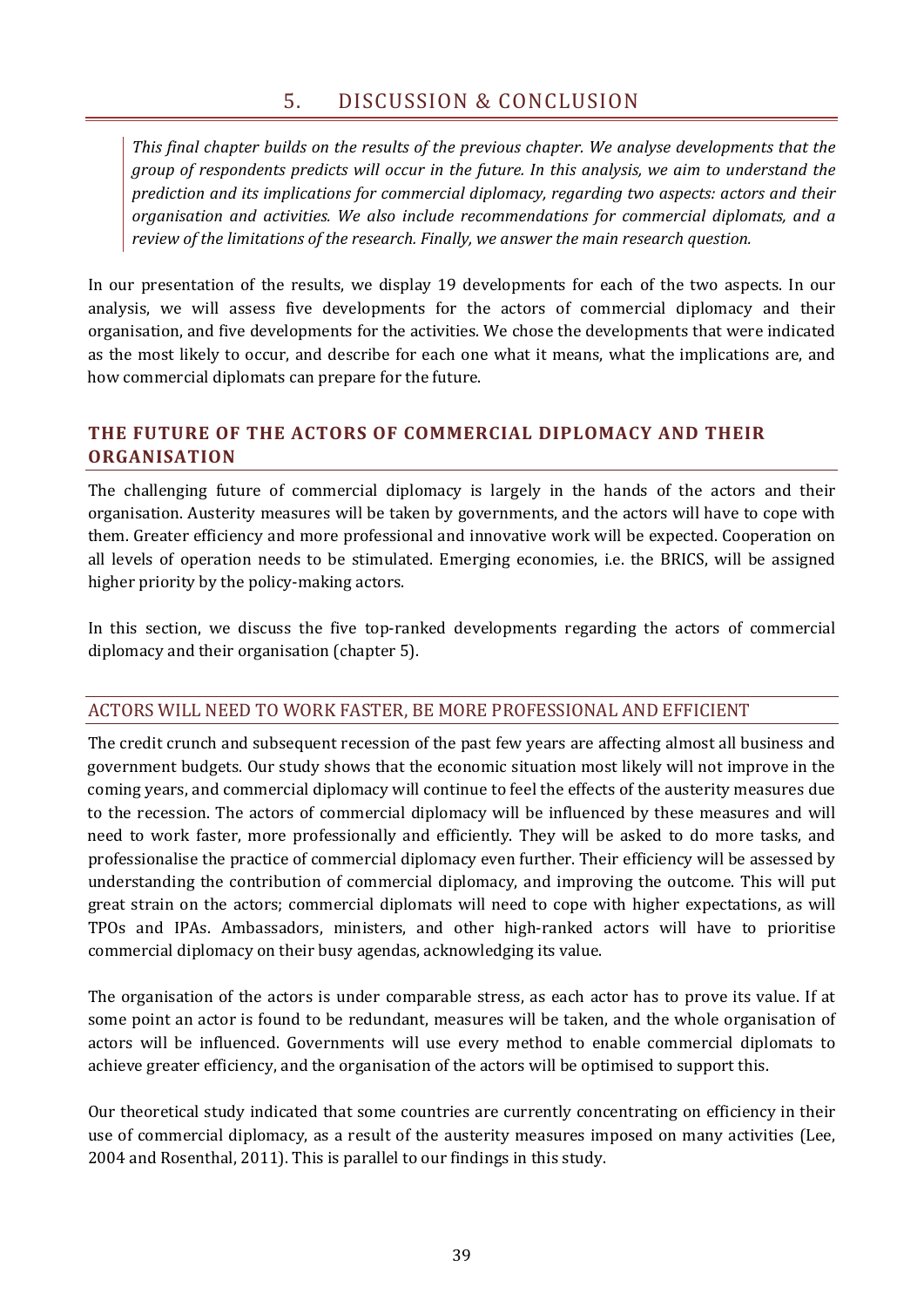# 5. DISCUSSION & CONCLUSION

*This final chapter builds on the results of the previous chapter. We analyse developments that the group of respondents predicts will occur in the future. In this analysis, we aim to understand the prediction and its implications for commercial diplomacy, regarding two aspects: actors and their organisation and activities. We also include recommendations for commercial diplomats, and a review of the limitations of the research. Finally, we answer the main research question.*

In our presentation of the results, we display 19 developments for each of the two aspects. In our analysis, we will assess five developments for the actors of commercial diplomacy and their organisation, and five developments for the activities. We chose the developments that were indicated as the most likely to occur, and describe for each one what it means, what the implications are, and how commercial diplomats can prepare for the future.

## THE FUTURE OF THE ACTORS OF COMMERCIAL DIPLOMACY AND THEIR ORGANISATION

The challenging future of commercial diplomacy is largely in the hands of the actors and their organisation. Austerity measures will be taken by governments, and the actors will have to cope with them. Greater efficiency and more professional and innovative work will be expected. Cooperation on all levels of operation needs to be stimulated. Emerging economies, i.e. the BRICS, will be assigned higher priority by the policy-making actors.

In this section, we discuss the five top-ranked developments regarding the actors of commercial diplomacy and their organisation (chapter 5).

### ACTORS WILL NEED TO WORK FASTER, BE MORE PROFESSIONAL AND EFFICIENT

The credit crunch and subsequent recession of the past few years are affecting almost all business and government budgets. Our study shows that the economic situation most likely will not improve in the coming years, and commercial diplomacy will continue to feel the effects of the austerity measures due to the recession. The actors of commercial diplomacy will be influenced by these measures and will need to work faster, more professionally and efficiently. They will be asked to do more tasks, and professionalise the practice of commercial diplomacy even further. Their efficiency will be assessed by understanding the contribution of commercial diplomacy, and improving the outcome. This will put great strain on the actors; commercial diplomats will need to cope with higher expectations, as will TPOs and IPAs. Ambassadors, ministers, and other high-ranked actors will have to prioritise commercial diplomacy on their busy agendas, acknowledging its value.

The organisation of the actors is under comparable stress, as each actor has to prove its value. If at some point an actor is found to be redundant, measures will be taken, and the whole organisation of actors will be influenced. Governments will use every method to enable commercial diplomats to achieve greater efficiency, and the organisation of the actors will be optimised to support this.

Our theoretical study indicated that some countries are currently concentrating on efficiency in their use of commercial diplomacy, as a result of the austerity measures imposed on many activities (Lee, 2004 and Rosenthal, 2011). This is parallel to our findings in this study.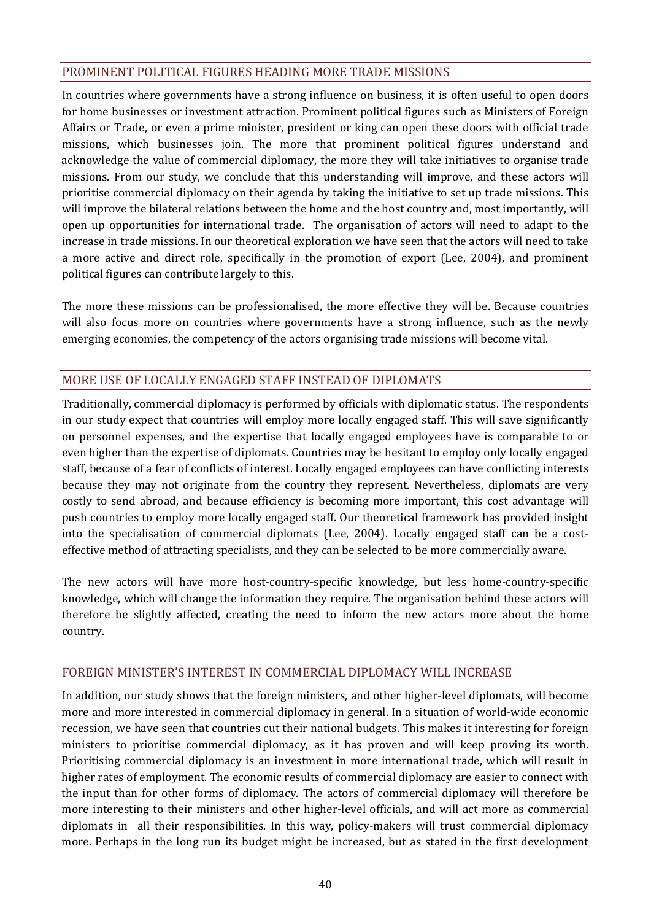## PROMINENT POLITICAL FIGURES HEADING MORE TRADE MISSIONS

In countries where governments have a strong influence on business, it is often useful to open doors for home businesses or investment attraction. Prominent political figures such as Ministers of Foreign Affairs or Trade, or even a prime minister, president or king can open these doors with official trade missions, which businesses join. The more that prominent political figures understand and acknowledge the value of commercial diplomacy, the more they will take initiatives to organise trade missions. From our study, we conclude that this understanding will improve, and these actors will prioritise commercial diplomacy on their agenda by taking the initiative to set up trade missions. This will improve the bilateral relations between the home and the host country and, most importantly, will open up opportunities for international trade. The organisation of actors will need to adapt to the increase in trade missions. In our theoretical exploration we have seen that the actors will need to take a more active and direct role, specifically in the promotion of export (Lee, 2004), and prominent political figures can contribute largely to this.

The more these missions can be professionalised, the more effective they will be. Because countries will also focus more on countries where governments have a strong influence, such as the newly emerging economies, the competency of the actors organising trade missions will become vital.

## MORE USE OF LOCALLY ENGAGED STAFF INSTEAD OF DIPLOMATS

Traditionally, commercial diplomacy is performed by officials with diplomatic status. The respondents in our study expect that countries will employ more locally engaged staff. This will save significantly on personnel expenses, and the expertise that locally engaged employees have is comparable to or even higher than the expertise of diplomats. Countries may be hesitant to employ only locally engaged staff, because of a fear of conflicts of interest. Locally engaged employees can have conflicting interests because they may not originate from the country they represent. Nevertheless, diplomats are very costly to send abroad, and because efficiency is becoming more important, this cost advantage will push countries to employ more locally engaged staff. Our theoretical framework has provided insight into the specialisation of commercial diplomats (Lee, 2004). Locally engaged staff can be a cost-effective method of attracting specialists, and they can be selected to be more commercially aware.

The new actors will have more host-country-specific knowledge, but less home-country-specific knowledge, which will change the information they require. The organisation behind these actors will therefore be slightly affected, creating the need to inform the new actors more about the home country.

## FOREIGN MINISTER'S INTEREST IN COMMERCIAL DIPLOMACY WILL INCREASE

In addition, our study shows that the foreign ministers, and other higher-level diplomats, will become more and more interested in commercial diplomacy in general. In a situation of world-wide economic recession, we have seen that countries cut their national budgets. This makes it interesting for foreign ministers to prioritise commercial diplomacy, as it has proven and will keep proving its worth. Prioritising commercial diplomacy is an investment in more international trade, which will result in higher rates of employment. The economic results of commercial diplomacy are easier to connect with the input than for other forms of diplomacy. The actors of commercial diplomacy will therefore be more interesting to their ministers and other higher-level officials, and will act more as commercial diplomats in all their responsibilities. In this way, policy-makers will trust commercial diplomacy more. Perhaps in the long run its budget might be increased, but as stated in the first development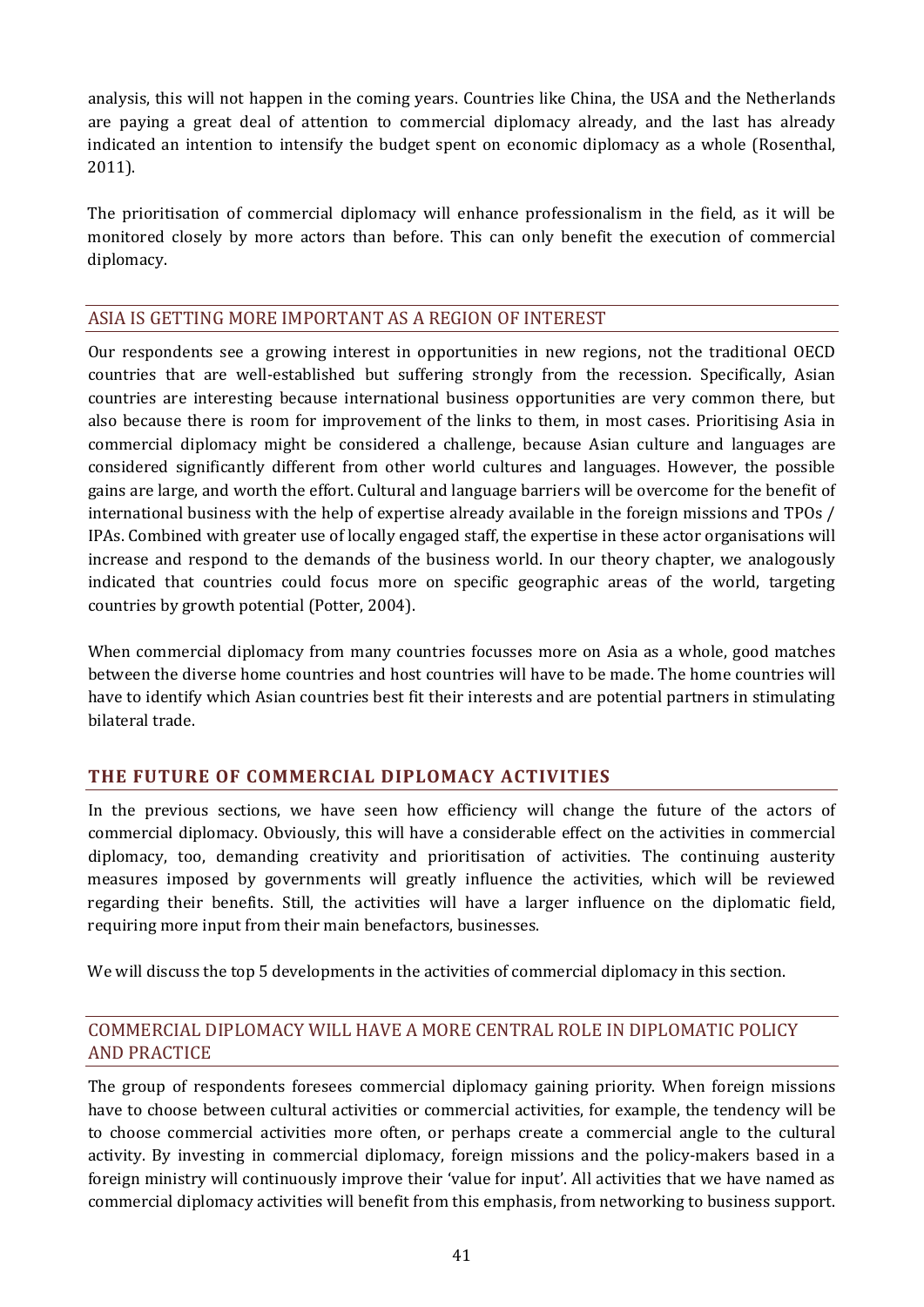analysis, this will not happen in the coming years. Countries like China, the USA and the Netherlands are paying a great deal of attention to commercial diplomacy already, and the last has already indicated an intention to intensify the budget spent on economic diplomacy as a whole (Rosenthal, 2011).

The prioritisation of commercial diplomacy will enhance professionalism in the field, as it will be monitored closely by more actors than before. This can only benefit the execution of commercial diplomacy.

### ASIA IS GETTING MORE IMPORTANT AS A REGION OF INTEREST

Our respondents see a growing interest in opportunities in new regions, not the traditional OECD countries that are well-established but suffering strongly from the recession. Specifically, Asian countries are interesting because international business opportunities are very common there, but also because there is room for improvement of the links to them, in most cases. Prioritising Asia in commercial diplomacy might be considered a challenge, because Asian culture and languages are considered significantly different from other world cultures and languages. However, the possible gains are large, and worth the effort. Cultural and language barriers will be overcome for the benefit of international business with the help of expertise already available in the foreign missions and TPOs / IPAs. Combined with greater use of locally engaged staff, the expertise in these actor organisations will increase and respond to the demands of the business world. In our theory chapter, we analogously indicated that countries could focus more on specific geographic areas of the world, targeting countries by growth potential (Potter, 2004).

When commercial diplomacy from many countries focusses more on Asia as a whole, good matches between the diverse home countries and host countries will have to be made. The home countries will have to identify which Asian countries best fit their interests and are potential partners in stimulating bilateral trade.

## THE FUTURE OF COMMERCIAL DIPLOMACY ACTIVITIES

In the previous sections, we have seen how efficiency will change the future of the actors of commercial diplomacy. Obviously, this will have a considerable effect on the activities in commercial diplomacy, too, demanding creativity and prioritisation of activities. The continuing austerity measures imposed by governments will greatly influence the activities, which will be reviewed regarding their benefits. Still, the activities will have a larger influence on the diplomatic field, requiring more input from their main benefactors, businesses.

We will discuss the top 5 developments in the activities of commercial diplomacy in this section.

### COMMERCIAL DIPLOMACY WILL HAVE A MORE CENTRAL ROLE IN DIPLOMATIC POLICY AND PRACTICE

The group of respondents foresees commercial diplomacy gaining priority. When foreign missions have to choose between cultural activities or commercial activities, for example, the tendency will be to choose commercial activities more often, or perhaps create a commercial angle to the cultural activity. By investing in commercial diplomacy, foreign missions and the policy-makers based in a foreign ministry will continuously improve their 'value for input'. All activities that we have named as commercial diplomacy activities will benefit from this emphasis, from networking to business support.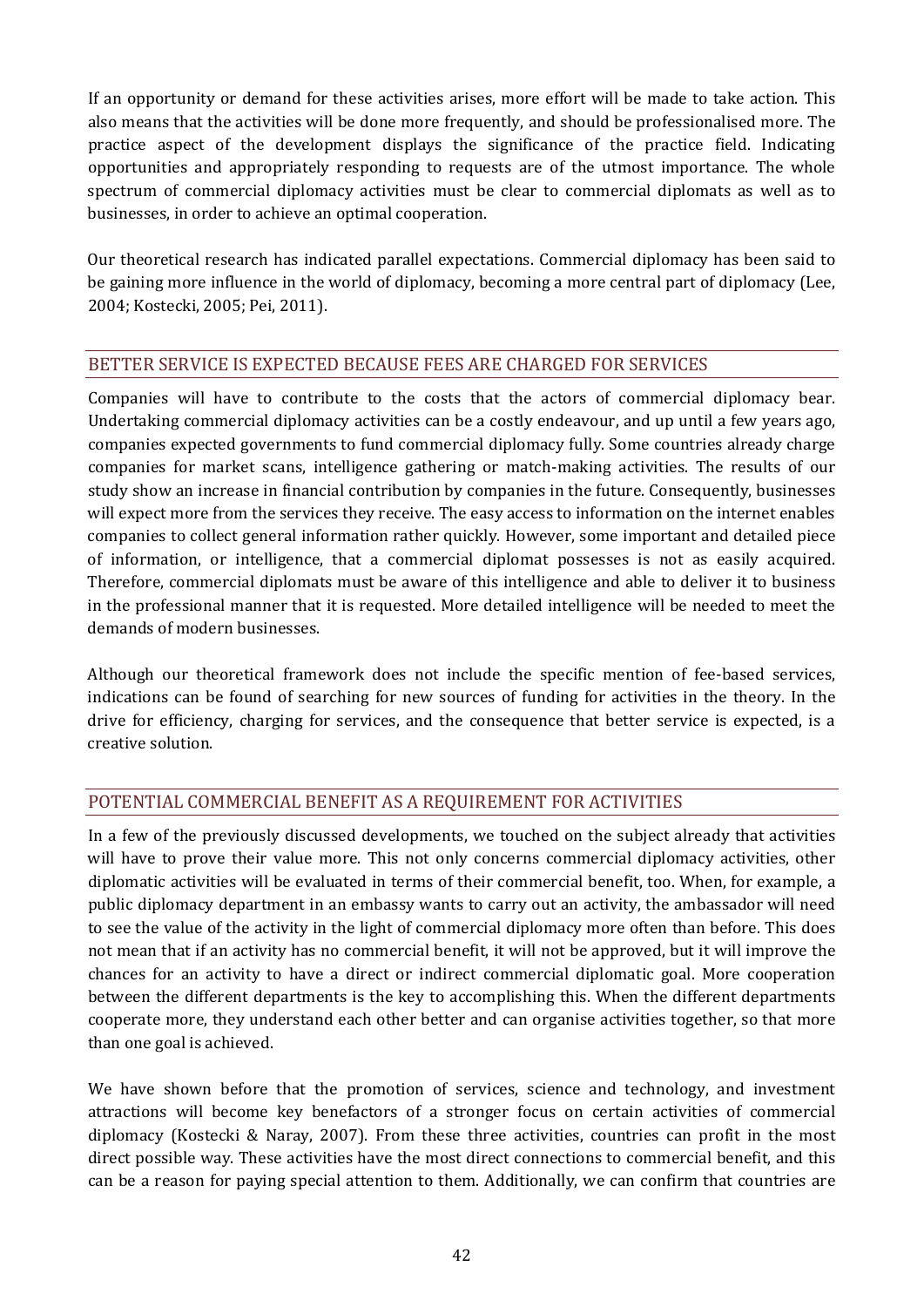If an opportunity or demand for these activities arises, more effort will be made to take action. This also means that the activities will be done more frequently, and should be professionalised more. The practice aspect of the development displays the significance of the practice field. Indicating opportunities and appropriately responding to requests are of the utmost importance. The whole spectrum of commercial diplomacy activities must be clear to commercial diplomats as well as to businesses, in order to achieve an optimal cooperation.

Our theoretical research has indicated parallel expectations. Commercial diplomacy has been said to be gaining more influence in the world of diplomacy, becoming a more central part of diplomacy (Lee, 2004; Kostecki, 2005; Pei, 2011).

## BETTER SERVICE IS EXPECTED BECAUSE FEES ARE CHARGED FOR SERVICES

Companies will have to contribute to the costs that the actors of commercial diplomacy bear. Undertaking commercial diplomacy activities can be a costly endeavour, and up until a few years ago, companies expected governments to fund commercial diplomacy fully. Some countries already charge companies for market scans, intelligence gathering or match-making activities. The results of our study show an increase in financial contribution by companies in the future. Consequently, businesses will expect more from the services they receive. The easy access to information on the internet enables companies to collect general information rather quickly. However, some important and detailed piece of information, or intelligence, that a commercial diplomat possesses is not as easily acquired. Therefore, commercial diplomats must be aware of this intelligence and able to deliver it to business in the professional manner that it is requested. More detailed intelligence will be needed to meet the demands of modern businesses.

Although our theoretical framework does not include the specific mention of fee-based services, indications can be found of searching for new sources of funding for activities in the theory. In the drive for efficiency, charging for services, and the consequence that better service is expected, is a creative solution.

## POTENTIAL COMMERCIAL BENEFIT AS A REQUIREMENT FOR ACTIVITIES

In a few of the previously discussed developments, we touched on the subject already that activities will have to prove their value more. This not only concerns commercial diplomacy activities, other diplomatic activities will be evaluated in terms of their commercial benefit, too. When, for example, a public diplomacy department in an embassy wants to carry out an activity, the ambassador will need to see the value of the activity in the light of commercial diplomacy more often than before. This does not mean that if an activity has no commercial benefit, it will not be approved, but it will improve the chances for an activity to have a direct or indirect commercial diplomatic goal. More cooperation between the different departments is the key to accomplishing this. When the different departments cooperate more, they understand each other better and can organise activities together, so that more than one goal is achieved.

We have shown before that the promotion of services, science and technology, and investment attractions will become key benefactors of a stronger focus on certain activities of commercial diplomacy (Kostecki & Naray, 2007). From these three activities, countries can profit in the most direct possible way. These activities have the most direct connections to commercial benefit, and this can be a reason for paying special attention to them. Additionally, we can confirm that countries are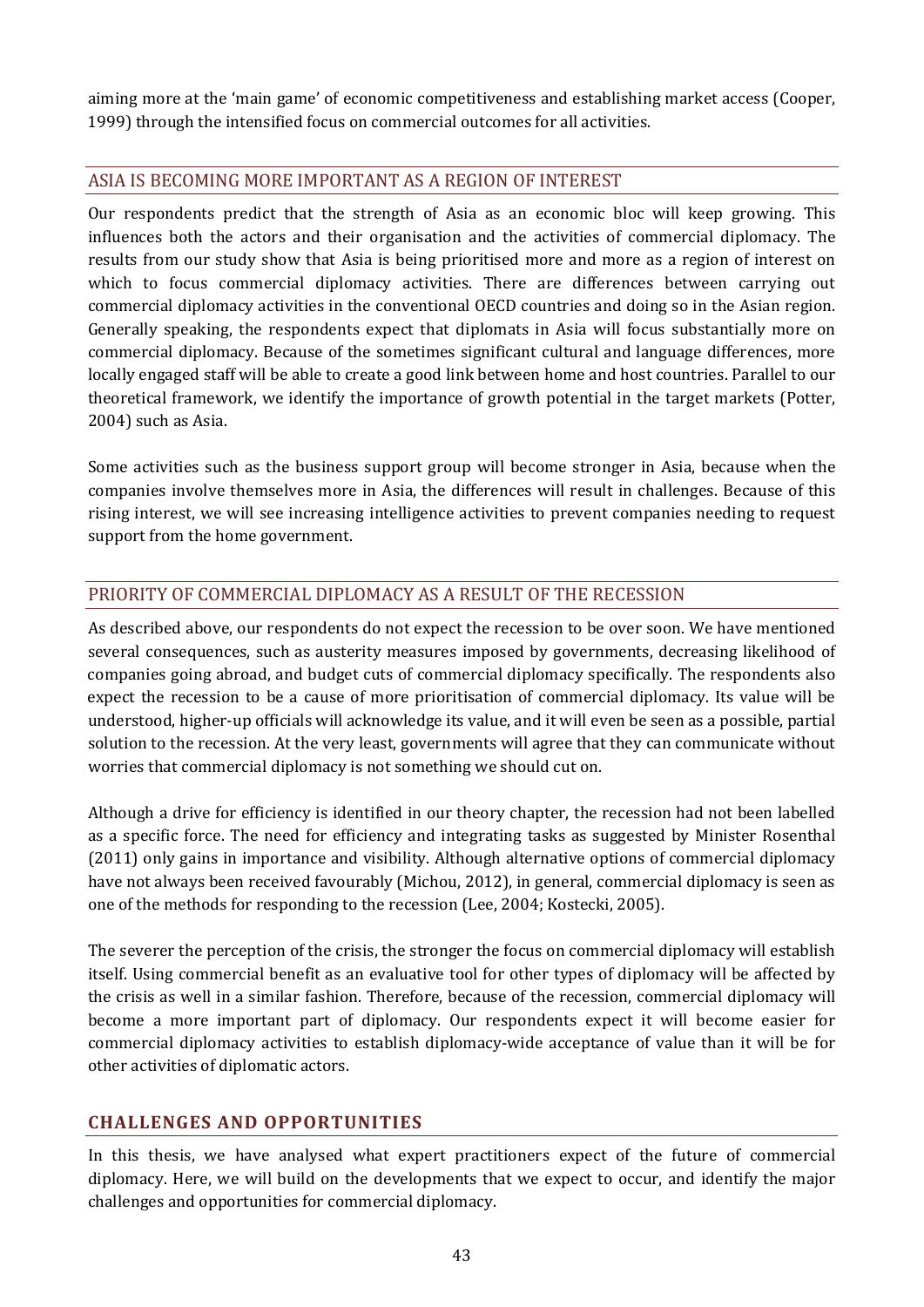aiming more at the 'main game' of economic competitiveness and establishing market access (Cooper, 1999) through the intensified focus on commercial outcomes for all activities.

### ASIA IS BECOMING MORE IMPORTANT AS A REGION OF INTEREST

Our respondents predict that the strength of Asia as an economic bloc will keep growing. This influences both the actors and their organisation and the activities of commercial diplomacy. The results from our study show that Asia is being prioritised more and more as a region of interest on which to focus commercial diplomacy activities. There are differences between carrying out commercial diplomacy activities in the conventional OECD countries and doing so in the Asian region. Generally speaking, the respondents expect that diplomats in Asia will focus substantially more on commercial diplomacy. Because of the sometimes significant cultural and language differences, more locally engaged staff will be able to create a good link between home and host countries. Parallel to our theoretical framework, we identify the importance of growth potential in the target markets (Potter, 2004) such as Asia.

Some activities such as the business support group will become stronger in Asia, because when the companies involve themselves more in Asia, the differences will result in challenges. Because of this rising interest, we will see increasing intelligence activities to prevent companies needing to request support from the home government.

### PRIORITY OF COMMERCIAL DIPLOMACY AS A RESULT OF THE RECESSION

As described above, our respondents do not expect the recession to be over soon. We have mentioned several consequences, such as austerity measures imposed by governments, decreasing likelihood of companies going abroad, and budget cuts of commercial diplomacy specifically. The respondents also expect the recession to be a cause of more prioritisation of commercial diplomacy. Its value will be understood, higher-up officials will acknowledge its value, and it will even be seen as a possible, partial solution to the recession. At the very least, governments will agree that they can communicate without worries that commercial diplomacy is not something we should cut on.

Although a drive for efficiency is identified in our theory chapter, the recession had not been labelled as a specific force. The need for efficiency and integrating tasks as suggested by Minister Rosenthal (2011) only gains in importance and visibility. Although alternative options of commercial diplomacy have not always been received favourably (Michou, 2012), in general, commercial diplomacy is seen as one of the methods for responding to the recession (Lee, 2004; Kostecki, 2005).

The severer the perception of the crisis, the stronger the focus on commercial diplomacy will establish itself. Using commercial benefit as an evaluative tool for other types of diplomacy will be affected by the crisis as well in a similar fashion. Therefore, because of the recession, commercial diplomacy will become a more important part of diplomacy. Our respondents expect it will become easier for commercial diplomacy activities to establish diplomacy-wide acceptance of value than it will be for other activities of diplomatic actors.

## CHALLENGES AND OPPORTUNITIES

In this thesis, we have analysed what expert practitioners expect of the future of commercial diplomacy. Here, we will build on the developments that we expect to occur, and identify the major challenges and opportunities for commercial diplomacy.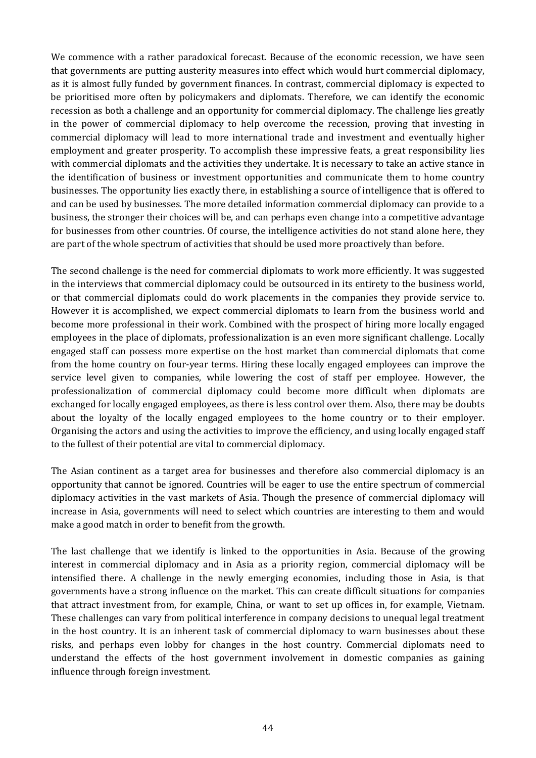We commence with a rather paradoxical forecast. Because of the economic recession, we have seen that governments are putting austerity measures into effect which would hurt commercial diplomacy, as it is almost fully funded by government finances. In contrast, commercial diplomacy is expected to be prioritised more often by policymakers and diplomats. Therefore, we can identify the economic recession as both a challenge and an opportunity for commercial diplomacy. The challenge lies greatly in the power of commercial diplomacy to help overcome the recession, proving that investing in commercial diplomacy will lead to more international trade and investment and eventually higher employment and greater prosperity. To accomplish these impressive feats, a great responsibility lies with commercial diplomats and the activities they undertake. It is necessary to take an active stance in the identification of business or investment opportunities and communicate them to home country businesses. The opportunity lies exactly there, in establishing a source of intelligence that is offered to and can be used by businesses. The more detailed information commercial diplomacy can provide to a business, the stronger their choices will be, and can perhaps even change into a competitive advantage for businesses from other countries. Of course, the intelligence activities do not stand alone here, they are part of the whole spectrum of activities that should be used more proactively than before.

The second challenge is the need for commercial diplomats to work more efficiently. It was suggested in the interviews that commercial diplomacy could be outsourced in its entirety to the business world, or that commercial diplomats could do work placements in the companies they provide service to. However it is accomplished, we expect commercial diplomats to learn from the business world and become more professional in their work. Combined with the prospect of hiring more locally engaged employees in the place of diplomats, professionalization is an even more significant challenge. Locally engaged staff can possess more expertise on the host market than commercial diplomats that come from the home country on four-year terms. Hiring these locally engaged employees can improve the service level given to companies, while lowering the cost of staff per employee. However, the professionalization of commercial diplomacy could become more difficult when diplomats are exchanged for locally engaged employees, as there is less control over them. Also, there may be doubts about the loyalty of the locally engaged employees to the home country or to their employer. Organising the actors and using the activities to improve the efficiency, and using locally engaged staff to the fullest of their potential are vital to commercial diplomacy.

The Asian continent as a target area for businesses and therefore also commercial diplomacy is an opportunity that cannot be ignored. Countries will be eager to use the entire spectrum of commercial diplomacy activities in the vast markets of Asia. Though the presence of commercial diplomacy will increase in Asia, governments will need to select which countries are interesting to them and would make a good match in order to benefit from the growth.

The last challenge that we identify is linked to the opportunities in Asia. Because of the growing interest in commercial diplomacy and in Asia as a priority region, commercial diplomacy will be intensified there. A challenge in the newly emerging economies, including those in Asia, is that governments have a strong influence on the market. This can create difficult situations for companies that attract investment from, for example, China, or want to set up offices in, for example, Vietnam. These challenges can vary from political interference in company decisions to unequal legal treatment in the host country. It is an inherent task of commercial diplomacy to warn businesses about these risks, and perhaps even lobby for changes in the host country. Commercial diplomats need to understand the effects of the host government involvement in domestic companies as gaining influence through foreign investment.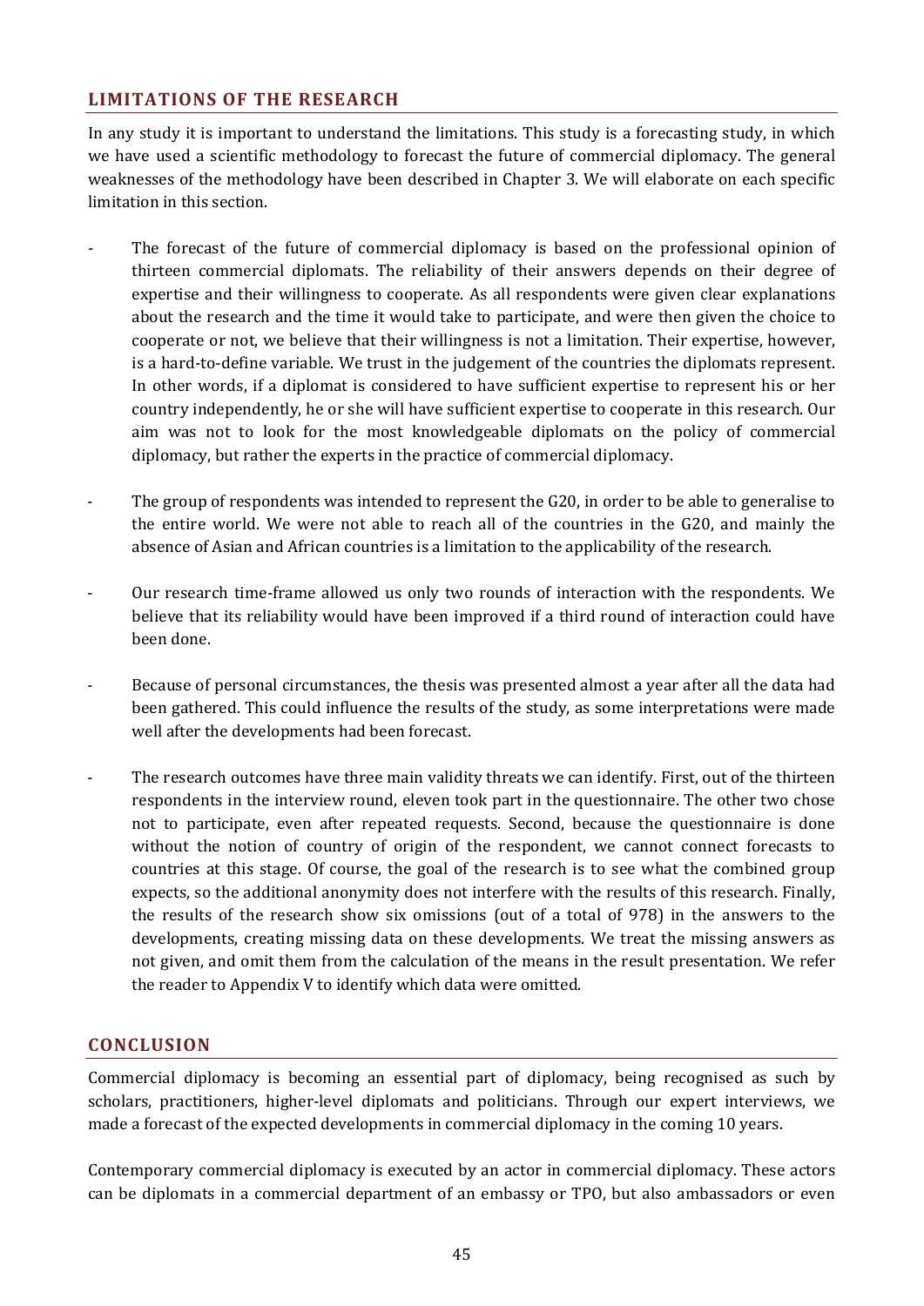## LIMITATIONS OF THE RESEARCH

In any study it is important to understand the limitations. This study is a forecasting study, in which we have used a scientific methodology to forecast the future of commercial diplomacy. The general weaknesses of the methodology have been described in Chapter 3. We will elaborate on each specific limitation in this section.

- The forecast of the future of commercial diplomacy is based on the professional opinion of thirteen commercial diplomats. The reliability of their answers depends on their degree of expertise and their willingness to cooperate. As all respondents were given clear explanations about the research and the time it would take to participate, and were then given the choice to cooperate or not, we believe that their willingness is not a limitation. Their expertise, however, is a hard-to-define variable. We trust in the judgement of the countries the diplomats represent. In other words, if a diplomat is considered to have sufficient expertise to represent his or her country independently, he or she will have sufficient expertise to cooperate in this research. Our aim was not to look for the most knowledgeable diplomats on the policy of commercial diplomacy, but rather the experts in the practice of commercial diplomacy.

- The group of respondents was intended to represent the G20, in order to be able to generalise to the entire world. We were not able to reach all of the countries in the G20, and mainly the absence of Asian and African countries is a limitation to the applicability of the research.

- Our research time-frame allowed us only two rounds of interaction with the respondents. We believe that its reliability would have been improved if a third round of interaction could have been done.

- Because of personal circumstances, the thesis was presented almost a year after all the data had been gathered. This could influence the results of the study, as some interpretations were made well after the developments had been forecast.

- The research outcomes have three main validity threats we can identify. First, out of the thirteen respondents in the interview round, eleven took part in the questionnaire. The other two chose not to participate, even after repeated requests. Second, because the questionnaire is done without the notion of country of origin of the respondent, we cannot connect forecasts to countries at this stage. Of course, the goal of the research is to see what the combined group expects, so the additional anonymity does not interfere with the results of this research. Finally, the results of the research show six omissions (out of a total of 978) in the answers to the developments, creating missing data on these developments. We treat the missing answers as not given, and omit them from the calculation of the means in the result presentation. We refer the reader to Appendix V to identify which data were omitted.

## CONCLUSION

Commercial diplomacy is becoming an essential part of diplomacy, being recognised as such by scholars, practitioners, higher-level diplomats and politicians. Through our expert interviews, we made a forecast of the expected developments in commercial diplomacy in the coming 10 years.

Contemporary commercial diplomacy is executed by an actor in commercial diplomacy. These actors can be diplomats in a commercial department of an embassy or TPO, but also ambassadors or even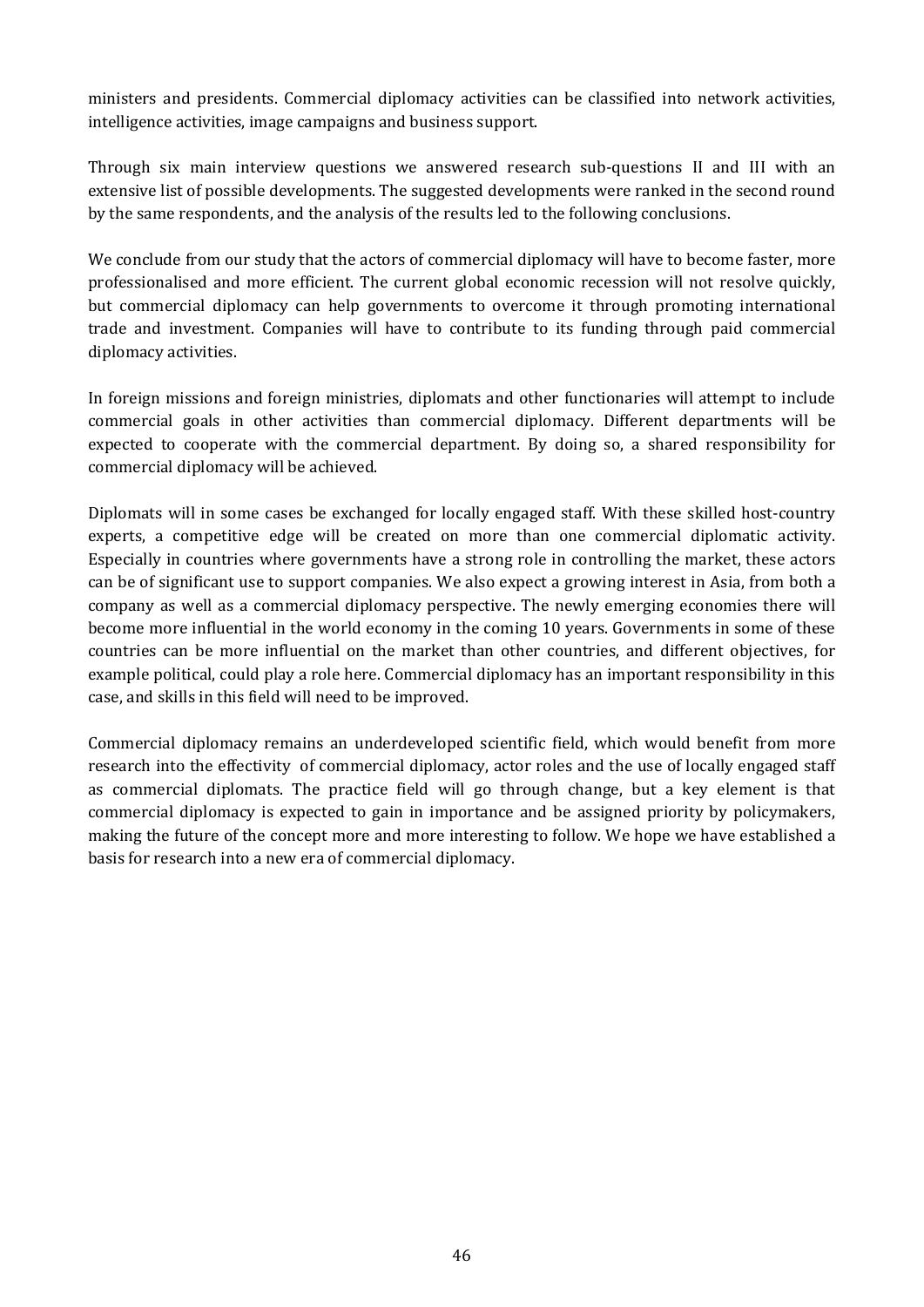ministers and presidents. Commercial diplomacy activities can be classified into network activities, intelligence activities, image campaigns and business support.

Through six main interview questions we answered research sub-questions II and III with an extensive list of possible developments. The suggested developments were ranked in the second round by the same respondents, and the analysis of the results led to the following conclusions.

We conclude from our study that the actors of commercial diplomacy will have to become faster, more professionalised and more efficient. The current global economic recession will not resolve quickly, but commercial diplomacy can help governments to overcome it through promoting international trade and investment. Companies will have to contribute to its funding through paid commercial diplomacy activities.

In foreign missions and foreign ministries, diplomats and other functionaries will attempt to include commercial goals in other activities than commercial diplomacy. Different departments will be expected to cooperate with the commercial department. By doing so, a shared responsibility for commercial diplomacy will be achieved.

Diplomats will in some cases be exchanged for locally engaged staff. With these skilled host-country experts, a competitive edge will be created on more than one commercial diplomatic activity. Especially in countries where governments have a strong role in controlling the market, these actors can be of significant use to support companies. We also expect a growing interest in Asia, from both a company as well as a commercial diplomacy perspective. The newly emerging economies there will become more influential in the world economy in the coming 10 years. Governments in some of these countries can be more influential on the market than other countries, and different objectives, for example political, could play a role here. Commercial diplomacy has an important responsibility in this case, and skills in this field will need to be improved.

Commercial diplomacy remains an underdeveloped scientific field, which would benefit from more research into the effectivity of commercial diplomacy, actor roles and the use of locally engaged staff as commercial diplomats. The practice field will go through change, but a key element is that commercial diplomacy is expected to gain in importance and be assigned priority by policymakers, making the future of the concept more and more interesting to follow. We hope we have established a basis for research into a new era of commercial diplomacy.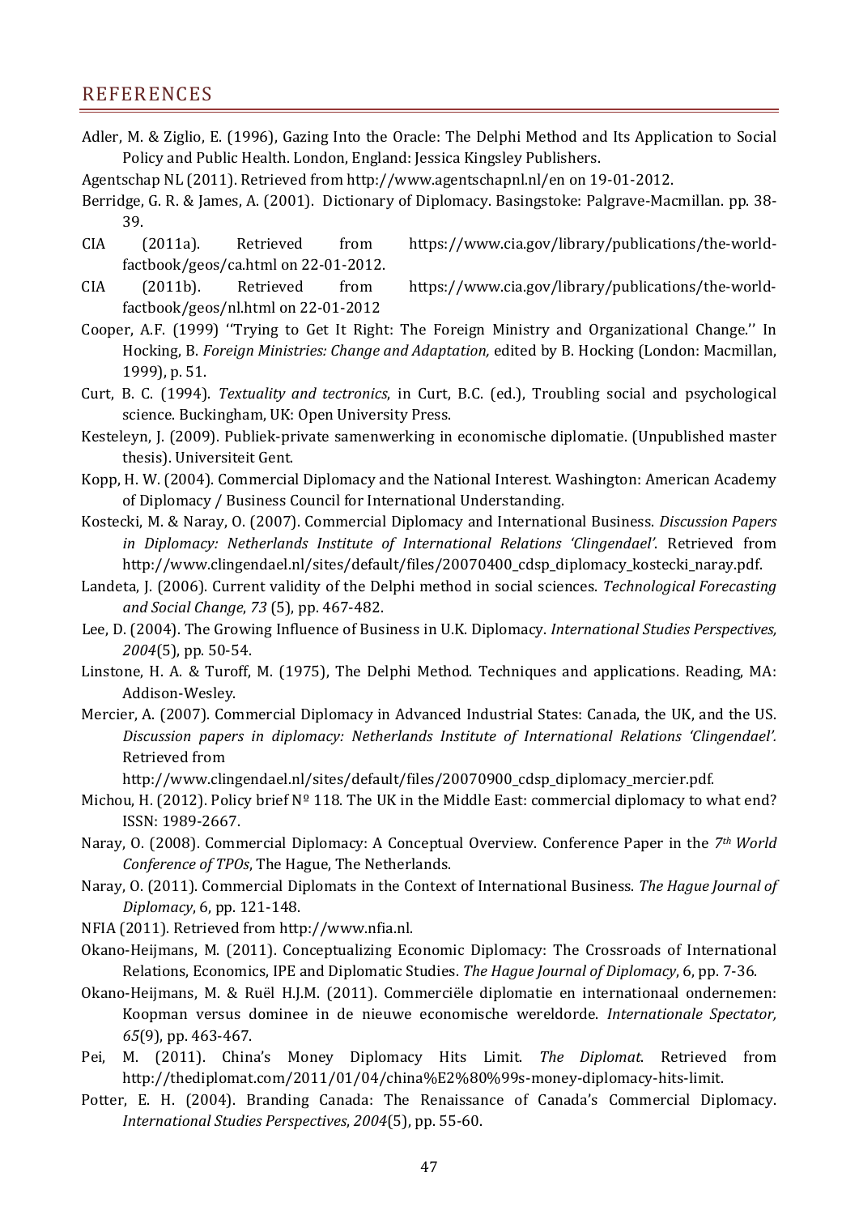## REFERENCES

Adler, M. & Ziglio, E. (1996), Gazing Into the Oracle: The Delphi Method and Its Application to Social Policy and Public Health. London, England: Jessica Kingsley Publishers.

Agentschap NL (2011). Retrieved from http://www.agentschapnl.nl/en on 19-01-2012.

Berridge, G. R. & James, A. (2001). Dictionary of Diplomacy. Basingstoke: Palgrave-Macmillan. pp. 38-39.

CIA (2011a). Retrieved from https://www.cia.gov/library/publications/the-world-factbook/geos/ca.html on 22-01-2012.

CIA (2011b). Retrieved from https://www.cia.gov/library/publications/the-world-factbook/geos/nl.html on 22-01-2012

Cooper, A.F. (1999) ''Trying to Get It Right: The Foreign Ministry and Organizational Change.'' In Hocking, B. *Foreign Ministries: Change and Adaptation,* edited by B. Hocking (London: Macmillan, 1999), p. 51.

Curt, B. C. (1994). *Textuality and tectronics*, in Curt, B.C. (ed.), Troubling social and psychological science. Buckingham, UK: Open University Press.

Kesteleyn, J. (2009). Publiek-private samenwerking in economische diplomatie. (Unpublished master thesis). Universiteit Gent.

Kopp, H. W. (2004). Commercial Diplomacy and the National Interest. Washington: American Academy of Diplomacy / Business Council for International Understanding.

Kostecki, M. & Naray, O. (2007). Commercial Diplomacy and International Business. *Discussion Papers in Diplomacy: Netherlands Institute of International Relations 'Clingendael'.* Retrieved from http://www.clingendael.nl/sites/default/files/20070400_cdsp_diplomacy_kostecki_naray.pdf.

Landeta, J. (2006). Current validity of the Delphi method in social sciences. *Technological Forecasting and Social Change*, *73* (5), pp. 467-482.

Lee, D. (2004). The Growing Influence of Business in U.K. Diplomacy. *International Studies Perspectives, 2004*(5), pp. 50-54.

Linstone, H. A. & Turoff, M. (1975), The Delphi Method. Techniques and applications. Reading, MA: Addison-Wesley.

Mercier, A. (2007). Commercial Diplomacy in Advanced Industrial States: Canada, the UK, and the US. *Discussion papers in diplomacy: Netherlands Institute of International Relations 'Clingendael'.* Retrieved from http://www.clingendael.nl/sites/default/files/20070900_cdsp_diplomacy_mercier.pdf.

Michou, H. (2012). Policy brief Nº 118. The UK in the Middle East: commercial diplomacy to what end? ISSN: 1989-2667.

Naray, O. (2008). Commercial Diplomacy: A Conceptual Overview. Conference Paper in the *7th World Conference of TPOs*, The Hague, The Netherlands.

Naray, O. (2011). Commercial Diplomats in the Context of International Business. *The Hague Journal of Diplomacy*, 6, pp. 121-148.

NFIA (2011). Retrieved from http://www.nfia.nl.

Okano-Heijmans, M. (2011). Conceptualizing Economic Diplomacy: The Crossroads of International Relations, Economics, IPE and Diplomatic Studies. *The Hague Journal of Diplomacy*, 6, pp. 7-36.

Okano-Heijmans, M. & Ruël H.J.M. (2011). Commerciële diplomatie en internationaal ondernemen: Koopman versus dominee in de nieuwe economische wereldorde. *Internationale Spectator, 65*(9), pp. 463-467.

Pei, M. (2011). China's Money Diplomacy Hits Limit. *The Diplomat*. Retrieved from http://thediplomat.com/2011/01/04/china%E2%80%99s-money-diplomacy-hits-limit.

Potter, E. H. (2004). Branding Canada: The Renaissance of Canada's Commercial Diplomacy. *International Studies Perspectives*, *2004*(5), pp. 55-60.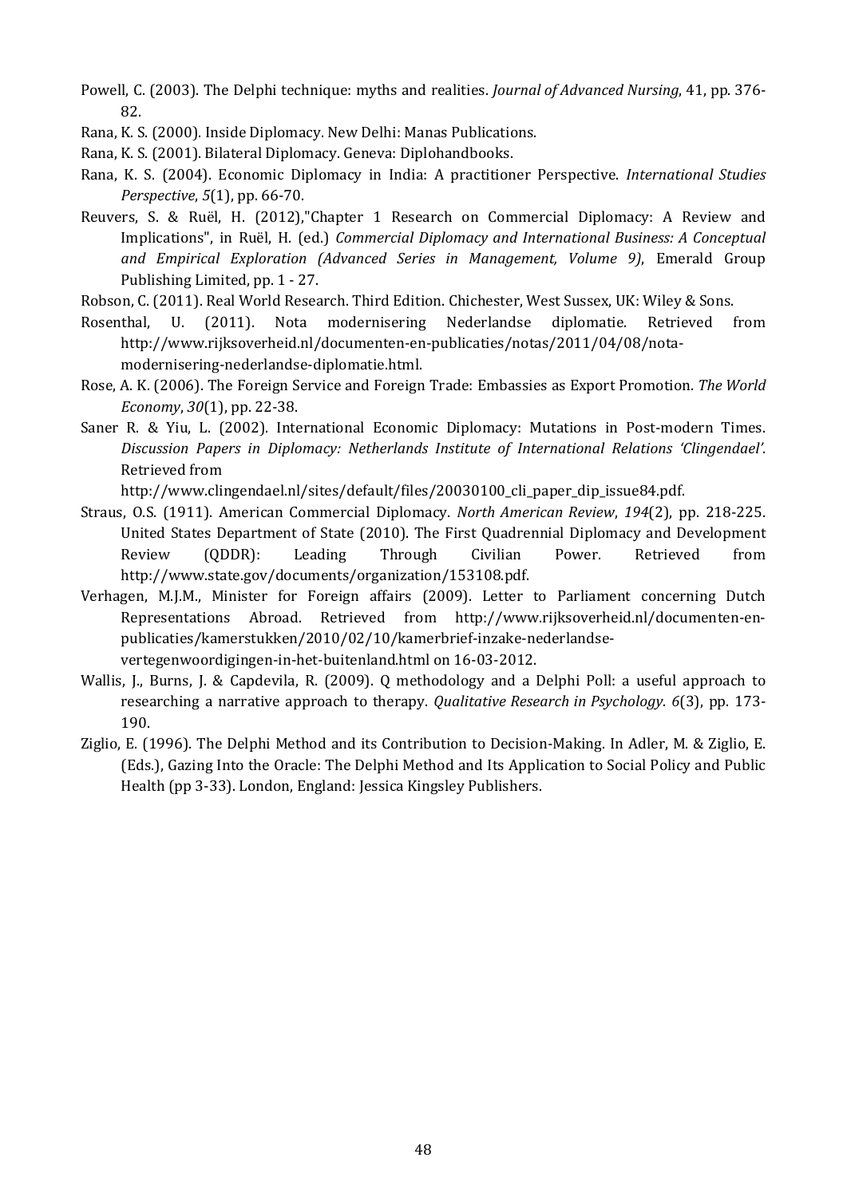Powell, C. (2003). The Delphi technique: myths and realities. *Journal of Advanced Nursing*, 41, pp. 376-82.

Rana, K. S. (2000). Inside Diplomacy. New Delhi: Manas Publications.

Rana, K. S. (2001). Bilateral Diplomacy. Geneva: Diplohandbooks.

Rana, K. S. (2004). Economic Diplomacy in India: A practitioner Perspective. *International Studies Perspective*, *5*(1), pp. 66-70.

Reuvers, S. & Ruël, H. (2012),"Chapter 1 Research on Commercial Diplomacy: A Review and Implications", in Ruël, H. (ed.) *Commercial Diplomacy and International Business: A Conceptual and Empirical Exploration (Advanced Series in Management, Volume 9)*, Emerald Group Publishing Limited, pp. 1 - 27.

Robson, C. (2011). Real World Research. Third Edition. Chichester, West Sussex, UK: Wiley & Sons.

Rosenthal, U. (2011). Nota modernisering Nederlandse diplomatie. Retrieved from http://www.rijksoverheid.nl/documenten-en-publicaties/notas/2011/04/08/nota-modernisering-nederlandse-diplomatie.html.

Rose, A. K. (2006). The Foreign Service and Foreign Trade: Embassies as Export Promotion. *The World Economy*, *30*(1), pp. 22-38.

Saner R. & Yiu, L. (2002). International Economic Diplomacy: Mutations in Post-modern Times. *Discussion Papers in Diplomacy: Netherlands Institute of International Relations 'Clingendael'.* Retrieved from http://www.clingendael.nl/sites/default/files/20030100_cli_paper_dip_issue84.pdf.

Straus, O.S. (1911). American Commercial Diplomacy. *North American Review*, *194*(2), pp. 218-225. United States Department of State (2010). The First Quadrennial Diplomacy and Development Review (QDDR): Leading Through Civilian Power. Retrieved from http://www.state.gov/documents/organization/153108.pdf.

Verhagen, M.J.M., Minister for Foreign affairs (2009). Letter to Parliament concerning Dutch Representations Abroad. Retrieved from http://www.rijksoverheid.nl/documenten-en-publicaties/kamerstukken/2010/02/10/kamerbrief-inzake-nederlandse-vertegenwoordigingen-in-het-buitenland.html on 16-03-2012.

Wallis, J., Burns, J. & Capdevila, R. (2009). Q methodology and a Delphi Poll: a useful approach to researching a narrative approach to therapy. *Qualitative Research in Psychology*. *6*(3), pp. 173-190.

Ziglio, E. (1996). The Delphi Method and its Contribution to Decision-Making. In Adler, M. & Ziglio, E. (Eds.), Gazing Into the Oracle: The Delphi Method and Its Application to Social Policy and Public Health (pp 3-33). London, England: Jessica Kingsley Publishers.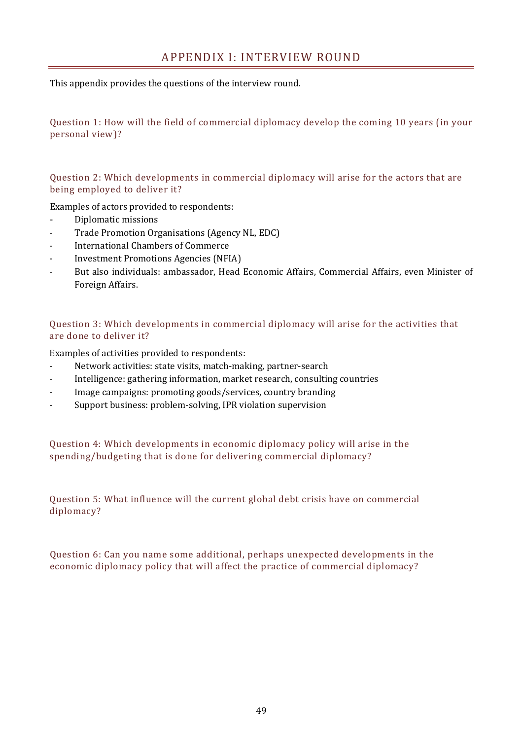# APPENDIX I: INTERVIEW ROUND

This appendix provides the questions of the interview round.

### Question 1: How will the field of commercial diplomacy develop the coming 10 years (in your personal view)?

### Question 2: Which developments in commercial diplomacy will arise for the actors that are being employed to deliver it?

Examples of actors provided to respondents:

- Diplomatic missions
- Trade Promotion Organisations (Agency NL, EDC)
- International Chambers of Commerce
- Investment Promotions Agencies (NFIA)
- But also individuals: ambassador, Head Economic Affairs, Commercial Affairs, even Minister of Foreign Affairs.

### Question 3: Which developments in commercial diplomacy will arise for the activities that are done to deliver it?

Examples of activities provided to respondents:

- Network activities: state visits, match-making, partner-search
- Intelligence: gathering information, market research, consulting countries
- Image campaigns: promoting goods/services, country branding
- Support business: problem-solving, IPR violation supervision

### Question 4: Which developments in economic diplomacy policy will arise in the spending/budgeting that is done for delivering commercial diplomacy?

### Question 5: What influence will the current global debt crisis have on commercial diplomacy?

### Question 6: Can you name some additional, perhaps unexpected developments in the economic diplomacy policy that will affect the practice of commercial diplomacy?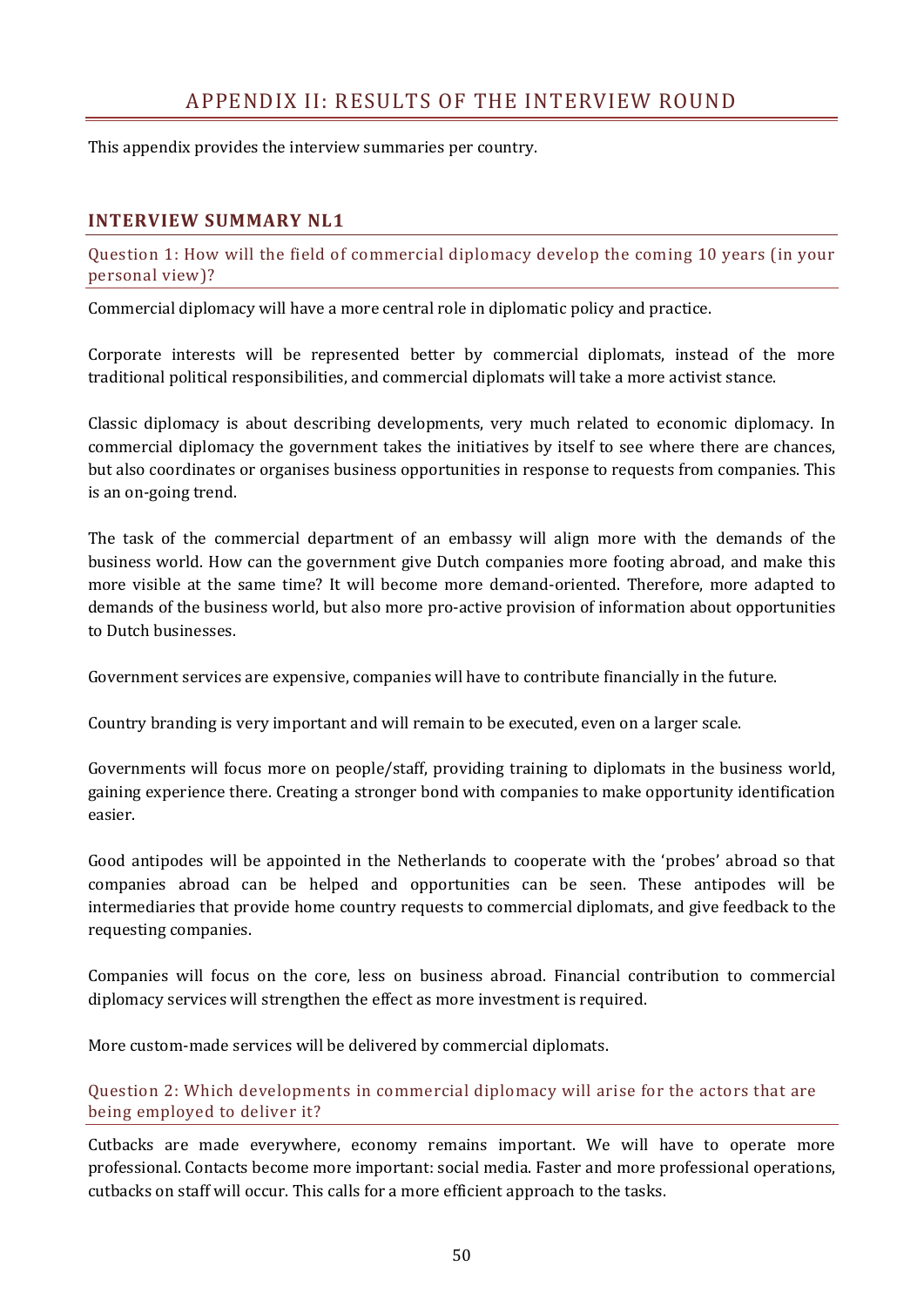# APPENDIX II: RESULTS OF THE INTERVIEW ROUND

This appendix provides the interview summaries per country.

## INTERVIEW SUMMARY NL1

### Question 1: How will the field of commercial diplomacy develop the coming 10 years (in your personal view)?

Commercial diplomacy will have a more central role in diplomatic policy and practice.

Corporate interests will be represented better by commercial diplomats, instead of the more traditional political responsibilities, and commercial diplomats will take a more activist stance.

Classic diplomacy is about describing developments, very much related to economic diplomacy. In commercial diplomacy the government takes the initiatives by itself to see where there are chances, but also coordinates or organises business opportunities in response to requests from companies. This is an on-going trend.

The task of the commercial department of an embassy will align more with the demands of the business world. How can the government give Dutch companies more footing abroad, and make this more visible at the same time? It will become more demand-oriented. Therefore, more adapted to demands of the business world, but also more pro-active provision of information about opportunities to Dutch businesses.

Government services are expensive, companies will have to contribute financially in the future.

Country branding is very important and will remain to be executed, even on a larger scale.

Governments will focus more on people/staff, providing training to diplomats in the business world, gaining experience there. Creating a stronger bond with companies to make opportunity identification easier.

Good antipodes will be appointed in the Netherlands to cooperate with the 'probes' abroad so that companies abroad can be helped and opportunities can be seen. These antipodes will be intermediaries that provide home country requests to commercial diplomats, and give feedback to the requesting companies.

Companies will focus on the core, less on business abroad. Financial contribution to commercial diplomacy services will strengthen the effect as more investment is required.

More custom-made services will be delivered by commercial diplomats.

### Question 2: Which developments in commercial diplomacy will arise for the actors that are being employed to deliver it?

Cutbacks are made everywhere, economy remains important. We will have to operate more professional. Contacts become more important: social media. Faster and more professional operations, cutbacks on staff will occur. This calls for a more efficient approach to the tasks.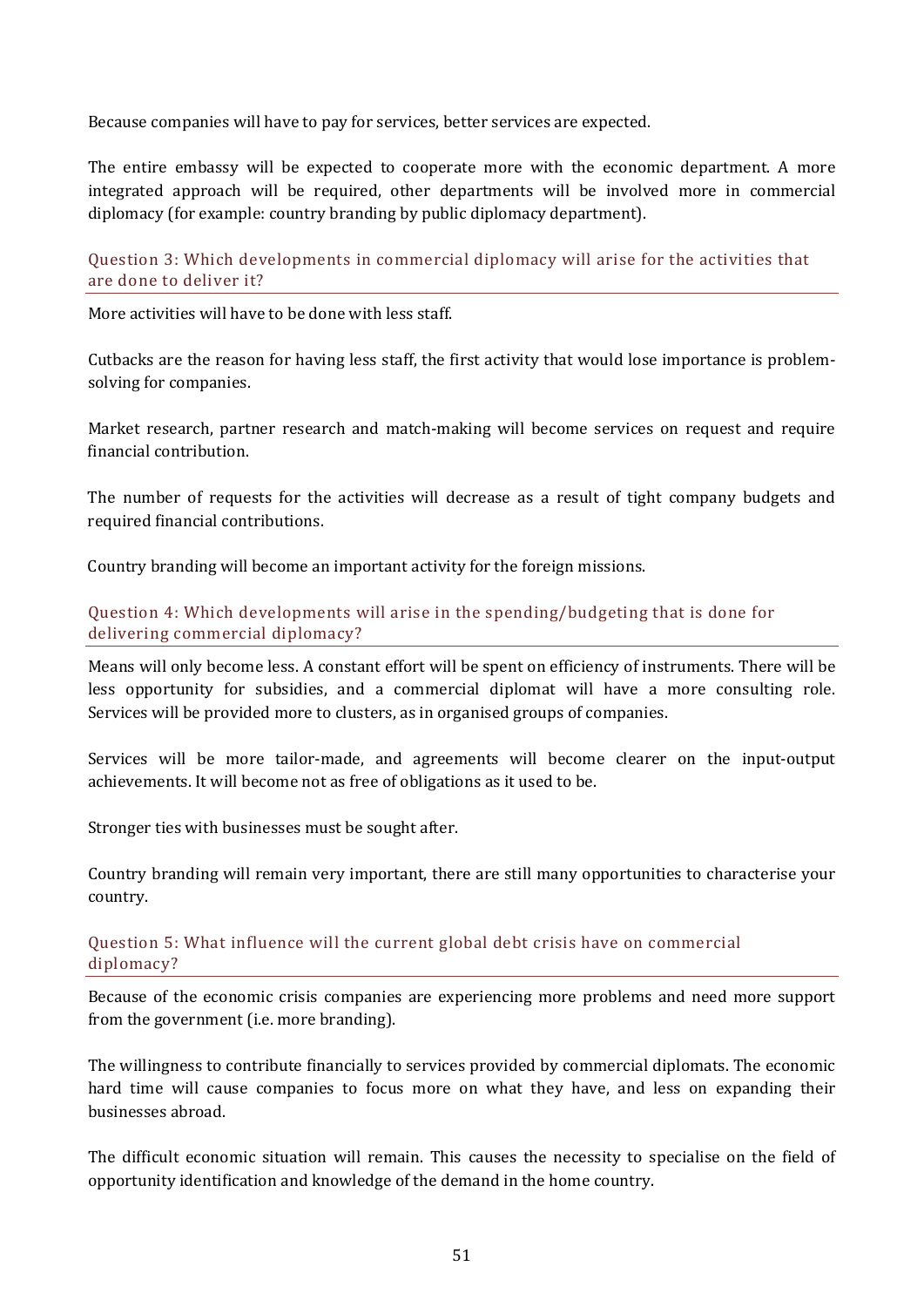Because companies will have to pay for services, better services are expected.

The entire embassy will be expected to cooperate more with the economic department. A more integrated approach will be required, other departments will be involved more in commercial diplomacy (for example: country branding by public diplomacy department).

### Question 3: Which developments in commercial diplomacy will arise for the activities that are done to deliver it?

More activities will have to be done with less staff.

Cutbacks are the reason for having less staff, the first activity that would lose importance is problem-solving for companies.

Market research, partner research and match-making will become services on request and require financial contribution.

The number of requests for the activities will decrease as a result of tight company budgets and required financial contributions.

Country branding will become an important activity for the foreign missions.

### Question 4: Which developments will arise in the spending/budgeting that is done for delivering commercial diplomacy?

Means will only become less. A constant effort will be spent on efficiency of instruments. There will be less opportunity for subsidies, and a commercial diplomat will have a more consulting role. Services will be provided more to clusters, as in organised groups of companies.

Services will be more tailor-made, and agreements will become clearer on the input-output achievements. It will become not as free of obligations as it used to be.

Stronger ties with businesses must be sought after.

Country branding will remain very important, there are still many opportunities to characterise your country.

### Question 5: What influence will the current global debt crisis have on commercial diplomacy?

Because of the economic crisis companies are experiencing more problems and need more support from the government (i.e. more branding).

The willingness to contribute financially to services provided by commercial diplomats. The economic hard time will cause companies to focus more on what they have, and less on expanding their businesses abroad.

The difficult economic situation will remain. This causes the necessity to specialise on the field of opportunity identification and knowledge of the demand in the home country.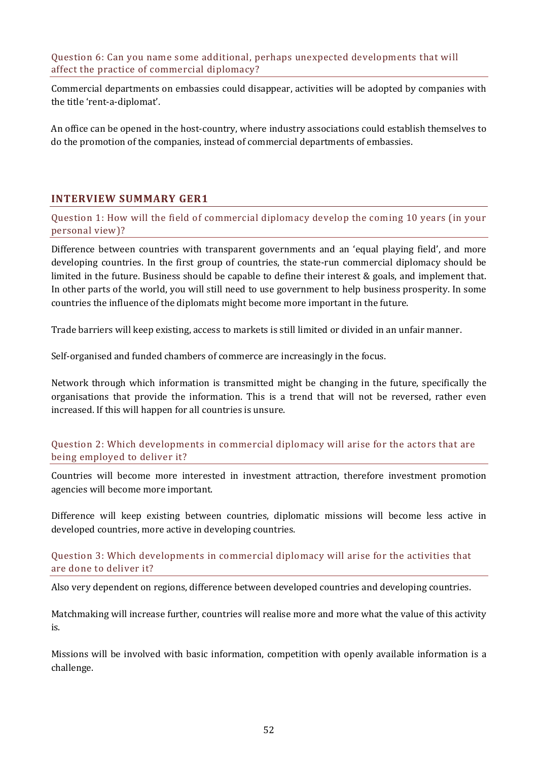#### Question 6: Can you name some additional, perhaps unexpected developments that will affect the practice of commercial diplomacy?

Commercial departments on embassies could disappear, activities will be adopted by companies with the title 'rent-a-diplomat'.

An office can be opened in the host-country, where industry associations could establish themselves to do the promotion of the companies, instead of commercial departments of embassies.

### INTERVIEW SUMMARY GER1

#### Question 1: How will the field of commercial diplomacy develop the coming 10 years (in your personal view)?

Difference between countries with transparent governments and an 'equal playing field', and more developing countries. In the first group of countries, the state-run commercial diplomacy should be limited in the future. Business should be capable to define their interest & goals, and implement that. In other parts of the world, you will still need to use government to help business prosperity. In some countries the influence of the diplomats might become more important in the future.

Trade barriers will keep existing, access to markets is still limited or divided in an unfair manner.

Self-organised and funded chambers of commerce are increasingly in the focus.

Network through which information is transmitted might be changing in the future, specifically the organisations that provide the information. This is a trend that will not be reversed, rather even increased. If this will happen for all countries is unsure.

#### Question 2: Which developments in commercial diplomacy will arise for the actors that are being employed to deliver it?

Countries will become more interested in investment attraction, therefore investment promotion agencies will become more important.

Difference will keep existing between countries, diplomatic missions will become less active in developed countries, more active in developing countries.

#### Question 3: Which developments in commercial diplomacy will arise for the activities that are done to deliver it?

Also very dependent on regions, difference between developed countries and developing countries.

Matchmaking will increase further, countries will realise more and more what the value of this activity is.

Missions will be involved with basic information, competition with openly available information is a challenge.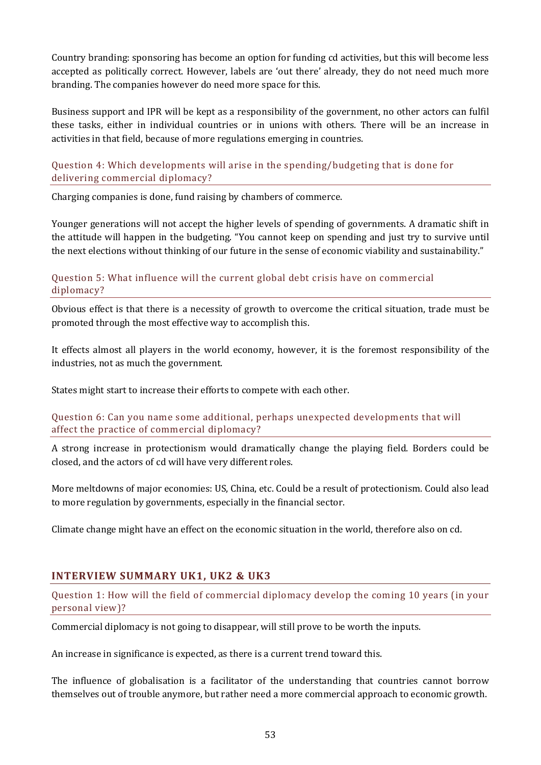Country branding: sponsoring has become an option for funding cd activities, but this will become less accepted as politically correct. However, labels are 'out there' already, they do not need much more branding. The companies however do need more space for this.

Business support and IPR will be kept as a responsibility of the government, no other actors can fulfil these tasks, either in individual countries or in unions with others. There will be an increase in activities in that field, because of more regulations emerging in countries.

### Question 4: Which developments will arise in the spending/budgeting that is done for delivering commercial diplomacy?

Charging companies is done, fund raising by chambers of commerce.

Younger generations will not accept the higher levels of spending of governments. A dramatic shift in the attitude will happen in the budgeting. "You cannot keep on spending and just try to survive until the next elections without thinking of our future in the sense of economic viability and sustainability."

### Question 5: What influence will the current global debt crisis have on commercial diplomacy?

Obvious effect is that there is a necessity of growth to overcome the critical situation, trade must be promoted through the most effective way to accomplish this.

It effects almost all players in the world economy, however, it is the foremost responsibility of the industries, not as much the government.

States might start to increase their efforts to compete with each other.

### Question 6: Can you name some additional, perhaps unexpected developments that will affect the practice of commercial diplomacy?

A strong increase in protectionism would dramatically change the playing field. Borders could be closed, and the actors of cd will have very different roles.

More meltdowns of major economies: US, China, etc. Could be a result of protectionism. Could also lead to more regulation by governments, especially in the financial sector.

Climate change might have an effect on the economic situation in the world, therefore also on cd.

## INTERVIEW SUMMARY UK1, UK2 & UK3

### Question 1: How will the field of commercial diplomacy develop the coming 10 years (in your personal view)?

Commercial diplomacy is not going to disappear, will still prove to be worth the inputs.

An increase in significance is expected, as there is a current trend toward this.

The influence of globalisation is a facilitator of the understanding that countries cannot borrow themselves out of trouble anymore, but rather need a more commercial approach to economic growth.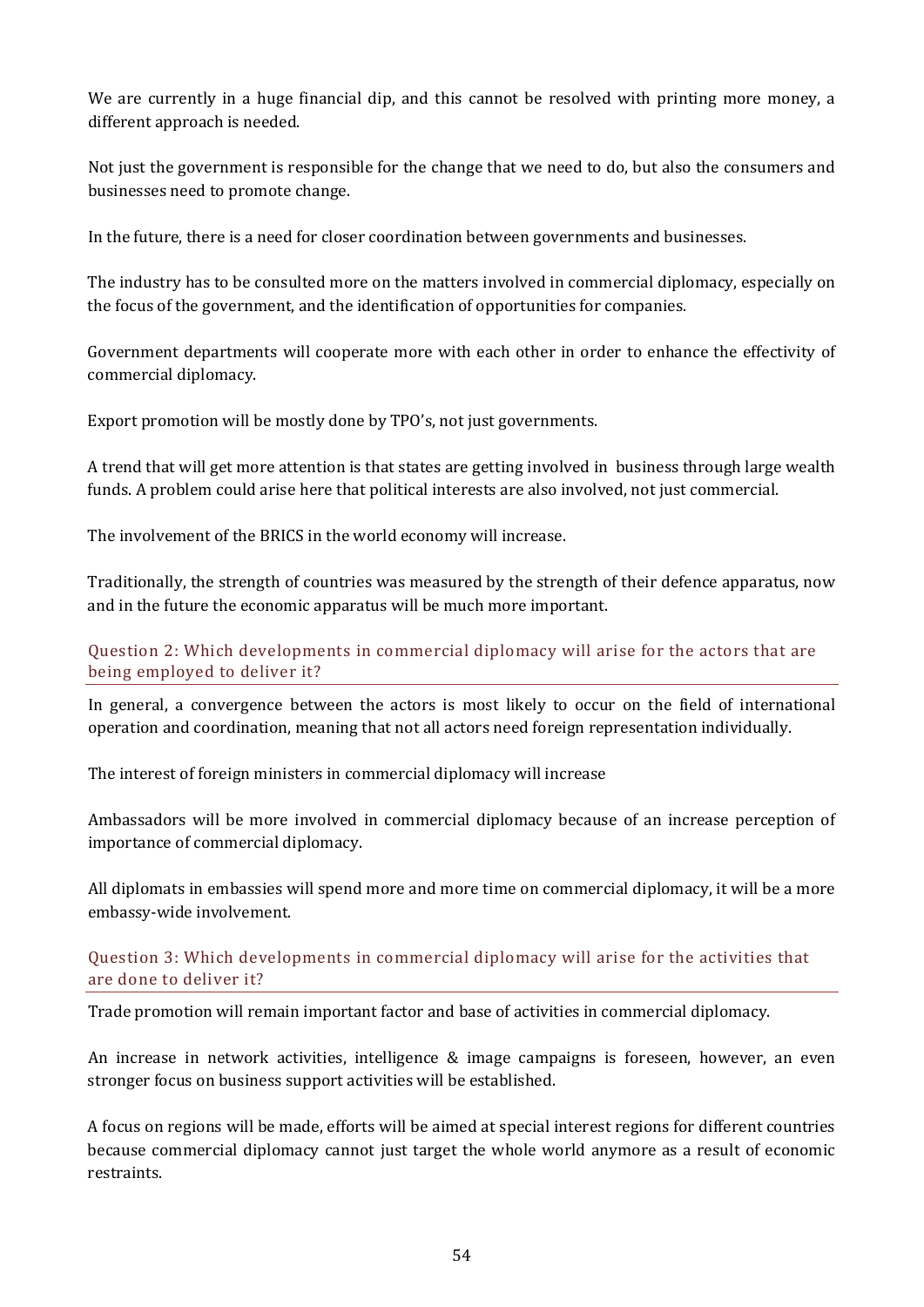We are currently in a huge financial dip, and this cannot be resolved with printing more money, a different approach is needed.

Not just the government is responsible for the change that we need to do, but also the consumers and businesses need to promote change.

In the future, there is a need for closer coordination between governments and businesses.

The industry has to be consulted more on the matters involved in commercial diplomacy, especially on the focus of the government, and the identification of opportunities for companies.

Government departments will cooperate more with each other in order to enhance the effectivity of commercial diplomacy.

Export promotion will be mostly done by TPO's, not just governments.

A trend that will get more attention is that states are getting involved in business through large wealth funds. A problem could arise here that political interests are also involved, not just commercial.

The involvement of the BRICS in the world economy will increase.

Traditionally, the strength of countries was measured by the strength of their defence apparatus, now and in the future the economic apparatus will be much more important.

### Question 2: Which developments in commercial diplomacy will arise for the actors that are being employed to deliver it?

In general, a convergence between the actors is most likely to occur on the field of international operation and coordination, meaning that not all actors need foreign representation individually.

The interest of foreign ministers in commercial diplomacy will increase

Ambassadors will be more involved in commercial diplomacy because of an increase perception of importance of commercial diplomacy.

All diplomats in embassies will spend more and more time on commercial diplomacy, it will be a more embassy-wide involvement.

### Question 3: Which developments in commercial diplomacy will arise for the activities that are done to deliver it?

Trade promotion will remain important factor and base of activities in commercial diplomacy.

An increase in network activities, intelligence & image campaigns is foreseen, however, an even stronger focus on business support activities will be established.

A focus on regions will be made, efforts will be aimed at special interest regions for different countries because commercial diplomacy cannot just target the whole world anymore as a result of economic restraints.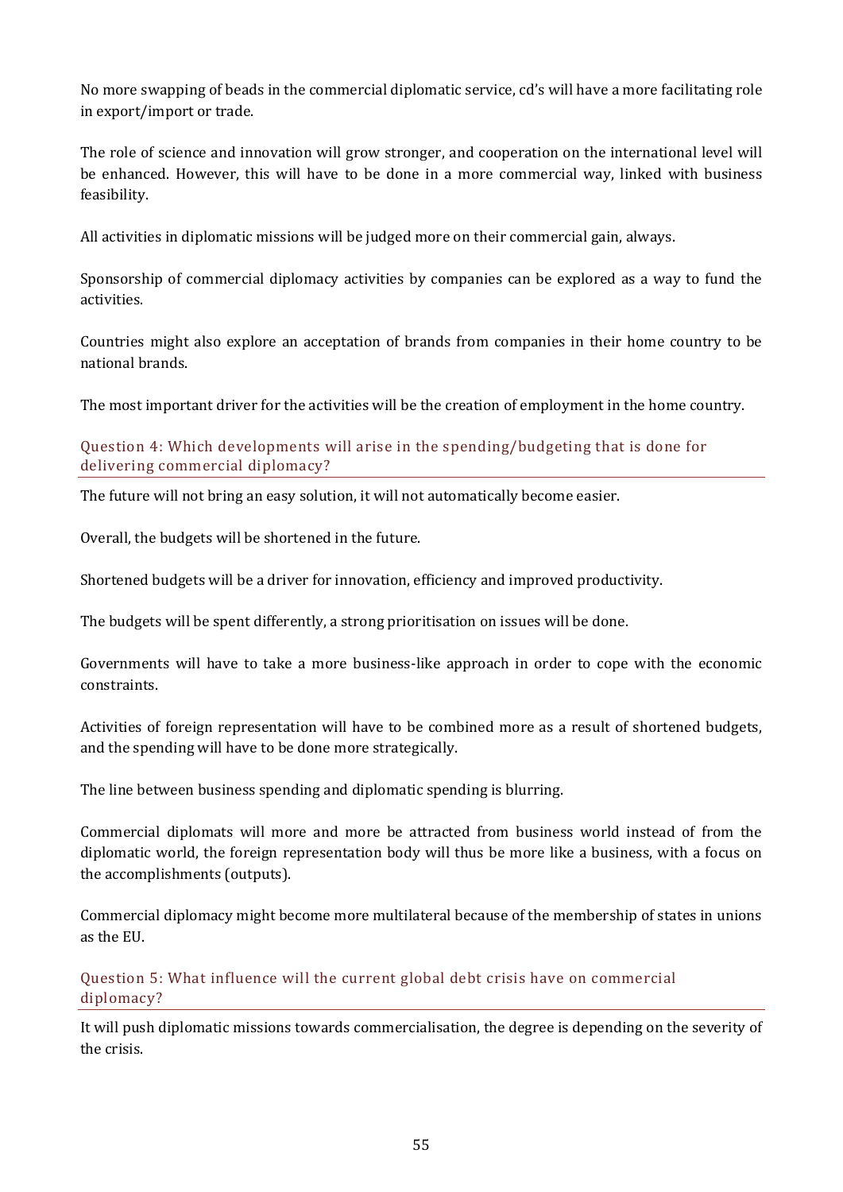No more swapping of beads in the commercial diplomatic service, cd's will have a more facilitating role in export/import or trade.

The role of science and innovation will grow stronger, and cooperation on the international level will be enhanced. However, this will have to be done in a more commercial way, linked with business feasibility.

All activities in diplomatic missions will be judged more on their commercial gain, always.

Sponsorship of commercial diplomacy activities by companies can be explored as a way to fund the activities.

Countries might also explore an acceptation of brands from companies in their home country to be national brands.

The most important driver for the activities will be the creation of employment in the home country.

### Question 4: Which developments will arise in the spending/budgeting that is done for delivering commercial diplomacy?

The future will not bring an easy solution, it will not automatically become easier.

Overall, the budgets will be shortened in the future.

Shortened budgets will be a driver for innovation, efficiency and improved productivity.

The budgets will be spent differently, a strong prioritisation on issues will be done.

Governments will have to take a more business-like approach in order to cope with the economic constraints.

Activities of foreign representation will have to be combined more as a result of shortened budgets, and the spending will have to be done more strategically.

The line between business spending and diplomatic spending is blurring.

Commercial diplomats will more and more be attracted from business world instead of from the diplomatic world, the foreign representation body will thus be more like a business, with a focus on the accomplishments (outputs).

Commercial diplomacy might become more multilateral because of the membership of states in unions as the EU.

### Question 5: What influence will the current global debt crisis have on commercial diplomacy?

It will push diplomatic missions towards commercialisation, the degree is depending on the severity of the crisis.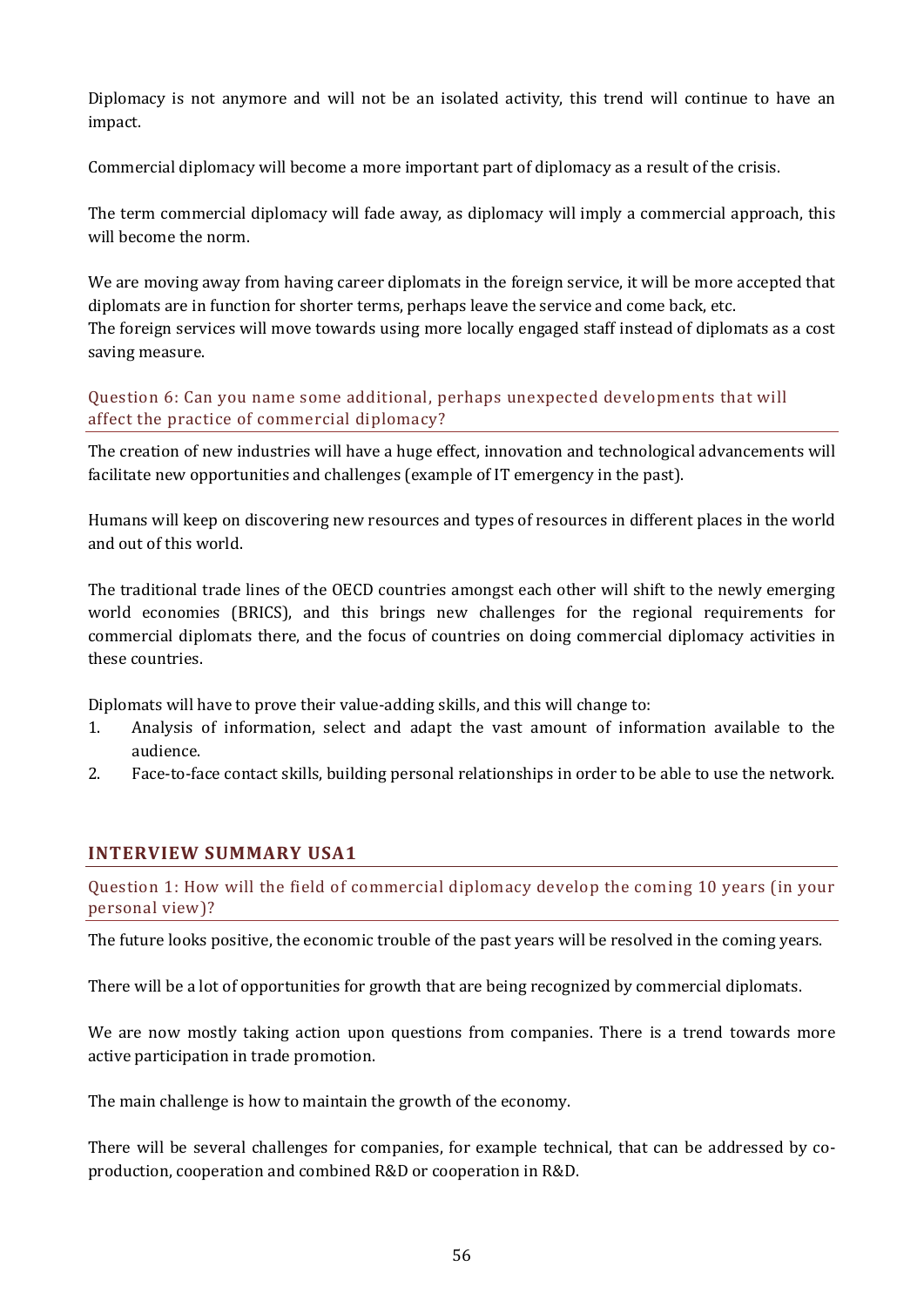Diplomacy is not anymore and will not be an isolated activity, this trend will continue to have an impact.

Commercial diplomacy will become a more important part of diplomacy as a result of the crisis.

The term commercial diplomacy will fade away, as diplomacy will imply a commercial approach, this will become the norm.

We are moving away from having career diplomats in the foreign service, it will be more accepted that diplomats are in function for shorter terms, perhaps leave the service and come back, etc.
The foreign services will move towards using more locally engaged staff instead of diplomats as a cost saving measure.

### Question 6: Can you name some additional, perhaps unexpected developments that will affect the practice of commercial diplomacy?

The creation of new industries will have a huge effect, innovation and technological advancements will facilitate new opportunities and challenges (example of IT emergency in the past).

Humans will keep on discovering new resources and types of resources in different places in the world and out of this world.

The traditional trade lines of the OECD countries amongst each other will shift to the newly emerging world economies (BRICS), and this brings new challenges for the regional requirements for commercial diplomats there, and the focus of countries on doing commercial diplomacy activities in these countries.

Diplomats will have to prove their value-adding skills, and this will change to:

1. Analysis of information, select and adapt the vast amount of information available to the audience.
2. Face-to-face contact skills, building personal relationships in order to be able to use the network.

## INTERVIEW SUMMARY USA1

### Question 1: How will the field of commercial diplomacy develop the coming 10 years (in your personal view)?

The future looks positive, the economic trouble of the past years will be resolved in the coming years.

There will be a lot of opportunities for growth that are being recognized by commercial diplomats.

We are now mostly taking action upon questions from companies. There is a trend towards more active participation in trade promotion.

The main challenge is how to maintain the growth of the economy.

There will be several challenges for companies, for example technical, that can be addressed by co-production, cooperation and combined R&D or cooperation in R&D.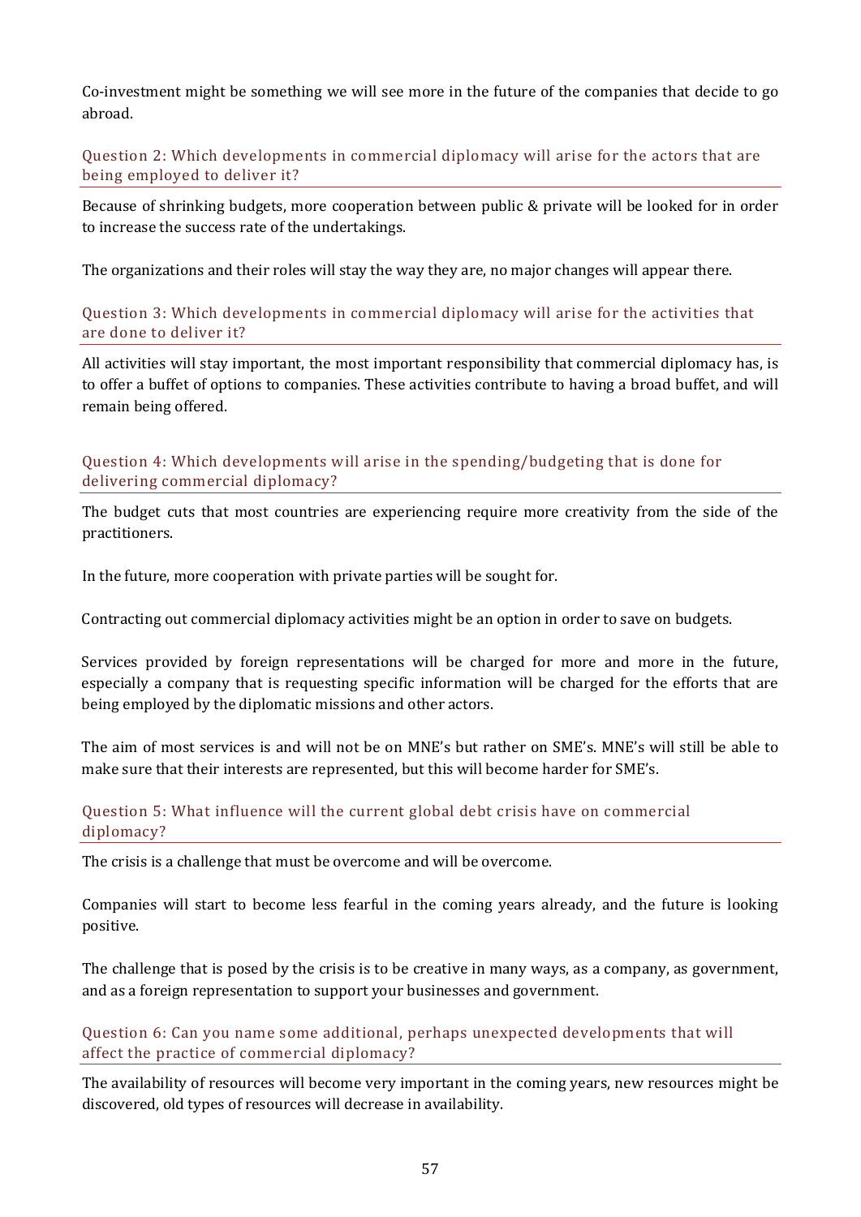Co-investment might be something we will see more in the future of the companies that decide to go abroad.

### Question 2: Which developments in commercial diplomacy will arise for the actors that are being employed to deliver it?

Because of shrinking budgets, more cooperation between public & private will be looked for in order to increase the success rate of the undertakings.

The organizations and their roles will stay the way they are, no major changes will appear there.

### Question 3: Which developments in commercial diplomacy will arise for the activities that are done to deliver it?

All activities will stay important, the most important responsibility that commercial diplomacy has, is to offer a buffet of options to companies. These activities contribute to having a broad buffet, and will remain being offered.

### Question 4: Which developments will arise in the spending/budgeting that is done for delivering commercial diplomacy?

The budget cuts that most countries are experiencing require more creativity from the side of the practitioners.

In the future, more cooperation with private parties will be sought for.

Contracting out commercial diplomacy activities might be an option in order to save on budgets.

Services provided by foreign representations will be charged for more and more in the future, especially a company that is requesting specific information will be charged for the efforts that are being employed by the diplomatic missions and other actors.

The aim of most services is and will not be on MNE's but rather on SME's. MNE's will still be able to make sure that their interests are represented, but this will become harder for SME's.

### Question 5: What influence will the current global debt crisis have on commercial diplomacy?

The crisis is a challenge that must be overcome and will be overcome.

Companies will start to become less fearful in the coming years already, and the future is looking positive.

The challenge that is posed by the crisis is to be creative in many ways, as a company, as government, and as a foreign representation to support your businesses and government.

### Question 6: Can you name some additional, perhaps unexpected developments that will affect the practice of commercial diplomacy?

The availability of resources will become very important in the coming years, new resources might be discovered, old types of resources will decrease in availability.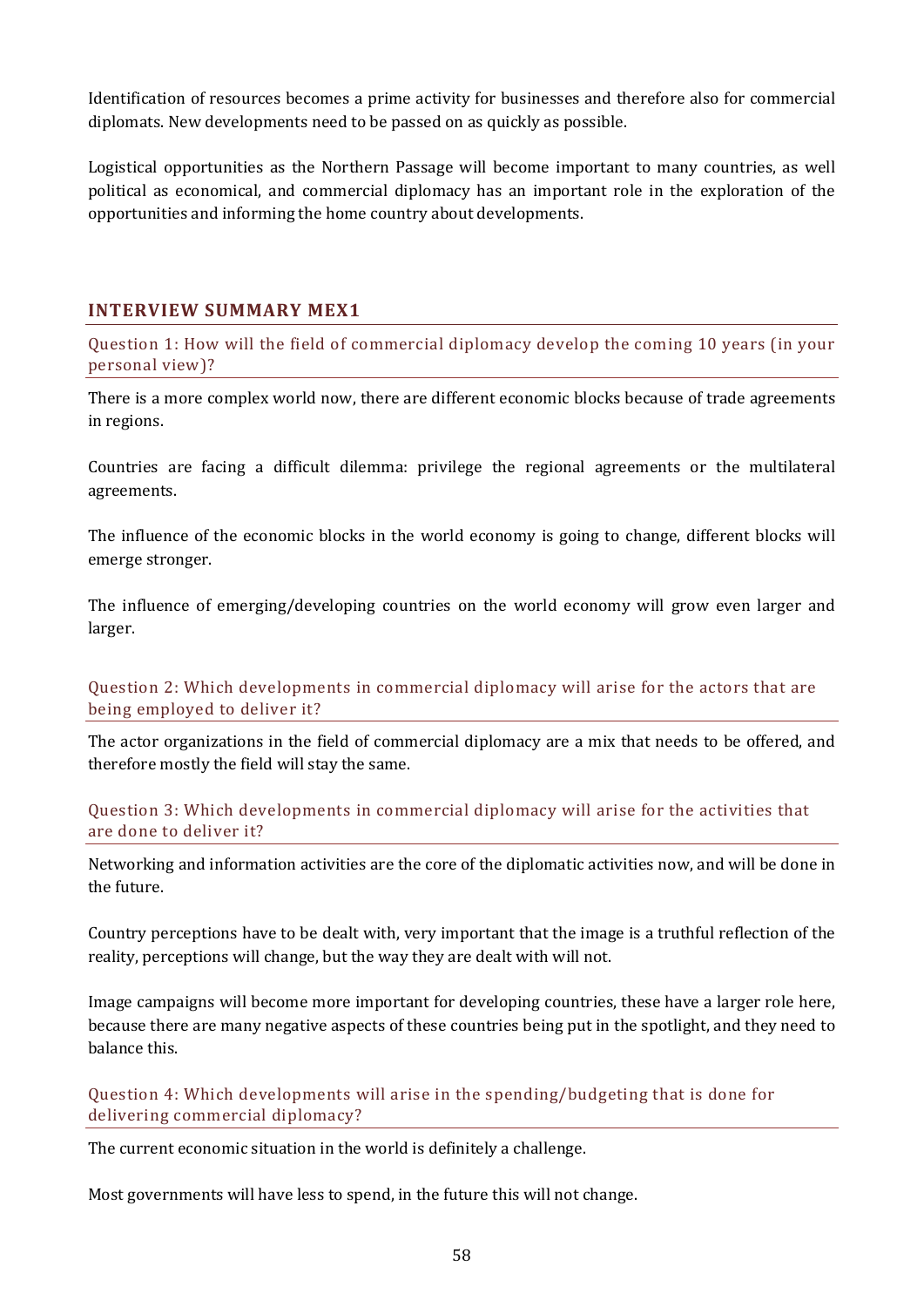Identification of resources becomes a prime activity for businesses and therefore also for commercial diplomats. New developments need to be passed on as quickly as possible.

Logistical opportunities as the Northern Passage will become important to many countries, as well political as economical, and commercial diplomacy has an important role in the exploration of the opportunities and informing the home country about developments.

## INTERVIEW SUMMARY MEX1

### Question 1: How will the field of commercial diplomacy develop the coming 10 years (in your personal view)?

There is a more complex world now, there are different economic blocks because of trade agreements in regions.

Countries are facing a difficult dilemma: privilege the regional agreements or the multilateral agreements.

The influence of the economic blocks in the world economy is going to change, different blocks will emerge stronger.

The influence of emerging/developing countries on the world economy will grow even larger and larger.

### Question 2: Which developments in commercial diplomacy will arise for the actors that are being employed to deliver it?

The actor organizations in the field of commercial diplomacy are a mix that needs to be offered, and therefore mostly the field will stay the same.

### Question 3: Which developments in commercial diplomacy will arise for the activities that are done to deliver it?

Networking and information activities are the core of the diplomatic activities now, and will be done in the future.

Country perceptions have to be dealt with, very important that the image is a truthful reflection of the reality, perceptions will change, but the way they are dealt with will not.

Image campaigns will become more important for developing countries, these have a larger role here, because there are many negative aspects of these countries being put in the spotlight, and they need to balance this.

### Question 4: Which developments will arise in the spending/budgeting that is done for delivering commercial diplomacy?

The current economic situation in the world is definitely a challenge.

Most governments will have less to spend, in the future this will not change.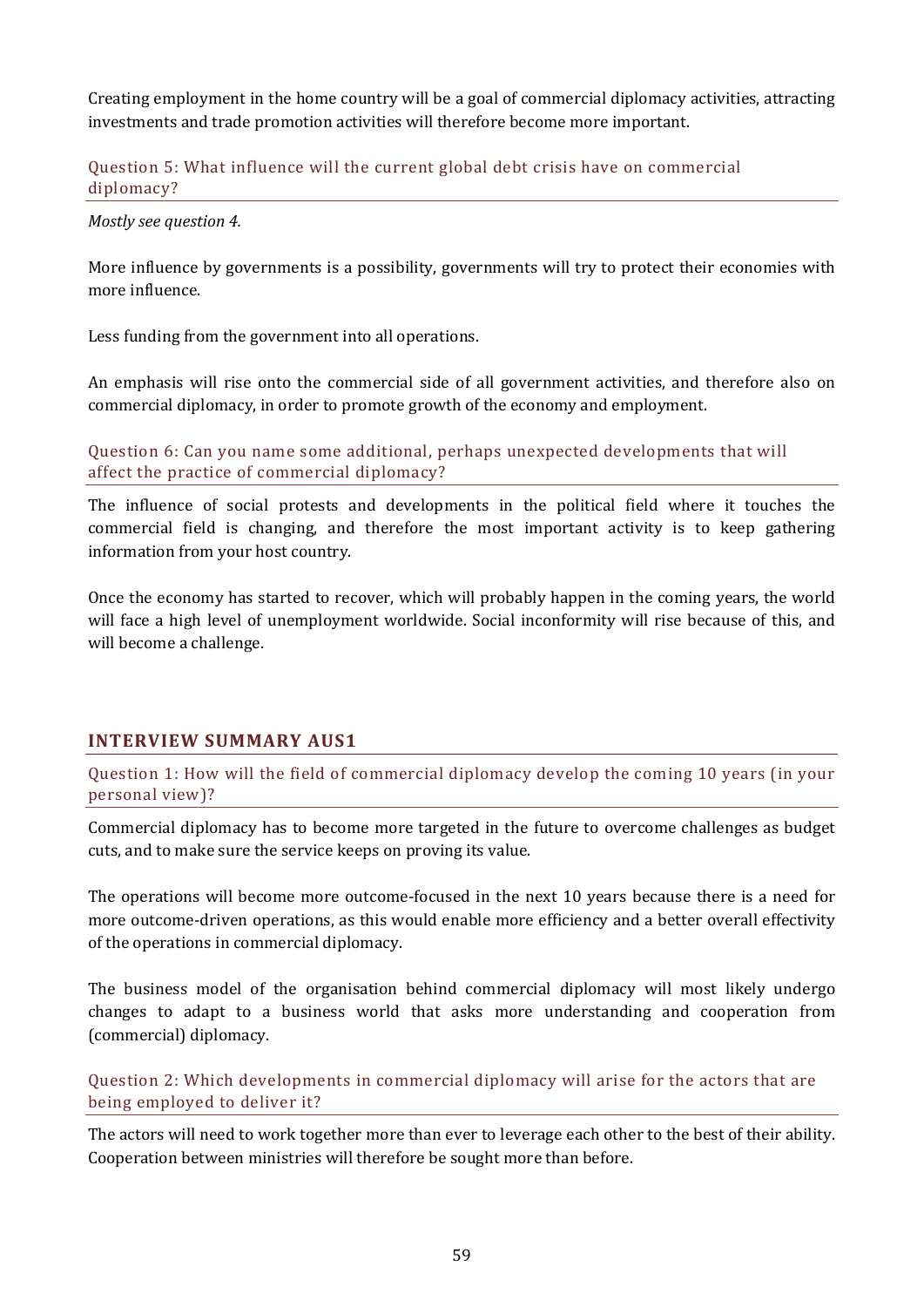Creating employment in the home country will be a goal of commercial diplomacy activities, attracting investments and trade promotion activities will therefore become more important.

### Question 5: What influence will the current global debt crisis have on commercial diplomacy?

*Mostly see question 4.*

More influence by governments is a possibility, governments will try to protect their economies with more influence.

Less funding from the government into all operations.

An emphasis will rise onto the commercial side of all government activities, and therefore also on commercial diplomacy, in order to promote growth of the economy and employment.

### Question 6: Can you name some additional, perhaps unexpected developments that will affect the practice of commercial diplomacy?

The influence of social protests and developments in the political field where it touches the commercial field is changing, and therefore the most important activity is to keep gathering information from your host country.

Once the economy has started to recover, which will probably happen in the coming years, the world will face a high level of unemployment worldwide. Social inconformity will rise because of this, and will become a challenge.

## INTERVIEW SUMMARY AUS1

### Question 1: How will the field of commercial diplomacy develop the coming 10 years (in your personal view)?

Commercial diplomacy has to become more targeted in the future to overcome challenges as budget cuts, and to make sure the service keeps on proving its value.

The operations will become more outcome-focused in the next 10 years because there is a need for more outcome-driven operations, as this would enable more efficiency and a better overall effectivity of the operations in commercial diplomacy.

The business model of the organisation behind commercial diplomacy will most likely undergo changes to adapt to a business world that asks more understanding and cooperation from (commercial) diplomacy.

### Question 2: Which developments in commercial diplomacy will arise for the actors that are being employed to deliver it?

The actors will need to work together more than ever to leverage each other to the best of their ability. Cooperation between ministries will therefore be sought more than before.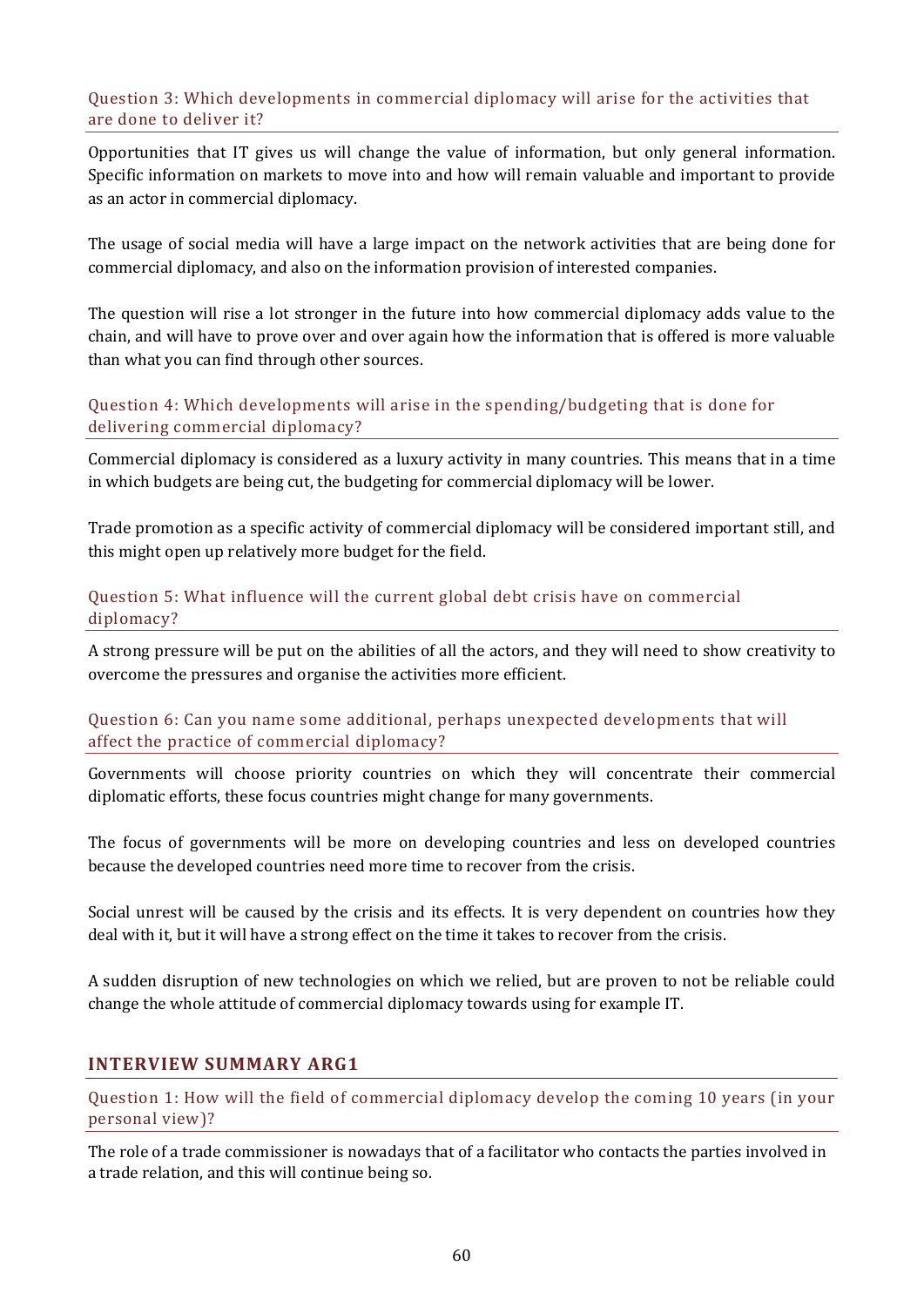### Question 3: Which developments in commercial diplomacy will arise for the activities that are done to deliver it?

Opportunities that IT gives us will change the value of information, but only general information. Specific information on markets to move into and how will remain valuable and important to provide as an actor in commercial diplomacy.

The usage of social media will have a large impact on the network activities that are being done for commercial diplomacy, and also on the information provision of interested companies.

The question will rise a lot stronger in the future into how commercial diplomacy adds value to the chain, and will have to prove over and over again how the information that is offered is more valuable than what you can find through other sources.

### Question 4: Which developments will arise in the spending/budgeting that is done for delivering commercial diplomacy?

Commercial diplomacy is considered as a luxury activity in many countries. This means that in a time in which budgets are being cut, the budgeting for commercial diplomacy will be lower.

Trade promotion as a specific activity of commercial diplomacy will be considered important still, and this might open up relatively more budget for the field.

### Question 5: What influence will the current global debt crisis have on commercial diplomacy?

A strong pressure will be put on the abilities of all the actors, and they will need to show creativity to overcome the pressures and organise the activities more efficient.

### Question 6: Can you name some additional, perhaps unexpected developments that will affect the practice of commercial diplomacy?

Governments will choose priority countries on which they will concentrate their commercial diplomatic efforts, these focus countries might change for many governments.

The focus of governments will be more on developing countries and less on developed countries because the developed countries need more time to recover from the crisis.

Social unrest will be caused by the crisis and its effects. It is very dependent on countries how they deal with it, but it will have a strong effect on the time it takes to recover from the crisis.

A sudden disruption of new technologies on which we relied, but are proven to not be reliable could change the whole attitude of commercial diplomacy towards using for example IT.

## INTERVIEW SUMMARY ARG1

### Question 1: How will the field of commercial diplomacy develop the coming 10 years (in your personal view)?

The role of a trade commissioner is nowadays that of a facilitator who contacts the parties involved in a trade relation, and this will continue being so.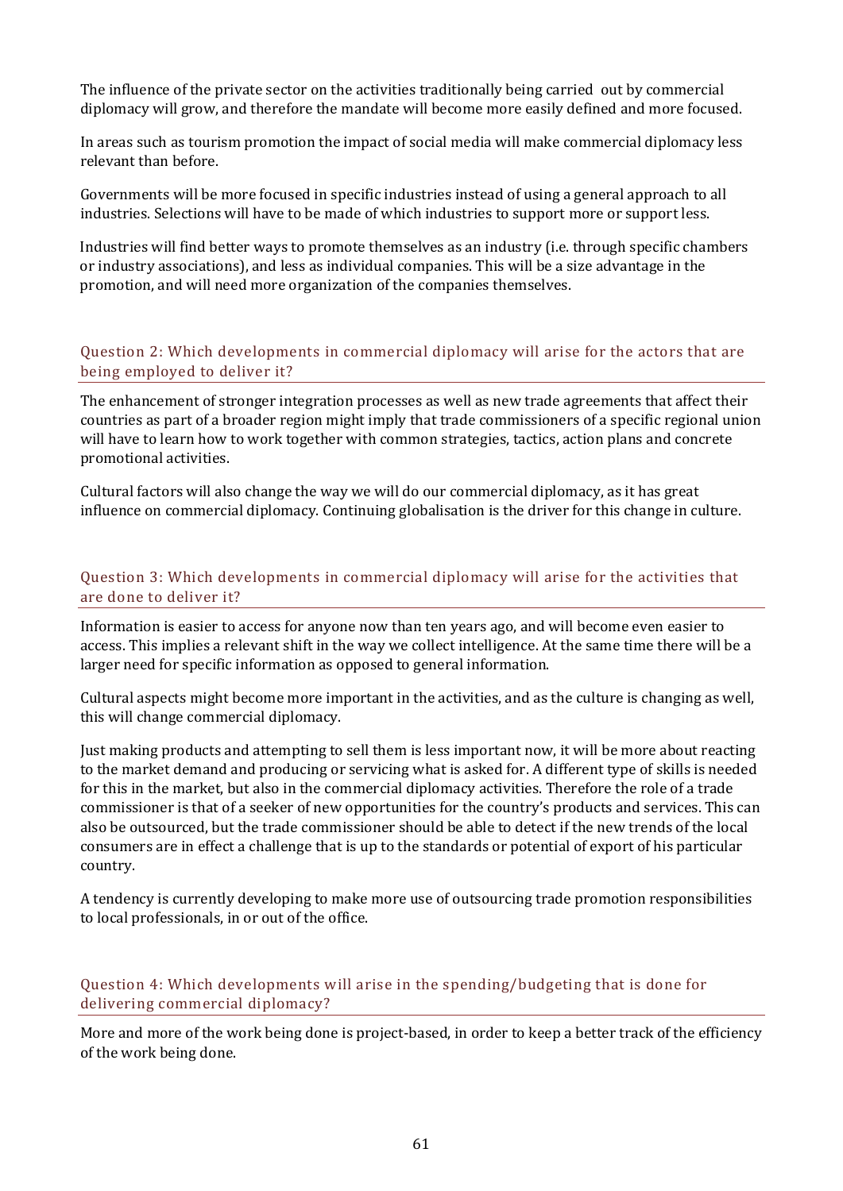The influence of the private sector on the activities traditionally being carried out by commercial diplomacy will grow, and therefore the mandate will become more easily defined and more focused.

In areas such as tourism promotion the impact of social media will make commercial diplomacy less relevant than before.

Governments will be more focused in specific industries instead of using a general approach to all industries. Selections will have to be made of which industries to support more or support less.

Industries will find better ways to promote themselves as an industry (i.e. through specific chambers or industry associations), and less as individual companies. This will be a size advantage in the promotion, and will need more organization of the companies themselves.

### Question 2: Which developments in commercial diplomacy will arise for the actors that are being employed to deliver it?

The enhancement of stronger integration processes as well as new trade agreements that affect their countries as part of a broader region might imply that trade commissioners of a specific regional union will have to learn how to work together with common strategies, tactics, action plans and concrete promotional activities.

Cultural factors will also change the way we will do our commercial diplomacy, as it has great influence on commercial diplomacy. Continuing globalisation is the driver for this change in culture.

### Question 3: Which developments in commercial diplomacy will arise for the activities that are done to deliver it?

Information is easier to access for anyone now than ten years ago, and will become even easier to access. This implies a relevant shift in the way we collect intelligence. At the same time there will be a larger need for specific information as opposed to general information.

Cultural aspects might become more important in the activities, and as the culture is changing as well, this will change commercial diplomacy.

Just making products and attempting to sell them is less important now, it will be more about reacting to the market demand and producing or servicing what is asked for. A different type of skills is needed for this in the market, but also in the commercial diplomacy activities. Therefore the role of a trade commissioner is that of a seeker of new opportunities for the country's products and services. This can also be outsourced, but the trade commissioner should be able to detect if the new trends of the local consumers are in effect a challenge that is up to the standards or potential of export of his particular country.

A tendency is currently developing to make more use of outsourcing trade promotion responsibilities to local professionals, in or out of the office.

### Question 4: Which developments will arise in the spending/budgeting that is done for delivering commercial diplomacy?

More and more of the work being done is project-based, in order to keep a better track of the efficiency of the work being done.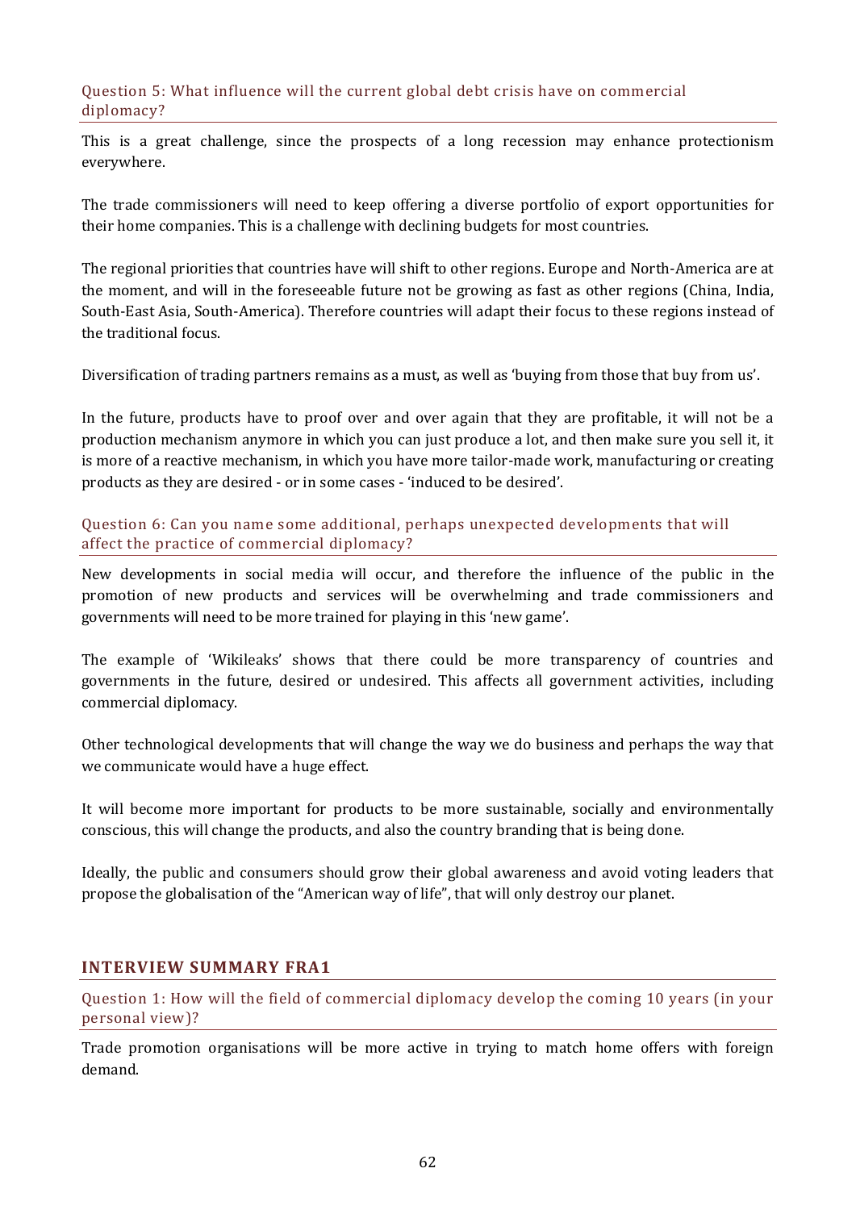### Question 5: What influence will the current global debt crisis have on commercial diplomacy?

This is a great challenge, since the prospects of a long recession may enhance protectionism everywhere.

The trade commissioners will need to keep offering a diverse portfolio of export opportunities for their home companies. This is a challenge with declining budgets for most countries.

The regional priorities that countries have will shift to other regions. Europe and North-America are at the moment, and will in the foreseeable future not be growing as fast as other regions (China, India, South-East Asia, South-America). Therefore countries will adapt their focus to these regions instead of the traditional focus.

Diversification of trading partners remains as a must, as well as 'buying from those that buy from us'.

In the future, products have to proof over and over again that they are profitable, it will not be a production mechanism anymore in which you can just produce a lot, and then make sure you sell it, it is more of a reactive mechanism, in which you have more tailor-made work, manufacturing or creating products as they are desired - or in some cases - 'induced to be desired'.

### Question 6: Can you name some additional, perhaps unexpected developments that will affect the practice of commercial diplomacy?

New developments in social media will occur, and therefore the influence of the public in the promotion of new products and services will be overwhelming and trade commissioners and governments will need to be more trained for playing in this 'new game'.

The example of 'Wikileaks' shows that there could be more transparency of countries and governments in the future, desired or undesired. This affects all government activities, including commercial diplomacy.

Other technological developments that will change the way we do business and perhaps the way that we communicate would have a huge effect.

It will become more important for products to be more sustainable, socially and environmentally conscious, this will change the products, and also the country branding that is being done.

Ideally, the public and consumers should grow their global awareness and avoid voting leaders that propose the globalisation of the "American way of life", that will only destroy our planet.

## INTERVIEW SUMMARY FRA1

### Question 1: How will the field of commercial diplomacy develop the coming 10 years (in your personal view)?

Trade promotion organisations will be more active in trying to match home offers with foreign demand.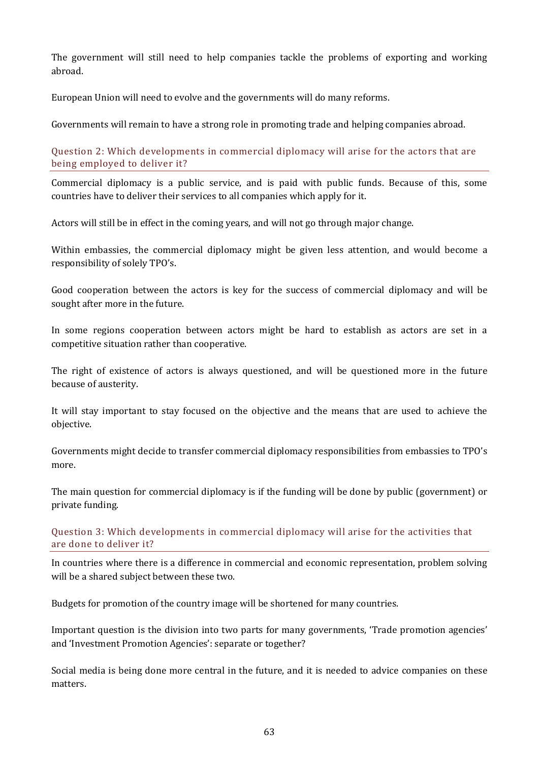The government will still need to help companies tackle the problems of exporting and working abroad.

European Union will need to evolve and the governments will do many reforms.

Governments will remain to have a strong role in promoting trade and helping companies abroad.

### Question 2: Which developments in commercial diplomacy will arise for the actors that are being employed to deliver it?

Commercial diplomacy is a public service, and is paid with public funds. Because of this, some countries have to deliver their services to all companies which apply for it.

Actors will still be in effect in the coming years, and will not go through major change.

Within embassies, the commercial diplomacy might be given less attention, and would become a responsibility of solely TPO's.

Good cooperation between the actors is key for the success of commercial diplomacy and will be sought after more in the future.

In some regions cooperation between actors might be hard to establish as actors are set in a competitive situation rather than cooperative.

The right of existence of actors is always questioned, and will be questioned more in the future because of austerity.

It will stay important to stay focused on the objective and the means that are used to achieve the objective.

Governments might decide to transfer commercial diplomacy responsibilities from embassies to TPO's more.

The main question for commercial diplomacy is if the funding will be done by public (government) or private funding.

### Question 3: Which developments in commercial diplomacy will arise for the activities that are done to deliver it?

In countries where there is a difference in commercial and economic representation, problem solving will be a shared subject between these two.

Budgets for promotion of the country image will be shortened for many countries.

Important question is the division into two parts for many governments, 'Trade promotion agencies' and 'Investment Promotion Agencies': separate or together?

Social media is being done more central in the future, and it is needed to advice companies on these matters.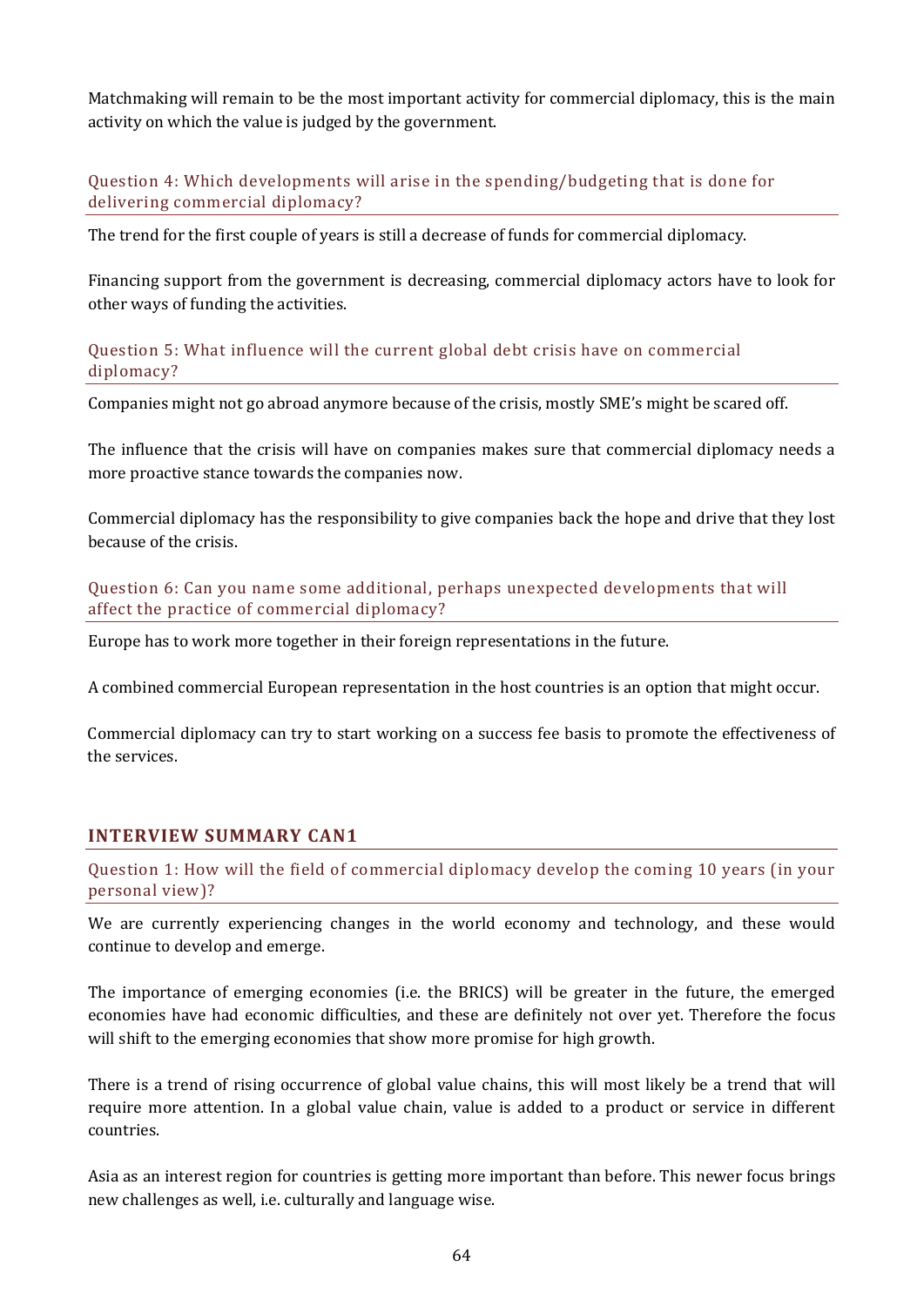Matchmaking will remain to be the most important activity for commercial diplomacy, this is the main activity on which the value is judged by the government.

### Question 4: Which developments will arise in the spending/budgeting that is done for delivering commercial diplomacy?

The trend for the first couple of years is still a decrease of funds for commercial diplomacy.

Financing support from the government is decreasing, commercial diplomacy actors have to look for other ways of funding the activities.

### Question 5: What influence will the current global debt crisis have on commercial diplomacy?

Companies might not go abroad anymore because of the crisis, mostly SME's might be scared off.

The influence that the crisis will have on companies makes sure that commercial diplomacy needs a more proactive stance towards the companies now.

Commercial diplomacy has the responsibility to give companies back the hope and drive that they lost because of the crisis.

### Question 6: Can you name some additional, perhaps unexpected developments that will affect the practice of commercial diplomacy?

Europe has to work more together in their foreign representations in the future.

A combined commercial European representation in the host countries is an option that might occur.

Commercial diplomacy can try to start working on a success fee basis to promote the effectiveness of the services.

## INTERVIEW SUMMARY CAN1

### Question 1: How will the field of commercial diplomacy develop the coming 10 years (in your personal view)?

We are currently experiencing changes in the world economy and technology, and these would continue to develop and emerge.

The importance of emerging economies (i.e. the BRICS) will be greater in the future, the emerged economies have had economic difficulties, and these are definitely not over yet. Therefore the focus will shift to the emerging economies that show more promise for high growth.

There is a trend of rising occurrence of global value chains, this will most likely be a trend that will require more attention. In a global value chain, value is added to a product or service in different countries.

Asia as an interest region for countries is getting more important than before. This newer focus brings new challenges as well, i.e. culturally and language wise.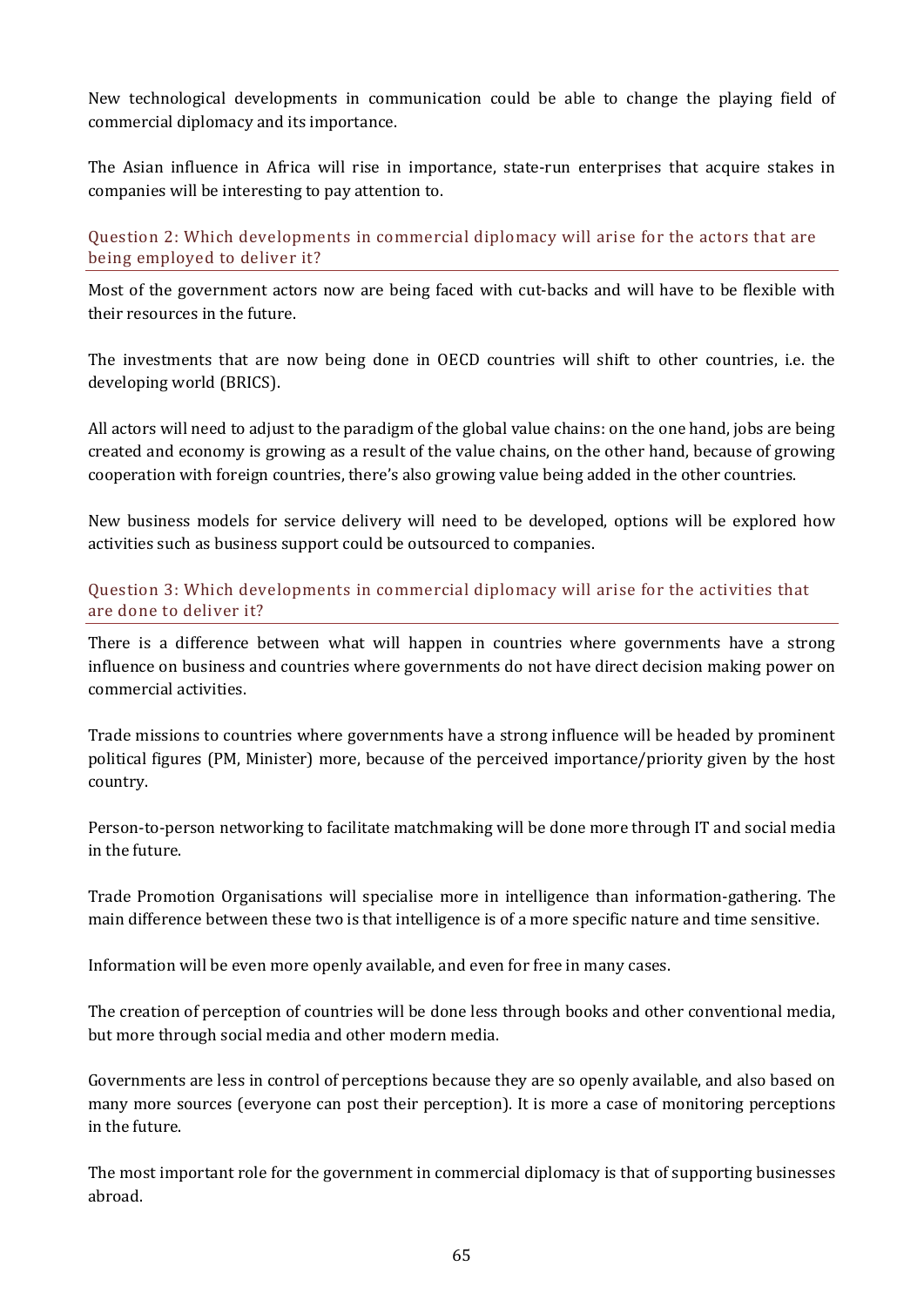New technological developments in communication could be able to change the playing field of commercial diplomacy and its importance.

The Asian influence in Africa will rise in importance, state-run enterprises that acquire stakes in companies will be interesting to pay attention to.

### Question 2: Which developments in commercial diplomacy will arise for the actors that are being employed to deliver it?

Most of the government actors now are being faced with cut-backs and will have to be flexible with their resources in the future.

The investments that are now being done in OECD countries will shift to other countries, i.e. the developing world (BRICS).

All actors will need to adjust to the paradigm of the global value chains: on the one hand, jobs are being created and economy is growing as a result of the value chains, on the other hand, because of growing cooperation with foreign countries, there's also growing value being added in the other countries.

New business models for service delivery will need to be developed, options will be explored how activities such as business support could be outsourced to companies.

### Question 3: Which developments in commercial diplomacy will arise for the activities that are done to deliver it?

There is a difference between what will happen in countries where governments have a strong influence on business and countries where governments do not have direct decision making power on commercial activities.

Trade missions to countries where governments have a strong influence will be headed by prominent political figures (PM, Minister) more, because of the perceived importance/priority given by the host country.

Person-to-person networking to facilitate matchmaking will be done more through IT and social media in the future.

Trade Promotion Organisations will specialise more in intelligence than information-gathering. The main difference between these two is that intelligence is of a more specific nature and time sensitive.

Information will be even more openly available, and even for free in many cases.

The creation of perception of countries will be done less through books and other conventional media, but more through social media and other modern media.

Governments are less in control of perceptions because they are so openly available, and also based on many more sources (everyone can post their perception). It is more a case of monitoring perceptions in the future.

The most important role for the government in commercial diplomacy is that of supporting businesses abroad.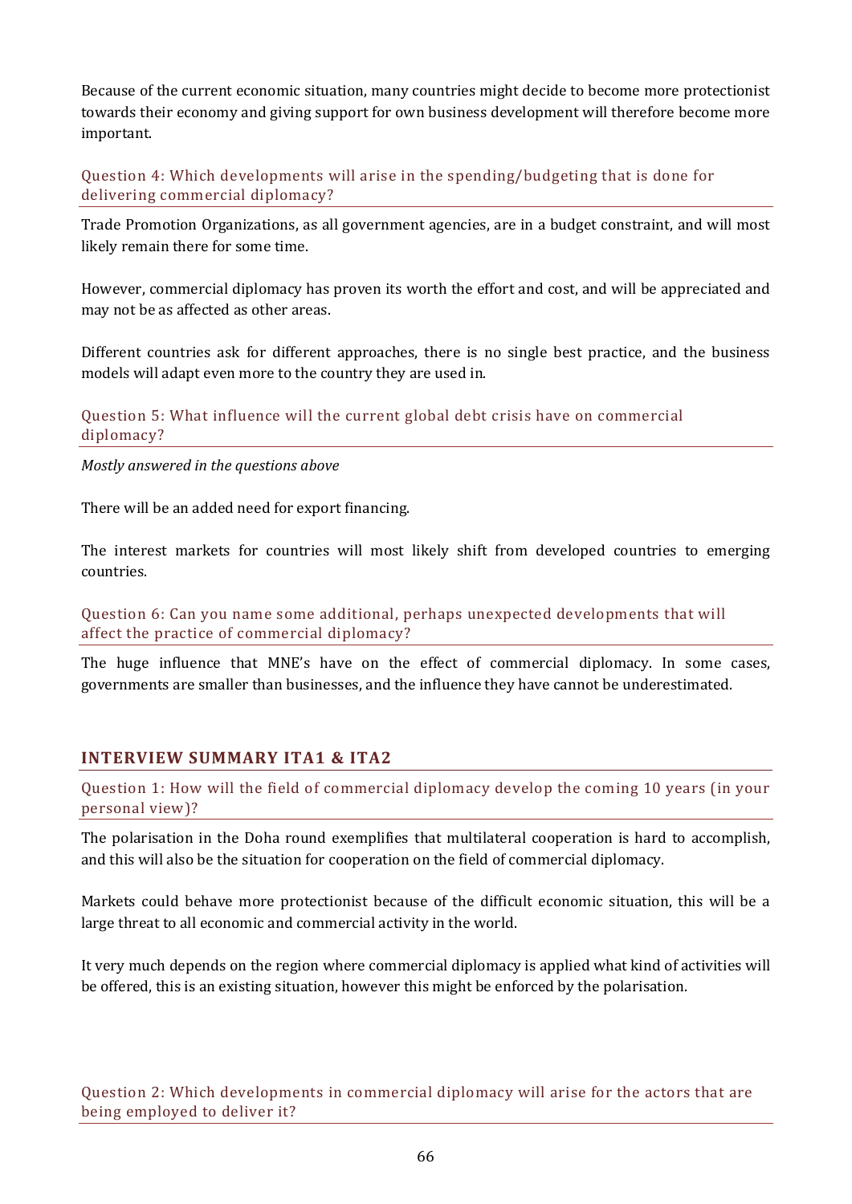Because of the current economic situation, many countries might decide to become more protectionist towards their economy and giving support for own business development will therefore become more important.

### Question 4: Which developments will arise in the spending/budgeting that is done for delivering commercial diplomacy?

Trade Promotion Organizations, as all government agencies, are in a budget constraint, and will most likely remain there for some time.

However, commercial diplomacy has proven its worth the effort and cost, and will be appreciated and may not be as affected as other areas.

Different countries ask for different approaches, there is no single best practice, and the business models will adapt even more to the country they are used in.

### Question 5: What influence will the current global debt crisis have on commercial diplomacy?

*Mostly answered in the questions above*

There will be an added need for export financing.

The interest markets for countries will most likely shift from developed countries to emerging countries.

### Question 6: Can you name some additional, perhaps unexpected developments that will affect the practice of commercial diplomacy?

The huge influence that MNE's have on the effect of commercial diplomacy. In some cases, governments are smaller than businesses, and the influence they have cannot be underestimated.

## INTERVIEW SUMMARY ITA1 & ITA2

### Question 1: How will the field of commercial diplomacy develop the coming 10 years (in your personal view)?

The polarisation in the Doha round exemplifies that multilateral cooperation is hard to accomplish, and this will also be the situation for cooperation on the field of commercial diplomacy.

Markets could behave more protectionist because of the difficult economic situation, this will be a large threat to all economic and commercial activity in the world.

It very much depends on the region where commercial diplomacy is applied what kind of activities will be offered, this is an existing situation, however this might be enforced by the polarisation.

### Question 2: Which developments in commercial diplomacy will arise for the actors that are being employed to deliver it?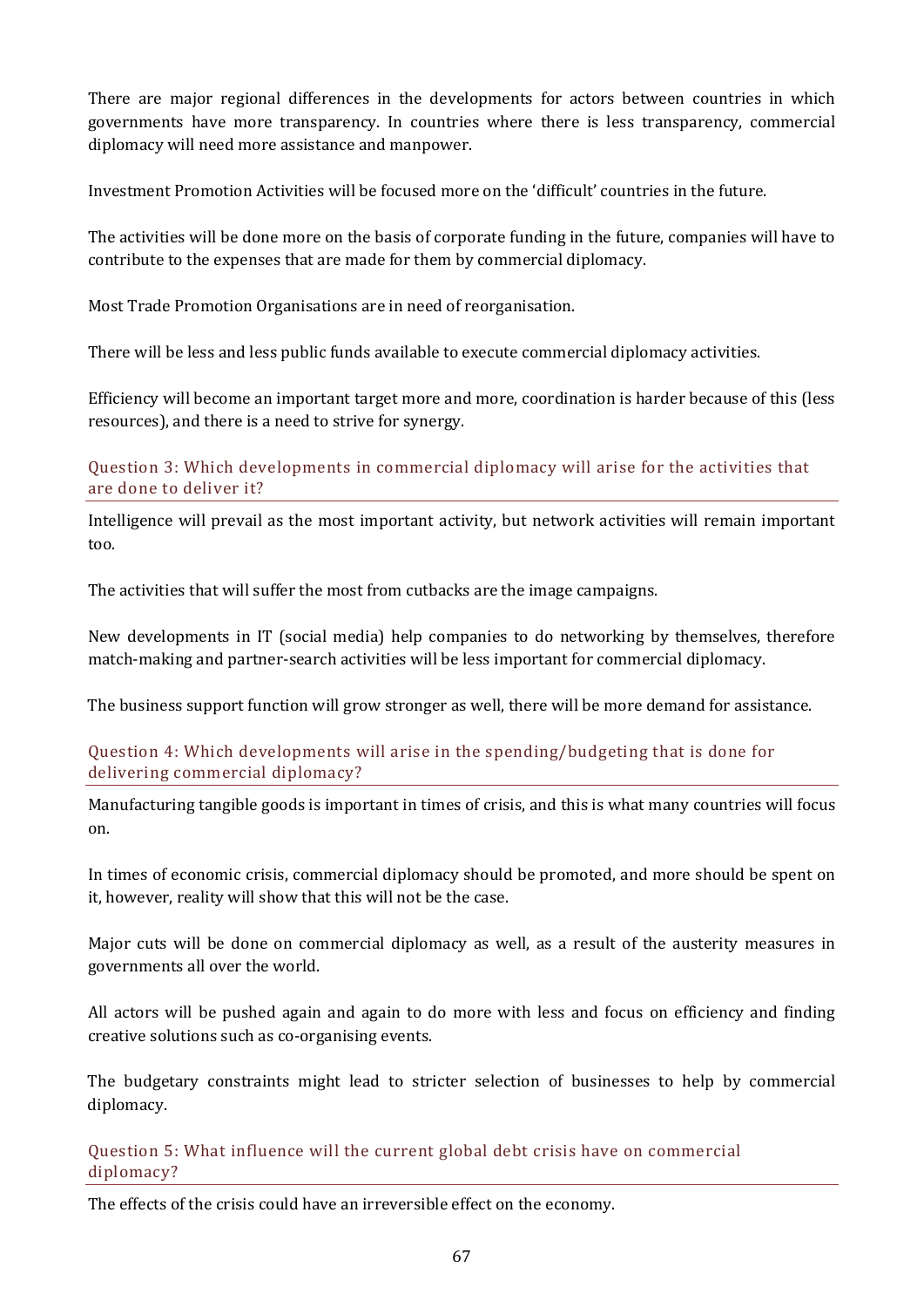There are major regional differences in the developments for actors between countries in which governments have more transparency. In countries where there is less transparency, commercial diplomacy will need more assistance and manpower.

Investment Promotion Activities will be focused more on the 'difficult' countries in the future.

The activities will be done more on the basis of corporate funding in the future, companies will have to contribute to the expenses that are made for them by commercial diplomacy.

Most Trade Promotion Organisations are in need of reorganisation.

There will be less and less public funds available to execute commercial diplomacy activities.

Efficiency will become an important target more and more, coordination is harder because of this (less resources), and there is a need to strive for synergy.

### Question 3: Which developments in commercial diplomacy will arise for the activities that are done to deliver it?

Intelligence will prevail as the most important activity, but network activities will remain important too.

The activities that will suffer the most from cutbacks are the image campaigns.

New developments in IT (social media) help companies to do networking by themselves, therefore match-making and partner-search activities will be less important for commercial diplomacy.

The business support function will grow stronger as well, there will be more demand for assistance.

### Question 4: Which developments will arise in the spending/budgeting that is done for delivering commercial diplomacy?

Manufacturing tangible goods is important in times of crisis, and this is what many countries will focus on.

In times of economic crisis, commercial diplomacy should be promoted, and more should be spent on it, however, reality will show that this will not be the case.

Major cuts will be done on commercial diplomacy as well, as a result of the austerity measures in governments all over the world.

All actors will be pushed again and again to do more with less and focus on efficiency and finding creative solutions such as co-organising events.

The budgetary constraints might lead to stricter selection of businesses to help by commercial diplomacy.

### Question 5: What influence will the current global debt crisis have on commercial diplomacy?

The effects of the crisis could have an irreversible effect on the economy.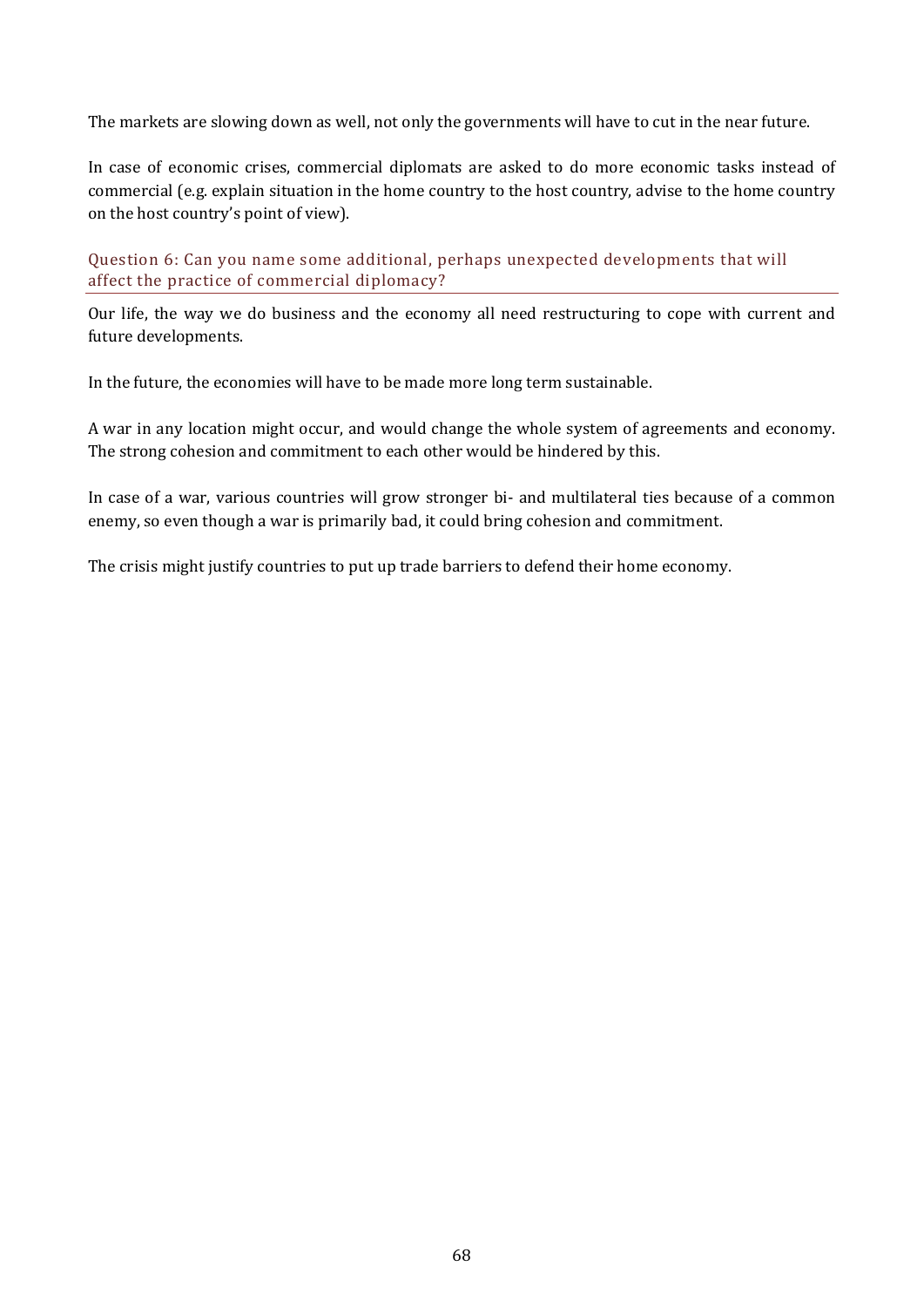The markets are slowing down as well, not only the governments will have to cut in the near future.

In case of economic crises, commercial diplomats are asked to do more economic tasks instead of commercial (e.g. explain situation in the home country to the host country, advise to the home country on the host country's point of view).

### Question 6: Can you name some additional, perhaps unexpected developments that will affect the practice of commercial diplomacy?

Our life, the way we do business and the economy all need restructuring to cope with current and future developments.

In the future, the economies will have to be made more long term sustainable.

A war in any location might occur, and would change the whole system of agreements and economy. The strong cohesion and commitment to each other would be hindered by this.

In case of a war, various countries will grow stronger bi- and multilateral ties because of a common enemy, so even though a war is primarily bad, it could bring cohesion and commitment.

The crisis might justify countries to put up trade barriers to defend their home economy.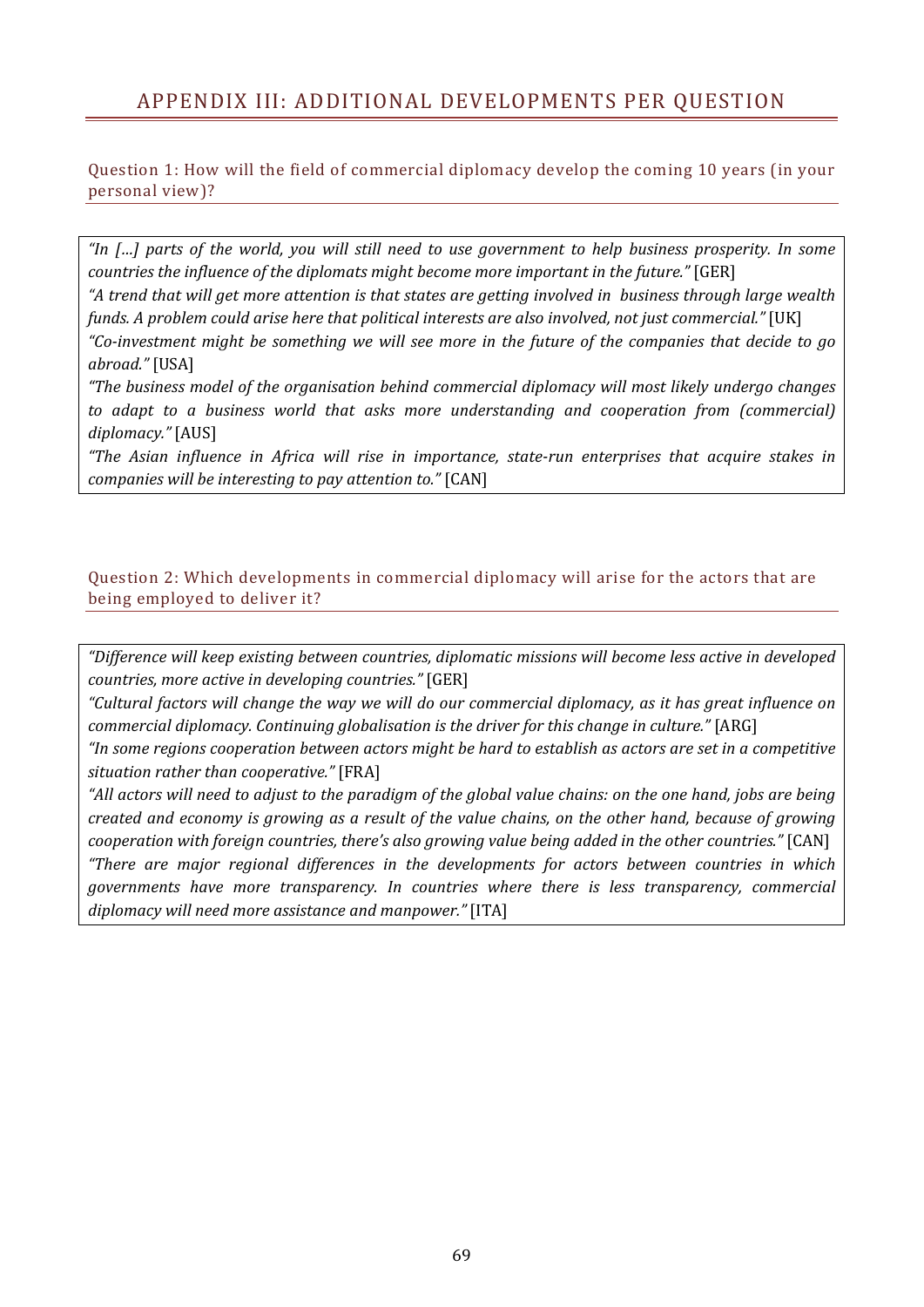# APPENDIX III: ADDITIONAL DEVELOPMENTS PER QUESTION

## Question 1: How will the field of commercial diplomacy develop the coming 10 years (in your personal view)?

*"In […] parts of the world, you will still need to use government to help business prosperity. In some countries the influence of the diplomats might become more important in the future."* [GER]

*"A trend that will get more attention is that states are getting involved in business through large wealth funds. A problem could arise here that political interests are also involved, not just commercial."* [UK]

*"Co-investment might be something we will see more in the future of the companies that decide to go abroad."* [USA]

*"The business model of the organisation behind commercial diplomacy will most likely undergo changes to adapt to a business world that asks more understanding and cooperation from (commercial) diplomacy."* [AUS]

*"The Asian influence in Africa will rise in importance, state-run enterprises that acquire stakes in companies will be interesting to pay attention to."* [CAN]

## Question 2: Which developments in commercial diplomacy will arise for the actors that are being employed to deliver it?

*"Difference will keep existing between countries, diplomatic missions will become less active in developed countries, more active in developing countries."* [GER]

*"Cultural factors will change the way we will do our commercial diplomacy, as it has great influence on commercial diplomacy. Continuing globalisation is the driver for this change in culture."* [ARG]

*"In some regions cooperation between actors might be hard to establish as actors are set in a competitive situation rather than cooperative."* [FRA]

*"All actors will need to adjust to the paradigm of the global value chains: on the one hand, jobs are being created and economy is growing as a result of the value chains, on the other hand, because of growing cooperation with foreign countries, there's also growing value being added in the other countries."* [CAN]

*"There are major regional differences in the developments for actors between countries in which governments have more transparency. In countries where there is less transparency, commercial diplomacy will need more assistance and manpower."* [ITA]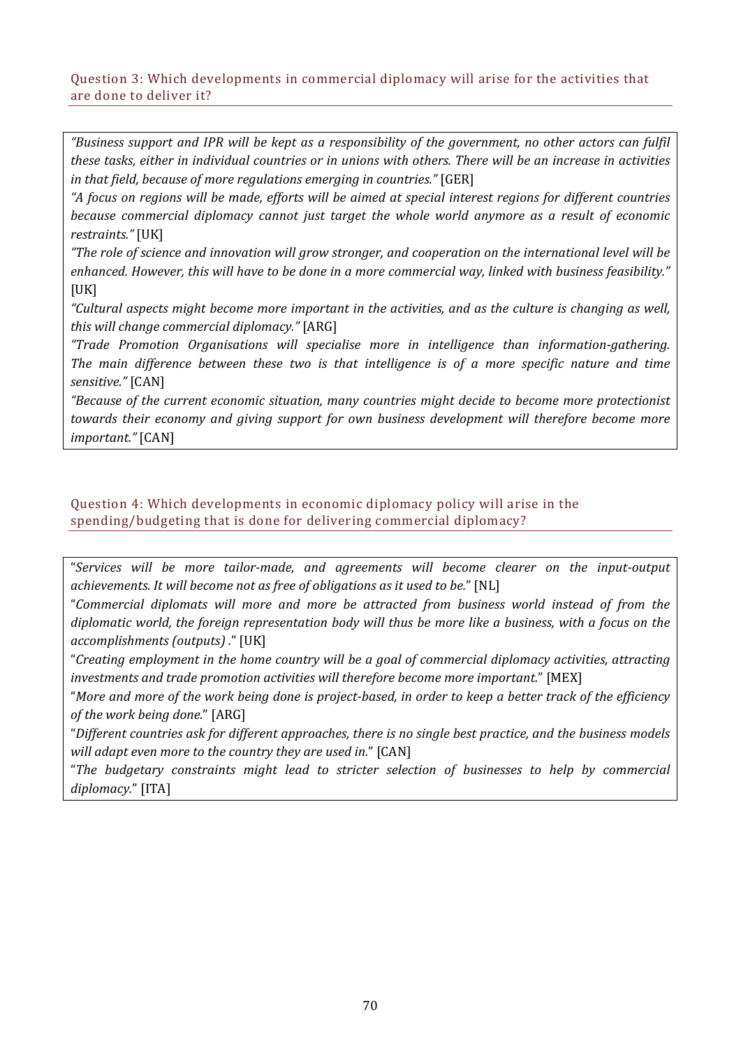### Question 3: Which developments in commercial diplomacy will arise for the activities that are done to deliver it?

*"Business support and IPR will be kept as a responsibility of the government, no other actors can fulfil these tasks, either in individual countries or in unions with others. There will be an increase in activities in that field, because of more regulations emerging in countries."* [GER]

*"A focus on regions will be made, efforts will be aimed at special interest regions for different countries because commercial diplomacy cannot just target the whole world anymore as a result of economic restraints."* [UK]

*"The role of science and innovation will grow stronger, and cooperation on the international level will be enhanced. However, this will have to be done in a more commercial way, linked with business feasibility."* [UK]

*"Cultural aspects might become more important in the activities, and as the culture is changing as well, this will change commercial diplomacy."* [ARG]

*"Trade Promotion Organisations will specialise more in intelligence than information-gathering. The main difference between these two is that intelligence is of a more specific nature and time sensitive."* [CAN]

*"Because of the current economic situation, many countries might decide to become more protectionist towards their economy and giving support for own business development will therefore become more important."* [CAN]

### Question 4: Which developments in economic diplomacy policy will arise in the spending/budgeting that is done for delivering commercial diplomacy?

"*Services will be more tailor-made, and agreements will become clearer on the input-output achievements. It will become not as free of obligations as it used to be.*" [NL]

"*Commercial diplomats will more and more be attracted from business world instead of from the diplomatic world, the foreign representation body will thus be more like a business, with a focus on the accomplishments (outputs) .*" [UK]

"*Creating employment in the home country will be a goal of commercial diplomacy activities, attracting investments and trade promotion activities will therefore become more important.*" [MEX]

"*More and more of the work being done is project-based, in order to keep a better track of the efficiency of the work being done.*" [ARG]

"*Different countries ask for different approaches, there is no single best practice, and the business models will adapt even more to the country they are used in.*" [CAN]

"*The budgetary constraints might lead to stricter selection of businesses to help by commercial diplomacy.*" [ITA]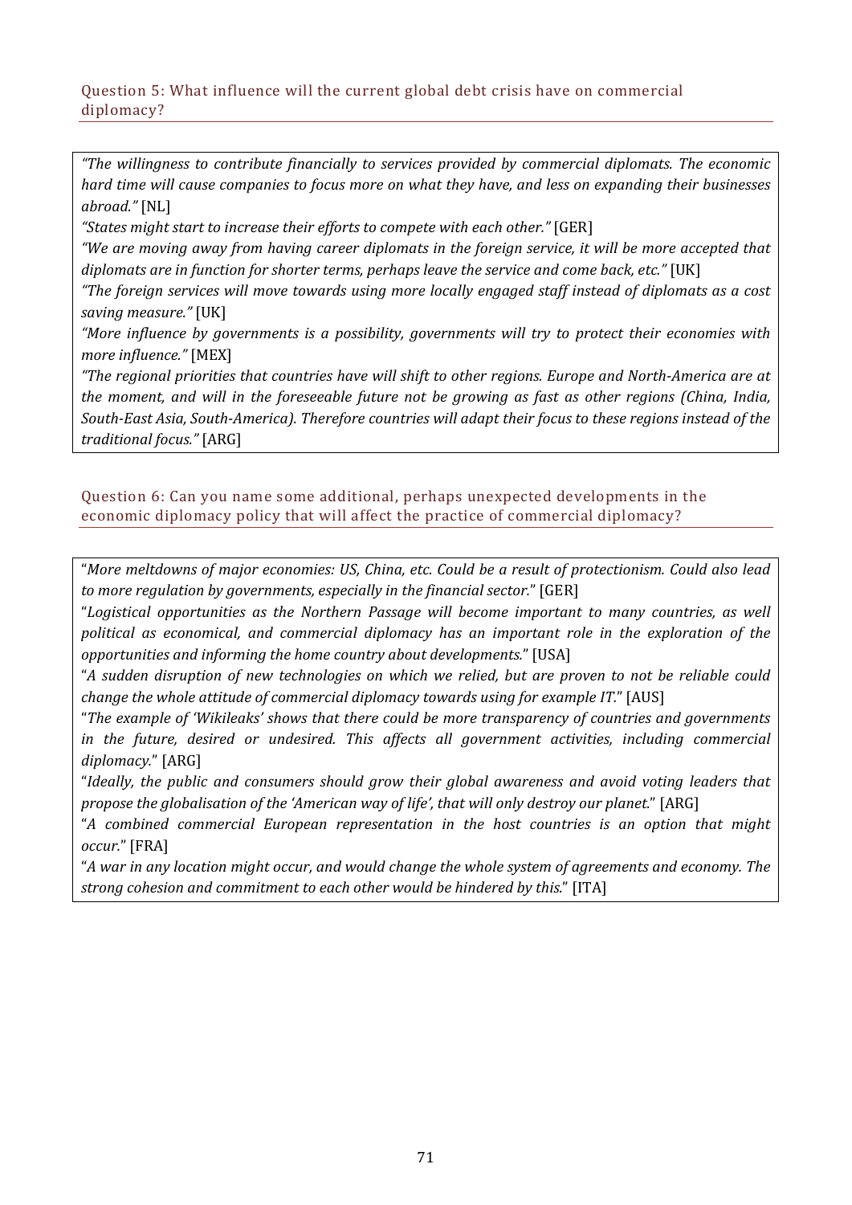### Question 5: What influence will the current global debt crisis have on commercial diplomacy?

*"The willingness to contribute financially to services provided by commercial diplomats. The economic hard time will cause companies to focus more on what they have, and less on expanding their businesses abroad."* [NL]

*"States might start to increase their efforts to compete with each other."* [GER]

*"We are moving away from having career diplomats in the foreign service, it will be more accepted that diplomats are in function for shorter terms, perhaps leave the service and come back, etc."* [UK]

*"The foreign services will move towards using more locally engaged staff instead of diplomats as a cost saving measure."* [UK]

*"More influence by governments is a possibility, governments will try to protect their economies with more influence."* [MEX]

*"The regional priorities that countries have will shift to other regions. Europe and North-America are at the moment, and will in the foreseeable future not be growing as fast as other regions (China, India, South-East Asia, South-America). Therefore countries will adapt their focus to these regions instead of the traditional focus."* [ARG]

### Question 6: Can you name some additional, perhaps unexpected developments in the economic diplomacy policy that will affect the practice of commercial diplomacy?

"*More meltdowns of major economies: US, China, etc. Could be a result of protectionism. Could also lead to more regulation by governments, especially in the financial sector.*" [GER]

"*Logistical opportunities as the Northern Passage will become important to many countries, as well political as economical, and commercial diplomacy has an important role in the exploration of the opportunities and informing the home country about developments.*" [USA]

"*A sudden disruption of new technologies on which we relied, but are proven to not be reliable could change the whole attitude of commercial diplomacy towards using for example IT.*" [AUS]

"*The example of 'Wikileaks' shows that there could be more transparency of countries and governments in the future, desired or undesired. This affects all government activities, including commercial diplomacy.*" [ARG]

"*Ideally, the public and consumers should grow their global awareness and avoid voting leaders that propose the globalisation of the 'American way of life', that will only destroy our planet.*" [ARG]

"*A combined commercial European representation in the host countries is an option that might occur.*" [FRA]

"*A war in any location might occur, and would change the whole system of agreements and economy. The strong cohesion and commitment to each other would be hindered by this.*" [ITA]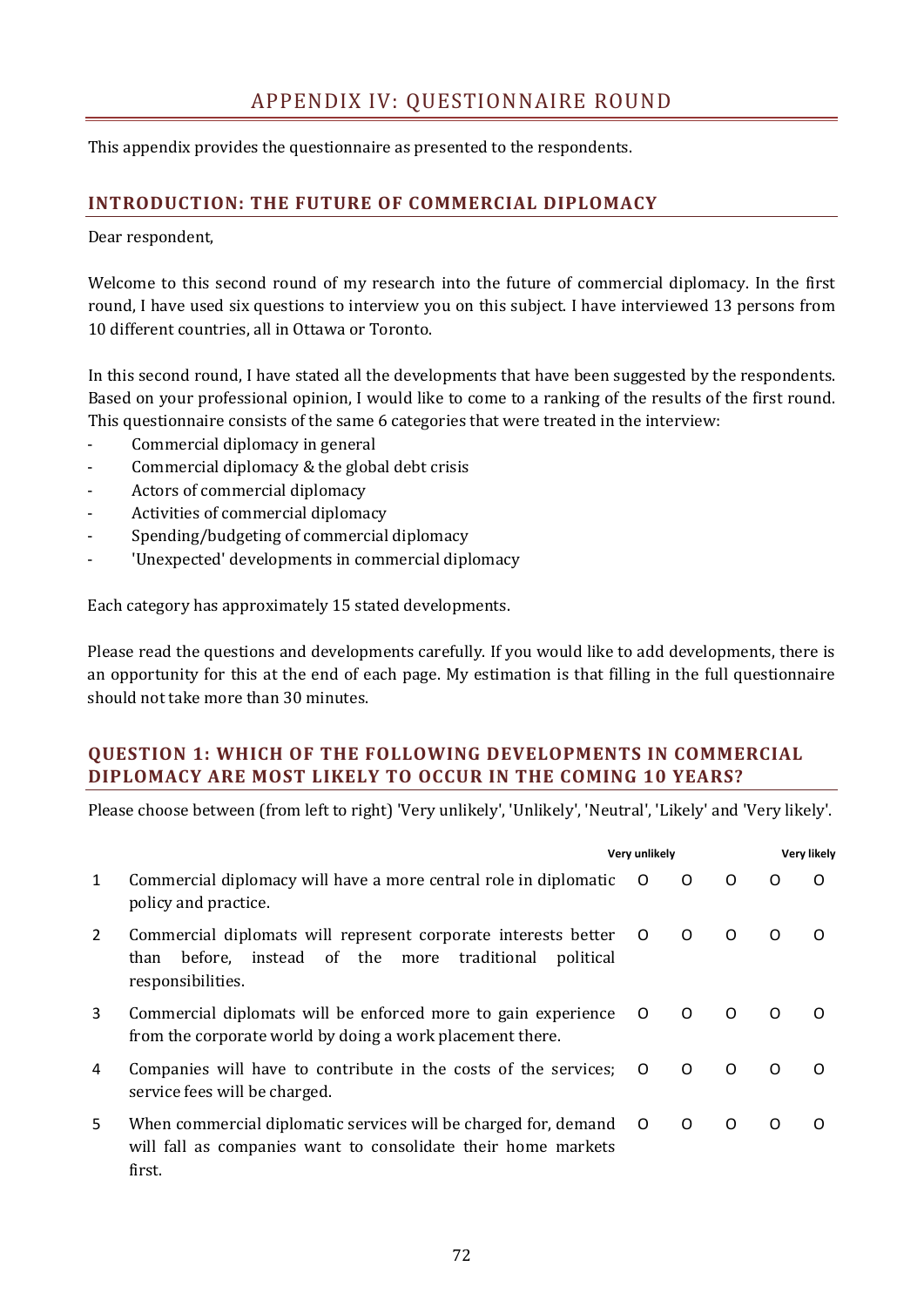# APPENDIX IV: QUESTIONNAIRE ROUND

This appendix provides the questionnaire as presented to the respondents.

## INTRODUCTION: THE FUTURE OF COMMERCIAL DIPLOMACY

Dear respondent,

Welcome to this second round of my research into the future of commercial diplomacy. In the first round, I have used six questions to interview you on this subject. I have interviewed 13 persons from 10 different countries, all in Ottawa or Toronto.

In this second round, I have stated all the developments that have been suggested by the respondents. Based on your professional opinion, I would like to come to a ranking of the results of the first round. This questionnaire consists of the same 6 categories that were treated in the interview:

- Commercial diplomacy in general
- Commercial diplomacy & the global debt crisis
- Actors of commercial diplomacy
- Activities of commercial diplomacy
- Spending/budgeting of commercial diplomacy
- 'Unexpected' developments in commercial diplomacy

Each category has approximately 15 stated developments.

Please read the questions and developments carefully. If you would like to add developments, there is an opportunity for this at the end of each page. My estimation is that filling in the full questionnaire should not take more than 30 minutes.

## QUESTION 1: WHICH OF THE FOLLOWING DEVELOPMENTS IN COMMERCIAL DIPLOMACY ARE MOST LIKELY TO OCCUR IN THE COMING 10 YEARS?

Please choose between (from left to right) 'Very unlikely', 'Unlikely', 'Neutral', 'Likely' and 'Very likely'.

| | | Very unlikely | | | | Very likely |
|---|---|---|---|---|---|---|
| 1 | Commercial diplomacy will have a more central role in diplomatic policy and practice. | O | O | O | O | O |
| 2 | Commercial diplomats will represent corporate interests better than before, instead of the more traditional political responsibilities. | O | O | O | O | O |
| 3 | Commercial diplomats will be enforced more to gain experience from the corporate world by doing a work placement there. | O | O | O | O | O |
| 4 | Companies will have to contribute in the costs of the services; service fees will be charged. | O | O | O | O | O |
| 5 | When commercial diplomatic services will be charged for, demand will fall as companies want to consolidate their home markets first. | O | O | O | O | O |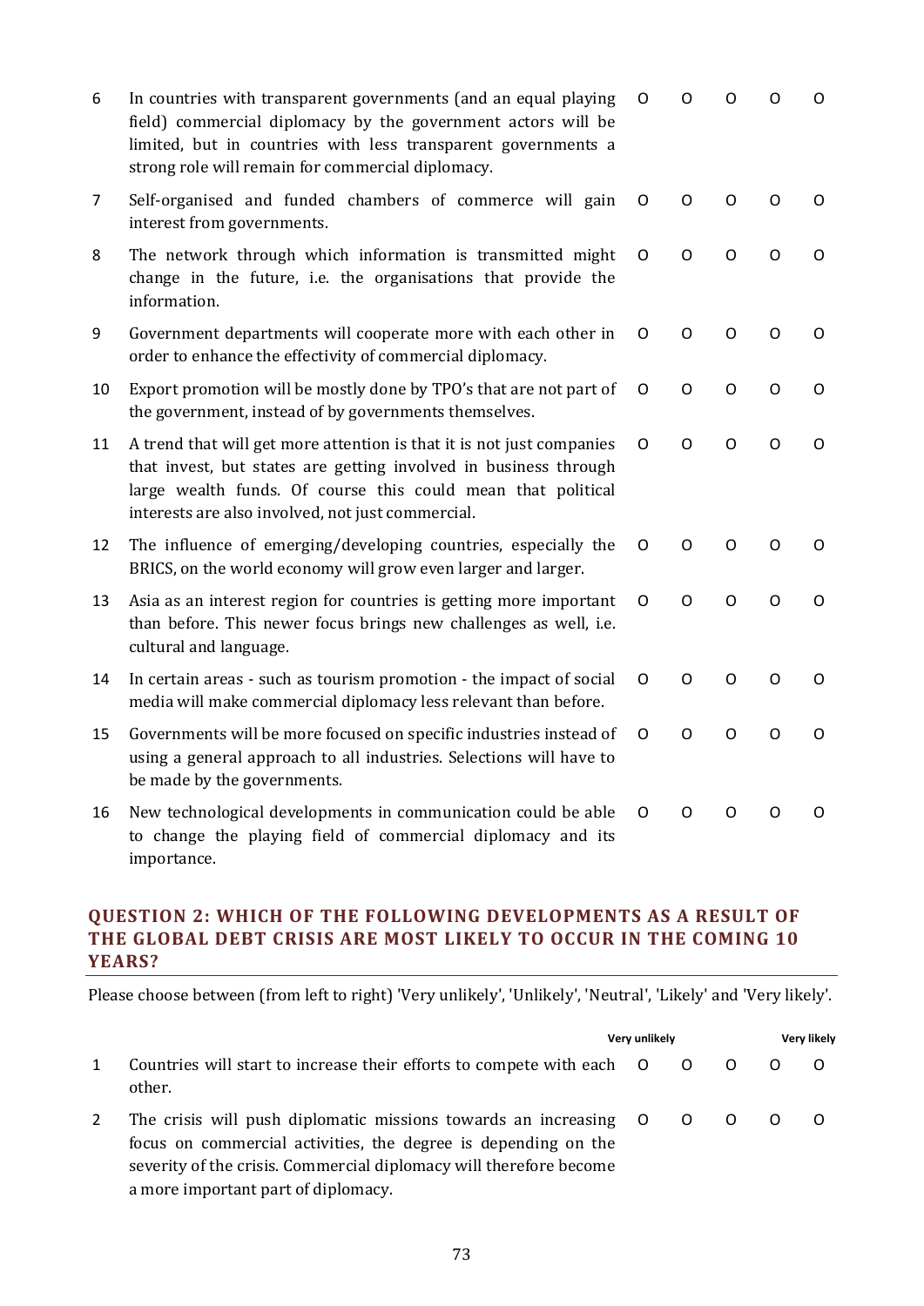| | | | | | | |
|---|---|---|---|---|---|---|
| 6 | In countries with transparent governments (and an equal playing field) commercial diplomacy by the government actors will be limited, but in countries with less transparent governments a strong role will remain for commercial diplomacy. | O | O | O | O | O |
| 7 | Self-organised and funded chambers of commerce will gain interest from governments. | O | O | O | O | O |
| 8 | The network through which information is transmitted might change in the future, i.e. the organisations that provide the information. | O | O | O | O | O |
| 9 | Government departments will cooperate more with each other in order to enhance the effectivity of commercial diplomacy. | O | O | O | O | O |
| 10 | Export promotion will be mostly done by TPO's that are not part of the government, instead of by governments themselves. | O | O | O | O | O |
| 11 | A trend that will get more attention is that it is not just companies that invest, but states are getting involved in business through large wealth funds. Of course this could mean that political interests are also involved, not just commercial. | O | O | O | O | O |
| 12 | The influence of emerging/developing countries, especially the BRICS, on the world economy will grow even larger and larger. | O | O | O | O | O |
| 13 | Asia as an interest region for countries is getting more important than before. This newer focus brings new challenges as well, i.e. cultural and language. | O | O | O | O | O |
| 14 | In certain areas - such as tourism promotion - the impact of social media will make commercial diplomacy less relevant than before. | O | O | O | O | O |
| 15 | Governments will be more focused on specific industries instead of using a general approach to all industries. Selections will have to be made by the governments. | O | O | O | O | O |
| 16 | New technological developments in communication could be able to change the playing field of commercial diplomacy and its importance. | O | O | O | O | O |

## QUESTION 2: WHICH OF THE FOLLOWING DEVELOPMENTS AS A RESULT OF THE GLOBAL DEBT CRISIS ARE MOST LIKELY TO OCCUR IN THE COMING 10 YEARS?

Please choose between (from left to right) 'Very unlikely', 'Unlikely', 'Neutral', 'Likely' and 'Very likely'.

| | | Very unlikely | | | | Very likely |
|---|---|---|---|---|---|---|
| 1 | Countries will start to increase their efforts to compete with each other. | O | O | O | O | O |
| 2 | The crisis will push diplomatic missions towards an increasing focus on commercial activities, the degree is depending on the severity of the crisis. Commercial diplomacy will therefore become a more important part of diplomacy. | O | O | O | O | O |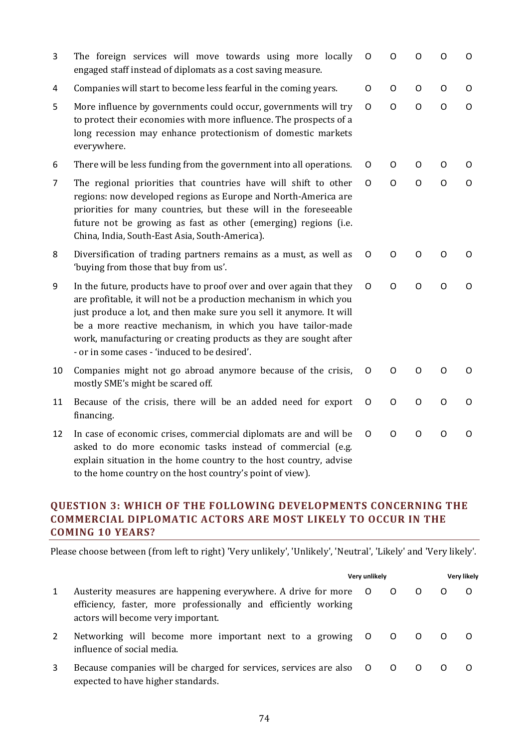| | | | | | | |
|---|---|---|---|---|---|---|
| 3 | The foreign services will move towards using more locally engaged staff instead of diplomats as a cost saving measure. | O | O | O | O | O |
| 4 | Companies will start to become less fearful in the coming years. | O | O | O | O | O |
| 5 | More influence by governments could occur, governments will try to protect their economies with more influence. The prospects of a long recession may enhance protectionism of domestic markets everywhere. | O | O | O | O | O |
| 6 | There will be less funding from the government into all operations. | O | O | O | O | O |
| 7 | The regional priorities that countries have will shift to other regions: now developed regions as Europe and North-America are priorities for many countries, but these will in the foreseeable future not be growing as fast as other (emerging) regions (i.e. China, India, South-East Asia, South-America). | O | O | O | O | O |
| 8 | Diversification of trading partners remains as a must, as well as 'buying from those that buy from us'. | O | O | O | O | O |
| 9 | In the future, products have to proof over and over again that they are profitable, it will not be a production mechanism in which you just produce a lot, and then make sure you sell it anymore. It will be a more reactive mechanism, in which you have tailor-made work, manufacturing or creating products as they are sought after - or in some cases - 'induced to be desired'. | O | O | O | O | O |
| 10 | Companies might not go abroad anymore because of the crisis, mostly SME's might be scared off. | O | O | O | O | O |
| 11 | Because of the crisis, there will be an added need for export financing. | O | O | O | O | O |
| 12 | In case of economic crises, commercial diplomats are and will be asked to do more economic tasks instead of commercial (e.g. explain situation in the home country to the host country, advise to the home country on the host country's point of view). | O | O | O | O | O |

## QUESTION 3: WHICH OF THE FOLLOWING DEVELOPMENTS CONCERNING THE COMMERCIAL DIPLOMATIC ACTORS ARE MOST LIKELY TO OCCUR IN THE COMING 10 YEARS?

Please choose between (from left to right) 'Very unlikely', 'Unlikely', 'Neutral', 'Likely' and 'Very likely'.

| | | Very unlikely | | | | Very likely |
|---|---|---|---|---|---|---|
| 1 | Austerity measures are happening everywhere. A drive for more efficiency, faster, more professionally and efficiently working actors will become very important. | O | O | O | O | O |
| 2 | Networking will become more important next to a growing influence of social media. | O | O | O | O | O |
| 3 | Because companies will be charged for services, services are also expected to have higher standards. | O | O | O | O | O |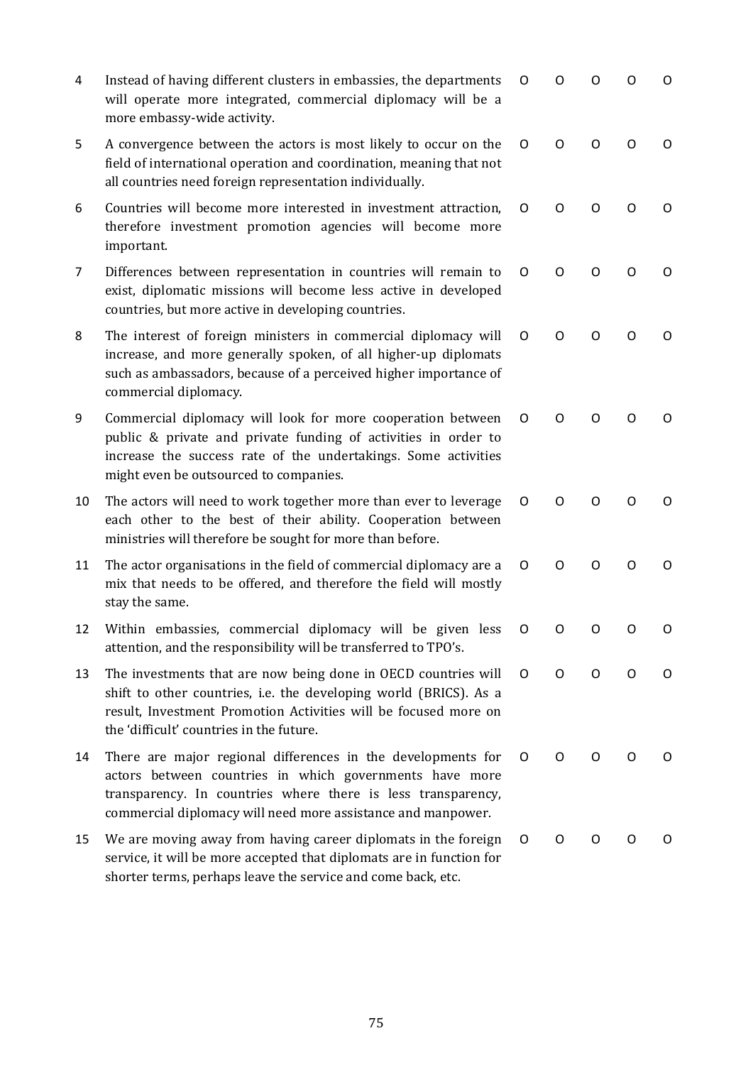| | | | | | | |
|---|---|---|---|---|---|---|
| 4 | Instead of having different clusters in embassies, the departments will operate more integrated, commercial diplomacy will be a more embassy-wide activity. | O | O | O | O | O |
| 5 | A convergence between the actors is most likely to occur on the field of international operation and coordination, meaning that not all countries need foreign representation individually. | O | O | O | O | O |
| 6 | Countries will become more interested in investment attraction, therefore investment promotion agencies will become more important. | O | O | O | O | O |
| 7 | Differences between representation in countries will remain to exist, diplomatic missions will become less active in developed countries, but more active in developing countries. | O | O | O | O | O |
| 8 | The interest of foreign ministers in commercial diplomacy will increase, and more generally spoken, of all higher-up diplomats such as ambassadors, because of a perceived higher importance of commercial diplomacy. | O | O | O | O | O |
| 9 | Commercial diplomacy will look for more cooperation between public & private and private funding of activities in order to increase the success rate of the undertakings. Some activities might even be outsourced to companies. | O | O | O | O | O |
| 10 | The actors will need to work together more than ever to leverage each other to the best of their ability. Cooperation between ministries will therefore be sought for more than before. | O | O | O | O | O |
| 11 | The actor organisations in the field of commercial diplomacy are a mix that needs to be offered, and therefore the field will mostly stay the same. | O | O | O | O | O |
| 12 | Within embassies, commercial diplomacy will be given less attention, and the responsibility will be transferred to TPO's. | O | O | O | O | O |
| 13 | The investments that are now being done in OECD countries will shift to other countries, i.e. the developing world (BRICS). As a result, Investment Promotion Activities will be focused more on the 'difficult' countries in the future. | O | O | O | O | O |
| 14 | There are major regional differences in the developments for actors between countries in which governments have more transparency. In countries where there is less transparency, commercial diplomacy will need more assistance and manpower. | O | O | O | O | O |
| 15 | We are moving away from having career diplomats in the foreign service, it will be more accepted that diplomats are in function for shorter terms, perhaps leave the service and come back, etc. | O | O | O | O | O |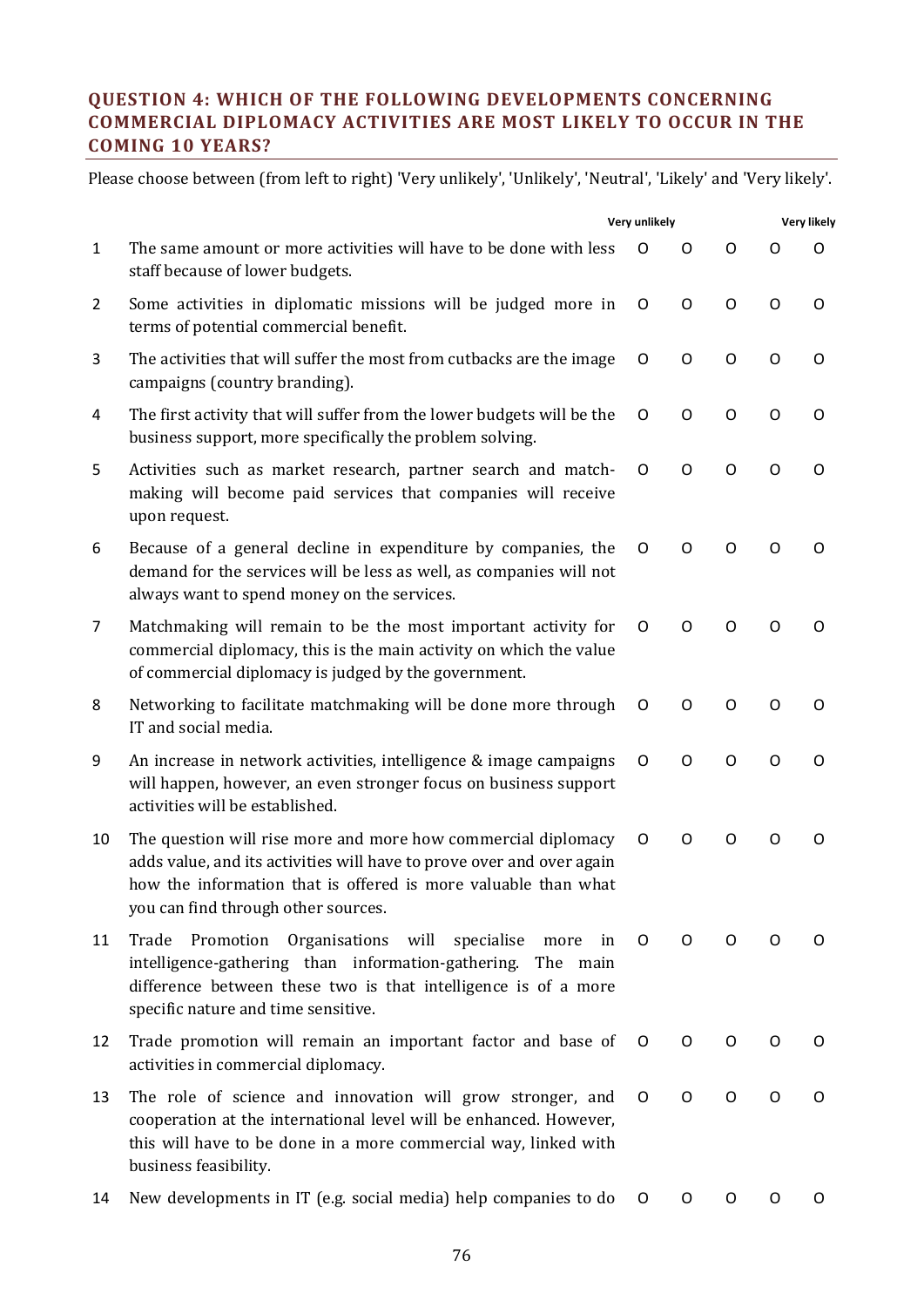### QUESTION 4: WHICH OF THE FOLLOWING DEVELOPMENTS CONCERNING COMMERCIAL DIPLOMACY ACTIVITIES ARE MOST LIKELY TO OCCUR IN THE COMING 10 YEARS?

Please choose between (from left to right) 'Very unlikely', 'Unlikely', 'Neutral', 'Likely' and 'Very likely'.

| | | Very unlikely | | | | Very likely |
|---|---|---|---|---|---|---|
| 1 | The same amount or more activities will have to be done with less staff because of lower budgets. | O | O | O | O | O |
| 2 | Some activities in diplomatic missions will be judged more in terms of potential commercial benefit. | O | O | O | O | O |
| 3 | The activities that will suffer the most from cutbacks are the image campaigns (country branding). | O | O | O | O | O |
| 4 | The first activity that will suffer from the lower budgets will be the business support, more specifically the problem solving. | O | O | O | O | O |
| 5 | Activities such as market research, partner search and match-making will become paid services that companies will receive upon request. | O | O | O | O | O |
| 6 | Because of a general decline in expenditure by companies, the demand for the services will be less as well, as companies will not always want to spend money on the services. | O | O | O | O | O |
| 7 | Matchmaking will remain to be the most important activity for commercial diplomacy, this is the main activity on which the value of commercial diplomacy is judged by the government. | O | O | O | O | O |
| 8 | Networking to facilitate matchmaking will be done more through IT and social media. | O | O | O | O | O |
| 9 | An increase in network activities, intelligence & image campaigns will happen, however, an even stronger focus on business support activities will be established. | O | O | O | O | O |
| 10 | The question will rise more and more how commercial diplomacy adds value, and its activities will have to prove over and over again how the information that is offered is more valuable than what you can find through other sources. | O | O | O | O | O |
| 11 | Trade Promotion Organisations will specialise more in intelligence-gathering than information-gathering. The main difference between these two is that intelligence is of a more specific nature and time sensitive. | O | O | O | O | O |
| 12 | Trade promotion will remain an important factor and base of activities in commercial diplomacy. | O | O | O | O | O |
| 13 | The role of science and innovation will grow stronger, and cooperation at the international level will be enhanced. However, this will have to be done in a more commercial way, linked with business feasibility. | O | O | O | O | O |
| 14 | New developments in IT (e.g. social media) help companies to do | O | O | O | O | O |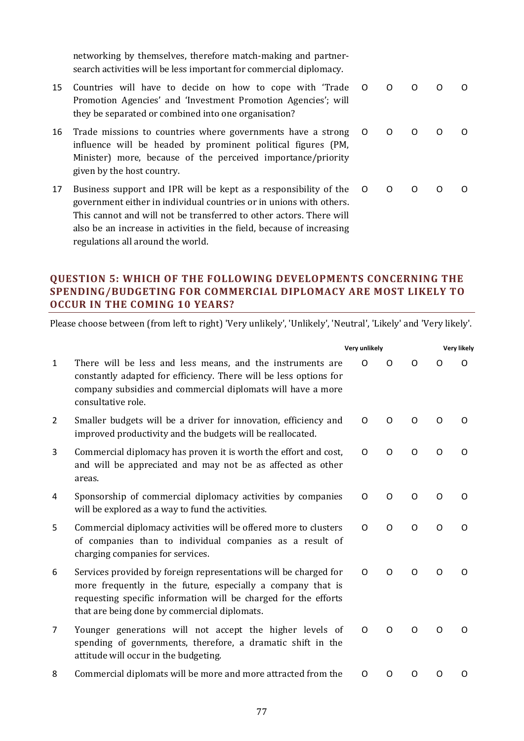networking by themselves, therefore match-making and partner-search activities will be less important for commercial diplomacy.

| | | | | | | |
|---|---|---|---|---|---|---|
| 15 | Countries will have to decide on how to cope with 'Trade Promotion Agencies' and 'Investment Promotion Agencies'; will they be separated or combined into one organisation? | O | O | O | O | O |
| 16 | Trade missions to countries where governments have a strong influence will be headed by prominent political figures (PM, Minister) more, because of the perceived importance/priority given by the host country. | O | O | O | O | O |
| 17 | Business support and IPR will be kept as a responsibility of the government either in individual countries or in unions with others. This cannot and will not be transferred to other actors. There will also be an increase in activities in the field, because of increasing regulations all around the world. | O | O | O | O | O |

## QUESTION 5: WHICH OF THE FOLLOWING DEVELOPMENTS CONCERNING THE SPENDING/BUDGETING FOR COMMERCIAL DIPLOMACY ARE MOST LIKELY TO OCCUR IN THE COMING 10 YEARS?

Please choose between (from left to right) 'Very unlikely', 'Unlikely', 'Neutral', 'Likely' and 'Very likely'.

| | | Very unlikely | | | | Very likely |
|---|---|---|---|---|---|---|
| 1 | There will be less and less means, and the instruments are constantly adapted for efficiency. There will be less options for company subsidies and commercial diplomats will have a more consultative role. | O | O | O | O | O |
| 2 | Smaller budgets will be a driver for innovation, efficiency and improved productivity and the budgets will be reallocated. | O | O | O | O | O |
| 3 | Commercial diplomacy has proven it is worth the effort and cost, and will be appreciated and may not be as affected as other areas. | O | O | O | O | O |
| 4 | Sponsorship of commercial diplomacy activities by companies will be explored as a way to fund the activities. | O | O | O | O | O |
| 5 | Commercial diplomacy activities will be offered more to clusters of companies than to individual companies as a result of charging companies for services. | O | O | O | O | O |
| 6 | Services provided by foreign representations will be charged for more frequently in the future, especially a company that is requesting specific information will be charged for the efforts that are being done by commercial diplomats. | O | O | O | O | O |
| 7 | Younger generations will not accept the higher levels of spending of governments, therefore, a dramatic shift in the attitude will occur in the budgeting. | O | O | O | O | O |
| 8 | Commercial diplomats will be more and more attracted from the | O | O | O | O | O |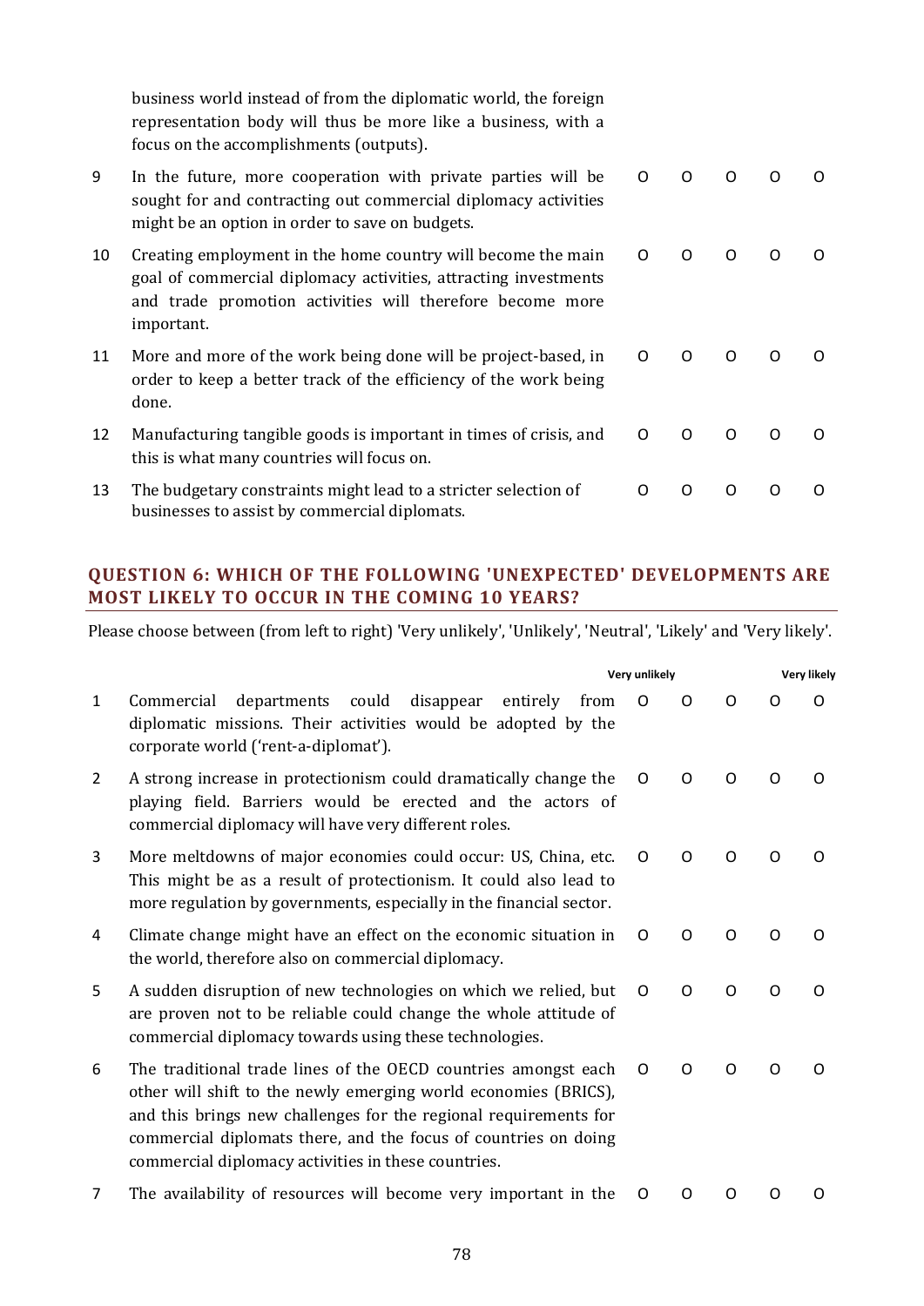| | | | | | | |
|---|---|---|---|---|---|---|
| | business world instead of from the diplomatic world, the foreign representation body will thus be more like a business, with a focus on the accomplishments (outputs). | | | | | |
| 9 | In the future, more cooperation with private parties will be sought for and contracting out commercial diplomacy activities might be an option in order to save on budgets. | O | O | O | O | O |
| 10 | Creating employment in the home country will become the main goal of commercial diplomacy activities, attracting investments and trade promotion activities will therefore become more important. | O | O | O | O | O |
| 11 | More and more of the work being done will be project-based, in order to keep a better track of the efficiency of the work being done. | O | O | O | O | O |
| 12 | Manufacturing tangible goods is important in times of crisis, and this is what many countries will focus on. | O | O | O | O | O |
| 13 | The budgetary constraints might lead to a stricter selection of businesses to assist by commercial diplomats. | O | O | O | O | O |

## QUESTION 6: WHICH OF THE FOLLOWING 'UNEXPECTED' DEVELOPMENTS ARE MOST LIKELY TO OCCUR IN THE COMING 10 YEARS?

Please choose between (from left to right) 'Very unlikely', 'Unlikely', 'Neutral', 'Likely' and 'Very likely'.

| | | Very unlikely | | | | Very likely |
|---|---|---|---|---|---|---|
| 1 | Commercial departments could disappear entirely from diplomatic missions. Their activities would be adopted by the corporate world ('rent-a-diplomat'). | O | O | O | O | O |
| 2 | A strong increase in protectionism could dramatically change the playing field. Barriers would be erected and the actors of commercial diplomacy will have very different roles. | O | O | O | O | O |
| 3 | More meltdowns of major economies could occur: US, China, etc. This might be as a result of protectionism. It could also lead to more regulation by governments, especially in the financial sector. | O | O | O | O | O |
| 4 | Climate change might have an effect on the economic situation in the world, therefore also on commercial diplomacy. | O | O | O | O | O |
| 5 | A sudden disruption of new technologies on which we relied, but are proven not to be reliable could change the whole attitude of commercial diplomacy towards using these technologies. | O | O | O | O | O |
| 6 | The traditional trade lines of the OECD countries amongst each other will shift to the newly emerging world economies (BRICS), and this brings new challenges for the regional requirements for commercial diplomats there, and the focus of countries on doing commercial diplomacy activities in these countries. | O | O | O | O | O |
| 7 | The availability of resources will become very important in the | O | O | O | O | O |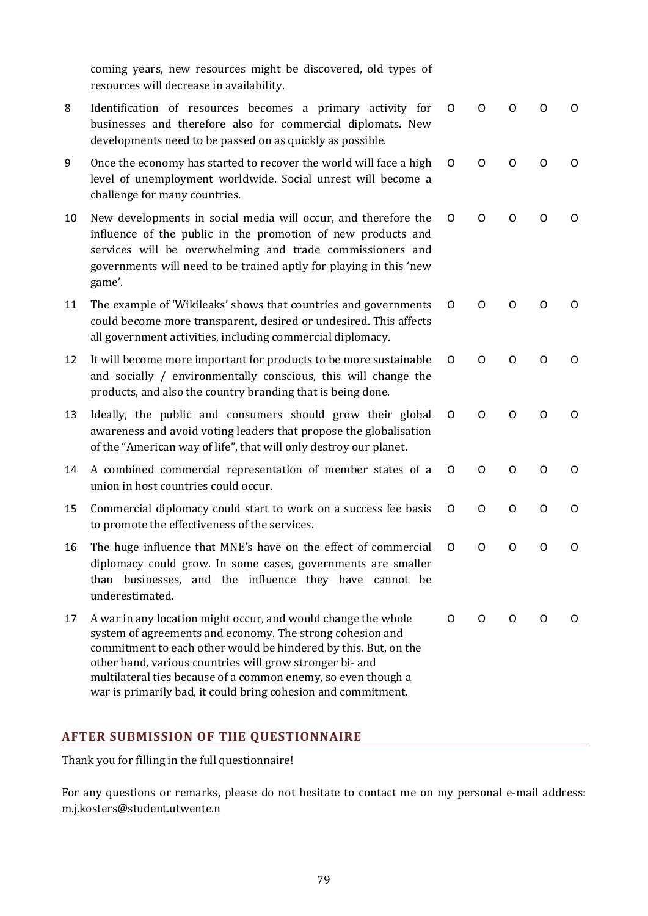coming years, new resources might be discovered, old types of resources will decrease in availability.

| | | | | | | |
|---|---|---|---|---|---|---|
| 8 | Identification of resources becomes a primary activity for businesses and therefore also for commercial diplomats. New developments need to be passed on as quickly as possible. | O | O | O | O | O |
| 9 | Once the economy has started to recover the world will face a high level of unemployment worldwide. Social unrest will become a challenge for many countries. | O | O | O | O | O |
| 10 | New developments in social media will occur, and therefore the influence of the public in the promotion of new products and services will be overwhelming and trade commissioners and governments will need to be trained aptly for playing in this 'new game'. | O | O | O | O | O |
| 11 | The example of 'Wikileaks' shows that countries and governments could become more transparent, desired or undesired. This affects all government activities, including commercial diplomacy. | O | O | O | O | O |
| 12 | It will become more important for products to be more sustainable and socially / environmentally conscious, this will change the products, and also the country branding that is being done. | O | O | O | O | O |
| 13 | Ideally, the public and consumers should grow their global awareness and avoid voting leaders that propose the globalisation of the "American way of life", that will only destroy our planet. | O | O | O | O | O |
| 14 | A combined commercial representation of member states of a union in host countries could occur. | O | O | O | O | O |
| 15 | Commercial diplomacy could start to work on a success fee basis to promote the effectiveness of the services. | O | O | O | O | O |
| 16 | The huge influence that MNE's have on the effect of commercial diplomacy could grow. In some cases, governments are smaller than businesses, and the influence they have cannot be underestimated. | O | O | O | O | O |
| 17 | A war in any location might occur, and would change the whole system of agreements and economy. The strong cohesion and commitment to each other would be hindered by this. But, on the other hand, various countries will grow stronger bi- and multilateral ties because of a common enemy, so even though a war is primarily bad, it could bring cohesion and commitment. | O | O | O | O | O |

## AFTER SUBMISSION OF THE QUESTIONNAIRE

Thank you for filling in the full questionnaire!

For any questions or remarks, please do not hesitate to contact me on my personal e-mail address: m.j.kosters@student.utwente.n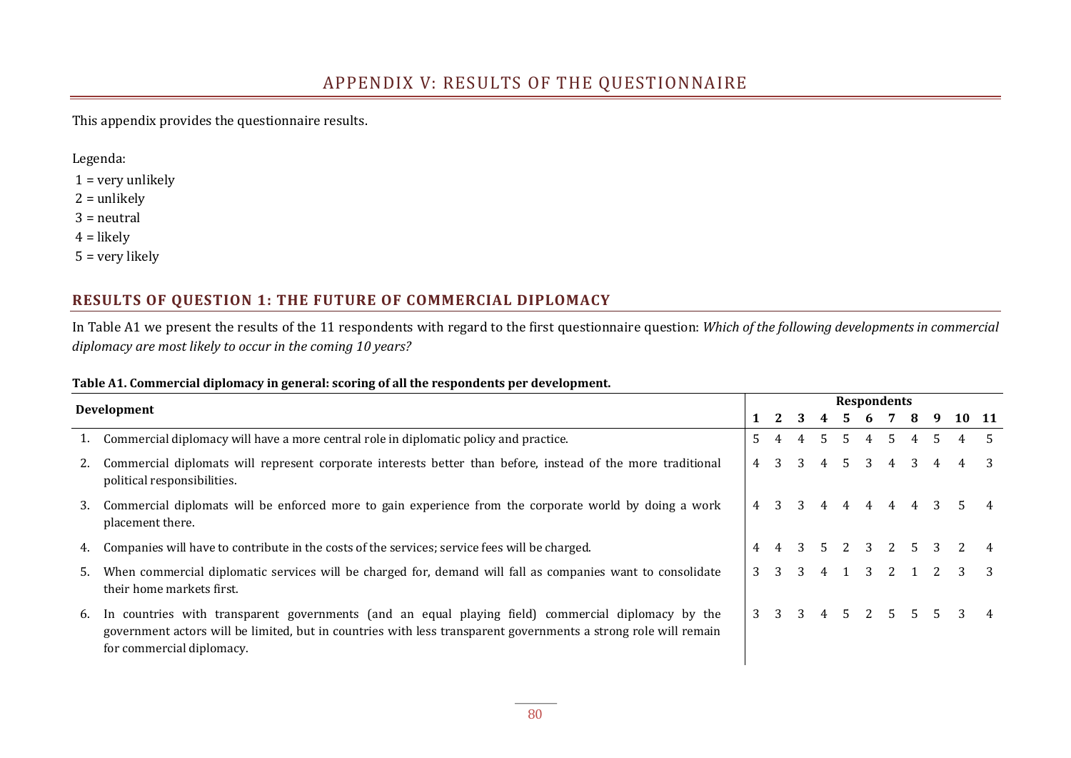# APPENDIX V: RESULTS OF THE QUESTIONNAIRE

This appendix provides the questionnaire results.

Legenda:

1 = very unlikely  
2 = unlikely  
3 = neutral  
4 = likely  
5 = very likely

## RESULTS OF QUESTION 1: THE FUTURE OF COMMERCIAL DIPLOMACY

In Table A1 we present the results of the 11 respondents with regard to the first questionnaire question: *Which of the following developments in commercial diplomacy are most likely to occur in the coming 10 years?*

**Table A1. Commercial diplomacy in general: scoring of all the respondents per development.**

| Development | Respondents | | | | | | | | | | |
|---|---|---|---|---|---|---|---|---|---|---|---|
| | **1** | **2** | **3** | **4** | **5** | **6** | **7** | **8** | **9** | **10** | **11** |
| 1. Commercial diplomacy will have a more central role in diplomatic policy and practice. | 5 | 4 | 4 | 5 | 5 | 4 | 5 | 4 | 5 | 4 | 5 |
| 2. Commercial diplomats will represent corporate interests better than before, instead of the more traditional political responsibilities. | 4 | 3 | 3 | 4 | 5 | 3 | 4 | 3 | 4 | 4 | 3 |
| 3. Commercial diplomats will be enforced more to gain experience from the corporate world by doing a work placement there. | 4 | 3 | 3 | 4 | 4 | 4 | 4 | 4 | 3 | 5 | 4 |
| 4. Companies will have to contribute in the costs of the services; service fees will be charged. | 4 | 4 | 3 | 5 | 2 | 3 | 2 | 5 | 3 | 2 | 4 |
| 5. When commercial diplomatic services will be charged for, demand will fall as companies want to consolidate their home markets first. | 3 | 3 | 3 | 4 | 1 | 3 | 2 | 1 | 2 | 3 | 3 |
| 6. In countries with transparent governments (and an equal playing field) commercial diplomacy by the government actors will be limited, but in countries with less transparent governments a strong role will remain for commercial diplomacy. | 3 | 3 | 3 | 4 | 5 | 2 | 5 | 5 | 5 | 3 | 4 |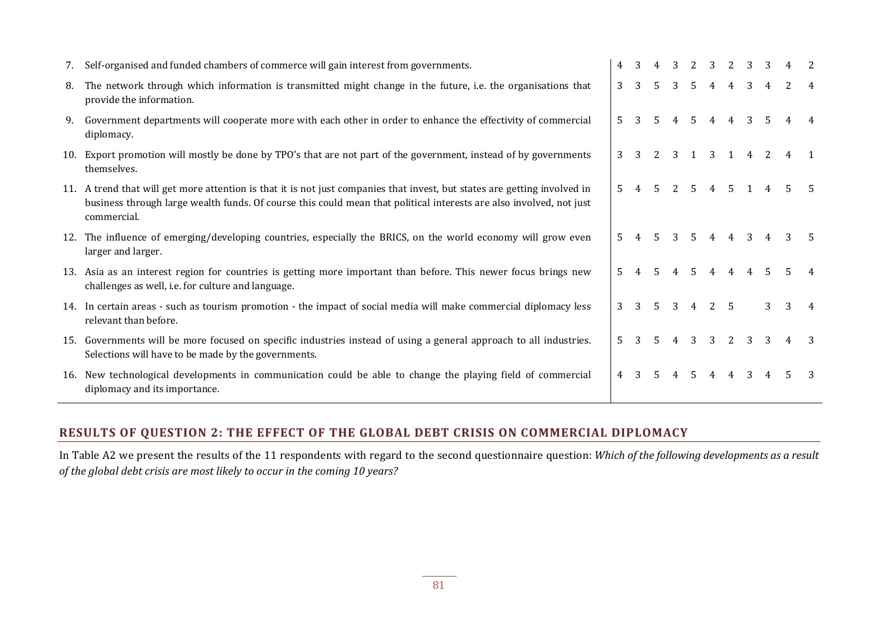| | | | | | | | | | | | | |
|---|---|---|---|---|---|---|---|---|---|---|---|---|
| 7. | Self-organised and funded chambers of commerce will gain interest from governments. | 4 | 3 | 4 | 3 | 2 | 3 | 2 | 3 | 3 | 4 | 2 |
| 8. | The network through which information is transmitted might change in the future, i.e. the organisations that provide the information. | 3 | 3 | 5 | 3 | 5 | 4 | 4 | 3 | 4 | 2 | 4 |
| 9. | Government departments will cooperate more with each other in order to enhance the effectivity of commercial diplomacy. | 5 | 3 | 5 | 4 | 5 | 4 | 4 | 3 | 5 | 4 | 4 |
| 10. | Export promotion will mostly be done by TPO's that are not part of the government, instead of by governments themselves. | 3 | 3 | 2 | 3 | 1 | 3 | 1 | 4 | 2 | 4 | 1 |
| 11. | A trend that will get more attention is that it is not just companies that invest, but states are getting involved in business through large wealth funds. Of course this could mean that political interests are also involved, not just commercial. | 5 | 4 | 5 | 2 | 5 | 4 | 5 | 1 | 4 | 5 | 5 |
| 12. | The influence of emerging/developing countries, especially the BRICS, on the world economy will grow even larger and larger. | 5 | 4 | 5 | 3 | 5 | 4 | 4 | 3 | 4 | 3 | 5 |
| 13. | Asia as an interest region for countries is getting more important than before. This newer focus brings new challenges as well, i.e. for culture and language. | 5 | 4 | 5 | 4 | 5 | 4 | 4 | 4 | 5 | 5 | 4 |
| 14. | In certain areas - such as tourism promotion - the impact of social media will make commercial diplomacy less relevant than before. | 3 | 3 | 5 | 3 | 4 | 2 | 5 | | 3 | 3 | 4 |
| 15. | Governments will be more focused on specific industries instead of using a general approach to all industries. Selections will have to be made by the governments. | 5 | 3 | 5 | 4 | 3 | 3 | 2 | 3 | 3 | 4 | 3 |
| 16. | New technological developments in communication could be able to change the playing field of commercial diplomacy and its importance. | 4 | 3 | 5 | 4 | 5 | 4 | 4 | 3 | 4 | 5 | 3 |

## RESULTS OF QUESTION 2: THE EFFECT OF THE GLOBAL DEBT CRISIS ON COMMERCIAL DIPLOMACY

In Table A2 we present the results of the 11 respondents with regard to the second questionnaire question: *Which of the following developments as a result of the global debt crisis are most likely to occur in the coming 10 years?*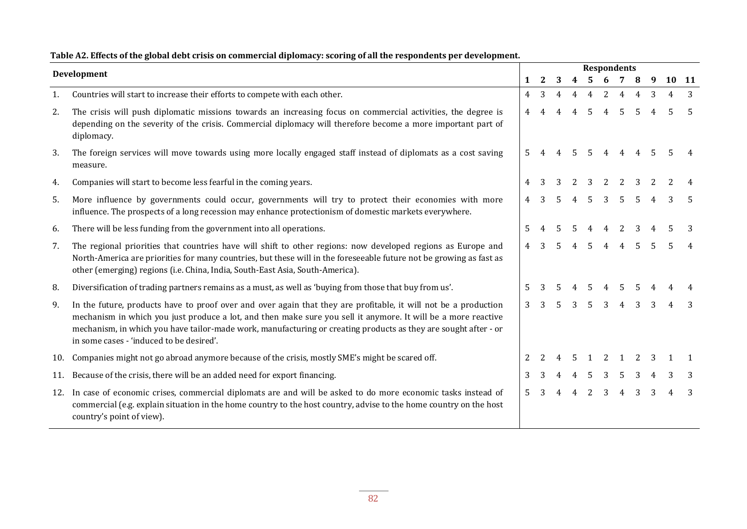**Table A2. Effects of the global debt crisis on commercial diplomacy: scoring of all the respondents per development.**

| Development | | Respondents | | | | | | | | | | |
|---|---|---|---|---|---|---|---|---|---|---|---|---|
| | | 1 | 2 | 3 | 4 | 5 | 6 | 7 | 8 | 9 | 10 | 11 |
| 1. | Countries will start to increase their efforts to compete with each other. | 4 | 3 | 4 | 4 | 4 | 2 | 4 | 4 | 3 | 4 | 3 |
| 2. | The crisis will push diplomatic missions towards an increasing focus on commercial activities, the degree is depending on the severity of the crisis. Commercial diplomacy will therefore become a more important part of diplomacy. | 4 | 4 | 4 | 4 | 5 | 4 | 5 | 5 | 4 | 5 | 5 |
| 3. | The foreign services will move towards using more locally engaged staff instead of diplomats as a cost saving measure. | 5 | 4 | 4 | 5 | 5 | 4 | 4 | 4 | 5 | 5 | 4 |
| 4. | Companies will start to become less fearful in the coming years. | 4 | 3 | 3 | 2 | 3 | 2 | 2 | 3 | 2 | 2 | 4 |
| 5. | More influence by governments could occur, governments will try to protect their economies with more influence. The prospects of a long recession may enhance protectionism of domestic markets everywhere. | 4 | 3 | 5 | 4 | 5 | 3 | 5 | 5 | 4 | 3 | 5 |
| 6. | There will be less funding from the government into all operations. | 5 | 4 | 5 | 5 | 4 | 4 | 2 | 3 | 4 | 5 | 3 |
| 7. | The regional priorities that countries have will shift to other regions: now developed regions as Europe and North-America are priorities for many countries, but these will in the foreseeable future not be growing as fast as other (emerging) regions (i.e. China, India, South-East Asia, South-America). | 4 | 3 | 5 | 4 | 5 | 4 | 4 | 5 | 5 | 5 | 4 |
| 8. | Diversification of trading partners remains as a must, as well as 'buying from those that buy from us'. | 5 | 3 | 5 | 4 | 5 | 4 | 5 | 5 | 4 | 4 | 4 |
| 9. | In the future, products have to proof over and over again that they are profitable, it will not be a production mechanism in which you just produce a lot, and then make sure you sell it anymore. It will be a more reactive mechanism, in which you have tailor-made work, manufacturing or creating products as they are sought after - or in some cases - 'induced to be desired'. | 3 | 3 | 5 | 3 | 5 | 3 | 4 | 3 | 3 | 4 | 3 |
| 10. | Companies might not go abroad anymore because of the crisis, mostly SME's might be scared off. | 2 | 2 | 4 | 5 | 1 | 2 | 1 | 2 | 3 | 1 | 1 |
| 11. | Because of the crisis, there will be an added need for export financing. | 3 | 3 | 4 | 4 | 5 | 3 | 5 | 3 | 4 | 3 | 3 |
| 12. | In case of economic crises, commercial diplomats are and will be asked to do more economic tasks instead of commercial (e.g. explain situation in the home country to the host country, advise to the home country on the host country's point of view). | 5 | 3 | 4 | 4 | 2 | 3 | 4 | 3 | 3 | 4 | 3 |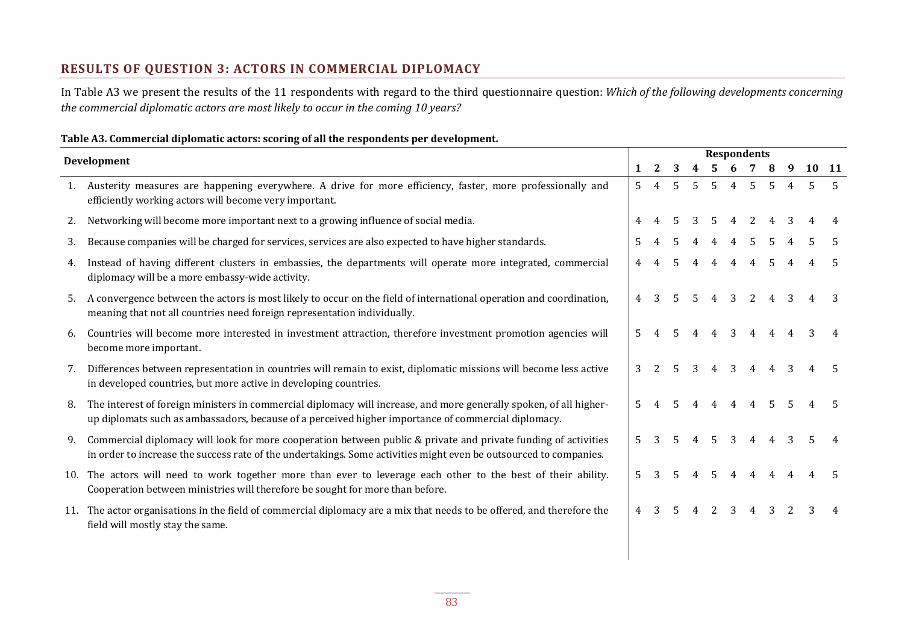## RESULTS OF QUESTION 3: ACTORS IN COMMERCIAL DIPLOMACY

In Table A3 we present the results of the 11 respondents with regard to the third questionnaire question: *Which of the following developments concerning the commercial diplomatic actors are most likely to occur in the coming 10 years?*

**Table A3. Commercial diplomatic actors: scoring of all the respondents per development.**

| Development | Respondents | | | | | | | | | | |
|---|---|---|---|---|---|---|---|---|---|---|---|
| | **1** | **2** | **3** | **4** | **5** | **6** | **7** | **8** | **9** | **10** | **11** |
| 1. Austerity measures are happening everywhere. A drive for more efficiency, faster, more professionally and efficiently working actors will become very important. | 5 | 4 | 5 | 5 | 5 | 4 | 5 | 5 | 4 | 5 | 5 |
| 2. Networking will become more important next to a growing influence of social media. | 4 | 4 | 5 | 3 | 5 | 4 | 2 | 4 | 3 | 4 | 4 |
| 3. Because companies will be charged for services, services are also expected to have higher standards. | 5 | 4 | 5 | 4 | 4 | 4 | 5 | 5 | 4 | 5 | 5 |
| 4. Instead of having different clusters in embassies, the departments will operate more integrated, commercial diplomacy will be a more embassy-wide activity. | 4 | 4 | 5 | 4 | 4 | 4 | 4 | 5 | 4 | 4 | 5 |
| 5. A convergence between the actors is most likely to occur on the field of international operation and coordination, meaning that not all countries need foreign representation individually. | 4 | 3 | 5 | 5 | 4 | 3 | 2 | 4 | 3 | 4 | 3 |
| 6. Countries will become more interested in investment attraction, therefore investment promotion agencies will become more important. | 5 | 4 | 5 | 4 | 4 | 3 | 4 | 4 | 4 | 3 | 4 |
| 7. Differences between representation in countries will remain to exist, diplomatic missions will become less active in developed countries, but more active in developing countries. | 3 | 2 | 5 | 3 | 4 | 3 | 4 | 4 | 3 | 4 | 5 |
| 8. The interest of foreign ministers in commercial diplomacy will increase, and more generally spoken, of all higher-up diplomats such as ambassadors, because of a perceived higher importance of commercial diplomacy. | 5 | 4 | 5 | 4 | 4 | 4 | 4 | 5 | 5 | 4 | 5 |
| 9. Commercial diplomacy will look for more cooperation between public & private and private funding of activities in order to increase the success rate of the undertakings. Some activities might even be outsourced to companies. | 5 | 3 | 5 | 4 | 5 | 3 | 4 | 4 | 3 | 5 | 4 |
| 10. The actors will need to work together more than ever to leverage each other to the best of their ability. Cooperation between ministries will therefore be sought for more than before. | 5 | 3 | 5 | 4 | 5 | 4 | 4 | 4 | 4 | 4 | 5 |
| 11. The actor organisations in the field of commercial diplomacy are a mix that needs to be offered, and therefore the field will mostly stay the same. | 4 | 3 | 5 | 4 | 2 | 3 | 4 | 3 | 2 | 3 | 4 |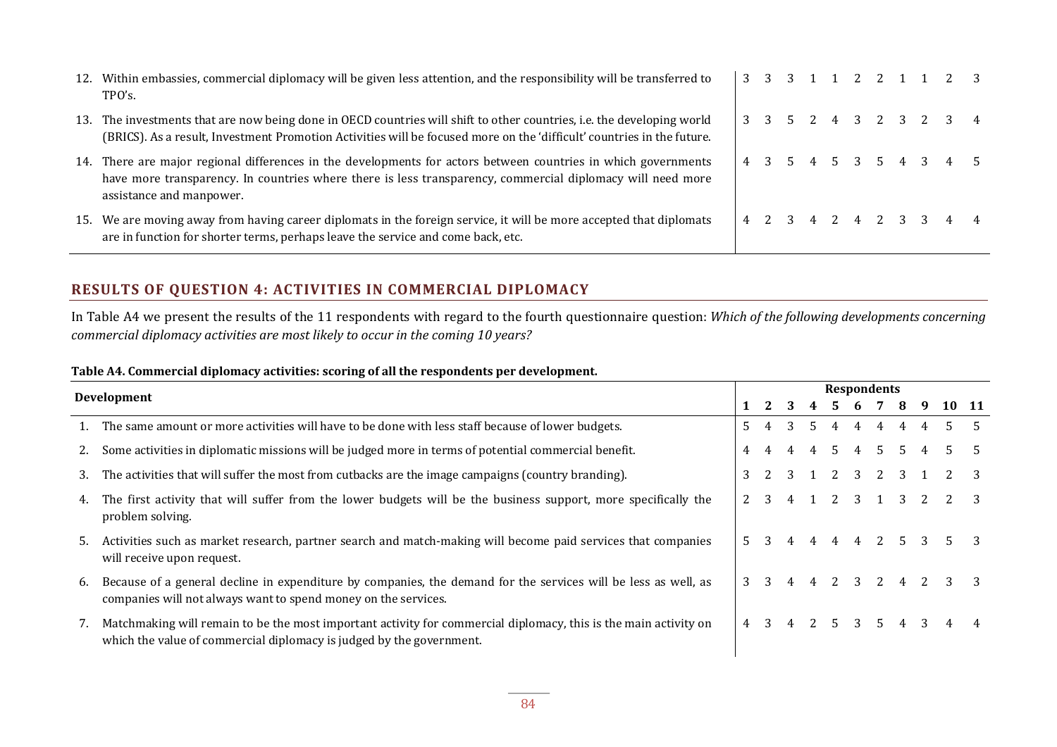| Development | 1 | 2 | 3 | 4 | 5 | 6 | 7 | 8 | 9 | 10 | 11 |
|---|---|---|---|---|---|---|---|---|---|---|---|
| 12. Within embassies, commercial diplomacy will be given less attention, and the responsibility will be transferred to TPO's. | 3 | 3 | 3 | 1 | 1 | 2 | 2 | 1 | 1 | 2 | 3 |
| 13. The investments that are now being done in OECD countries will shift to other countries, i.e. the developing world (BRICS). As a result, Investment Promotion Activities will be focused more on the 'difficult' countries in the future. | 3 | 3 | 5 | 2 | 4 | 3 | 2 | 3 | 2 | 3 | 4 |
| 14. There are major regional differences in the developments for actors between countries in which governments have more transparency. In countries where there is less transparency, commercial diplomacy will need more assistance and manpower. | 4 | 3 | 5 | 4 | 5 | 3 | 5 | 4 | 3 | 4 | 5 |
| 15. We are moving away from having career diplomats in the foreign service, it will be more accepted that diplomats are in function for shorter terms, perhaps leave the service and come back, etc. | 4 | 2 | 3 | 4 | 2 | 4 | 2 | 3 | 3 | 4 | 4 |

## RESULTS OF QUESTION 4: ACTIVITIES IN COMMERCIAL DIPLOMACY

In Table A4 we present the results of the 11 respondents with regard to the fourth questionnaire question: *Which of the following developments concerning commercial diplomacy activities are most likely to occur in the coming 10 years?*

**Table A4. Commercial diplomacy activities: scoring of all the respondents per development.**

| Development | Respondents | | | | | | | | | | |
|---|---|---|---|---|---|---|---|---|---|---|---|
| | 1 | 2 | 3 | 4 | 5 | 6 | 7 | 8 | 9 | 10 | 11 |
| 1. The same amount or more activities will have to be done with less staff because of lower budgets. | 5 | 4 | 3 | 5 | 4 | 4 | 4 | 4 | 4 | 5 | 5 |
| 2. Some activities in diplomatic missions will be judged more in terms of potential commercial benefit. | 4 | 4 | 4 | 4 | 5 | 4 | 5 | 5 | 4 | 5 | 5 |
| 3. The activities that will suffer the most from cutbacks are the image campaigns (country branding). | 3 | 2 | 3 | 1 | 2 | 3 | 2 | 3 | 1 | 2 | 3 |
| 4. The first activity that will suffer from the lower budgets will be the business support, more specifically the problem solving. | 2 | 3 | 4 | 1 | 2 | 3 | 1 | 3 | 2 | 2 | 3 |
| 5. Activities such as market research, partner search and match-making will become paid services that companies will receive upon request. | 5 | 3 | 4 | 4 | 4 | 4 | 2 | 5 | 3 | 5 | 3 |
| 6. Because of a general decline in expenditure by companies, the demand for the services will be less as well, as companies will not always want to spend money on the services. | 3 | 3 | 4 | 4 | 2 | 3 | 2 | 4 | 2 | 3 | 3 |
| 7. Matchmaking will remain to be the most important activity for commercial diplomacy, this is the main activity on which the value of commercial diplomacy is judged by the government. | 4 | 3 | 4 | 2 | 5 | 3 | 5 | 4 | 3 | 4 | 4 |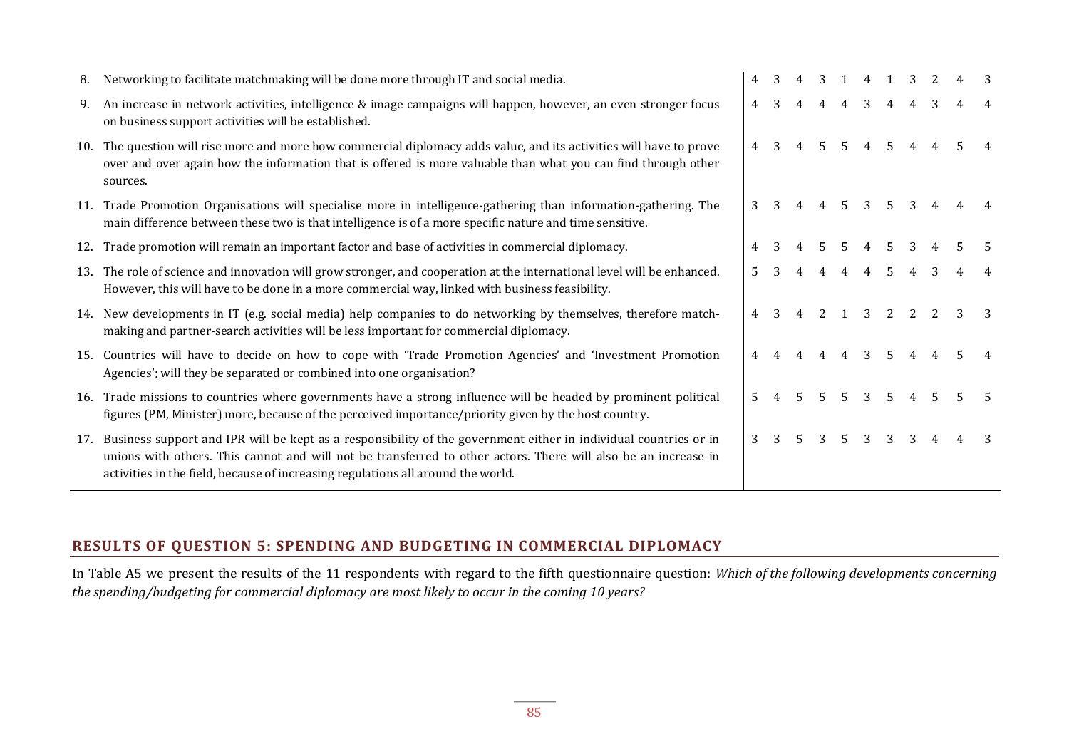| | Statement | | | | | | | | | | | |
|---|---|---|---|---|---|---|---|---|---|---|---|---|
| 8. | Networking to facilitate matchmaking will be done more through IT and social media. | 4 | 3 | 4 | 3 | 1 | 4 | 1 | 3 | 2 | 4 | 3 |
| 9. | An increase in network activities, intelligence & image campaigns will happen, however, an even stronger focus on business support activities will be established. | 4 | 3 | 4 | 4 | 4 | 3 | 4 | 4 | 3 | 4 | 4 |
| 10. | The question will rise more and more how commercial diplomacy adds value, and its activities will have to prove over and over again how the information that is offered is more valuable than what you can find through other sources. | 4 | 3 | 4 | 5 | 5 | 4 | 5 | 4 | 4 | 5 | 4 |
| 11. | Trade Promotion Organisations will specialise more in intelligence-gathering than information-gathering. The main difference between these two is that intelligence is of a more specific nature and time sensitive. | 3 | 3 | 4 | 4 | 5 | 3 | 5 | 3 | 4 | 4 | 4 |
| 12. | Trade promotion will remain an important factor and base of activities in commercial diplomacy. | 4 | 3 | 4 | 5 | 5 | 4 | 5 | 3 | 4 | 5 | 5 |
| 13. | The role of science and innovation will grow stronger, and cooperation at the international level will be enhanced. However, this will have to be done in a more commercial way, linked with business feasibility. | 5 | 3 | 4 | 4 | 4 | 4 | 5 | 4 | 3 | 4 | 4 |
| 14. | New developments in IT (e.g. social media) help companies to do networking by themselves, therefore match-making and partner-search activities will be less important for commercial diplomacy. | 4 | 3 | 4 | 2 | 1 | 3 | 2 | 2 | 2 | 3 | 3 |
| 15. | Countries will have to decide on how to cope with 'Trade Promotion Agencies' and 'Investment Promotion Agencies'; will they be separated or combined into one organisation? | 4 | 4 | 4 | 4 | 4 | 3 | 5 | 4 | 4 | 5 | 4 |
| 16. | Trade missions to countries where governments have a strong influence will be headed by prominent political figures (PM, Minister) more, because of the perceived importance/priority given by the host country. | 5 | 4 | 5 | 5 | 5 | 3 | 5 | 4 | 5 | 5 | 5 |
| 17. | Business support and IPR will be kept as a responsibility of the government either in individual countries or in unions with others. This cannot and will not be transferred to other actors. There will also be an increase in activities in the field, because of increasing regulations all around the world. | 3 | 3 | 5 | 3 | 5 | 3 | 3 | 3 | 4 | 4 | 3 |

## RESULTS OF QUESTION 5: SPENDING AND BUDGETING IN COMMERCIAL DIPLOMACY

In Table A5 we present the results of the 11 respondents with regard to the fifth questionnaire question: *Which of the following developments concerning the spending/budgeting for commercial diplomacy are most likely to occur in the coming 10 years?*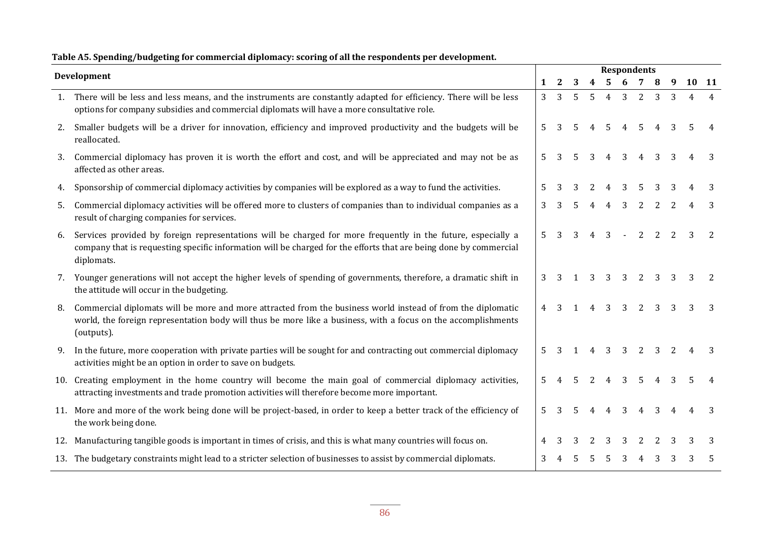**Table A5. Spending/budgeting for commercial diplomacy: scoring of all the respondents per development.**

| Development | Respondents | | | | | | | | | | |
|---|---|---|---|---|---|---|---|---|---|---|---|
| | 1 | 2 | 3 | 4 | 5 | 6 | 7 | 8 | 9 | 10 | 11 |
| 1. There will be less and less means, and the instruments are constantly adapted for efficiency. There will be less options for company subsidies and commercial diplomats will have a more consultative role. | 3 | 3 | 5 | 5 | 4 | 3 | 2 | 3 | 3 | 4 | 4 |
| 2. Smaller budgets will be a driver for innovation, efficiency and improved productivity and the budgets will be reallocated. | 5 | 3 | 5 | 4 | 5 | 4 | 5 | 4 | 3 | 5 | 4 |
| 3. Commercial diplomacy has proven it is worth the effort and cost, and will be appreciated and may not be as affected as other areas. | 5 | 3 | 5 | 3 | 4 | 3 | 4 | 3 | 3 | 4 | 3 |
| 4. Sponsorship of commercial diplomacy activities by companies will be explored as a way to fund the activities. | 5 | 3 | 3 | 2 | 4 | 3 | 5 | 3 | 3 | 4 | 3 |
| 5. Commercial diplomacy activities will be offered more to clusters of companies than to individual companies as a result of charging companies for services. | 3 | 3 | 5 | 4 | 4 | 3 | 2 | 2 | 2 | 4 | 3 |
| 6. Services provided by foreign representations will be charged for more frequently in the future, especially a company that is requesting specific information will be charged for the efforts that are being done by commercial diplomats. | 5 | 3 | 3 | 4 | 3 | - | 2 | 2 | 2 | 3 | 2 |
| 7. Younger generations will not accept the higher levels of spending of governments, therefore, a dramatic shift in the attitude will occur in the budgeting. | 3 | 3 | 1 | 3 | 3 | 3 | 2 | 3 | 3 | 3 | 2 |
| 8. Commercial diplomats will be more and more attracted from the business world instead of from the diplomatic world, the foreign representation body will thus be more like a business, with a focus on the accomplishments (outputs). | 4 | 3 | 1 | 4 | 3 | 3 | 2 | 3 | 3 | 3 | 3 |
| 9. In the future, more cooperation with private parties will be sought for and contracting out commercial diplomacy activities might be an option in order to save on budgets. | 5 | 3 | 1 | 4 | 3 | 3 | 2 | 3 | 2 | 4 | 3 |
| 10. Creating employment in the home country will become the main goal of commercial diplomacy activities, attracting investments and trade promotion activities will therefore become more important. | 5 | 4 | 5 | 2 | 4 | 3 | 5 | 4 | 3 | 5 | 4 |
| 11. More and more of the work being done will be project-based, in order to keep a better track of the efficiency of the work being done. | 5 | 3 | 5 | 4 | 4 | 3 | 4 | 3 | 4 | 4 | 3 |
| 12. Manufacturing tangible goods is important in times of crisis, and this is what many countries will focus on. | 4 | 3 | 3 | 2 | 3 | 3 | 2 | 2 | 3 | 3 | 3 |
| 13. The budgetary constraints might lead to a stricter selection of businesses to assist by commercial diplomats. | 3 | 4 | 5 | 5 | 5 | 3 | 4 | 3 | 3 | 3 | 5 |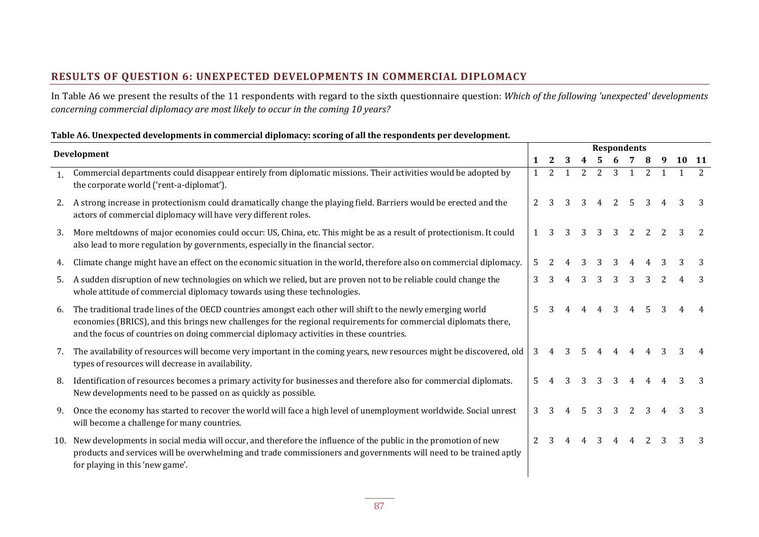## RESULTS OF QUESTION 6: UNEXPECTED DEVELOPMENTS IN COMMERCIAL DIPLOMACY

In Table A6 we present the results of the 11 respondents with regard to the sixth questionnaire question: *Which of the following 'unexpected' developments concerning commercial diplomacy are most likely to occur in the coming 10 years?*

**Table A6. Unexpected developments in commercial diplomacy: scoring of all the respondents per development.**

| Development | Respondents | | | | | | | | | | |
|---|---|---|---|---|---|---|---|---|---|---|---|
| | 1 | 2 | 3 | 4 | 5 | 6 | 7 | 8 | 9 | 10 | 11 |
| 1. Commercial departments could disappear entirely from diplomatic missions. Their activities would be adopted by the corporate world ('rent-a-diplomat'). | 1 | 2 | 1 | 2 | 2 | 3 | 1 | 2 | 1 | 1 | 2 |
| 2. A strong increase in protectionism could dramatically change the playing field. Barriers would be erected and the actors of commercial diplomacy will have very different roles. | 2 | 3 | 3 | 3 | 4 | 2 | 5 | 3 | 4 | 3 | 3 |
| 3. More meltdowns of major economies could occur: US, China, etc. This might be as a result of protectionism. It could also lead to more regulation by governments, especially in the financial sector. | 1 | 3 | 3 | 3 | 3 | 3 | 2 | 2 | 2 | 3 | 2 |
| 4. Climate change might have an effect on the economic situation in the world, therefore also on commercial diplomacy. | 5 | 2 | 4 | 3 | 3 | 3 | 4 | 4 | 3 | 3 | 3 |
| 5. A sudden disruption of new technologies on which we relied, but are proven not to be reliable could change the whole attitude of commercial diplomacy towards using these technologies. | 3 | 3 | 4 | 3 | 3 | 3 | 3 | 3 | 2 | 4 | 3 |
| 6. The traditional trade lines of the OECD countries amongst each other will shift to the newly emerging world economies (BRICS), and this brings new challenges for the regional requirements for commercial diplomats there, and the focus of countries on doing commercial diplomacy activities in these countries. | 5 | 3 | 4 | 4 | 4 | 3 | 4 | 5 | 3 | 4 | 4 |
| 7. The availability of resources will become very important in the coming years, new resources might be discovered, old types of resources will decrease in availability. | 3 | 4 | 3 | 5 | 4 | 4 | 4 | 4 | 3 | 3 | 4 |
| 8. Identification of resources becomes a primary activity for businesses and therefore also for commercial diplomats. New developments need to be passed on as quickly as possible. | 5 | 4 | 3 | 3 | 3 | 3 | 4 | 4 | 4 | 3 | 3 |
| 9. Once the economy has started to recover the world will face a high level of unemployment worldwide. Social unrest will become a challenge for many countries. | 3 | 3 | 4 | 5 | 3 | 3 | 2 | 3 | 4 | 3 | 3 |
| 10. New developments in social media will occur, and therefore the influence of the public in the promotion of new products and services will be overwhelming and trade commissioners and governments will need to be trained aptly for playing in this 'new game'. | 2 | 3 | 4 | 4 | 3 | 4 | 4 | 2 | 3 | 3 | 3 |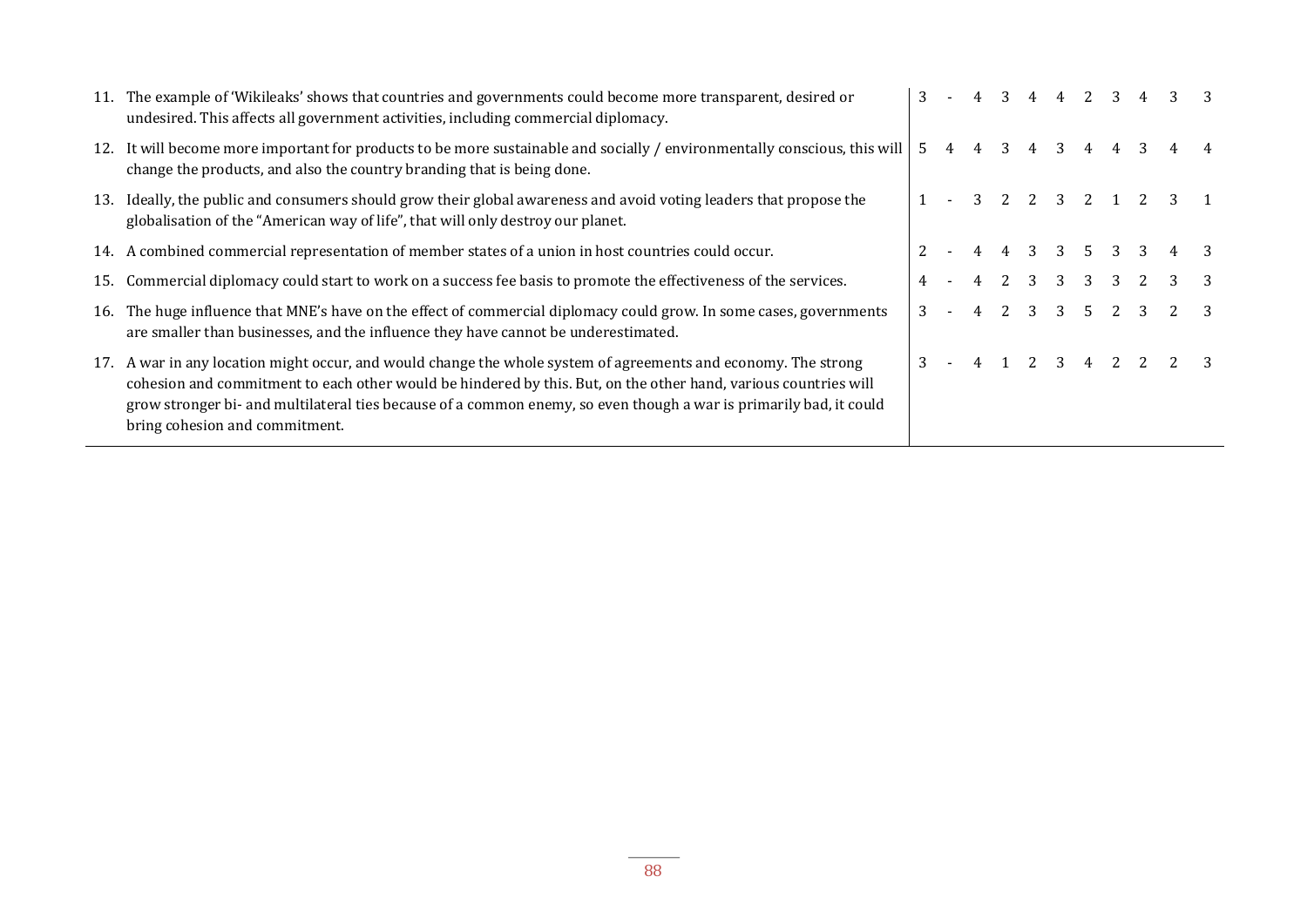| | | | | | | | | | | | |
|---|---|---|---|---|---|---|---|---|---|---|---|
| 11. The example of 'Wikileaks' shows that countries and governments could become more transparent, desired or undesired. This affects all government activities, including commercial diplomacy. | 3 | - | 4 | 3 | 4 | 4 | 2 | 3 | 4 | 3 | 3 |
| 12. It will become more important for products to be more sustainable and socially / environmentally conscious, this will change the products, and also the country branding that is being done. | 5 | 4 | 4 | 3 | 4 | 3 | 4 | 4 | 3 | 4 | 4 |
| 13. Ideally, the public and consumers should grow their global awareness and avoid voting leaders that propose the globalisation of the "American way of life", that will only destroy our planet. | 1 | - | 3 | 2 | 2 | 3 | 2 | 1 | 2 | 3 | 1 |
| 14. A combined commercial representation of member states of a union in host countries could occur. | 2 | - | 4 | 4 | 3 | 3 | 5 | 3 | 3 | 4 | 3 |
| 15. Commercial diplomacy could start to work on a success fee basis to promote the effectiveness of the services. | 4 | - | 4 | 2 | 3 | 3 | 3 | 3 | 2 | 3 | 3 |
| 16. The huge influence that MNE's have on the effect of commercial diplomacy could grow. In some cases, governments are smaller than businesses, and the influence they have cannot be underestimated. | 3 | - | 4 | 2 | 3 | 3 | 5 | 2 | 3 | 2 | 3 |
| 17. A war in any location might occur, and would change the whole system of agreements and economy. The strong cohesion and commitment to each other would be hindered by this. But, on the other hand, various countries will grow stronger bi- and multilateral ties because of a common enemy, so even though a war is primarily bad, it could bring cohesion and commitment. | 3 | - | 4 | 1 | 2 | 3 | 4 | 2 | 2 | 2 | 3 |